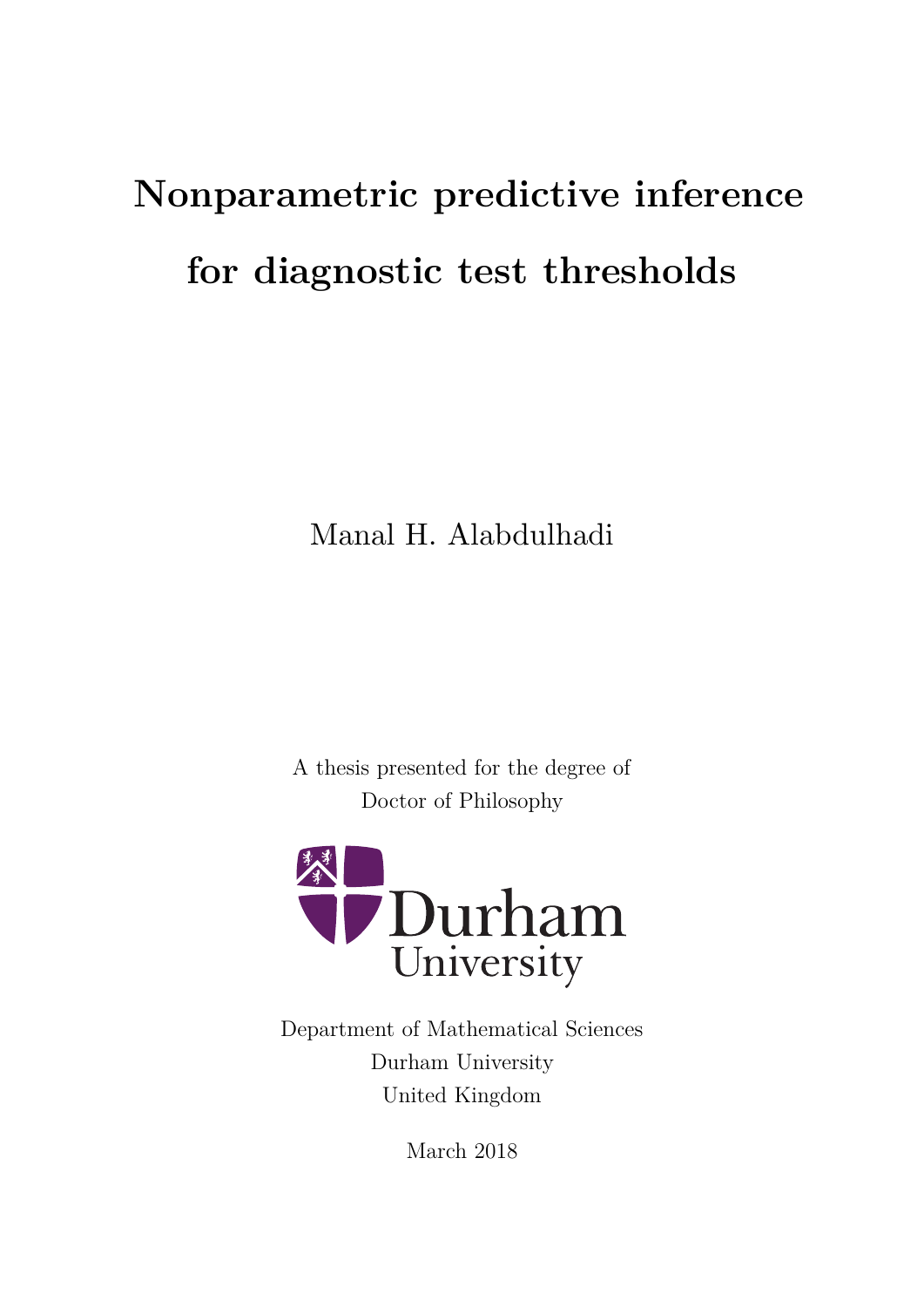# Nonparametric predictive inference for diagnostic test thresholds

Manal H. Alabdulhadi

A thesis presented for the degree of
Doctor of Philosophy

Durham University

Department of Mathematical Sciences
Durham University
United Kingdom

March 2018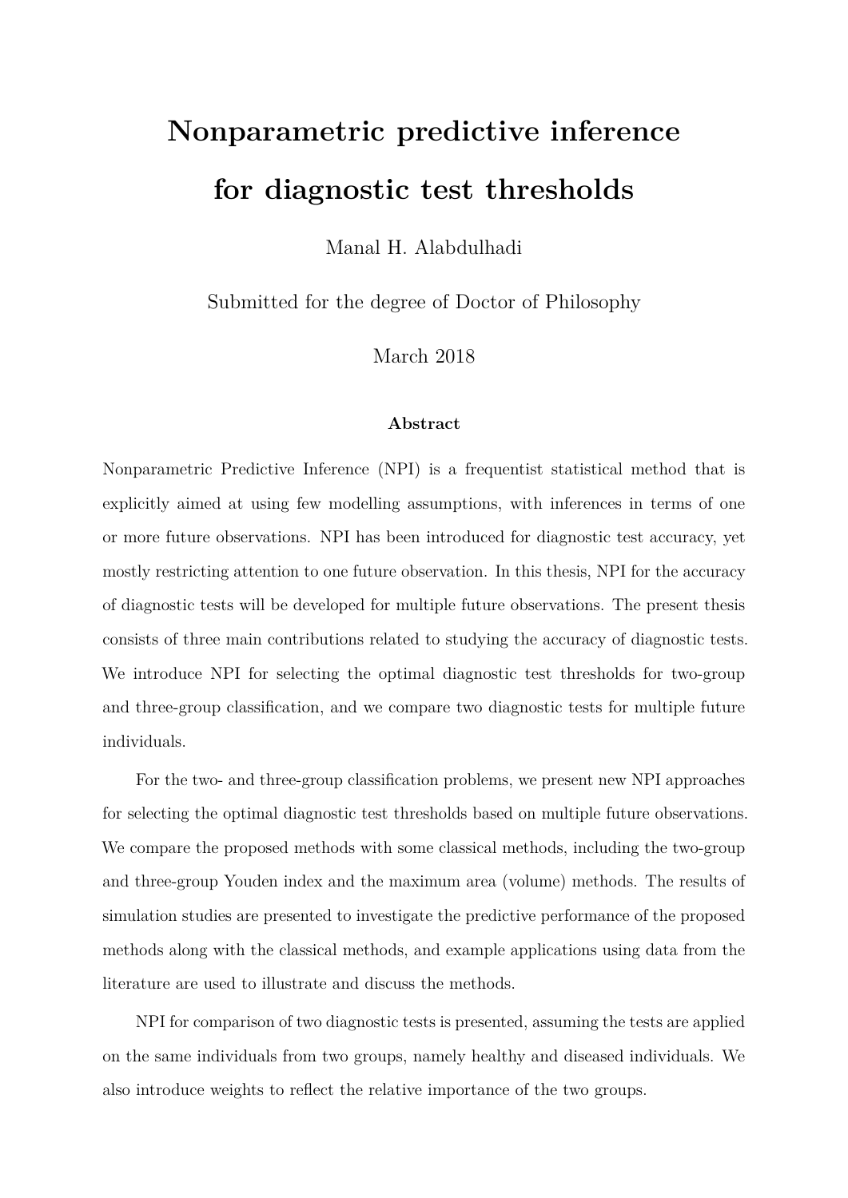# Nonparametric predictive inference for diagnostic test thresholds

Manal H. Alabdulhadi

Submitted for the degree of Doctor of Philosophy

March 2018

### Abstract

Nonparametric Predictive Inference (NPI) is a frequentist statistical method that is explicitly aimed at using few modelling assumptions, with inferences in terms of one or more future observations. NPI has been introduced for diagnostic test accuracy, yet mostly restricting attention to one future observation. In this thesis, NPI for the accuracy of diagnostic tests will be developed for multiple future observations. The present thesis consists of three main contributions related to studying the accuracy of diagnostic tests. We introduce NPI for selecting the optimal diagnostic test thresholds for two-group and three-group classification, and we compare two diagnostic tests for multiple future individuals.

For the two- and three-group classification problems, we present new NPI approaches for selecting the optimal diagnostic test thresholds based on multiple future observations. We compare the proposed methods with some classical methods, including the two-group and three-group Youden index and the maximum area (volume) methods. The results of simulation studies are presented to investigate the predictive performance of the proposed methods along with the classical methods, and example applications using data from the literature are used to illustrate and discuss the methods.

NPI for comparison of two diagnostic tests is presented, assuming the tests are applied on the same individuals from two groups, namely healthy and diseased individuals. We also introduce weights to reflect the relative importance of the two groups.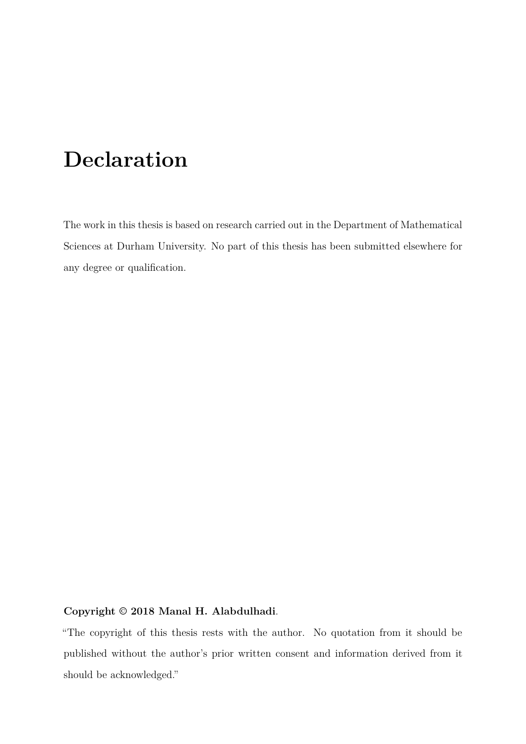# Declaration

The work in this thesis is based on research carried out in the Department of Mathematical Sciences at Durham University. No part of this thesis has been submitted elsewhere for any degree or qualification.

**Copyright © 2018 Manal H. Alabdulhadi**.

"The copyright of this thesis rests with the author. No quotation from it should be published without the author's prior written consent and information derived from it should be acknowledged."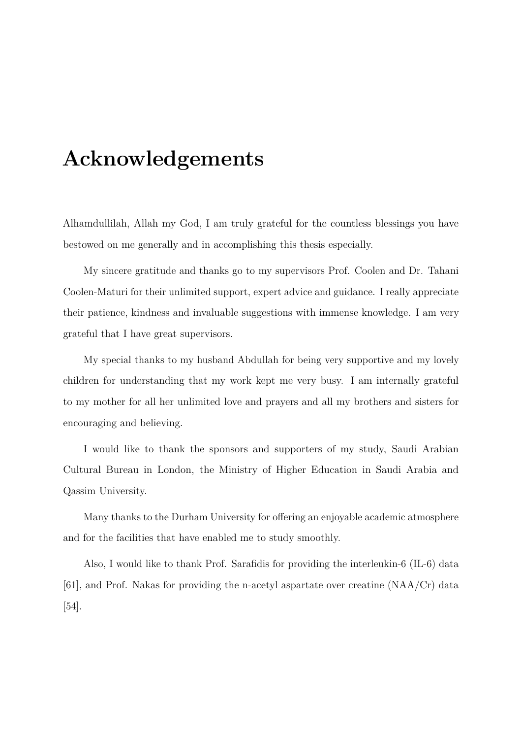# Acknowledgements

Alhamdullilah, Allah my God, I am truly grateful for the countless blessings you have bestowed on me generally and in accomplishing this thesis especially.

My sincere gratitude and thanks go to my supervisors Prof. Coolen and Dr. Tahani Coolen-Maturi for their unlimited support, expert advice and guidance. I really appreciate their patience, kindness and invaluable suggestions with immense knowledge. I am very grateful that I have great supervisors.

My special thanks to my husband Abdullah for being very supportive and my lovely children for understanding that my work kept me very busy. I am internally grateful to my mother for all her unlimited love and prayers and all my brothers and sisters for encouraging and believing.

I would like to thank the sponsors and supporters of my study, Saudi Arabian Cultural Bureau in London, the Ministry of Higher Education in Saudi Arabia and Qassim University.

Many thanks to the Durham University for offering an enjoyable academic atmosphere and for the facilities that have enabled me to study smoothly.

Also, I would like to thank Prof. Sarafidis for providing the interleukin-6 (IL-6) data [61], and Prof. Nakas for providing the n-acetyl aspartate over creatine (NAA/Cr) data [54].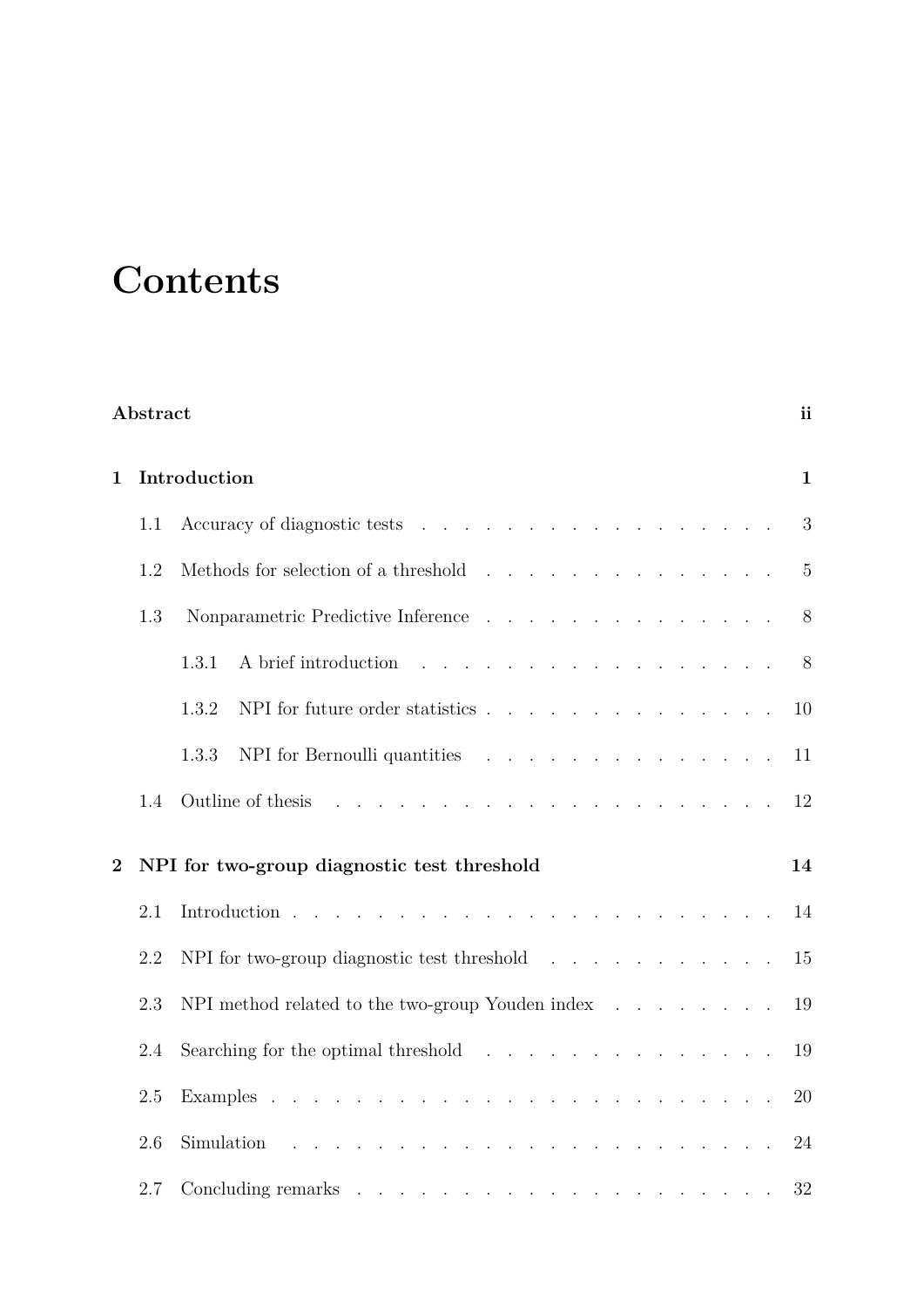# Contents

**Abstract** ii

**1 Introduction** 1

- 1.1 Accuracy of diagnostic tests . . . . . . . . . . . . . . . . . . 3
- 1.2 Methods for selection of a threshold . . . . . . . . . . . . . . 5
- 1.3 Nonparametric Predictive Inference . . . . . . . . . . . . . . . 8
  - 1.3.1 A brief introduction . . . . . . . . . . . . . . . . . . 8
  - 1.3.2 NPI for future order statistics . . . . . . . . . . . . . . . 10
  - 1.3.3 NPI for Bernoulli quantities . . . . . . . . . . . . . . . 11
- 1.4 Outline of thesis . . . . . . . . . . . . . . . . . . . . . . . . 12

**2 NPI for two-group diagnostic test threshold** 14

- 2.1 Introduction . . . . . . . . . . . . . . . . . . . . . . . . . . 14
- 2.2 NPI for two-group diagnostic test threshold . . . . . . . . . . . 15
- 2.3 NPI method related to the two-group Youden index . . . . . . . . 19
- 2.4 Searching for the optimal threshold . . . . . . . . . . . . . . . 19
- 2.5 Examples . . . . . . . . . . . . . . . . . . . . . . . . . . . . 20
- 2.6 Simulation . . . . . . . . . . . . . . . . . . . . . . . . . . . 24
- 2.7 Concluding remarks . . . . . . . . . . . . . . . . . . . . . . . 32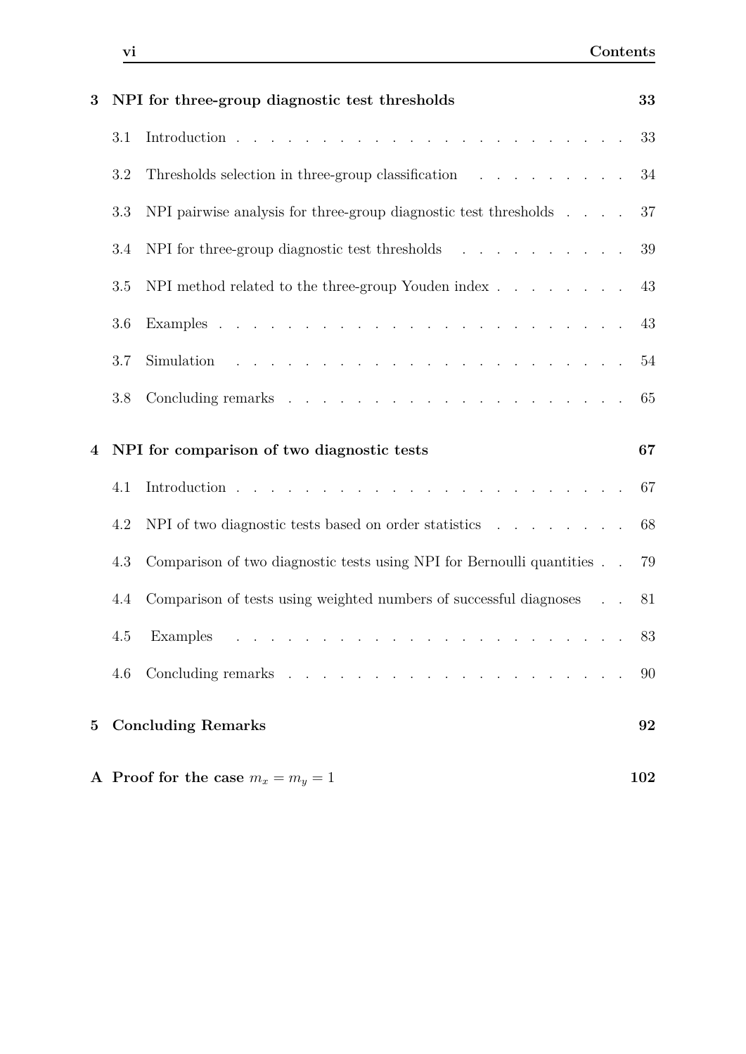**3 NPI for three-group diagnostic test thresholds** **33**

- 3.1 Introduction . . . . . . . . . . . . . . . . . . . . . . . . 33
- 3.2 Thresholds selection in three-group classification . . . . . . . . . . 34
- 3.3 NPI pairwise analysis for three-group diagnostic test thresholds . . . . 37
- 3.4 NPI for three-group diagnostic test thresholds . . . . . . . . . . . 39
- 3.5 NPI method related to the three-group Youden index . . . . . . . . . 43
- 3.6 Examples . . . . . . . . . . . . . . . . . . . . . . . . . 43
- 3.7 Simulation . . . . . . . . . . . . . . . . . . . . . . . . 54
- 3.8 Concluding remarks . . . . . . . . . . . . . . . . . . . . . 65

**4 NPI for comparison of two diagnostic tests** **67**

- 4.1 Introduction . . . . . . . . . . . . . . . . . . . . . . . . 67
- 4.2 NPI of two diagnostic tests based on order statistics . . . . . . . . . 68
- 4.3 Comparison of two diagnostic tests using NPI for Bernoulli quantities . . 79
- 4.4 Comparison of tests using weighted numbers of successful diagnoses . . 81
- 4.5 Examples . . . . . . . . . . . . . . . . . . . . . . . . . 83
- 4.6 Concluding remarks . . . . . . . . . . . . . . . . . . . . . 90

**5 Concluding Remarks** **92**

**A Proof for the case $m_x = m_y = 1$** **102**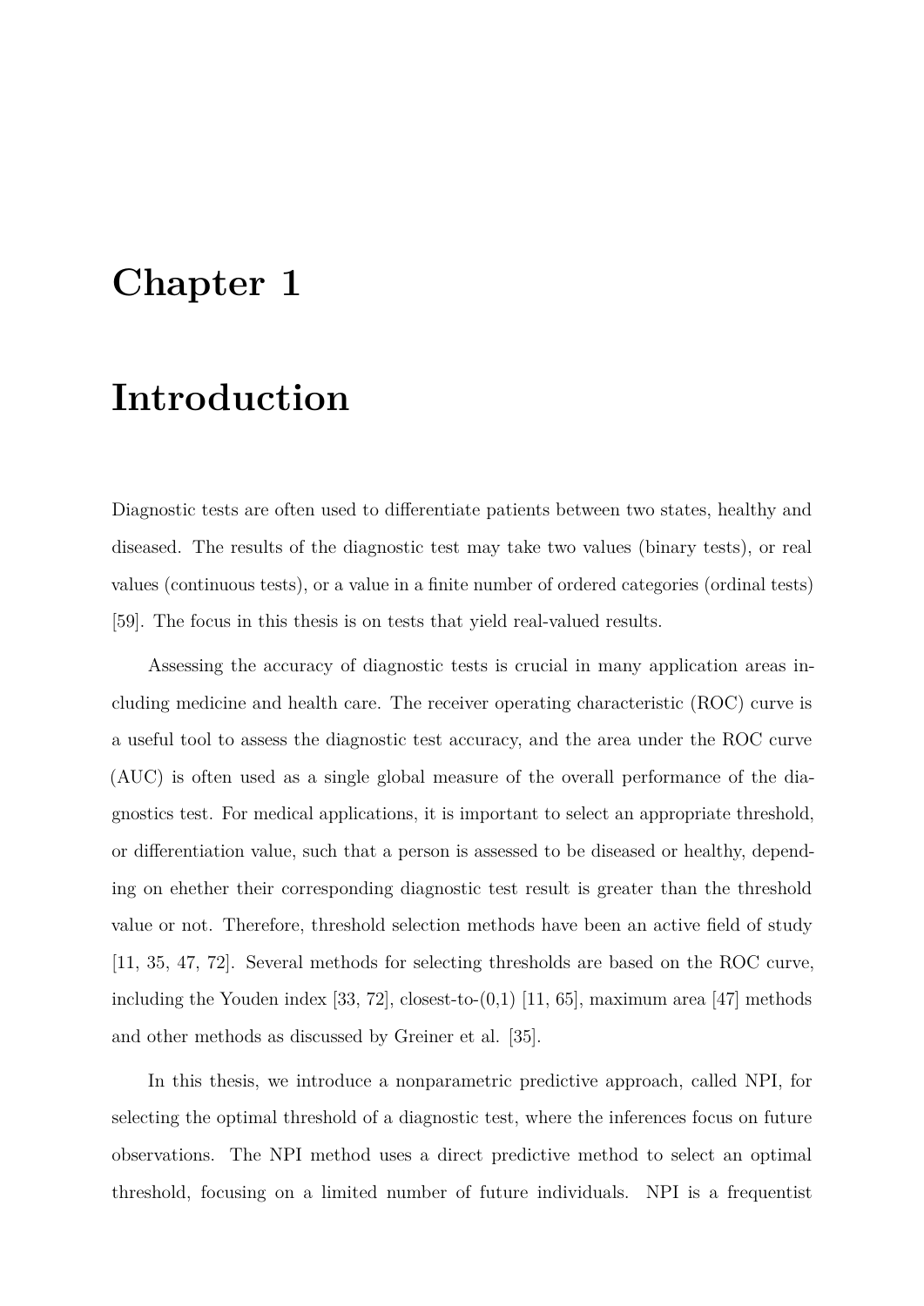# Chapter 1

# Introduction

Diagnostic tests are often used to differentiate patients between two states, healthy and diseased. The results of the diagnostic test may take two values (binary tests), or real values (continuous tests), or a value in a finite number of ordered categories (ordinal tests) [59]. The focus in this thesis is on tests that yield real-valued results.

Assessing the accuracy of diagnostic tests is crucial in many application areas including medicine and health care. The receiver operating characteristic (ROC) curve is a useful tool to assess the diagnostic test accuracy, and the area under the ROC curve (AUC) is often used as a single global measure of the overall performance of the diagnostics test. For medical applications, it is important to select an appropriate threshold, or differentiation value, such that a person is assessed to be diseased or healthy, depending on ehether their corresponding diagnostic test result is greater than the threshold value or not. Therefore, threshold selection methods have been an active field of study [11, 35, 47, 72]. Several methods for selecting thresholds are based on the ROC curve, including the Youden index [33, 72], closest-to-(0,1) [11, 65], maximum area [47] methods and other methods as discussed by Greiner et al. [35].

In this thesis, we introduce a nonparametric predictive approach, called NPI, for selecting the optimal threshold of a diagnostic test, where the inferences focus on future observations. The NPI method uses a direct predictive method to select an optimal threshold, focusing on a limited number of future individuals. NPI is a frequentist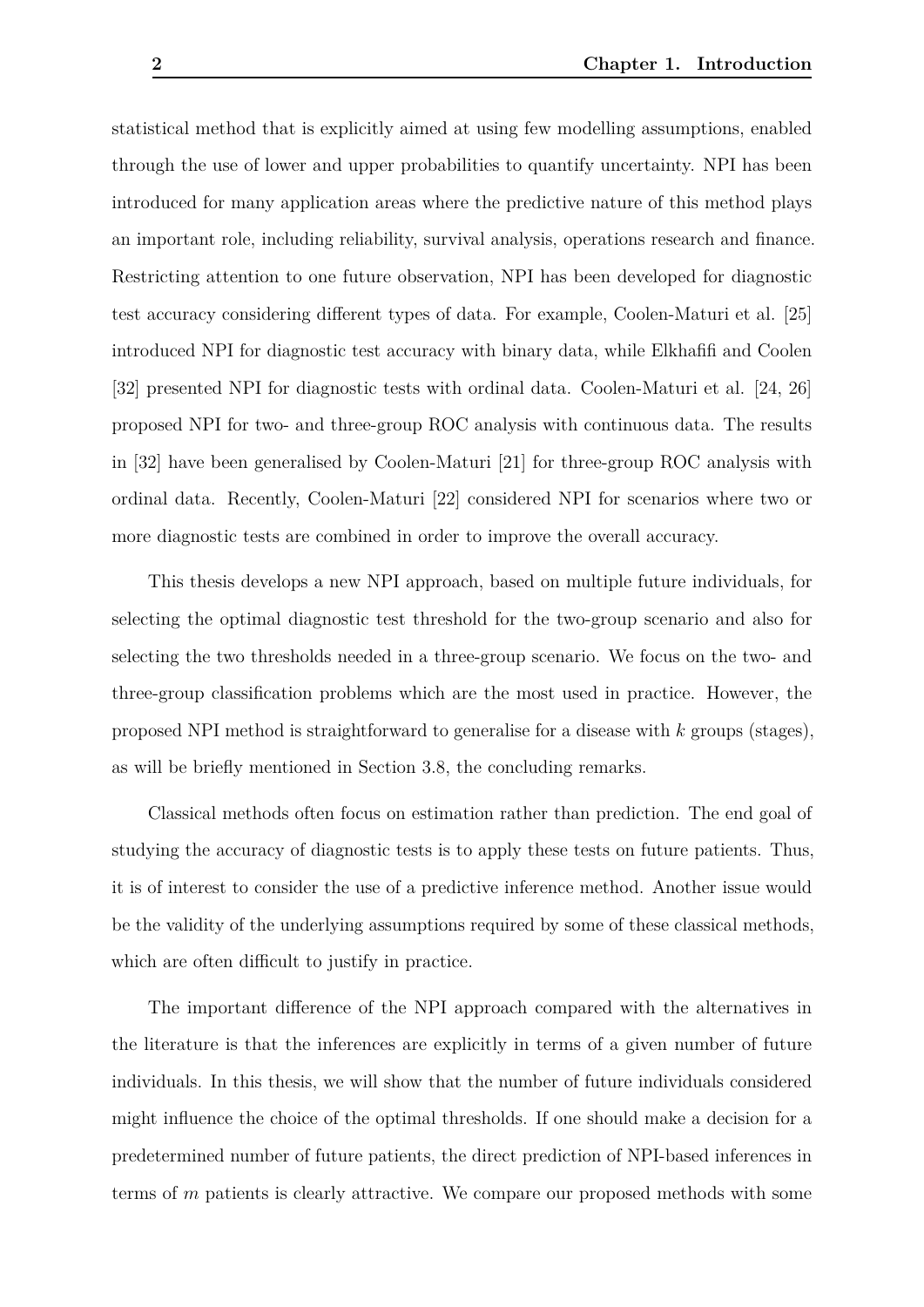statistical method that is explicitly aimed at using few modelling assumptions, enabled through the use of lower and upper probabilities to quantify uncertainty. NPI has been introduced for many application areas where the predictive nature of this method plays an important role, including reliability, survival analysis, operations research and finance. Restricting attention to one future observation, NPI has been developed for diagnostic test accuracy considering different types of data. For example, Coolen-Maturi et al. [25] introduced NPI for diagnostic test accuracy with binary data, while Elkhafifi and Coolen [32] presented NPI for diagnostic tests with ordinal data. Coolen-Maturi et al. [24, 26] proposed NPI for two- and three-group ROC analysis with continuous data. The results in [32] have been generalised by Coolen-Maturi [21] for three-group ROC analysis with ordinal data. Recently, Coolen-Maturi [22] considered NPI for scenarios where two or more diagnostic tests are combined in order to improve the overall accuracy.

This thesis develops a new NPI approach, based on multiple future individuals, for selecting the optimal diagnostic test threshold for the two-group scenario and also for selecting the two thresholds needed in a three-group scenario. We focus on the two- and three-group classification problems which are the most used in practice. However, the proposed NPI method is straightforward to generalise for a disease with $k$ groups (stages), as will be briefly mentioned in Section 3.8, the concluding remarks.

Classical methods often focus on estimation rather than prediction. The end goal of studying the accuracy of diagnostic tests is to apply these tests on future patients. Thus, it is of interest to consider the use of a predictive inference method. Another issue would be the validity of the underlying assumptions required by some of these classical methods, which are often difficult to justify in practice.

The important difference of the NPI approach compared with the alternatives in the literature is that the inferences are explicitly in terms of a given number of future individuals. In this thesis, we will show that the number of future individuals considered might influence the choice of the optimal thresholds. If one should make a decision for a predetermined number of future patients, the direct prediction of NPI-based inferences in terms of $m$ patients is clearly attractive. We compare our proposed methods with some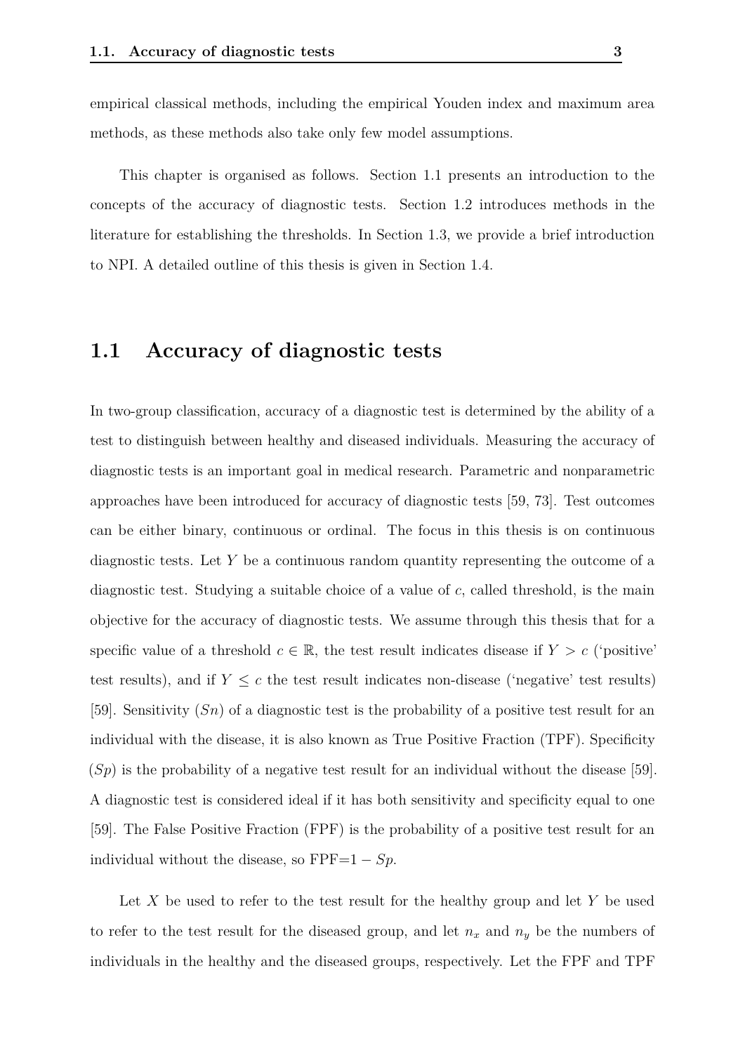empirical classical methods, including the empirical Youden index and maximum area methods, as these methods also take only few model assumptions.

This chapter is organised as follows. Section 1.1 presents an introduction to the concepts of the accuracy of diagnostic tests. Section 1.2 introduces methods in the literature for establishing the thresholds. In Section 1.3, we provide a brief introduction to NPI. A detailed outline of this thesis is given in Section 1.4.

## 1.1 Accuracy of diagnostic tests

In two-group classification, accuracy of a diagnostic test is determined by the ability of a test to distinguish between healthy and diseased individuals. Measuring the accuracy of diagnostic tests is an important goal in medical research. Parametric and nonparametric approaches have been introduced for accuracy of diagnostic tests [59, 73]. Test outcomes can be either binary, continuous or ordinal. The focus in this thesis is on continuous diagnostic tests. Let $Y$ be a continuous random quantity representing the outcome of a diagnostic test. Studying a suitable choice of a value of $c$, called threshold, is the main objective for the accuracy of diagnostic tests. We assume through this thesis that for a specific value of a threshold $c \in \mathbb{R}$, the test result indicates disease if $Y > c$ ('positive' test results), and if $Y \leq c$ the test result indicates non-disease ('negative' test results) [59]. Sensitivity ($Sn$) of a diagnostic test is the probability of a positive test result for an individual with the disease, it is also known as True Positive Fraction (TPF). Specificity ($Sp$) is the probability of a negative test result for an individual without the disease [59]. A diagnostic test is considered ideal if it has both sensitivity and specificity equal to one [59]. The False Positive Fraction (FPF) is the probability of a positive test result for an individual without the disease, so FPF$=1 - Sp$.

Let $X$ be used to refer to the test result for the healthy group and let $Y$ be used to refer to the test result for the diseased group, and let $n_x$ and $n_y$ be the numbers of individuals in the healthy and the diseased groups, respectively. Let the FPF and TPF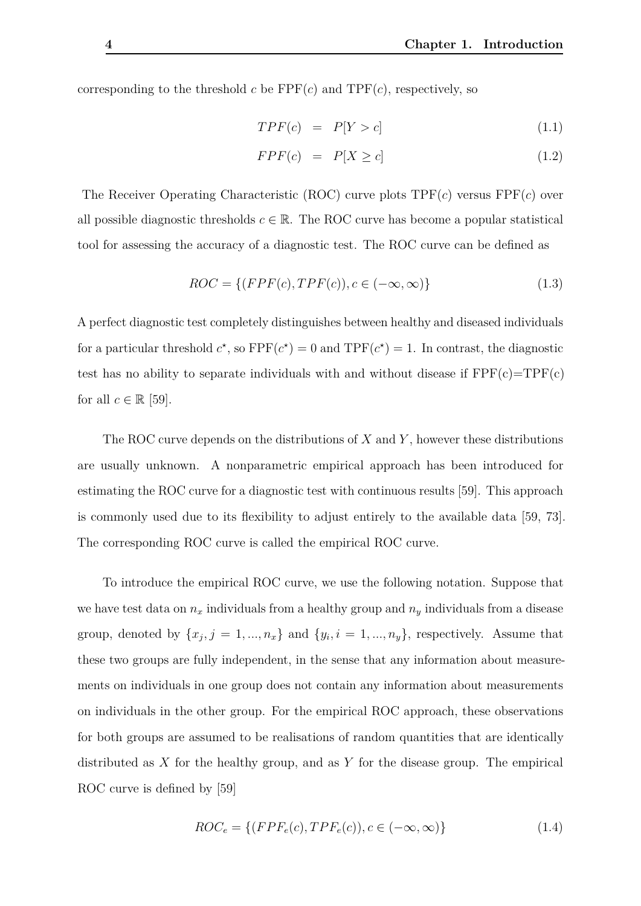corresponding to the threshold $c$ be FPF($c$) and TPF($c$), respectively, so

$$
\begin{aligned}
TPF(c) &= P[Y > c] && (1.1) \\
FPF(c) &= P[X \geq c] && (1.2)
\end{aligned}
$$

The Receiver Operating Characteristic (ROC) curve plots TPF($c$) versus FPF($c$) over all possible diagnostic thresholds $c \in \mathbb{R}$. The ROC curve has become a popular statistical tool for assessing the accuracy of a diagnostic test. The ROC curve can be defined as

$$
ROC = \{(FPF(c), TPF(c)), c \in (-\infty, \infty)\} \tag{1.3}
$$

A perfect diagnostic test completely distinguishes between healthy and diseased individuals for a particular threshold $c^{\star}$, so FPF($c^{\star}$) = 0 and TPF($c^{\star}$) = 1. In contrast, the diagnostic test has no ability to separate individuals with and without disease if FPF(c)=TPF(c) for all $c \in \mathbb{R}$ [59].

The ROC curve depends on the distributions of $X$ and $Y$, however these distributions are usually unknown. A nonparametric empirical approach has been introduced for estimating the ROC curve for a diagnostic test with continuous results [59]. This approach is commonly used due to its flexibility to adjust entirely to the available data [59, 73]. The corresponding ROC curve is called the empirical ROC curve.

To introduce the empirical ROC curve, we use the following notation. Suppose that we have test data on $n_x$ individuals from a healthy group and $n_y$ individuals from a disease group, denoted by $\{x_j, j = 1, ..., n_x\}$ and $\{y_i, i = 1, ..., n_y\}$, respectively. Assume that these two groups are fully independent, in the sense that any information about measurements on individuals in one group does not contain any information about measurements on individuals in the other group. For the empirical ROC approach, these observations for both groups are assumed to be realisations of random quantities that are identically distributed as $X$ for the healthy group, and as $Y$ for the disease group. The empirical ROC curve is defined by [59]

$$
ROC_e = \{(FPF_e(c), TPF_e(c)), c \in (-\infty, \infty)\} \tag{1.4}
$$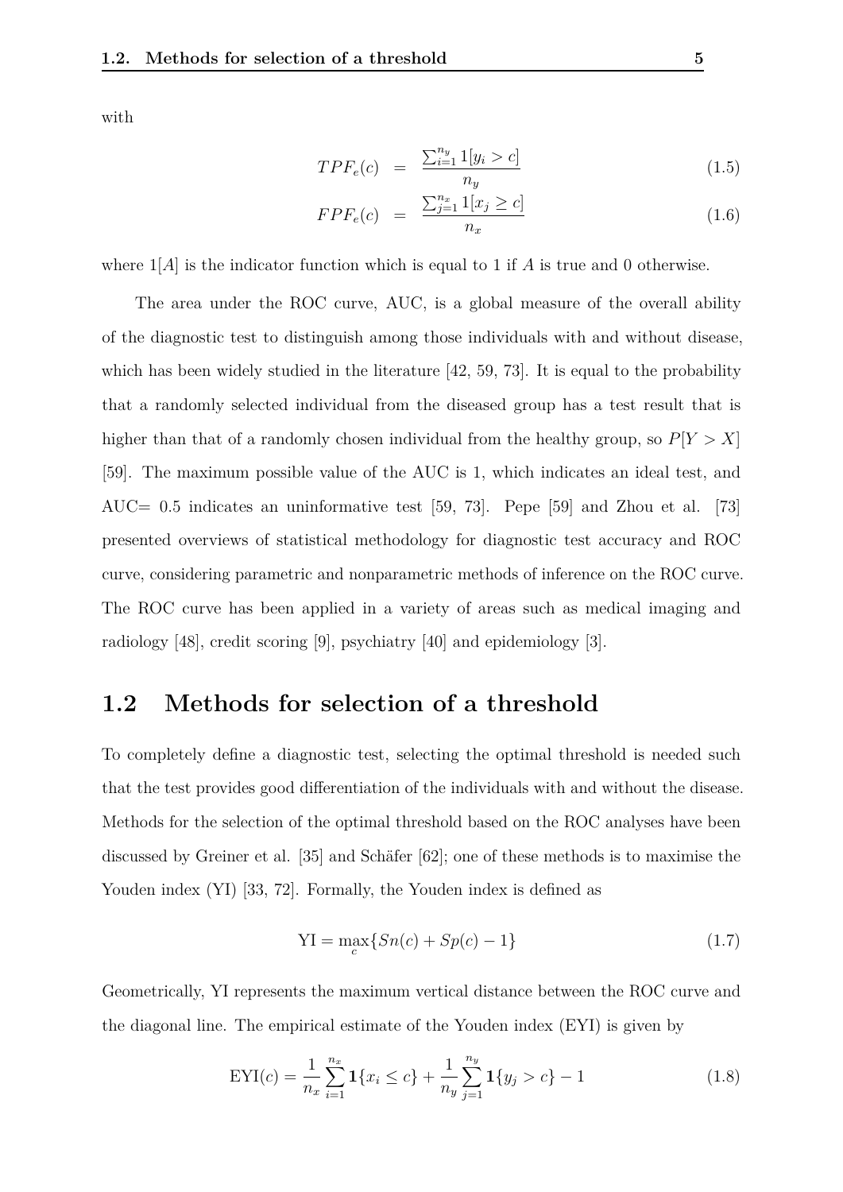with

$$
\begin{aligned}
TPF_e(c) &= \frac{\sum_{i=1}^{n_y} 1[y_i > c]}{n_y} && (1.5)\\
FPF_e(c) &= \frac{\sum_{j=1}^{n_x} 1[x_j \geq c]}{n_x} && (1.6)
\end{aligned}
$$

where $1[A]$ is the indicator function which is equal to 1 if $A$ is true and 0 otherwise.

The area under the ROC curve, AUC, is a global measure of the overall ability of the diagnostic test to distinguish among those individuals with and without disease, which has been widely studied in the literature [42, 59, 73]. It is equal to the probability that a randomly selected individual from the diseased group has a test result that is higher than that of a randomly chosen individual from the healthy group, so $P[Y > X]$ [59]. The maximum possible value of the AUC is 1, which indicates an ideal test, and AUC$=$ 0.5 indicates an uninformative test [59, 73]. Pepe [59] and Zhou et al. [73] presented overviews of statistical methodology for diagnostic test accuracy and ROC curve, considering parametric and nonparametric methods of inference on the ROC curve. The ROC curve has been applied in a variety of areas such as medical imaging and radiology [48], credit scoring [9], psychiatry [40] and epidemiology [3].

## 1.2 Methods for selection of a threshold

To completely define a diagnostic test, selecting the optimal threshold is needed such that the test provides good differentiation of the individuals with and without the disease. Methods for the selection of the optimal threshold based on the ROC analyses have been discussed by Greiner et al. [35] and Schäfer [62]; one of these methods is to maximise the Youden index (YI) [33, 72]. Formally, the Youden index is defined as

$$
\text{YI} = \max_c \{Sn(c) + Sp(c) - 1\} \tag{1.7}
$$

Geometrically, YI represents the maximum vertical distance between the ROC curve and the diagonal line. The empirical estimate of the Youden index (EYI) is given by

$$
\text{EYI}(c) = \frac{1}{n_x} \sum_{i=1}^{n_x} \mathbf{1}\{x_i \leq c\} + \frac{1}{n_y} \sum_{j=1}^{n_y} \mathbf{1}\{y_j > c\} - 1 \tag{1.8}
$$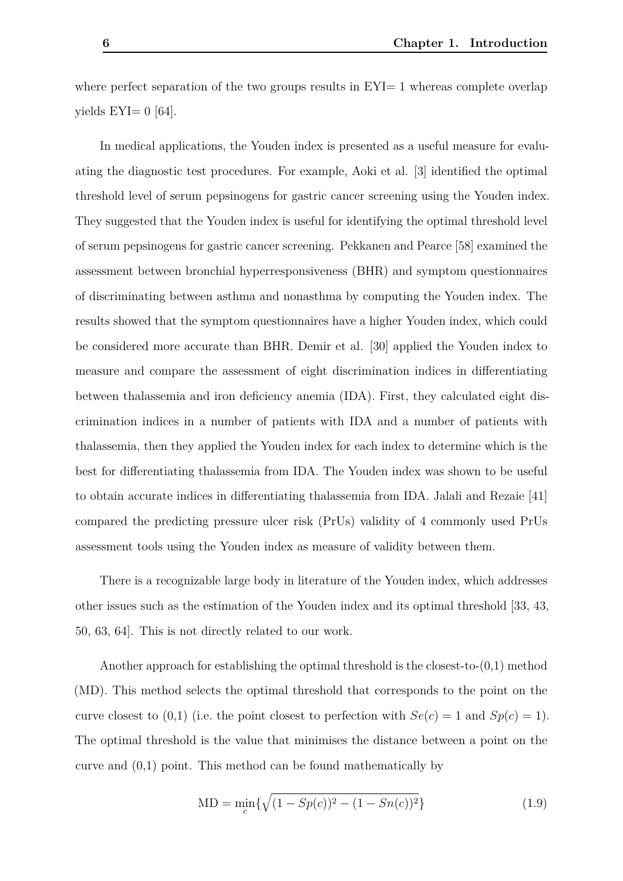where perfect separation of the two groups results in EYI= 1 whereas complete overlap yields EYI= 0 [64].

In medical applications, the Youden index is presented as a useful measure for evaluating the diagnostic test procedures. For example, Aoki et al. [3] identified the optimal threshold level of serum pepsinogens for gastric cancer screening using the Youden index. They suggested that the Youden index is useful for identifying the optimal threshold level of serum pepsinogens for gastric cancer screening. Pekkanen and Pearce [58] examined the assessment between bronchial hyperresponsiveness (BHR) and symptom questionnaires of discriminating between asthma and nonasthma by computing the Youden index. The results showed that the symptom questionnaires have a higher Youden index, which could be considered more accurate than BHR. Demir et al. [30] applied the Youden index to measure and compare the assessment of eight discrimination indices in differentiating between thalassemia and iron deficiency anemia (IDA). First, they calculated eight discrimination indices in a number of patients with IDA and a number of patients with thalassemia, then they applied the Youden index for each index to determine which is the best for differentiating thalassemia from IDA. The Youden index was shown to be useful to obtain accurate indices in differentiating thalassemia from IDA. Jalali and Rezaie [41] compared the predicting pressure ulcer risk (PrUs) validity of 4 commonly used PrUs assessment tools using the Youden index as measure of validity between them.

There is a recognizable large body in literature of the Youden index, which addresses other issues such as the estimation of the Youden index and its optimal threshold [33, 43, 50, 63, 64]. This is not directly related to our work.

Another approach for establishing the optimal threshold is the closest-to-(0,1) method (MD). This method selects the optimal threshold that corresponds to the point on the curve closest to (0,1) (i.e. the point closest to perfection with $Se(c) = 1$ and $Sp(c) = 1$). The optimal threshold is the value that minimises the distance between a point on the curve and (0,1) point. This method can be found mathematically by

$$\text{MD} = \min_{c}\{\sqrt{(1 - Sp(c))^2 - (1 - Sn(c))^2}\} \tag{1.9}$$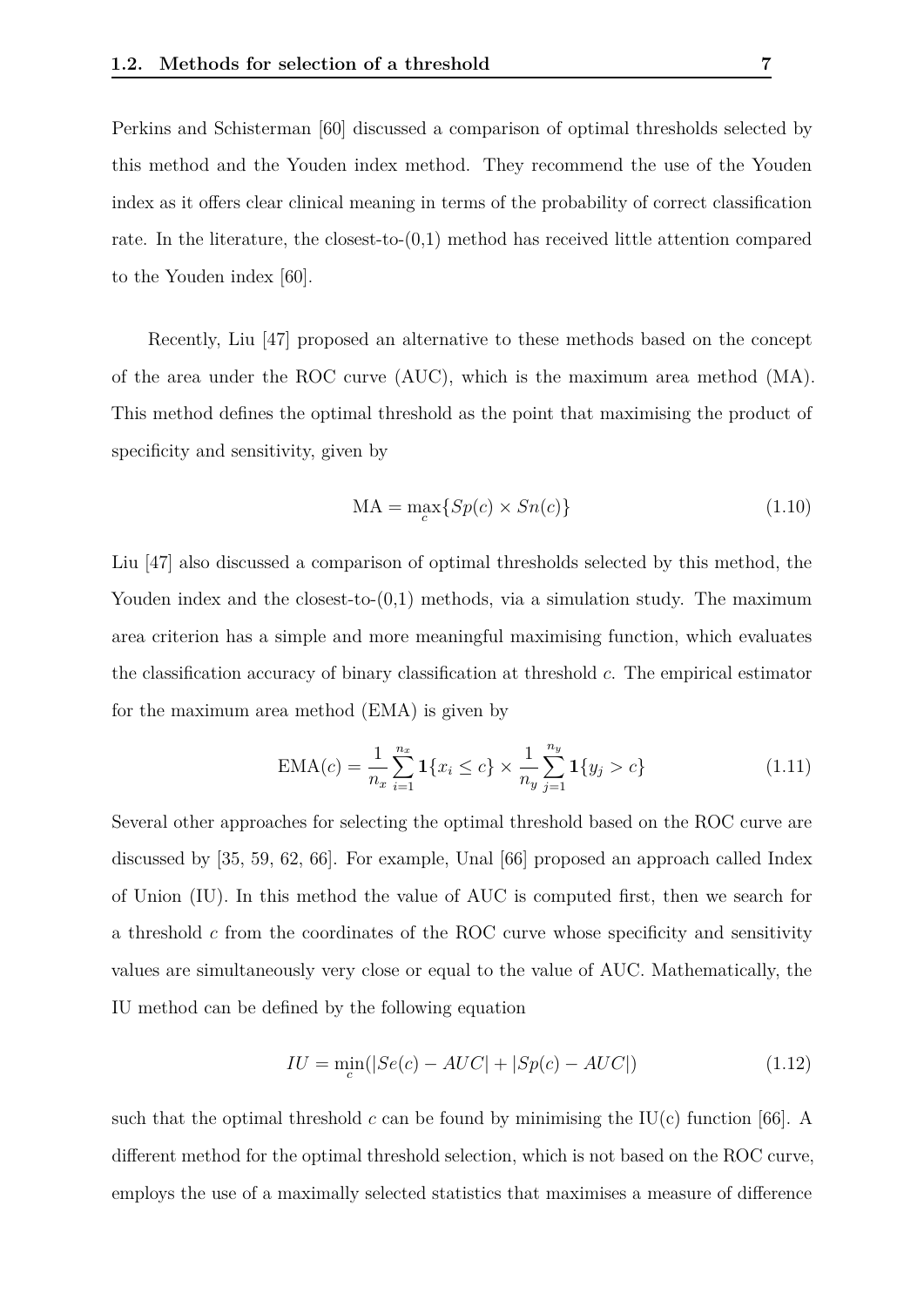Perkins and Schisterman [60] discussed a comparison of optimal thresholds selected by this method and the Youden index method. They recommend the use of the Youden index as it offers clear clinical meaning in terms of the probability of correct classification rate. In the literature, the closest-to-(0,1) method has received little attention compared to the Youden index [60].

Recently, Liu [47] proposed an alternative to these methods based on the concept of the area under the ROC curve (AUC), which is the maximum area method (MA). This method defines the optimal threshold as the point that maximising the product of specificity and sensitivity, given by

$$\text{MA} = \max_{c}\{Sp(c) \times Sn(c)\} \tag{1.10}$$

Liu [47] also discussed a comparison of optimal thresholds selected by this method, the Youden index and the closest-to-(0,1) methods, via a simulation study. The maximum area criterion has a simple and more meaningful maximising function, which evaluates the classification accuracy of binary classification at threshold $c$. The empirical estimator for the maximum area method (EMA) is given by

$$\text{EMA}(c) = \frac{1}{n_x}\sum_{i=1}^{n_x} \mathbf{1}\{x_i \leq c\} \times \frac{1}{n_y}\sum_{j=1}^{n_y} \mathbf{1}\{y_j > c\} \tag{1.11}$$

Several other approaches for selecting the optimal threshold based on the ROC curve are discussed by [35, 59, 62, 66]. For example, Unal [66] proposed an approach called Index of Union (IU). In this method the value of AUC is computed first, then we search for a threshold $c$ from the coordinates of the ROC curve whose specificity and sensitivity values are simultaneously very close or equal to the value of AUC. Mathematically, the IU method can be defined by the following equation

$$IU = \min_{c}(|Se(c) - AUC| + |Sp(c) - AUC|) \tag{1.12}$$

such that the optimal threshold $c$ can be found by minimising the IU(c) function [66]. A different method for the optimal threshold selection, which is not based on the ROC curve, employs the use of a maximally selected statistics that maximises a measure of difference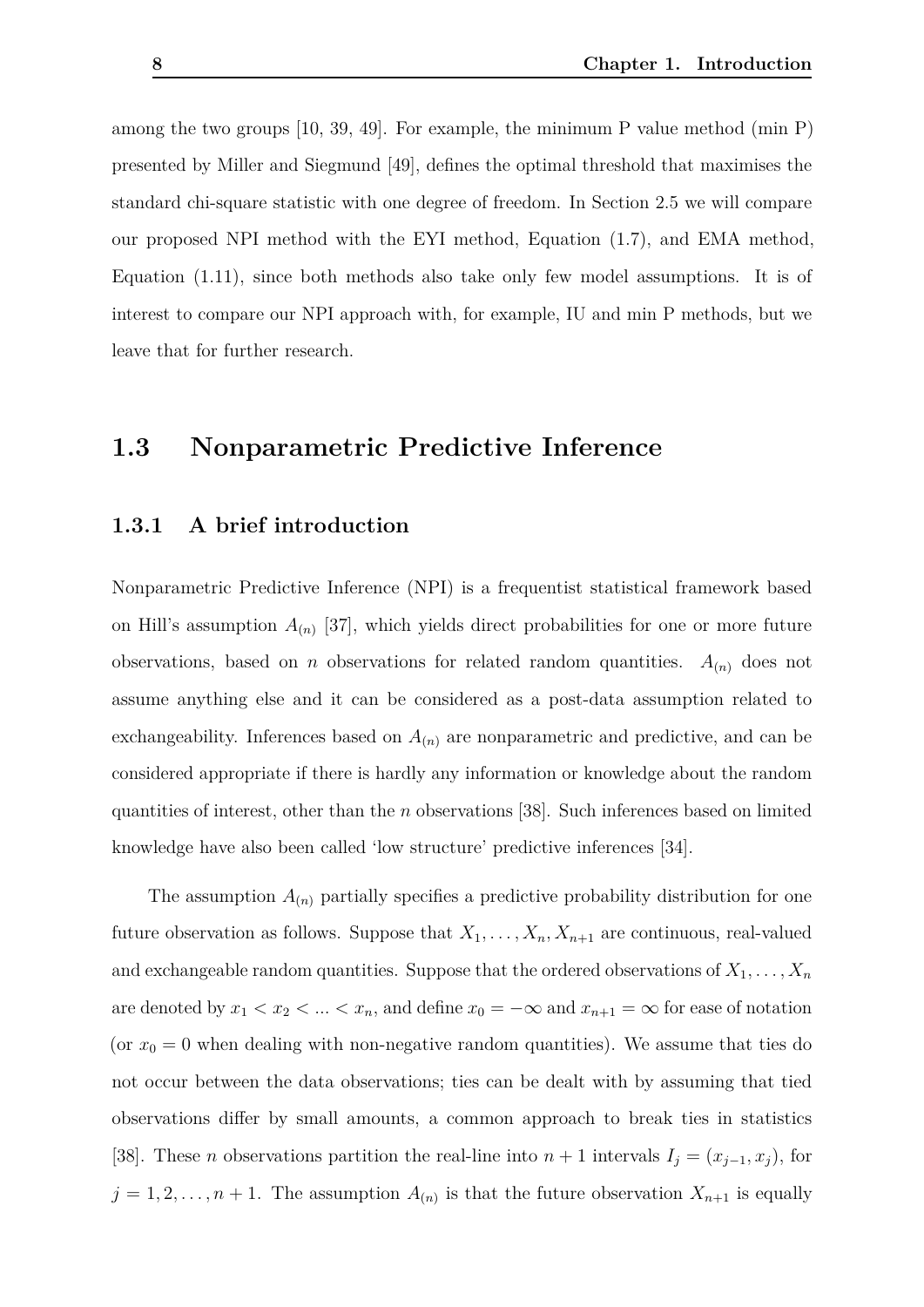among the two groups [10, 39, 49]. For example, the minimum P value method (min P) presented by Miller and Siegmund [49], defines the optimal threshold that maximises the standard chi-square statistic with one degree of freedom. In Section 2.5 we will compare our proposed NPI method with the EYI method, Equation (1.7), and EMA method, Equation (1.11), since both methods also take only few model assumptions. It is of interest to compare our NPI approach with, for example, IU and min P methods, but we leave that for further research.

## 1.3 Nonparametric Predictive Inference

### 1.3.1 A brief introduction

Nonparametric Predictive Inference (NPI) is a frequentist statistical framework based on Hill's assumption $A_{(n)}$ [37], which yields direct probabilities for one or more future observations, based on $n$ observations for related random quantities. $A_{(n)}$ does not assume anything else and it can be considered as a post-data assumption related to exchangeability. Inferences based on $A_{(n)}$ are nonparametric and predictive, and can be considered appropriate if there is hardly any information or knowledge about the random quantities of interest, other than the $n$ observations [38]. Such inferences based on limited knowledge have also been called 'low structure' predictive inferences [34].

The assumption $A_{(n)}$ partially specifies a predictive probability distribution for one future observation as follows. Suppose that $X_1, \ldots, X_n, X_{n+1}$ are continuous, real-valued and exchangeable random quantities. Suppose that the ordered observations of $X_1, \ldots, X_n$ are denoted by $x_1 < x_2 < \ldots < x_n$, and define $x_0 = -\infty$ and $x_{n+1} = \infty$ for ease of notation (or $x_0 = 0$ when dealing with non-negative random quantities). We assume that ties do not occur between the data observations; ties can be dealt with by assuming that tied observations differ by small amounts, a common approach to break ties in statistics [38]. These $n$ observations partition the real-line into $n + 1$ intervals $I_j = (x_{j-1}, x_j)$, for $j = 1, 2, \ldots, n + 1$. The assumption $A_{(n)}$ is that the future observation $X_{n+1}$ is equally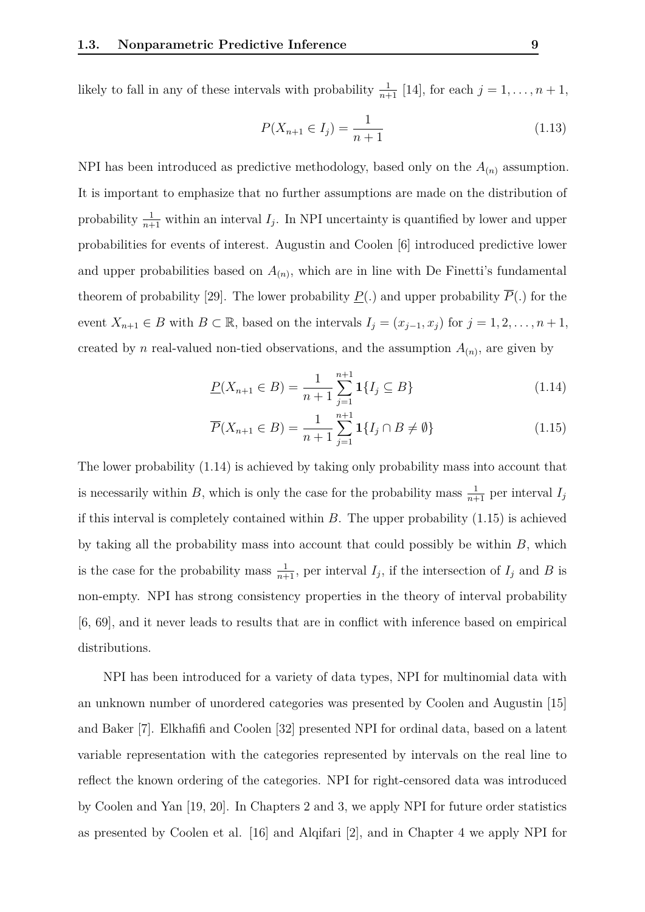likely to fall in any of these intervals with probability $\frac{1}{n+1}$ [14], for each $j = 1, \ldots, n+1$,

$$P(X_{n+1} \in I_j) = \frac{1}{n+1} \tag{1.13}$$

NPI has been introduced as predictive methodology, based only on the $A_{(n)}$ assumption. It is important to emphasize that no further assumptions are made on the distribution of probability $\frac{1}{n+1}$ within an interval $I_j$. In NPI uncertainty is quantified by lower and upper probabilities for events of interest. Augustin and Coolen [6] introduced predictive lower and upper probabilities based on $A_{(n)}$, which are in line with De Finetti's fundamental theorem of probability [29]. The lower probability $\underline{P}(.)$ and upper probability $\overline{P}(.)$ for the event $X_{n+1} \in B$ with $B \subset \mathbb{R}$, based on the intervals $I_j = (x_{j-1}, x_j)$ for $j = 1, 2, \ldots, n+1$, created by $n$ real-valued non-tied observations, and the assumption $A_{(n)}$, are given by

$$\underline{P}(X_{n+1} \in B) = \frac{1}{n+1} \sum_{j=1}^{n+1} \mathbf{1}\{I_j \subseteq B\} \tag{1.14}$$

$$\overline{P}(X_{n+1} \in B) = \frac{1}{n+1} \sum_{j=1}^{n+1} \mathbf{1}\{I_j \cap B \neq \emptyset\} \tag{1.15}$$

The lower probability (1.14) is achieved by taking only probability mass into account that is necessarily within $B$, which is only the case for the probability mass $\frac{1}{n+1}$ per interval $I_j$ if this interval is completely contained within $B$. The upper probability (1.15) is achieved by taking all the probability mass into account that could possibly be within $B$, which is the case for the probability mass $\frac{1}{n+1}$, per interval $I_j$, if the intersection of $I_j$ and $B$ is non-empty. NPI has strong consistency properties in the theory of interval probability [6, 69], and it never leads to results that are in conflict with inference based on empirical distributions.

NPI has been introduced for a variety of data types, NPI for multinomial data with an unknown number of unordered categories was presented by Coolen and Augustin [15] and Baker [7]. Elkhafifi and Coolen [32] presented NPI for ordinal data, based on a latent variable representation with the categories represented by intervals on the real line to reflect the known ordering of the categories. NPI for right-censored data was introduced by Coolen and Yan [19, 20]. In Chapters 2 and 3, we apply NPI for future order statistics as presented by Coolen et al. [16] and Alqifari [2], and in Chapter 4 we apply NPI for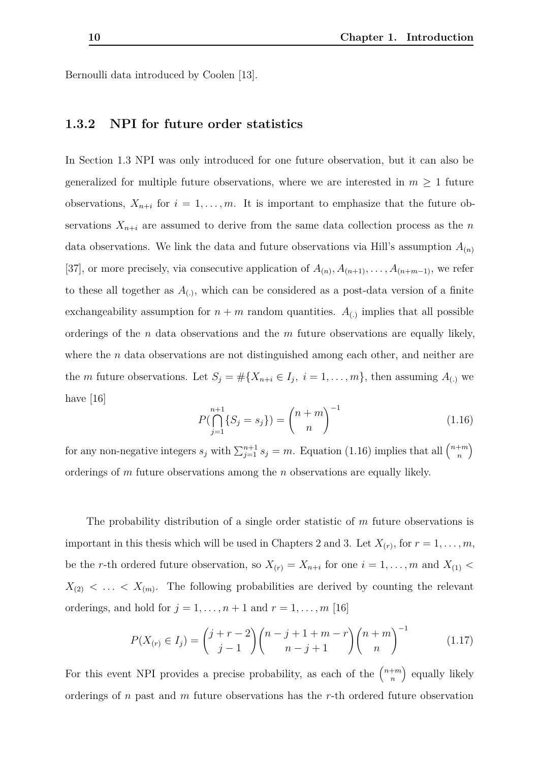Bernoulli data introduced by Coolen [13].

### 1.3.2 NPI for future order statistics

In Section 1.3 NPI was only introduced for one future observation, but it can also be generalized for multiple future observations, where we are interested in $m \geq 1$ future observations, $X_{n+i}$ for $i = 1, \ldots, m$. It is important to emphasize that the future observations $X_{n+i}$ are assumed to derive from the same data collection process as the $n$ data observations. We link the data and future observations via Hill's assumption $A_{(n)}$ [37], or more precisely, via consecutive application of $A_{(n)}, A_{(n+1)}, \ldots, A_{(n+m-1)}$, we refer to these all together as $A_{(.)}$, which can be considered as a post-data version of a finite exchangeability assumption for $n + m$ random quantities. $A_{(.)}$ implies that all possible orderings of the $n$ data observations and the $m$ future observations are equally likely, where the $n$ data observations are not distinguished among each other, and neither are the $m$ future observations. Let $S_j = \#\{X_{n+i} \in I_j,\ i = 1, \ldots, m\}$, then assuming $A_{(.)}$ we have [16]

$$P(\bigcap_{j=1}^{n+1} \{S_j = s_j\}) = \binom{n+m}{n}^{-1} \tag{1.16}$$

for any non-negative integers $s_j$ with $\sum_{j=1}^{n+1} s_j = m$. Equation (1.16) implies that all $\binom{n+m}{n}$ orderings of $m$ future observations among the $n$ observations are equally likely.

The probability distribution of a single order statistic of $m$ future observations is important in this thesis which will be used in Chapters 2 and 3. Let $X_{(r)}$, for $r = 1, \ldots, m$, be the $r$-th ordered future observation, so $X_{(r)} = X_{n+i}$ for one $i = 1, \ldots, m$ and $X_{(1)} < X_{(2)} < \ldots < X_{(m)}$. The following probabilities are derived by counting the relevant orderings, and hold for $j = 1, \ldots, n+1$ and $r = 1, \ldots, m$ [16]

$$P(X_{(r)} \in I_j) = \binom{j+r-2}{j-1} \binom{n-j+1+m-r}{n-j+1} \binom{n+m}{n}^{-1} \tag{1.17}$$

For this event NPI provides a precise probability, as each of the $\binom{n+m}{n}$ equally likely orderings of $n$ past and $m$ future observations has the $r$-th ordered future observation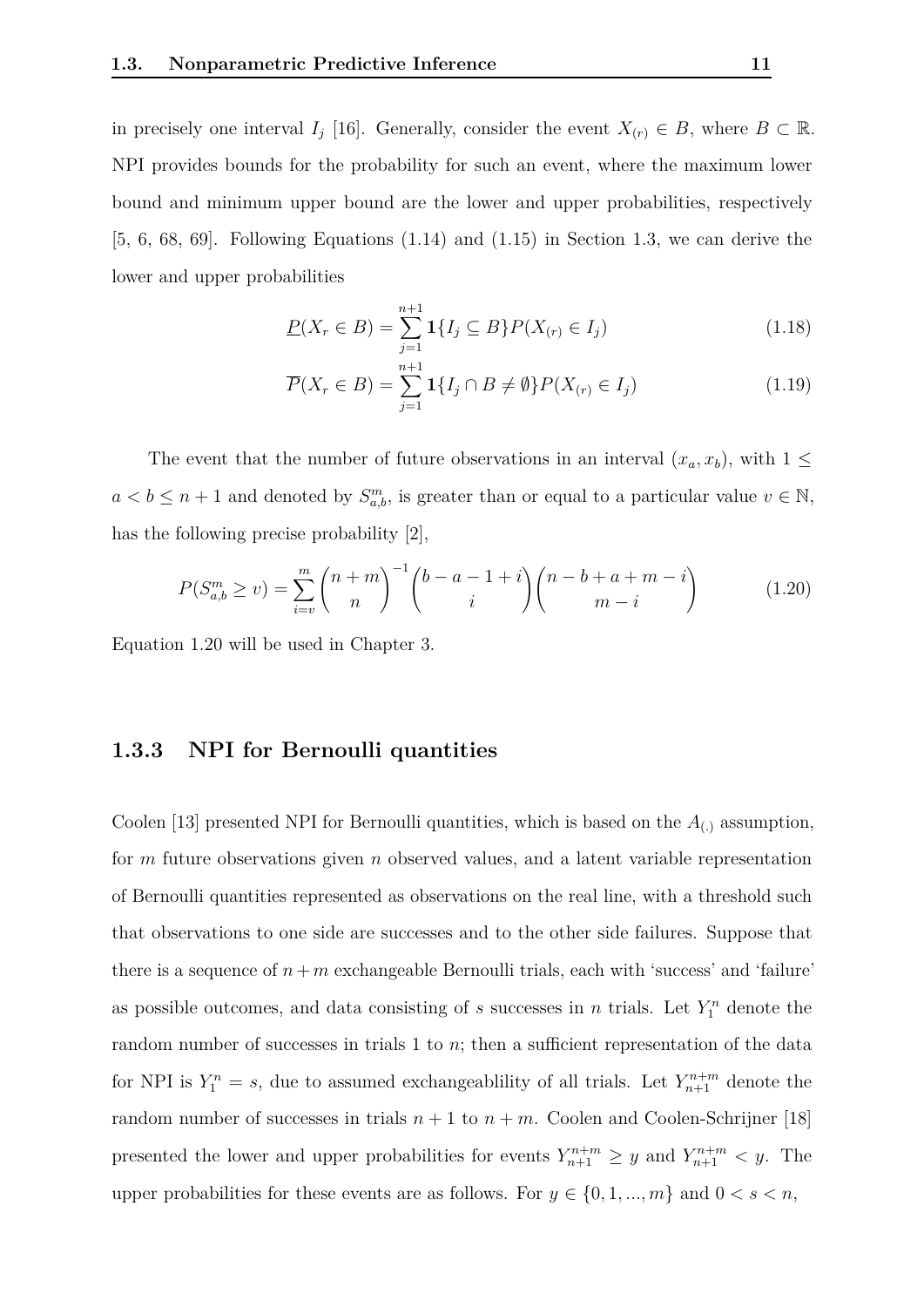in precisely one interval $I_j$ [16]. Generally, consider the event $X_{(r)} \in B$, where $B \subset \mathbb{R}$. NPI provides bounds for the probability for such an event, where the maximum lower bound and minimum upper bound are the lower and upper probabilities, respectively [5, 6, 68, 69]. Following Equations (1.14) and (1.15) in Section 1.3, we can derive the lower and upper probabilities

$$\underline{P}(X_r \in B) = \sum_{j=1}^{n+1} \mathbf{1}\{I_j \subseteq B\} P(X_{(r)} \in I_j) \tag{1.18}$$

$$\overline{P}(X_r \in B) = \sum_{j=1}^{n+1} \mathbf{1}\{I_j \cap B \neq \emptyset\} P(X_{(r)} \in I_j) \tag{1.19}$$

The event that the number of future observations in an interval $(x_a, x_b)$, with $1 \leq a < b \leq n+1$ and denoted by $S_{a,b}^m$, is greater than or equal to a particular value $v \in \mathbb{N}$, has the following precise probability [2],

$$P(S_{a,b}^m \geq v) = \sum_{i=v}^{m} \binom{n+m}{n}^{-1} \binom{b-a-1+i}{i} \binom{n-b+a+m-i}{m-i} \tag{1.20}$$

Equation 1.20 will be used in Chapter 3.

### 1.3.3 NPI for Bernoulli quantities

Coolen [13] presented NPI for Bernoulli quantities, which is based on the $A_{(.)}$ assumption, for $m$ future observations given $n$ observed values, and a latent variable representation of Bernoulli quantities represented as observations on the real line, with a threshold such that observations to one side are successes and to the other side failures. Suppose that there is a sequence of $n+m$ exchangeable Bernoulli trials, each with 'success' and 'failure' as possible outcomes, and data consisting of $s$ successes in $n$ trials. Let $Y_1^n$ denote the random number of successes in trials 1 to $n$; then a sufficient representation of the data for NPI is $Y_1^n = s$, due to assumed exchangeablility of all trials. Let $Y_{n+1}^{n+m}$ denote the random number of successes in trials $n+1$ to $n+m$. Coolen and Coolen-Schrijner [18] presented the lower and upper probabilities for events $Y_{n+1}^{n+m} \geq y$ and $Y_{n+1}^{n+m} < y$. The upper probabilities for these events are as follows. For $y \in \{0, 1, ..., m\}$ and $0 < s < n$,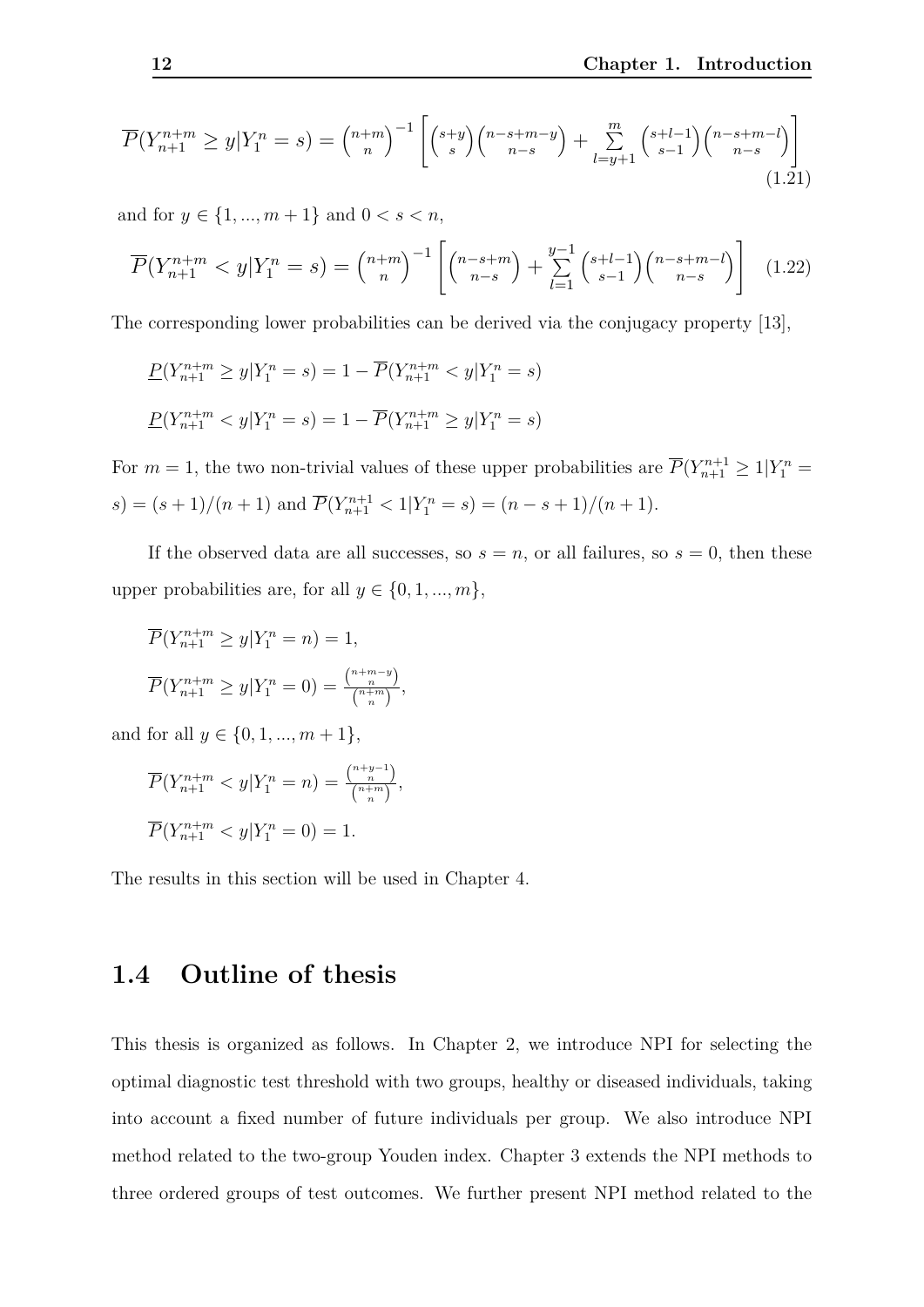$$\overline{P}(Y_{n+1}^{n+m} \geq y | Y_1^n = s) = \binom{n+m}{n}^{-1} \left[ \binom{s+y}{s} \binom{n-s+m-y}{n-s} + \sum_{l=y+1}^{m} \binom{s+l-1}{s-1} \binom{n-s+m-l}{n-s} \right] \tag{1.21}$$

and for $y \in \{1, ..., m+1\}$ and $0 < s < n$,

$$\overline{P}(Y_{n+1}^{n+m} < y | Y_1^n = s) = \binom{n+m}{n}^{-1} \left[ \binom{n-s+m}{n-s} + \sum_{l=1}^{y-1} \binom{s+l-1}{s-1} \binom{n-s+m-l}{n-s} \right] \tag{1.22}$$

The corresponding lower probabilities can be derived via the conjugacy property [13],

$$\underline{P}(Y_{n+1}^{n+m} \geq y | Y_1^n = s) = 1 - \overline{P}(Y_{n+1}^{n+m} < y | Y_1^n = s)$$

$$\underline{P}(Y_{n+1}^{n+m} < y | Y_1^n = s) = 1 - \overline{P}(Y_{n+1}^{n+m} \geq y | Y_1^n = s)$$

For $m = 1$, the two non-trivial values of these upper probabilities are $\overline{P}(Y_{n+1}^{n+1} \geq 1 | Y_1^n = s) = (s+1)/(n+1)$ and $\overline{P}(Y_{n+1}^{n+1} < 1 | Y_1^n = s) = (n-s+1)/(n+1)$.

If the observed data are all successes, so $s = n$, or all failures, so $s = 0$, then these upper probabilities are, for all $y \in \{0, 1, ..., m\}$,

$$\overline{P}(Y_{n+1}^{n+m} \geq y | Y_1^n = n) = 1,$$

$$\overline{P}(Y_{n+1}^{n+m} \geq y | Y_1^n = 0) = \frac{\binom{n+m-y}{n}}{\binom{n+m}{n}},$$

and for all $y \in \{0, 1, ..., m+1\}$,

$$\overline{P}(Y_{n+1}^{n+m} < y | Y_1^n = n) = \frac{\binom{n+y-1}{n}}{\binom{n+m}{n}},$$

$$\overline{P}(Y_{n+1}^{n+m} < y | Y_1^n = 0) = 1.$$

The results in this section will be used in Chapter 4.

## 1.4 Outline of thesis

This thesis is organized as follows. In Chapter 2, we introduce NPI for selecting the optimal diagnostic test threshold with two groups, healthy or diseased individuals, taking into account a fixed number of future individuals per group. We also introduce NPI method related to the two-group Youden index. Chapter 3 extends the NPI methods to three ordered groups of test outcomes. We further present NPI method related to the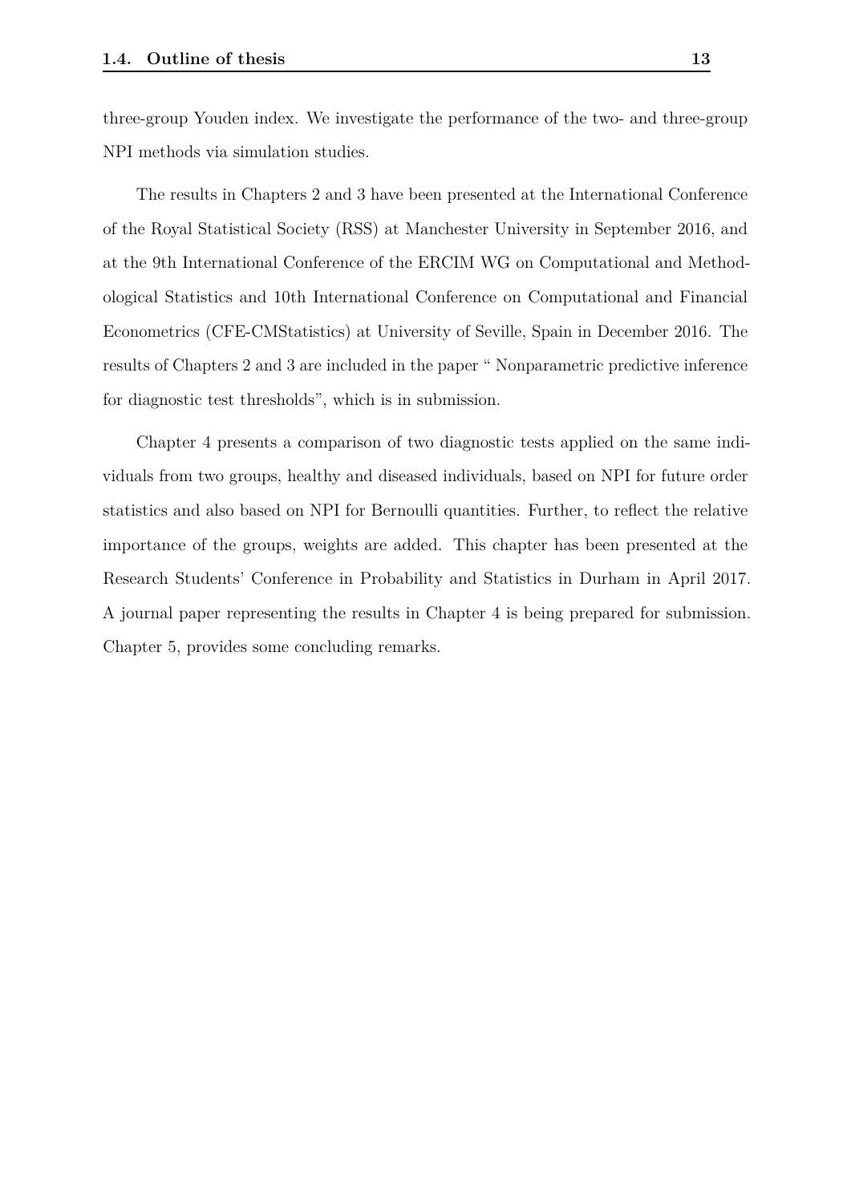three-group Youden index. We investigate the performance of the two- and three-group NPI methods via simulation studies.

The results in Chapters 2 and 3 have been presented at the International Conference of the Royal Statistical Society (RSS) at Manchester University in September 2016, and at the 9th International Conference of the ERCIM WG on Computational and Methodological Statistics and 10th International Conference on Computational and Financial Econometrics (CFE-CMStatistics) at University of Seville, Spain in December 2016. The results of Chapters 2 and 3 are included in the paper " Nonparametric predictive inference for diagnostic test thresholds", which is in submission.

Chapter 4 presents a comparison of two diagnostic tests applied on the same individuals from two groups, healthy and diseased individuals, based on NPI for future order statistics and also based on NPI for Bernoulli quantities. Further, to reflect the relative importance of the groups, weights are added. This chapter has been presented at the Research Students' Conference in Probability and Statistics in Durham in April 2017. A journal paper representing the results in Chapter 4 is being prepared for submission. Chapter 5, provides some concluding remarks.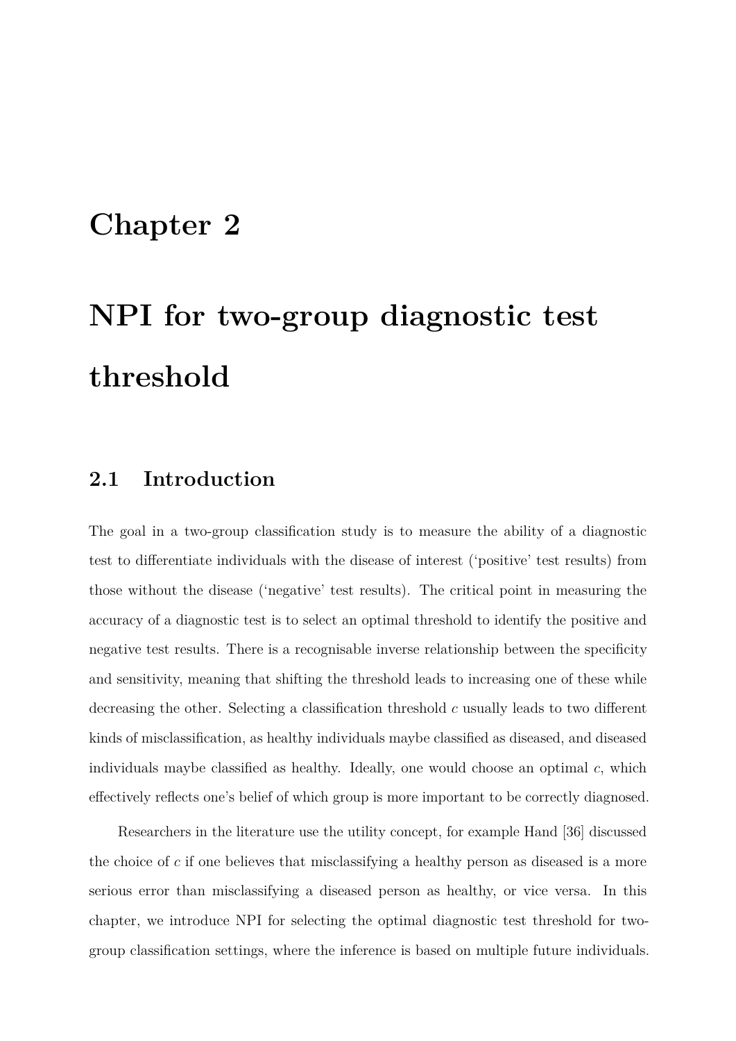# Chapter 2

# NPI for two-group diagnostic test threshold

## 2.1 Introduction

The goal in a two-group classification study is to measure the ability of a diagnostic test to differentiate individuals with the disease of interest ('positive' test results) from those without the disease ('negative' test results). The critical point in measuring the accuracy of a diagnostic test is to select an optimal threshold to identify the positive and negative test results. There is a recognisable inverse relationship between the specificity and sensitivity, meaning that shifting the threshold leads to increasing one of these while decreasing the other. Selecting a classification threshold $c$ usually leads to two different kinds of misclassification, as healthy individuals maybe classified as diseased, and diseased individuals maybe classified as healthy. Ideally, one would choose an optimal $c$, which effectively reflects one's belief of which group is more important to be correctly diagnosed.

Researchers in the literature use the utility concept, for example Hand [36] discussed the choice of $c$ if one believes that misclassifying a healthy person as diseased is a more serious error than misclassifying a diseased person as healthy, or vice versa. In this chapter, we introduce NPI for selecting the optimal diagnostic test threshold for two-group classification settings, where the inference is based on multiple future individuals.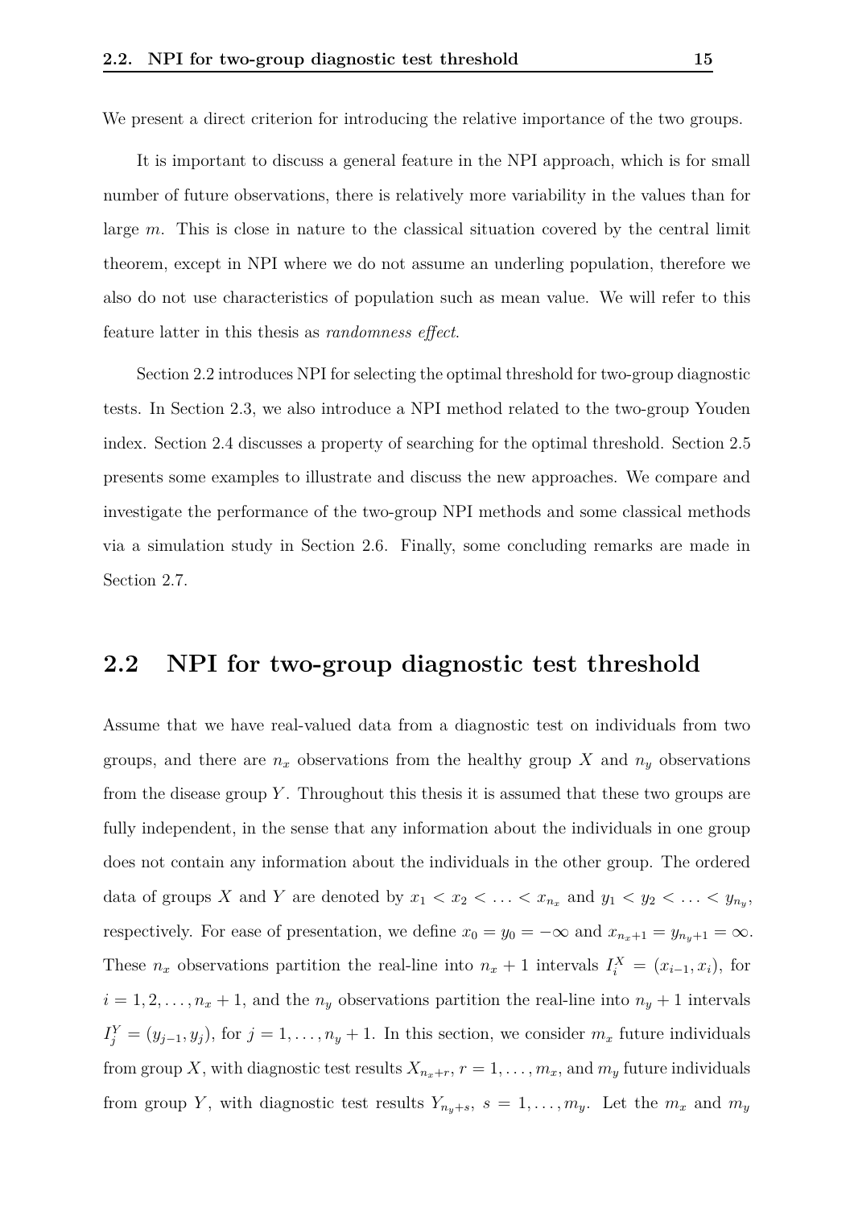We present a direct criterion for introducing the relative importance of the two groups.

It is important to discuss a general feature in the NPI approach, which is for small number of future observations, there is relatively more variability in the values than for large $m$. This is close in nature to the classical situation covered by the central limit theorem, except in NPI where we do not assume an underling population, therefore we also do not use characteristics of population such as mean value. We will refer to this feature latter in this thesis as *randomness effect*.

Section 2.2 introduces NPI for selecting the optimal threshold for two-group diagnostic tests. In Section 2.3, we also introduce a NPI method related to the two-group Youden index. Section 2.4 discusses a property of searching for the optimal threshold. Section 2.5 presents some examples to illustrate and discuss the new approaches. We compare and investigate the performance of the two-group NPI methods and some classical methods via a simulation study in Section 2.6. Finally, some concluding remarks are made in Section 2.7.

## 2.2 NPI for two-group diagnostic test threshold

Assume that we have real-valued data from a diagnostic test on individuals from two groups, and there are $n_x$ observations from the healthy group $X$ and $n_y$ observations from the disease group $Y$. Throughout this thesis it is assumed that these two groups are fully independent, in the sense that any information about the individuals in one group does not contain any information about the individuals in the other group. The ordered data of groups $X$ and $Y$ are denoted by $x_1 < x_2 < \ldots < x_{n_x}$ and $y_1 < y_2 < \ldots < y_{n_y}$, respectively. For ease of presentation, we define $x_0 = y_0 = -\infty$ and $x_{n_x+1} = y_{n_y+1} = \infty$. These $n_x$ observations partition the real-line into $n_x + 1$ intervals $I_i^X = (x_{i-1}, x_i)$, for $i = 1, 2, \ldots, n_x + 1$, and the $n_y$ observations partition the real-line into $n_y + 1$ intervals $I_j^Y = (y_{j-1}, y_j)$, for $j = 1, \ldots, n_y + 1$. In this section, we consider $m_x$ future individuals from group $X$, with diagnostic test results $X_{n_x+r}$, $r = 1, \ldots, m_x$, and $m_y$ future individuals from group $Y$, with diagnostic test results $Y_{n_y+s}$, $s = 1, \ldots, m_y$. Let the $m_x$ and $m_y$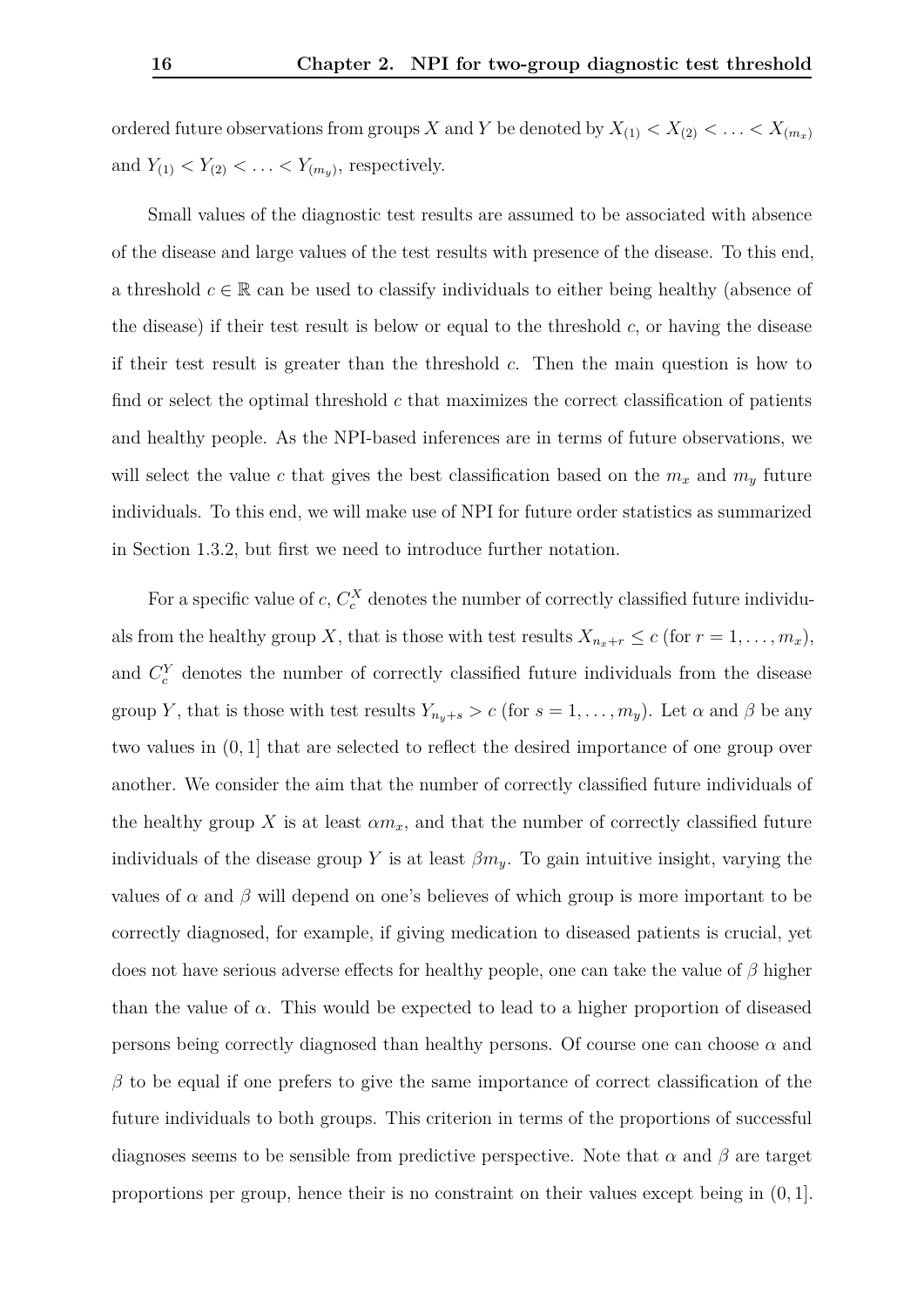ordered future observations from groups $X$ and $Y$ be denoted by $X_{(1)} < X_{(2)} < \ldots < X_{(m_x)}$ and $Y_{(1)} < Y_{(2)} < \ldots < Y_{(m_y)}$, respectively.

Small values of the diagnostic test results are assumed to be associated with absence of the disease and large values of the test results with presence of the disease. To this end, a threshold $c \in \mathbb{R}$ can be used to classify individuals to either being healthy (absence of the disease) if their test result is below or equal to the threshold $c$, or having the disease if their test result is greater than the threshold $c$. Then the main question is how to find or select the optimal threshold $c$ that maximizes the correct classification of patients and healthy people. As the NPI-based inferences are in terms of future observations, we will select the value $c$ that gives the best classification based on the $m_x$ and $m_y$ future individuals. To this end, we will make use of NPI for future order statistics as summarized in Section 1.3.2, but first we need to introduce further notation.

For a specific value of $c$, $C_c^X$ denotes the number of correctly classified future individuals from the healthy group $X$, that is those with test results $X_{n_x+r} \leq c$ (for $r = 1, \ldots, m_x$), and $C_c^Y$ denotes the number of correctly classified future individuals from the disease group $Y$, that is those with test results $Y_{n_y+s} > c$ (for $s = 1, \ldots, m_y$). Let $\alpha$ and $\beta$ be any two values in $(0, 1]$ that are selected to reflect the desired importance of one group over another. We consider the aim that the number of correctly classified future individuals of the healthy group $X$ is at least $\alpha m_x$, and that the number of correctly classified future individuals of the disease group $Y$ is at least $\beta m_y$. To gain intuitive insight, varying the values of $\alpha$ and $\beta$ will depend on one's believes of which group is more important to be correctly diagnosed, for example, if giving medication to diseased patients is crucial, yet does not have serious adverse effects for healthy people, one can take the value of $\beta$ higher than the value of $\alpha$. This would be expected to lead to a higher proportion of diseased persons being correctly diagnosed than healthy persons. Of course one can choose $\alpha$ and $\beta$ to be equal if one prefers to give the same importance of correct classification of the future individuals to both groups. This criterion in terms of the proportions of successful diagnoses seems to be sensible from predictive perspective. Note that $\alpha$ and $\beta$ are target proportions per group, hence their is no constraint on their values except being in $(0, 1]$.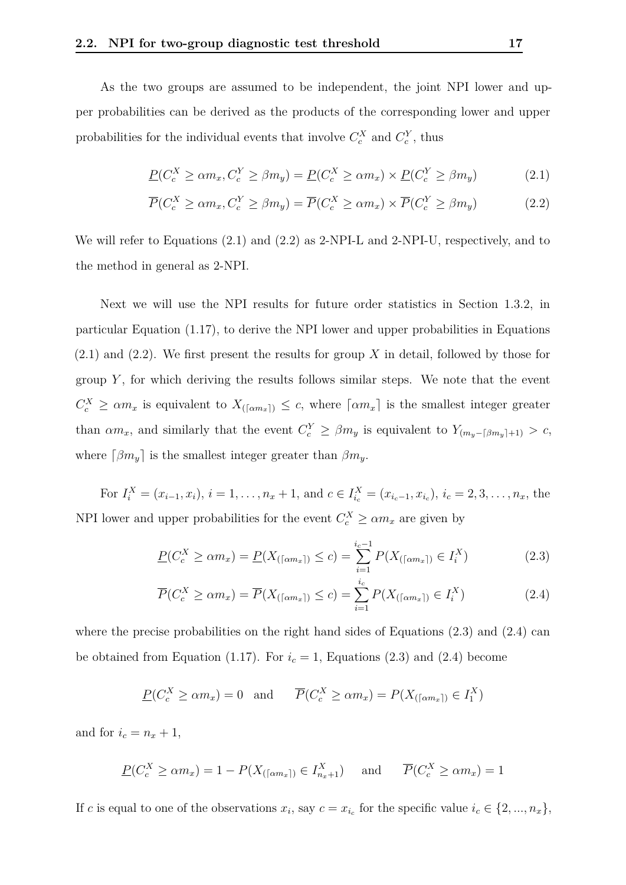As the two groups are assumed to be independent, the joint NPI lower and upper probabilities can be derived as the products of the corresponding lower and upper probabilities for the individual events that involve $C_c^X$ and $C_c^Y$, thus

$$\underline{P}(C_c^X \geq \alpha m_x, C_c^Y \geq \beta m_y) = \underline{P}(C_c^X \geq \alpha m_x) \times \underline{P}(C_c^Y \geq \beta m_y) \tag{2.1}$$

$$\overline{P}(C_c^X \geq \alpha m_x, C_c^Y \geq \beta m_y) = \overline{P}(C_c^X \geq \alpha m_x) \times \overline{P}(C_c^Y \geq \beta m_y) \tag{2.2}$$

We will refer to Equations (2.1) and (2.2) as 2-NPI-L and 2-NPI-U, respectively, and to the method in general as 2-NPI.

Next we will use the NPI results for future order statistics in Section 1.3.2, in particular Equation (1.17), to derive the NPI lower and upper probabilities in Equations (2.1) and (2.2). We first present the results for group $X$ in detail, followed by those for group $Y$, for which deriving the results follows similar steps. We note that the event $C_c^X \geq \alpha m_x$ is equivalent to $X_{(\lceil \alpha m_x \rceil)} \leq c$, where $\lceil \alpha m_x \rceil$ is the smallest integer greater than $\alpha m_x$, and similarly that the event $C_c^Y \geq \beta m_y$ is equivalent to $Y_{(m_y - \lceil \beta m_y \rceil + 1)} > c$, where $\lceil \beta m_y \rceil$ is the smallest integer greater than $\beta m_y$.

For $I_i^X = (x_{i-1}, x_i)$, $i = 1, \ldots, n_x + 1$, and $c \in I_{i_c}^X = (x_{i_c - 1}, x_{i_c})$, $i_c = 2, 3, \ldots, n_x$, the NPI lower and upper probabilities for the event $C_c^X \geq \alpha m_x$ are given by

$$\underline{P}(C_c^X \geq \alpha m_x) = \underline{P}(X_{(\lceil \alpha m_x \rceil)} \leq c) = \sum_{i=1}^{i_c - 1} P(X_{(\lceil \alpha m_x \rceil)} \in I_i^X) \tag{2.3}$$

$$\overline{P}(C_c^X \geq \alpha m_x) = \overline{P}(X_{(\lceil \alpha m_x \rceil)} \leq c) = \sum_{i=1}^{i_c} P(X_{(\lceil \alpha m_x \rceil)} \in I_i^X) \tag{2.4}$$

where the precise probabilities on the right hand sides of Equations (2.3) and (2.4) can be obtained from Equation (1.17). For $i_c = 1$, Equations (2.3) and (2.4) become

$$\underline{P}(C_c^X \geq \alpha m_x) = 0 \quad \text{and} \quad \overline{P}(C_c^X \geq \alpha m_x) = P(X_{(\lceil \alpha m_x \rceil)} \in I_1^X)$$

and for $i_c = n_x + 1$,

$$\underline{P}(C_c^X \geq \alpha m_x) = 1 - P(X_{(\lceil \alpha m_x \rceil)} \in I_{n_x+1}^X) \quad \text{and} \quad \overline{P}(C_c^X \geq \alpha m_x) = 1$$

If $c$ is equal to one of the observations $x_i$, say $c = x_{i_c}$ for the specific value $i_c \in \{2, ..., n_x\}$,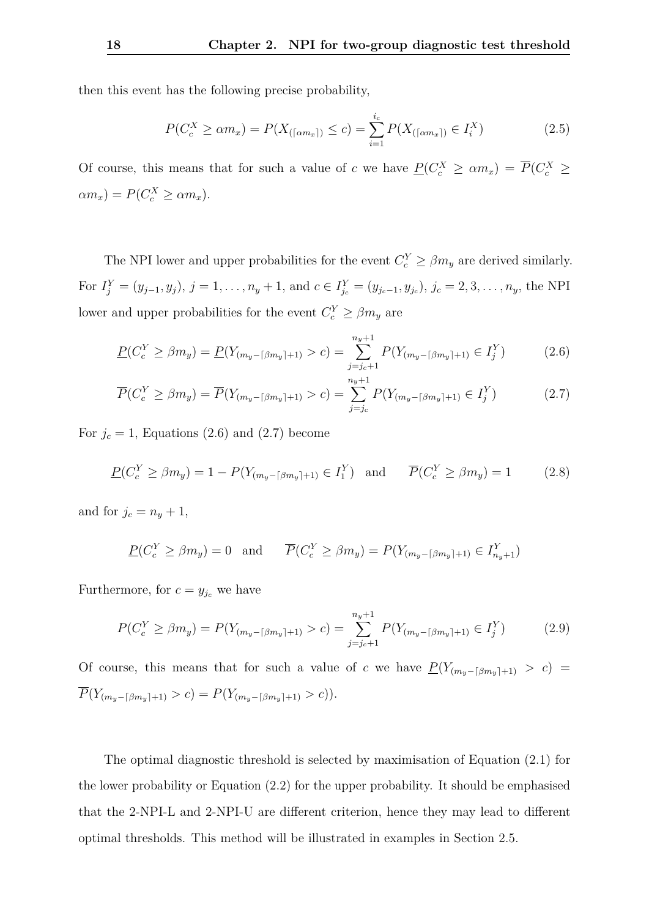then this event has the following precise probability,

$$P(C_c^X \geq \alpha m_x) = P(X_{(\lceil \alpha m_x \rceil)} \leq c) = \sum_{i=1}^{i_c} P(X_{(\lceil \alpha m_x \rceil)} \in I_i^X) \tag{2.5}$$

Of course, this means that for such a value of $c$ we have $\underline{P}(C_c^X \geq \alpha m_x) = \overline{P}(C_c^X \geq \alpha m_x) = P(C_c^X \geq \alpha m_x)$.

The NPI lower and upper probabilities for the event $C_c^Y \geq \beta m_y$ are derived similarly. For $I_j^Y = (y_{j-1}, y_j)$, $j = 1, \ldots, n_y + 1$, and $c \in I_{j_c}^Y = (y_{j_c - 1}, y_{j_c})$, $j_c = 2, 3, \ldots, n_y$, the NPI lower and upper probabilities for the event $C_c^Y \geq \beta m_y$ are

$$\underline{P}(C_c^Y \geq \beta m_y) = \underline{P}(Y_{(m_y - \lceil \beta m_y \rceil + 1)} > c) = \sum_{j=j_c+1}^{n_y+1} P(Y_{(m_y - \lceil \beta m_y \rceil + 1)} \in I_j^Y) \tag{2.6}$$

$$\overline{P}(C_c^Y \geq \beta m_y) = \overline{P}(Y_{(m_y - \lceil \beta m_y \rceil + 1)} > c) = \sum_{j=j_c}^{n_y+1} P(Y_{(m_y - \lceil \beta m_y \rceil + 1)} \in I_j^Y) \tag{2.7}$$

For $j_c = 1$, Equations (2.6) and (2.7) become

$$\underline{P}(C_c^Y \geq \beta m_y) = 1 - P(Y_{(m_y - \lceil \beta m_y \rceil + 1)} \in I_1^Y) \quad \text{and} \quad \overline{P}(C_c^Y \geq \beta m_y) = 1 \tag{2.8}$$

and for $j_c = n_y + 1$,

$$\underline{P}(C_c^Y \geq \beta m_y) = 0 \quad \text{and} \quad \overline{P}(C_c^Y \geq \beta m_y) = P(Y_{(m_y - \lceil \beta m_y \rceil + 1)} \in I_{n_y+1}^Y)$$

Furthermore, for $c = y_{j_c}$ we have

$$P(C_c^Y \geq \beta m_y) = P(Y_{(m_y - \lceil \beta m_y \rceil + 1)} > c) = \sum_{j=j_c+1}^{n_y+1} P(Y_{(m_y - \lceil \beta m_y \rceil + 1)} \in I_j^Y) \tag{2.9}$$

Of course, this means that for such a value of $c$ we have $\underline{P}(Y_{(m_y - \lceil \beta m_y \rceil + 1)} > c) = \overline{P}(Y_{(m_y - \lceil \beta m_y \rceil + 1)} > c) = P(Y_{(m_y - \lceil \beta m_y \rceil + 1)} > c))$.

The optimal diagnostic threshold is selected by maximisation of Equation (2.1) for the lower probability or Equation (2.2) for the upper probability. It should be emphasised that the 2-NPI-L and 2-NPI-U are different criterion, hence they may lead to different optimal thresholds. This method will be illustrated in examples in Section 2.5.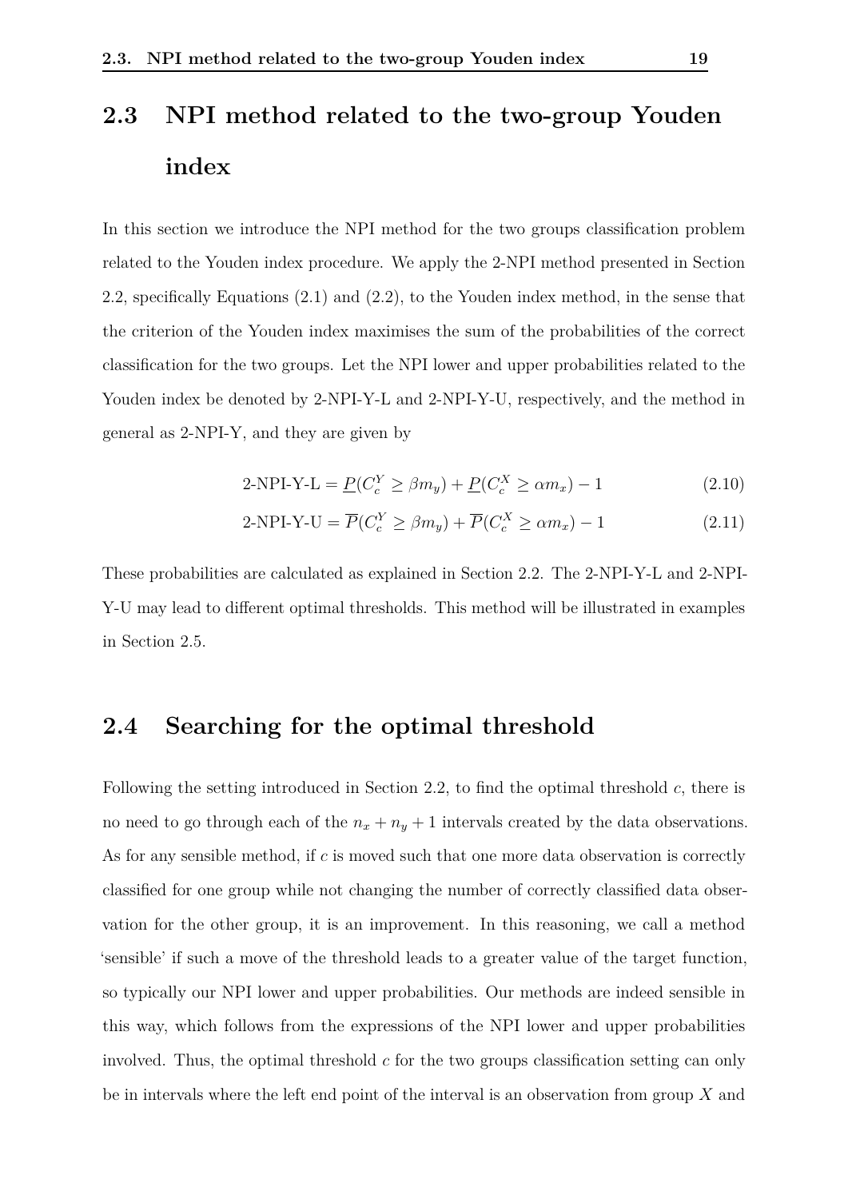## 2.3 NPI method related to the two-group Youden index

In this section we introduce the NPI method for the two groups classification problem related to the Youden index procedure. We apply the 2-NPI method presented in Section 2.2, specifically Equations (2.1) and (2.2), to the Youden index method, in the sense that the criterion of the Youden index maximises the sum of the probabilities of the correct classification for the two groups. Let the NPI lower and upper probabilities related to the Youden index be denoted by 2-NPI-Y-L and 2-NPI-Y-U, respectively, and the method in general as 2-NPI-Y, and they are given by

$$\text{2-NPI-Y-L} = \underline{P}(C_c^Y \geq \beta m_y) + \underline{P}(C_c^X \geq \alpha m_x) - 1 \tag{2.10}$$

$$\text{2-NPI-Y-U} = \overline{P}(C_c^Y \geq \beta m_y) + \overline{P}(C_c^X \geq \alpha m_x) - 1 \tag{2.11}$$

These probabilities are calculated as explained in Section 2.2. The 2-NPI-Y-L and 2-NPI-Y-U may lead to different optimal thresholds. This method will be illustrated in examples in Section 2.5.

## 2.4 Searching for the optimal threshold

Following the setting introduced in Section 2.2, to find the optimal threshold $c$, there is no need to go through each of the $n_x + n_y + 1$ intervals created by the data observations. As for any sensible method, if $c$ is moved such that one more data observation is correctly classified for one group while not changing the number of correctly classified data observation for the other group, it is an improvement. In this reasoning, we call a method 'sensible' if such a move of the threshold leads to a greater value of the target function, so typically our NPI lower and upper probabilities. Our methods are indeed sensible in this way, which follows from the expressions of the NPI lower and upper probabilities involved. Thus, the optimal threshold $c$ for the two groups classification setting can only be in intervals where the left end point of the interval is an observation from group $X$ and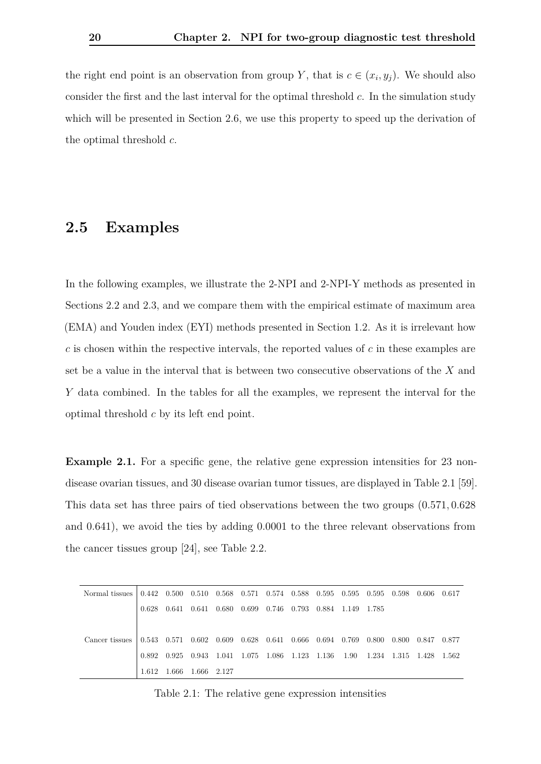the right end point is an observation from group $Y$, that is $c \in (x_i, y_j)$. We should also consider the first and the last interval for the optimal threshold $c$. In the simulation study which will be presented in Section 2.6, we use this property to speed up the derivation of the optimal threshold $c$.

## 2.5 Examples

In the following examples, we illustrate the 2-NPI and 2-NPI-Y methods as presented in Sections 2.2 and 2.3, and we compare them with the empirical estimate of maximum area (EMA) and Youden index (EYI) methods presented in Section 1.2. As it is irrelevant how $c$ is chosen within the respective intervals, the reported values of $c$ in these examples are set be a value in the interval that is between two consecutive observations of the $X$ and $Y$ data combined. In the tables for all the examples, we represent the interval for the optimal threshold $c$ by its left end point.

**Example 2.1.** For a specific gene, the relative gene expression intensities for 23 non-disease ovarian tissues, and 30 disease ovarian tumor tissues, are displayed in Table 2.1 [59]. This data set has three pairs of tied observations between the two groups (0.571, 0.628 and 0.641), we avoid the ties by adding 0.0001 to the three relevant observations from the cancer tissues group [24], see Table 2.2.

| | | | | | | | | | | | | | |
|---|---|---|---|---|---|---|---|---|---|---|---|---|---|
| Normal tissues | 0.442 | 0.500 | 0.510 | 0.568 | 0.571 | 0.574 | 0.588 | 0.595 | 0.595 | 0.595 | 0.598 | 0.606 | 0.617 |
| | 0.628 | 0.641 | 0.641 | 0.680 | 0.699 | 0.746 | 0.793 | 0.884 | 1.149 | 1.785 | | | |
| Cancer tissues | 0.543 | 0.571 | 0.602 | 0.609 | 0.628 | 0.641 | 0.666 | 0.694 | 0.769 | 0.800 | 0.800 | 0.847 | 0.877 |
| | 0.892 | 0.925 | 0.943 | 1.041 | 1.075 | 1.086 | 1.123 | 1.136 | 1.90 | 1.234 | 1.315 | 1.428 | 1.562 |
| | 1.612 | 1.666 | 1.666 | 2.127 | | | | | | | | | |

Table 2.1: The relative gene expression intensities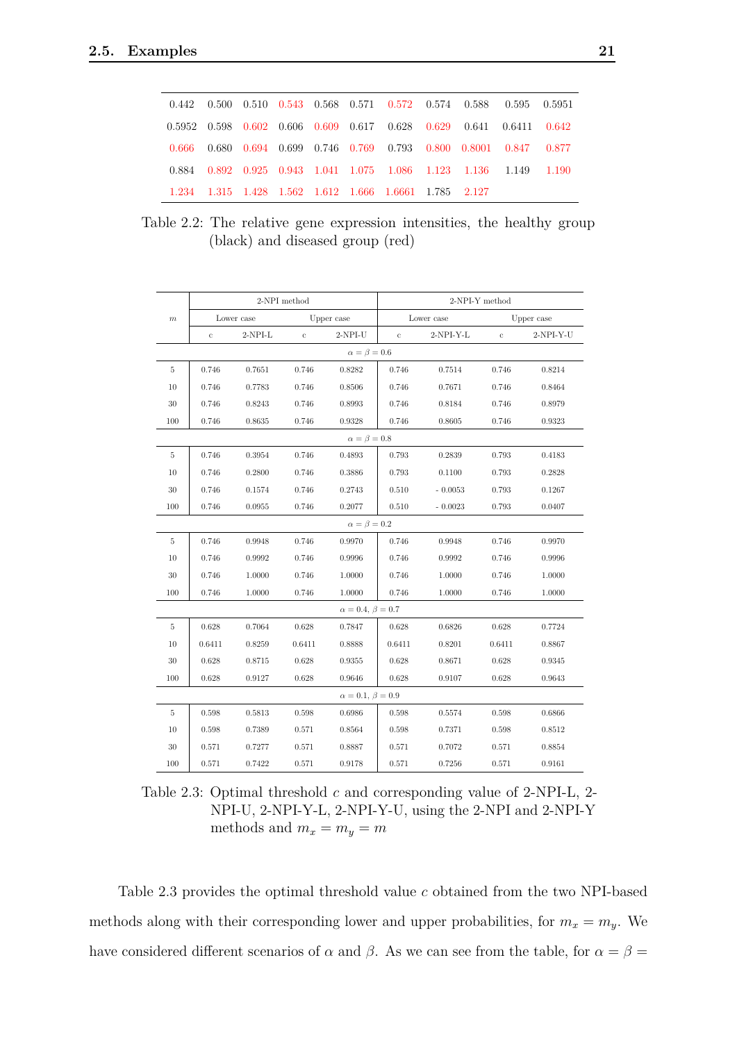| | | | | | | | | | | |
|---|---|---|---|---|---|---|---|---|---|---|
| 0.442 | 0.500 | 0.510 | 0.543 | 0.568 | 0.571 | 0.572 | 0.574 | 0.588 | 0.595 | 0.5951 |
| 0.5952 | 0.598 | 0.602 | 0.606 | 0.609 | 0.617 | 0.628 | 0.629 | 0.641 | 0.6411 | 0.642 |
| 0.666 | 0.680 | 0.694 | 0.699 | 0.746 | 0.769 | 0.793 | 0.800 | 0.8001 | 0.847 | 0.877 |
| 0.884 | 0.892 | 0.925 | 0.943 | 1.041 | 1.075 | 1.086 | 1.123 | 1.136 | 1.149 | 1.190 |
| 1.234 | 1.315 | 1.428 | 1.562 | 1.612 | 1.666 | 1.6661 | 1.785 | 2.127 | | |

Table 2.2: The relative gene expression intensities, the healthy group (black) and diseased group (red)

| $m$ | 2-NPI method | | | | 2-NPI-Y method | | | |
|---|---|---|---|---|---|---|---|---|
| | Lower case | | Upper case | | Lower case | | Upper case | |
| | c | 2-NPI-L | c | 2-NPI-U | c | 2-NPI-Y-L | c | 2-NPI-Y-U |
| | | | | $\alpha = \beta = 0.6$ | | | | |
| 5 | 0.746 | 0.7651 | 0.746 | 0.8282 | 0.746 | 0.7514 | 0.746 | 0.8214 |
| 10 | 0.746 | 0.7783 | 0.746 | 0.8506 | 0.746 | 0.7671 | 0.746 | 0.8464 |
| 30 | 0.746 | 0.8243 | 0.746 | 0.8993 | 0.746 | 0.8184 | 0.746 | 0.8979 |
| 100 | 0.746 | 0.8635 | 0.746 | 0.9328 | 0.746 | 0.8605 | 0.746 | 0.9323 |
| | | | | $\alpha = \beta = 0.8$ | | | | |
| 5 | 0.746 | 0.3954 | 0.746 | 0.4893 | 0.793 | 0.2839 | 0.793 | 0.4183 |
| 10 | 0.746 | 0.2800 | 0.746 | 0.3886 | 0.793 | 0.1100 | 0.793 | 0.2828 |
| 30 | 0.746 | 0.1574 | 0.746 | 0.2743 | 0.510 | - 0.0053 | 0.793 | 0.1267 |
| 100 | 0.746 | 0.0955 | 0.746 | 0.2077 | 0.510 | - 0.0023 | 0.793 | 0.0407 |
| | | | | $\alpha = \beta = 0.2$ | | | | |
| 5 | 0.746 | 0.9948 | 0.746 | 0.9970 | 0.746 | 0.9948 | 0.746 | 0.9970 |
| 10 | 0.746 | 0.9992 | 0.746 | 0.9996 | 0.746 | 0.9992 | 0.746 | 0.9996 |
| 30 | 0.746 | 1.0000 | 0.746 | 1.0000 | 0.746 | 1.0000 | 0.746 | 1.0000 |
| 100 | 0.746 | 1.0000 | 0.746 | 1.0000 | 0.746 | 1.0000 | 0.746 | 1.0000 |
| | | | | $\alpha = 0.4,\ \beta = 0.7$ | | | | |
| 5 | 0.628 | 0.7064 | 0.628 | 0.7847 | 0.628 | 0.6826 | 0.628 | 0.7724 |
| 10 | 0.6411 | 0.8259 | 0.6411 | 0.8888 | 0.6411 | 0.8201 | 0.6411 | 0.8867 |
| 30 | 0.628 | 0.8715 | 0.628 | 0.9355 | 0.628 | 0.8671 | 0.628 | 0.9345 |
| 100 | 0.628 | 0.9127 | 0.628 | 0.9646 | 0.628 | 0.9107 | 0.628 | 0.9643 |
| | | | | $\alpha = 0.1,\ \beta = 0.9$ | | | | |
| 5 | 0.598 | 0.5813 | 0.598 | 0.6986 | 0.598 | 0.5574 | 0.598 | 0.6866 |
| 10 | 0.598 | 0.7389 | 0.571 | 0.8564 | 0.598 | 0.7371 | 0.598 | 0.8512 |
| 30 | 0.571 | 0.7277 | 0.571 | 0.8887 | 0.571 | 0.7072 | 0.571 | 0.8854 |
| 100 | 0.571 | 0.7422 | 0.571 | 0.9178 | 0.571 | 0.7256 | 0.571 | 0.9161 |

Table 2.3: Optimal threshold $c$ and corresponding value of 2-NPI-L, 2-NPI-U, 2-NPI-Y-L, 2-NPI-Y-U, using the 2-NPI and 2-NPI-Y methods and $m_x = m_y = m$

Table 2.3 provides the optimal threshold value $c$ obtained from the two NPI-based methods along with their corresponding lower and upper probabilities, for $m_x = m_y$. We have considered different scenarios of $\alpha$ and $\beta$. As we can see from the table, for $\alpha = \beta =$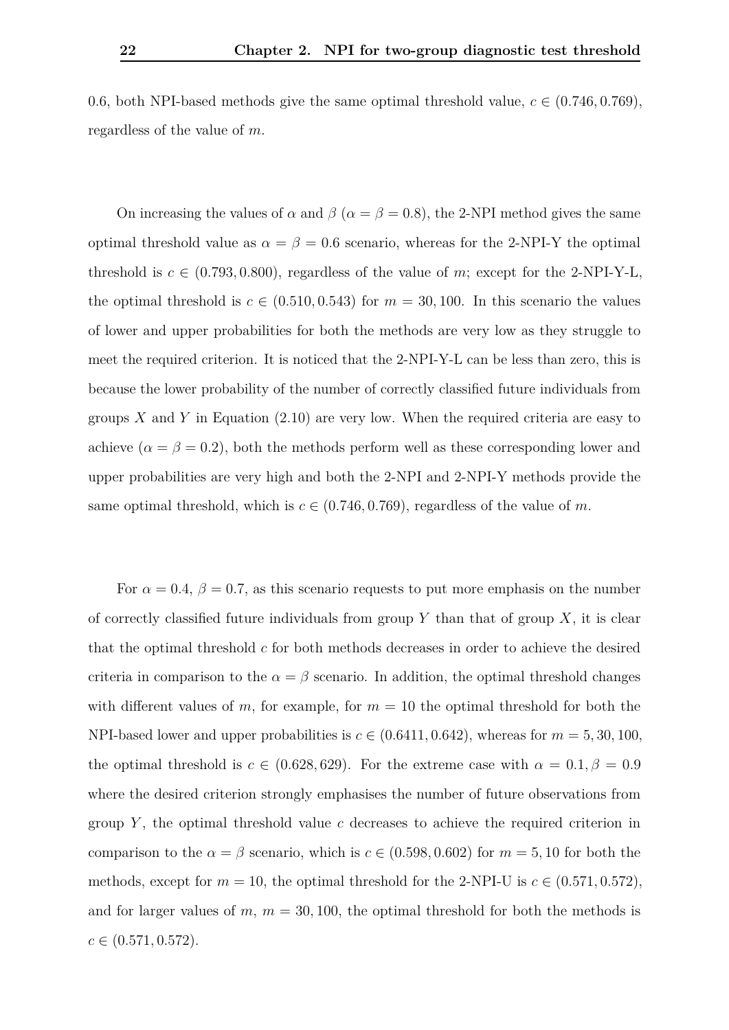0.6, both NPI-based methods give the same optimal threshold value, $c \in (0.746, 0.769)$, regardless of the value of $m$.

On increasing the values of $\alpha$ and $\beta$ ($\alpha = \beta = 0.8$), the 2-NPI method gives the same optimal threshold value as $\alpha = \beta = 0.6$ scenario, whereas for the 2-NPI-Y the optimal threshold is $c \in (0.793, 0.800)$, regardless of the value of $m$; except for the 2-NPI-Y-L, the optimal threshold is $c \in (0.510, 0.543)$ for $m = 30, 100$. In this scenario the values of lower and upper probabilities for both the methods are very low as they struggle to meet the required criterion. It is noticed that the 2-NPI-Y-L can be less than zero, this is because the lower probability of the number of correctly classified future individuals from groups $X$ and $Y$ in Equation (2.10) are very low. When the required criteria are easy to achieve ($\alpha = \beta = 0.2$), both the methods perform well as these corresponding lower and upper probabilities are very high and both the 2-NPI and 2-NPI-Y methods provide the same optimal threshold, which is $c \in (0.746, 0.769)$, regardless of the value of $m$.

For $\alpha = 0.4$, $\beta = 0.7$, as this scenario requests to put more emphasis on the number of correctly classified future individuals from group $Y$ than that of group $X$, it is clear that the optimal threshold $c$ for both methods decreases in order to achieve the desired criteria in comparison to the $\alpha = \beta$ scenario. In addition, the optimal threshold changes with different values of $m$, for example, for $m = 10$ the optimal threshold for both the NPI-based lower and upper probabilities is $c \in (0.6411, 0.642)$, whereas for $m = 5, 30, 100$, the optimal threshold is $c \in (0.628, 629)$. For the extreme case with $\alpha = 0.1, \beta = 0.9$ where the desired criterion strongly emphasises the number of future observations from group $Y$, the optimal threshold value $c$ decreases to achieve the required criterion in comparison to the $\alpha = \beta$ scenario, which is $c \in (0.598, 0.602)$ for $m = 5, 10$ for both the methods, except for $m = 10$, the optimal threshold for the 2-NPI-U is $c \in (0.571, 0.572)$, and for larger values of $m$, $m = 30, 100$, the optimal threshold for both the methods is $c \in (0.571, 0.572)$.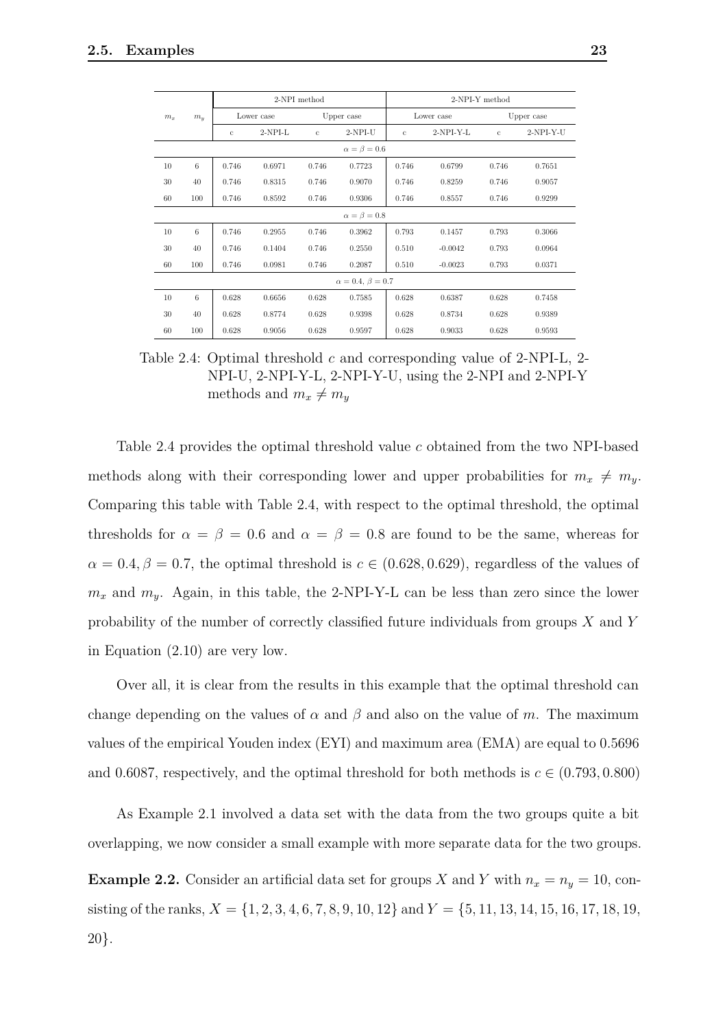| $m_x$ | $m_y$ | 2-NPI method | | | | 2-NPI-Y method | | | |
|---|---|---|---|---|---|---|---|---|---|
| | | Lower case | | Upper case | | Lower case | | Upper case | |
| | | c | 2-NPI-L | c | 2-NPI-U | c | 2-NPI-Y-L | c | 2-NPI-Y-U |
| $\alpha = \beta = 0.6$ | | | | | | | | | |
| 10 | 6 | 0.746 | 0.6971 | 0.746 | 0.7723 | 0.746 | 0.6799 | 0.746 | 0.7651 |
| 30 | 40 | 0.746 | 0.8315 | 0.746 | 0.9070 | 0.746 | 0.8259 | 0.746 | 0.9057 |
| 60 | 100 | 0.746 | 0.8592 | 0.746 | 0.9306 | 0.746 | 0.8557 | 0.746 | 0.9299 |
| $\alpha = \beta = 0.8$ | | | | | | | | | |
| 10 | 6 | 0.746 | 0.2955 | 0.746 | 0.3962 | 0.793 | 0.1457 | 0.793 | 0.3066 |
| 30 | 40 | 0.746 | 0.1404 | 0.746 | 0.2550 | 0.510 | -0.0042 | 0.793 | 0.0964 |
| 60 | 100 | 0.746 | 0.0981 | 0.746 | 0.2087 | 0.510 | -0.0023 | 0.793 | 0.0371 |
| $\alpha = 0.4,\ \beta = 0.7$ | | | | | | | | | |
| 10 | 6 | 0.628 | 0.6656 | 0.628 | 0.7585 | 0.628 | 0.6387 | 0.628 | 0.7458 |
| 30 | 40 | 0.628 | 0.8774 | 0.628 | 0.9398 | 0.628 | 0.8734 | 0.628 | 0.9389 |
| 60 | 100 | 0.628 | 0.9056 | 0.628 | 0.9597 | 0.628 | 0.9033 | 0.628 | 0.9593 |

Table 2.4: Optimal threshold $c$ and corresponding value of 2-NPI-L, 2-NPI-U, 2-NPI-Y-L, 2-NPI-Y-U, using the 2-NPI and 2-NPI-Y methods and $m_x \neq m_y$

Table 2.4 provides the optimal threshold value $c$ obtained from the two NPI-based methods along with their corresponding lower and upper probabilities for $m_x \neq m_y$. Comparing this table with Table 2.4, with respect to the optimal threshold, the optimal thresholds for $\alpha = \beta = 0.6$ and $\alpha = \beta = 0.8$ are found to be the same, whereas for $\alpha = 0.4, \beta = 0.7$, the optimal threshold is $c \in (0.628, 0.629)$, regardless of the values of $m_x$ and $m_y$. Again, in this table, the 2-NPI-Y-L can be less than zero since the lower probability of the number of correctly classified future individuals from groups $X$ and $Y$ in Equation (2.10) are very low.

Over all, it is clear from the results in this example that the optimal threshold can change depending on the values of $\alpha$ and $\beta$ and also on the value of $m$. The maximum values of the empirical Youden index (EYI) and maximum area (EMA) are equal to 0.5696 and 0.6087, respectively, and the optimal threshold for both methods is $c \in (0.793, 0.800)$

As Example 2.1 involved a data set with the data from the two groups quite a bit overlapping, we now consider a small example with more separate data for the two groups.

**Example 2.2.** Consider an artificial data set for groups $X$ and $Y$ with $n_x = n_y = 10$, consisting of the ranks, $X = \{1, 2, 3, 4, 6, 7, 8, 9, 10, 12\}$ and $Y = \{5, 11, 13, 14, 15, 16, 17, 18, 19, 20\}$.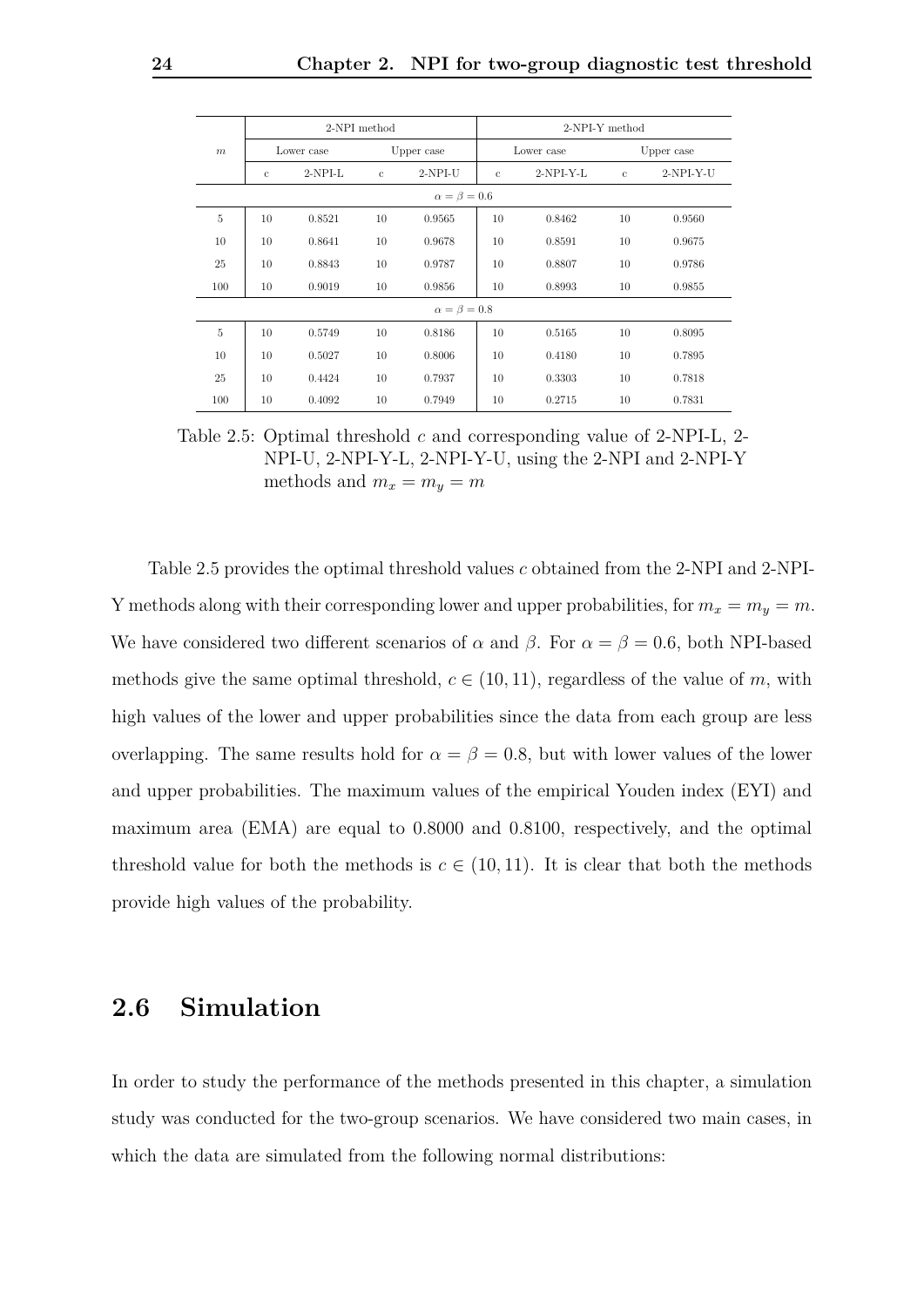| $m$ | 2-NPI method | | | | 2-NPI-Y method | | | |
|---|---|---|---|---|---|---|---|---|
| | Lower case | | Upper case | | Lower case | | Upper case | |
| | c | 2-NPI-L | c | 2-NPI-U | c | 2-NPI-Y-L | c | 2-NPI-Y-U |
| | | | | $\alpha = \beta = 0.6$ | | | | |
| 5 | 10 | 0.8521 | 10 | 0.9565 | 10 | 0.8462 | 10 | 0.9560 |
| 10 | 10 | 0.8641 | 10 | 0.9678 | 10 | 0.8591 | 10 | 0.9675 |
| 25 | 10 | 0.8843 | 10 | 0.9787 | 10 | 0.8807 | 10 | 0.9786 |
| 100 | 10 | 0.9019 | 10 | 0.9856 | 10 | 0.8993 | 10 | 0.9855 |
| | | | | $\alpha = \beta = 0.8$ | | | | |
| 5 | 10 | 0.5749 | 10 | 0.8186 | 10 | 0.5165 | 10 | 0.8095 |
| 10 | 10 | 0.5027 | 10 | 0.8006 | 10 | 0.4180 | 10 | 0.7895 |
| 25 | 10 | 0.4424 | 10 | 0.7937 | 10 | 0.3303 | 10 | 0.7818 |
| 100 | 10 | 0.4092 | 10 | 0.7949 | 10 | 0.2715 | 10 | 0.7831 |

Table 2.5: Optimal threshold $c$ and corresponding value of 2-NPI-L, 2-NPI-U, 2-NPI-Y-L, 2-NPI-Y-U, using the 2-NPI and 2-NPI-Y methods and $m_x = m_y = m$

Table 2.5 provides the optimal threshold values $c$ obtained from the 2-NPI and 2-NPI-Y methods along with their corresponding lower and upper probabilities, for $m_x = m_y = m$. We have considered two different scenarios of $\alpha$ and $\beta$. For $\alpha = \beta = 0.6$, both NPI-based methods give the same optimal threshold, $c \in (10, 11)$, regardless of the value of $m$, with high values of the lower and upper probabilities since the data from each group are less overlapping. The same results hold for $\alpha = \beta = 0.8$, but with lower values of the lower and upper probabilities. The maximum values of the empirical Youden index (EYI) and maximum area (EMA) are equal to 0.8000 and 0.8100, respectively, and the optimal threshold value for both the methods is $c \in (10, 11)$. It is clear that both the methods provide high values of the probability.

## 2.6 Simulation

In order to study the performance of the methods presented in this chapter, a simulation study was conducted for the two-group scenarios. We have considered two main cases, in which the data are simulated from the following normal distributions: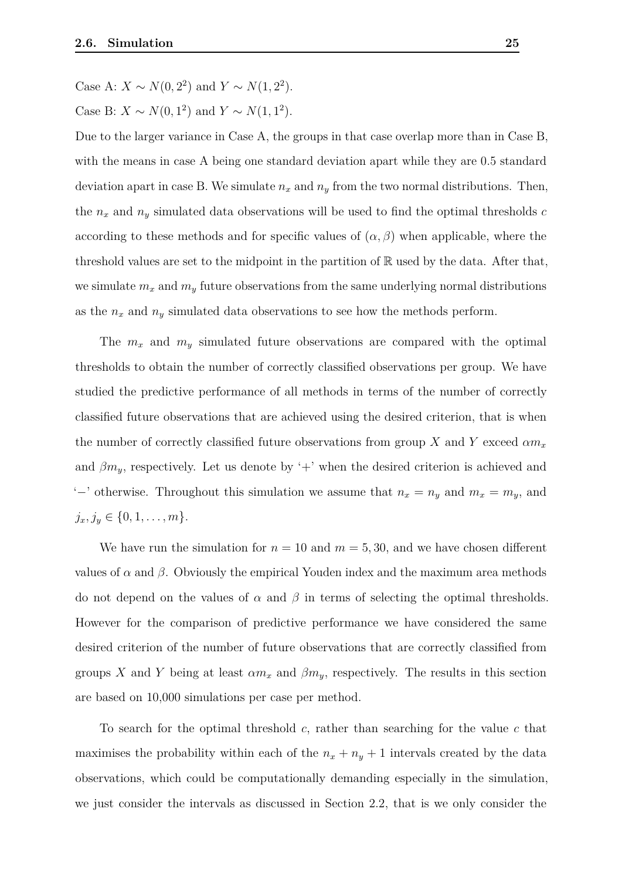Case A: $X \sim N(0, 2^2)$ and $Y \sim N(1, 2^2)$.

Case B: $X \sim N(0, 1^2)$ and $Y \sim N(1, 1^2)$.

Due to the larger variance in Case A, the groups in that case overlap more than in Case B, with the means in case A being one standard deviation apart while they are 0.5 standard deviation apart in case B. We simulate $n_x$ and $n_y$ from the two normal distributions. Then, the $n_x$ and $n_y$ simulated data observations will be used to find the optimal thresholds $c$ according to these methods and for specific values of $(\alpha, \beta)$ when applicable, where the threshold values are set to the midpoint in the partition of $\mathbb{R}$ used by the data. After that, we simulate $m_x$ and $m_y$ future observations from the same underlying normal distributions as the $n_x$ and $n_y$ simulated data observations to see how the methods perform.

The $m_x$ and $m_y$ simulated future observations are compared with the optimal thresholds to obtain the number of correctly classified observations per group. We have studied the predictive performance of all methods in terms of the number of correctly classified future observations that are achieved using the desired criterion, that is when the number of correctly classified future observations from group $X$ and $Y$ exceed $\alpha m_x$ and $\beta m_y$, respectively. Let us denote by '$+$' when the desired criterion is achieved and '$-$' otherwise. Throughout this simulation we assume that $n_x = n_y$ and $m_x = m_y$, and $j_x, j_y \in \{0, 1, \ldots, m\}$.

We have run the simulation for $n = 10$ and $m = 5, 30$, and we have chosen different values of $\alpha$ and $\beta$. Obviously the empirical Youden index and the maximum area methods do not depend on the values of $\alpha$ and $\beta$ in terms of selecting the optimal thresholds. However for the comparison of predictive performance we have considered the same desired criterion of the number of future observations that are correctly classified from groups $X$ and $Y$ being at least $\alpha m_x$ and $\beta m_y$, respectively. The results in this section are based on 10,000 simulations per case per method.

To search for the optimal threshold $c$, rather than searching for the value $c$ that maximises the probability within each of the $n_x + n_y + 1$ intervals created by the data observations, which could be computationally demanding especially in the simulation, we just consider the intervals as discussed in Section 2.2, that is we only consider the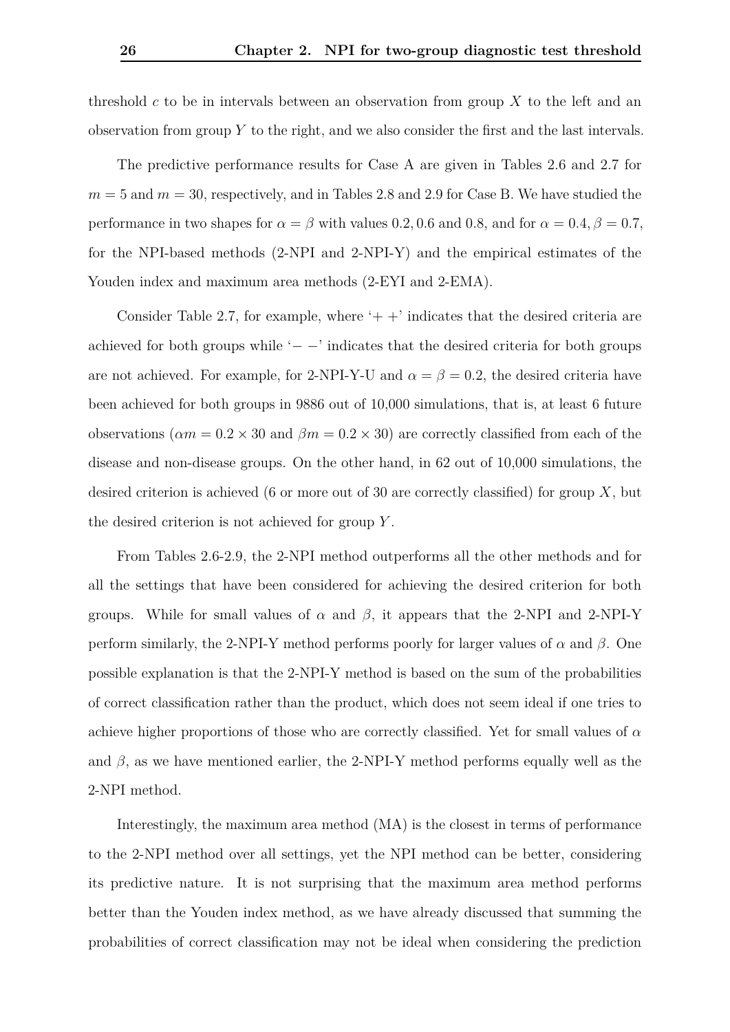threshold $c$ to be in intervals between an observation from group $X$ to the left and an observation from group $Y$ to the right, and we also consider the first and the last intervals.

The predictive performance results for Case A are given in Tables 2.6 and 2.7 for $m = 5$ and $m = 30$, respectively, and in Tables 2.8 and 2.9 for Case B. We have studied the performance in two shapes for $\alpha = \beta$ with values $0.2, 0.6$ and $0.8$, and for $\alpha = 0.4, \beta = 0.7$, for the NPI-based methods (2-NPI and 2-NPI-Y) and the empirical estimates of the Youden index and maximum area methods (2-EYI and 2-EMA).

Consider Table 2.7, for example, where '$+ +$' indicates that the desired criteria are achieved for both groups while '$- -$' indicates that the desired criteria for both groups are not achieved. For example, for 2-NPI-Y-U and $\alpha = \beta = 0.2$, the desired criteria have been achieved for both groups in 9886 out of 10,000 simulations, that is, at least 6 future observations ($\alpha m = 0.2 \times 30$ and $\beta m = 0.2 \times 30$) are correctly classified from each of the disease and non-disease groups. On the other hand, in 62 out of 10,000 simulations, the desired criterion is achieved (6 or more out of 30 are correctly classified) for group $X$, but the desired criterion is not achieved for group $Y$.

From Tables 2.6-2.9, the 2-NPI method outperforms all the other methods and for all the settings that have been considered for achieving the desired criterion for both groups. While for small values of $\alpha$ and $\beta$, it appears that the 2-NPI and 2-NPI-Y perform similarly, the 2-NPI-Y method performs poorly for larger values of $\alpha$ and $\beta$. One possible explanation is that the 2-NPI-Y method is based on the sum of the probabilities of correct classification rather than the product, which does not seem ideal if one tries to achieve higher proportions of those who are correctly classified. Yet for small values of $\alpha$ and $\beta$, as we have mentioned earlier, the 2-NPI-Y method performs equally well as the 2-NPI method.

Interestingly, the maximum area method (MA) is the closest in terms of performance to the 2-NPI method over all settings, yet the NPI method can be better, considering its predictive nature. It is not surprising that the maximum area method performs better than the Youden index method, as we have already discussed that summing the probabilities of correct classification may not be ideal when considering the prediction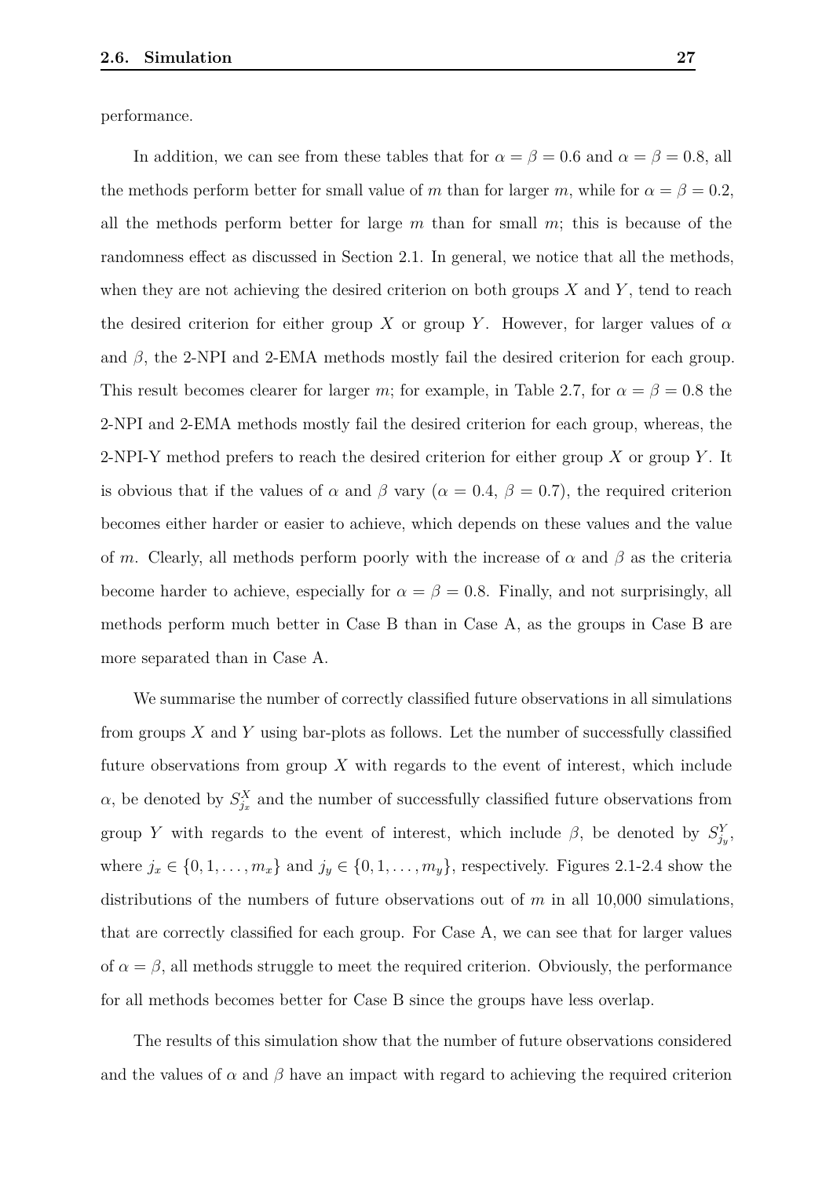performance.

In addition, we can see from these tables that for $\alpha = \beta = 0.6$ and $\alpha = \beta = 0.8$, all the methods perform better for small value of $m$ than for larger $m$, while for $\alpha = \beta = 0.2$, all the methods perform better for large $m$ than for small $m$; this is because of the randomness effect as discussed in Section 2.1. In general, we notice that all the methods, when they are not achieving the desired criterion on both groups $X$ and $Y$, tend to reach the desired criterion for either group $X$ or group $Y$. However, for larger values of $\alpha$ and $\beta$, the 2-NPI and 2-EMA methods mostly fail the desired criterion for each group. This result becomes clearer for larger $m$; for example, in Table 2.7, for $\alpha = \beta = 0.8$ the 2-NPI and 2-EMA methods mostly fail the desired criterion for each group, whereas, the 2-NPI-Y method prefers to reach the desired criterion for either group $X$ or group $Y$. It is obvious that if the values of $\alpha$ and $\beta$ vary ($\alpha = 0.4$, $\beta = 0.7$), the required criterion becomes either harder or easier to achieve, which depends on these values and the value of $m$. Clearly, all methods perform poorly with the increase of $\alpha$ and $\beta$ as the criteria become harder to achieve, especially for $\alpha = \beta = 0.8$. Finally, and not surprisingly, all methods perform much better in Case B than in Case A, as the groups in Case B are more separated than in Case A.

We summarise the number of correctly classified future observations in all simulations from groups $X$ and $Y$ using bar-plots as follows. Let the number of successfully classified future observations from group $X$ with regards to the event of interest, which include $\alpha$, be denoted by $S^X_{j_x}$ and the number of successfully classified future observations from group $Y$ with regards to the event of interest, which include $\beta$, be denoted by $S^Y_{j_y}$, where $j_x \in \{0, 1, \ldots, m_x\}$ and $j_y \in \{0, 1, \ldots, m_y\}$, respectively. Figures 2.1-2.4 show the distributions of the numbers of future observations out of $m$ in all 10,000 simulations, that are correctly classified for each group. For Case A, we can see that for larger values of $\alpha = \beta$, all methods struggle to meet the required criterion. Obviously, the performance for all methods becomes better for Case B since the groups have less overlap.

The results of this simulation show that the number of future observations considered and the values of $\alpha$ and $\beta$ have an impact with regard to achieving the required criterion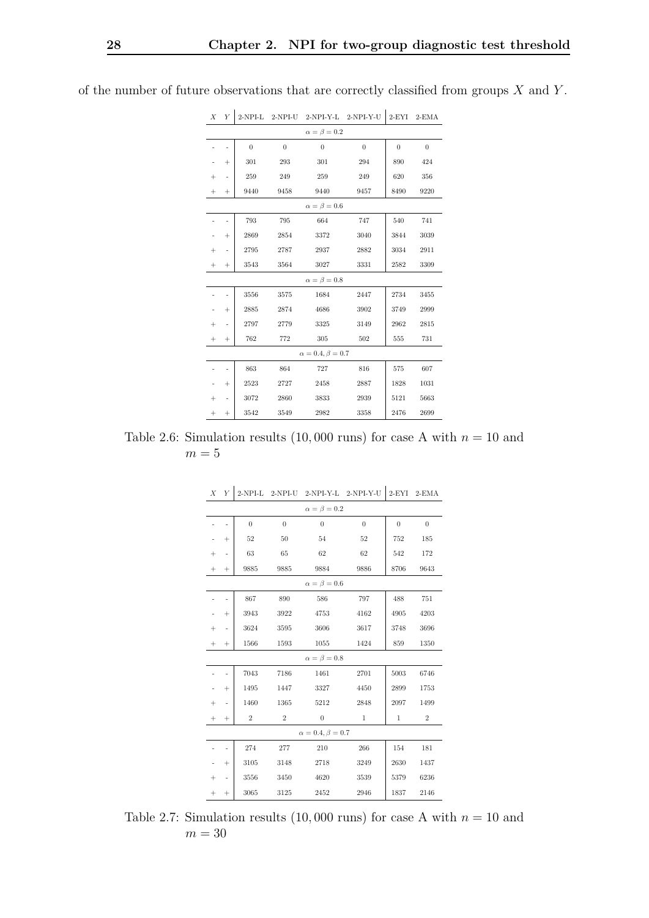of the number of future observations that are correctly classified from groups $X$ and $Y$.

| $X$ | $Y$ | 2-NPI-L | 2-NPI-U | 2-NPI-Y-L | 2-NPI-Y-U | 2-EYI | 2-EMA |
|---|---|---|---|---|---|---|---|
| | | | | $\alpha = \beta = 0.2$ | | | |
| - | - | 0 | 0 | 0 | 0 | 0 | 0 |
| - | + | 301 | 293 | 301 | 294 | 890 | 424 |
| + | - | 259 | 249 | 259 | 249 | 620 | 356 |
| + | + | 9440 | 9458 | 9440 | 9457 | 8490 | 9220 |
| | | | | $\alpha = \beta = 0.6$ | | | |
| - | - | 793 | 795 | 664 | 747 | 540 | 741 |
| - | + | 2869 | 2854 | 3372 | 3040 | 3844 | 3039 |
| + | - | 2795 | 2787 | 2937 | 2882 | 3034 | 2911 |
| + | + | 3543 | 3564 | 3027 | 3331 | 2582 | 3309 |
| | | | | $\alpha = \beta = 0.8$ | | | |
| - | - | 3556 | 3575 | 1684 | 2447 | 2734 | 3455 |
| - | + | 2885 | 2874 | 4686 | 3902 | 3749 | 2999 |
| + | - | 2797 | 2779 | 3325 | 3149 | 2962 | 2815 |
| + | + | 762 | 772 | 305 | 502 | 555 | 731 |
| | | | | $\alpha = 0.4, \beta = 0.7$ | | | |
| - | - | 863 | 864 | 727 | 816 | 575 | 607 |
| - | + | 2523 | 2727 | 2458 | 2887 | 1828 | 1031 |
| + | - | 3072 | 2860 | 3833 | 2939 | 5121 | 5663 |
| + | + | 3542 | 3549 | 2982 | 3358 | 2476 | 2699 |

Table 2.6: Simulation results (10, 000 runs) for case A with $n = 10$ and $m = 5$

| $X$ | $Y$ | 2-NPI-L | 2-NPI-U | 2-NPI-Y-L | 2-NPI-Y-U | 2-EYI | 2-EMA |
|---|---|---|---|---|---|---|---|
| | | | | $\alpha = \beta = 0.2$ | | | |
| - | - | 0 | 0 | 0 | 0 | 0 | 0 |
| - | + | 52 | 50 | 54 | 52 | 752 | 185 |
| + | - | 63 | 65 | 62 | 62 | 542 | 172 |
| + | + | 9885 | 9885 | 9884 | 9886 | 8706 | 9643 |
| | | | | $\alpha = \beta = 0.6$ | | | |
| - | - | 867 | 890 | 586 | 797 | 488 | 751 |
| - | + | 3943 | 3922 | 4753 | 4162 | 4905 | 4203 |
| + | - | 3624 | 3595 | 3606 | 3617 | 3748 | 3696 |
| + | + | 1566 | 1593 | 1055 | 1424 | 859 | 1350 |
| | | | | $\alpha = \beta = 0.8$ | | | |
| - | - | 7043 | 7186 | 1461 | 2701 | 5003 | 6746 |
| - | + | 1495 | 1447 | 3327 | 4450 | 2899 | 1753 |
| + | - | 1460 | 1365 | 5212 | 2848 | 2097 | 1499 |
| + | + | 2 | 2 | 0 | 1 | 1 | 2 |
| | | | | $\alpha = 0.4, \beta = 0.7$ | | | |
| - | - | 274 | 277 | 210 | 266 | 154 | 181 |
| - | + | 3105 | 3148 | 2718 | 3249 | 2630 | 1437 |
| + | - | 3556 | 3450 | 4620 | 3539 | 5379 | 6236 |
| + | + | 3065 | 3125 | 2452 | 2946 | 1837 | 2146 |

Table 2.7: Simulation results (10, 000 runs) for case A with $n = 10$ and $m = 30$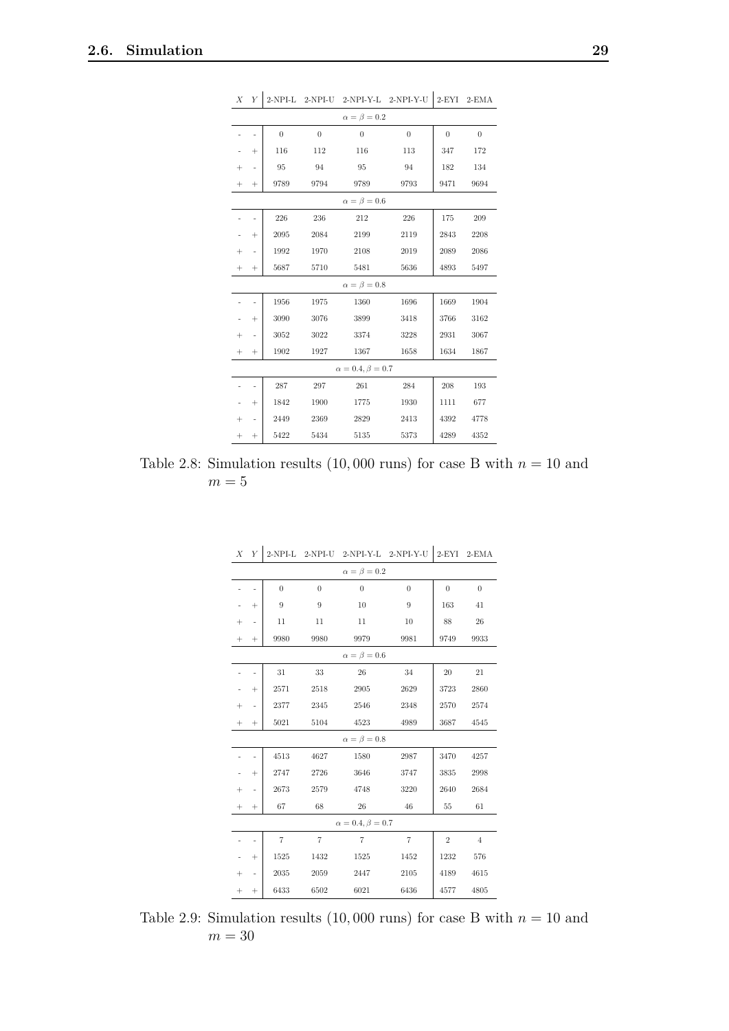| $X$ | $Y$ | 2-NPI-L | 2-NPI-U | 2-NPI-Y-L | 2-NPI-Y-U | 2-EYI | 2-EMA |
|---|---|---|---|---|---|---|---|
| $\alpha = \beta = 0.2$ | | | | | | | |
| - | - | 0 | 0 | 0 | 0 | 0 | 0 |
| - | + | 116 | 112 | 116 | 113 | 347 | 172 |
| + | - | 95 | 94 | 95 | 94 | 182 | 134 |
| + | + | 9789 | 9794 | 9789 | 9793 | 9471 | 9694 |
| $\alpha = \beta = 0.6$ | | | | | | | |
| - | - | 226 | 236 | 212 | 226 | 175 | 209 |
| - | + | 2095 | 2084 | 2199 | 2119 | 2843 | 2208 |
| + | - | 1992 | 1970 | 2108 | 2019 | 2089 | 2086 |
| + | + | 5687 | 5710 | 5481 | 5636 | 4893 | 5497 |
| $\alpha = \beta = 0.8$ | | | | | | | |
| - | - | 1956 | 1975 | 1360 | 1696 | 1669 | 1904 |
| - | + | 3090 | 3076 | 3899 | 3418 | 3766 | 3162 |
| + | - | 3052 | 3022 | 3374 | 3228 | 2931 | 3067 |
| + | + | 1902 | 1927 | 1367 | 1658 | 1634 | 1867 |
| $\alpha = 0.4, \beta = 0.7$ | | | | | | | |
| - | - | 287 | 297 | 261 | 284 | 208 | 193 |
| - | + | 1842 | 1900 | 1775 | 1930 | 1111 | 677 |
| + | - | 2449 | 2369 | 2829 | 2413 | 4392 | 4778 |
| + | + | 5422 | 5434 | 5135 | 5373 | 4289 | 4352 |

Table 2.8: Simulation results (10,000 runs) for case B with $n = 10$ and $m = 5$

| $X$ | $Y$ | 2-NPI-L | 2-NPI-U | 2-NPI-Y-L | 2-NPI-Y-U | 2-EYI | 2-EMA |
|---|---|---|---|---|---|---|---|
| $\alpha = \beta = 0.2$ | | | | | | | |
| - | - | 0 | 0 | 0 | 0 | 0 | 0 |
| - | + | 9 | 9 | 10 | 9 | 163 | 41 |
| + | - | 11 | 11 | 11 | 10 | 88 | 26 |
| + | + | 9980 | 9980 | 9979 | 9981 | 9749 | 9933 |
| $\alpha = \beta = 0.6$ | | | | | | | |
| - | - | 31 | 33 | 26 | 34 | 20 | 21 |
| - | + | 2571 | 2518 | 2905 | 2629 | 3723 | 2860 |
| + | - | 2377 | 2345 | 2546 | 2348 | 2570 | 2574 |
| + | + | 5021 | 5104 | 4523 | 4989 | 3687 | 4545 |
| $\alpha = \beta = 0.8$ | | | | | | | |
| - | - | 4513 | 4627 | 1580 | 2987 | 3470 | 4257 |
| - | + | 2747 | 2726 | 3646 | 3747 | 3835 | 2998 |
| + | - | 2673 | 2579 | 4748 | 3220 | 2640 | 2684 |
| + | + | 67 | 68 | 26 | 46 | 55 | 61 |
| $\alpha = 0.4, \beta = 0.7$ | | | | | | | |
| - | - | 7 | 7 | 7 | 7 | 2 | 4 |
| - | + | 1525 | 1432 | 1525 | 1452 | 1232 | 576 |
| + | - | 2035 | 2059 | 2447 | 2105 | 4189 | 4615 |
| + | + | 6433 | 6502 | 6021 | 6436 | 4577 | 4805 |

Table 2.9: Simulation results (10,000 runs) for case B with $n = 10$ and $m = 30$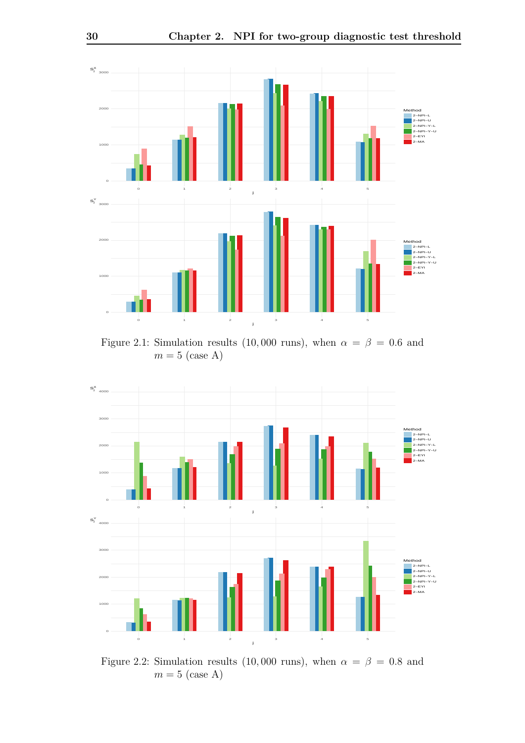Figure 2.1: Simulation results (10,000 runs), when $\alpha = \beta = 0.6$ and $m = 5$ (case A)

Figure 2.2: Simulation results (10,000 runs), when $\alpha = \beta = 0.8$ and $m = 5$ (case A)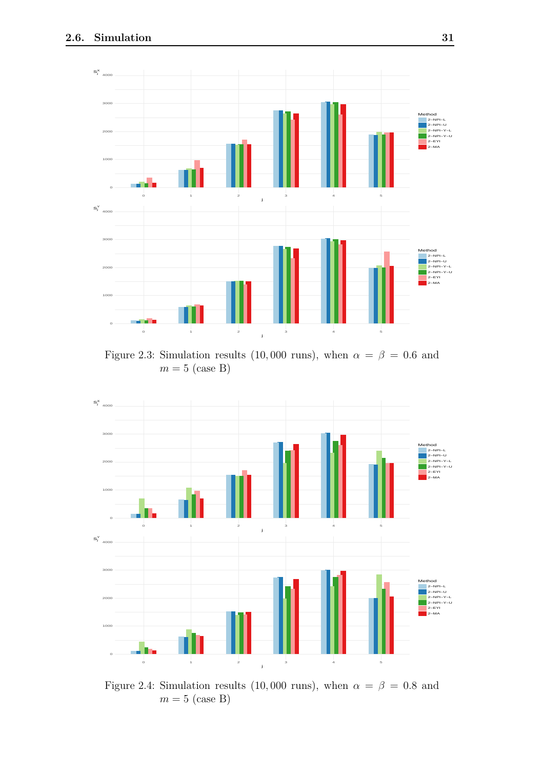Figure 2.3: Simulation results (10,000 runs), when $\alpha = \beta = 0.6$ and $m = 5$ (case B)

Figure 2.4: Simulation results (10,000 runs), when $\alpha = \beta = 0.8$ and $m = 5$ (case B)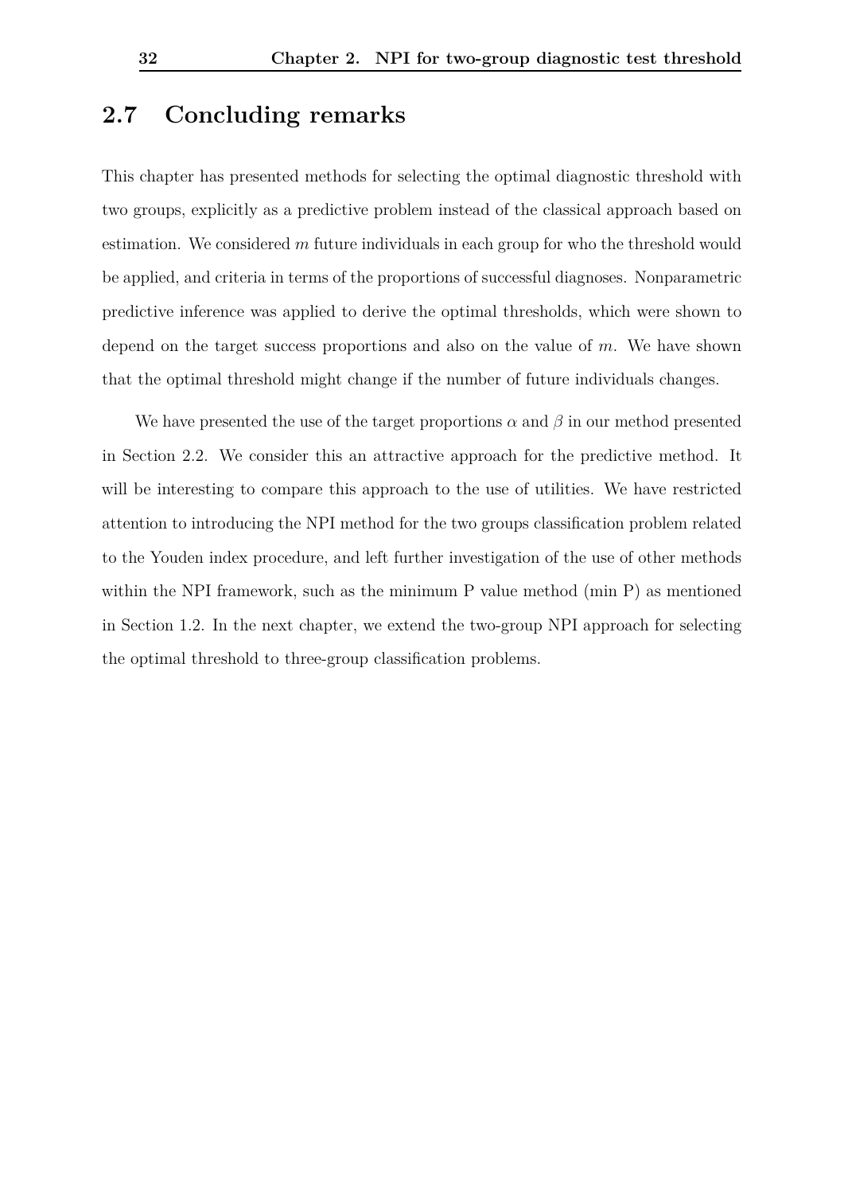## 2.7 Concluding remarks

This chapter has presented methods for selecting the optimal diagnostic threshold with two groups, explicitly as a predictive problem instead of the classical approach based on estimation. We considered $m$ future individuals in each group for who the threshold would be applied, and criteria in terms of the proportions of successful diagnoses. Nonparametric predictive inference was applied to derive the optimal thresholds, which were shown to depend on the target success proportions and also on the value of $m$. We have shown that the optimal threshold might change if the number of future individuals changes.

We have presented the use of the target proportions $\alpha$ and $\beta$ in our method presented in Section 2.2. We consider this an attractive approach for the predictive method. It will be interesting to compare this approach to the use of utilities. We have restricted attention to introducing the NPI method for the two groups classification problem related to the Youden index procedure, and left further investigation of the use of other methods within the NPI framework, such as the minimum P value method (min P) as mentioned in Section 1.2. In the next chapter, we extend the two-group NPI approach for selecting the optimal threshold to three-group classification problems.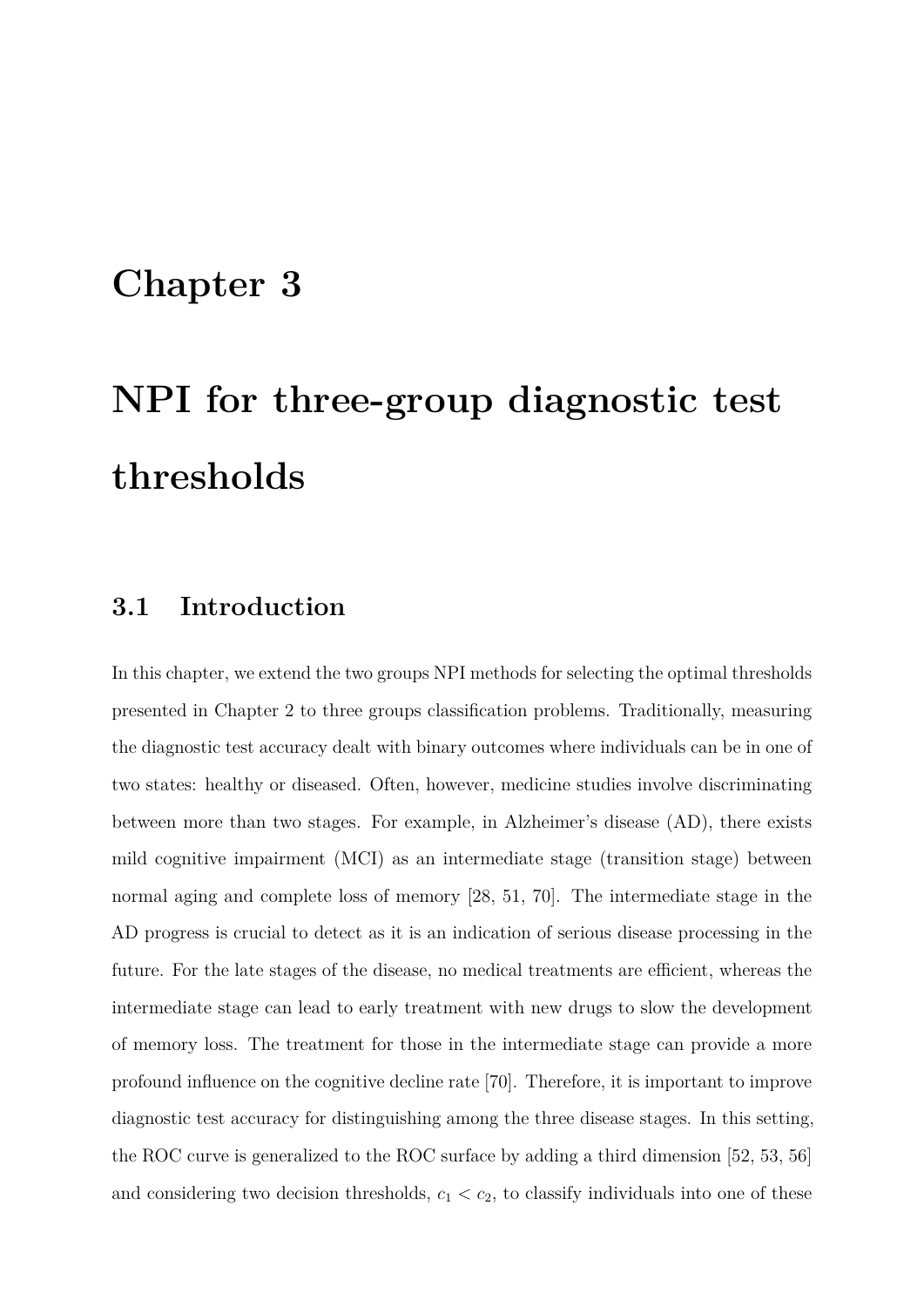# Chapter 3

# NPI for three-group diagnostic test thresholds

## 3.1 Introduction

In this chapter, we extend the two groups NPI methods for selecting the optimal thresholds presented in Chapter 2 to three groups classification problems. Traditionally, measuring the diagnostic test accuracy dealt with binary outcomes where individuals can be in one of two states: healthy or diseased. Often, however, medicine studies involve discriminating between more than two stages. For example, in Alzheimer's disease (AD), there exists mild cognitive impairment (MCI) as an intermediate stage (transition stage) between normal aging and complete loss of memory [28, 51, 70]. The intermediate stage in the AD progress is crucial to detect as it is an indication of serious disease processing in the future. For the late stages of the disease, no medical treatments are efficient, whereas the intermediate stage can lead to early treatment with new drugs to slow the development of memory loss. The treatment for those in the intermediate stage can provide a more profound influence on the cognitive decline rate [70]. Therefore, it is important to improve diagnostic test accuracy for distinguishing among the three disease stages. In this setting, the ROC curve is generalized to the ROC surface by adding a third dimension [52, 53, 56] and considering two decision thresholds, $c_1 < c_2$, to classify individuals into one of these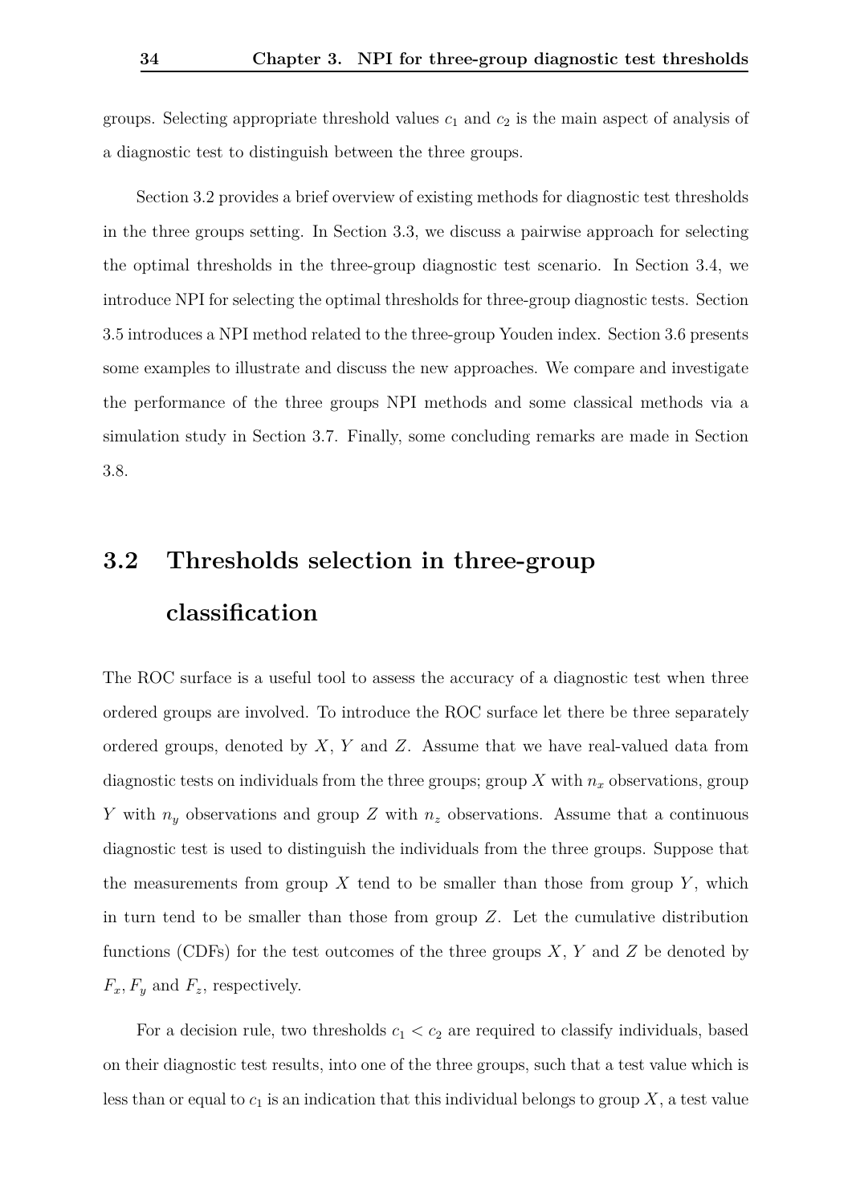groups. Selecting appropriate threshold values $c_1$ and $c_2$ is the main aspect of analysis of a diagnostic test to distinguish between the three groups.

Section 3.2 provides a brief overview of existing methods for diagnostic test thresholds in the three groups setting. In Section 3.3, we discuss a pairwise approach for selecting the optimal thresholds in the three-group diagnostic test scenario. In Section 3.4, we introduce NPI for selecting the optimal thresholds for three-group diagnostic tests. Section 3.5 introduces a NPI method related to the three-group Youden index. Section 3.6 presents some examples to illustrate and discuss the new approaches. We compare and investigate the performance of the three groups NPI methods and some classical methods via a simulation study in Section 3.7. Finally, some concluding remarks are made in Section 3.8.

## 3.2 Thresholds selection in three-group classification

The ROC surface is a useful tool to assess the accuracy of a diagnostic test when three ordered groups are involved. To introduce the ROC surface let there be three separately ordered groups, denoted by $X$, $Y$ and $Z$. Assume that we have real-valued data from diagnostic tests on individuals from the three groups; group $X$ with $n_x$ observations, group $Y$ with $n_y$ observations and group $Z$ with $n_z$ observations. Assume that a continuous diagnostic test is used to distinguish the individuals from the three groups. Suppose that the measurements from group $X$ tend to be smaller than those from group $Y$, which in turn tend to be smaller than those from group $Z$. Let the cumulative distribution functions (CDFs) for the test outcomes of the three groups $X$, $Y$ and $Z$ be denoted by $F_x$, $F_y$ and $F_z$, respectively.

For a decision rule, two thresholds $c_1 < c_2$ are required to classify individuals, based on their diagnostic test results, into one of the three groups, such that a test value which is less than or equal to $c_1$ is an indication that this individual belongs to group $X$, a test value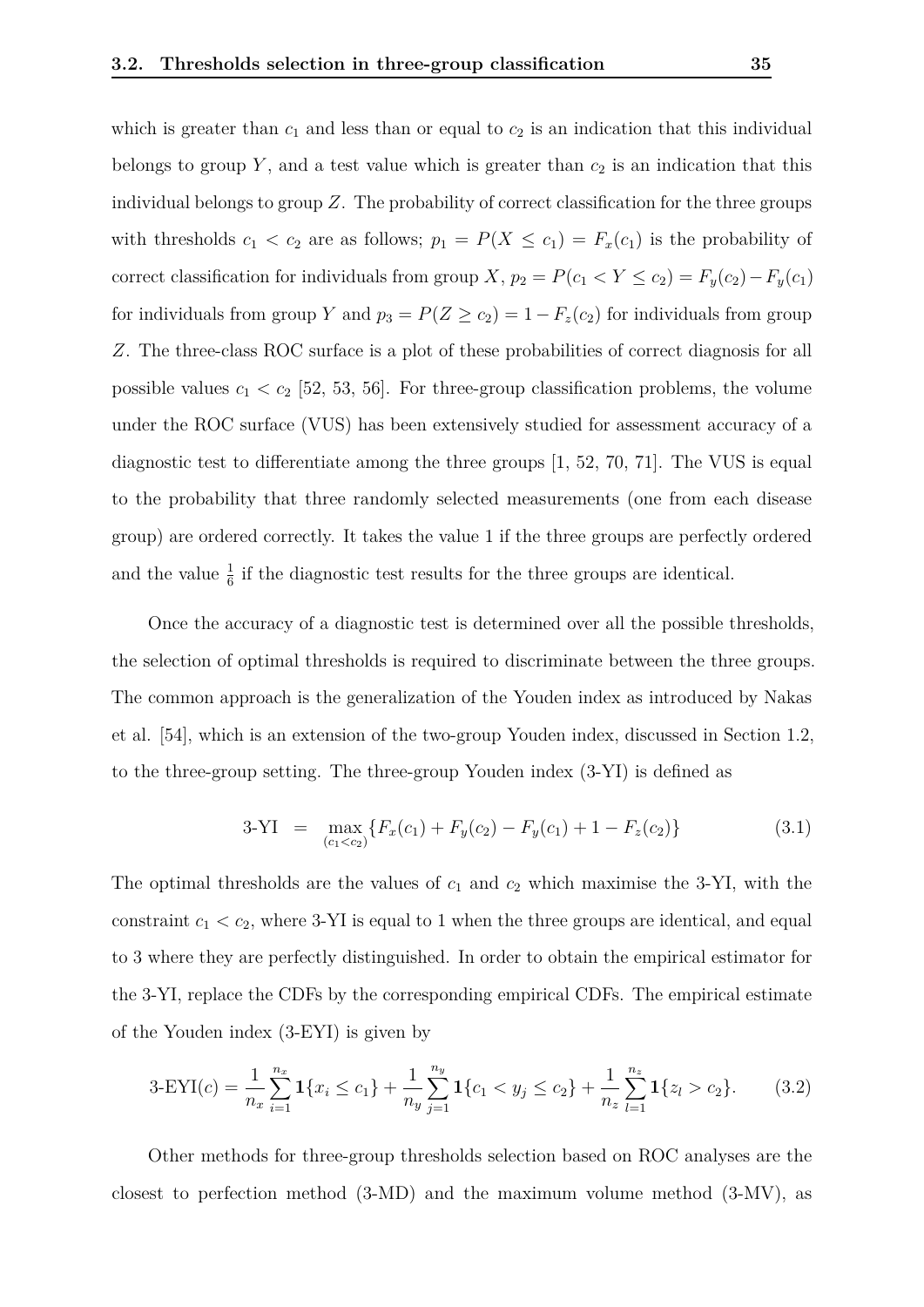which is greater than $c_1$ and less than or equal to $c_2$ is an indication that this individual belongs to group $Y$, and a test value which is greater than $c_2$ is an indication that this individual belongs to group $Z$. The probability of correct classification for the three groups with thresholds $c_1 < c_2$ are as follows; $p_1 = P(X \leq c_1) = F_x(c_1)$ is the probability of correct classification for individuals from group $X$, $p_2 = P(c_1 < Y \leq c_2) = F_y(c_2) - F_y(c_1)$ for individuals from group $Y$ and $p_3 = P(Z \geq c_2) = 1 - F_z(c_2)$ for individuals from group $Z$. The three-class ROC surface is a plot of these probabilities of correct diagnosis for all possible values $c_1 < c_2$ [52, 53, 56]. For three-group classification problems, the volume under the ROC surface (VUS) has been extensively studied for assessment accuracy of a diagnostic test to differentiate among the three groups [1, 52, 70, 71]. The VUS is equal to the probability that three randomly selected measurements (one from each disease group) are ordered correctly. It takes the value 1 if the three groups are perfectly ordered and the value $\frac{1}{6}$ if the diagnostic test results for the three groups are identical.

Once the accuracy of a diagnostic test is determined over all the possible thresholds, the selection of optimal thresholds is required to discriminate between the three groups. The common approach is the generalization of the Youden index as introduced by Nakas et al. [54], which is an extension of the two-group Youden index, discussed in Section 1.2, to the three-group setting. The three-group Youden index (3-YI) is defined as

$$\text{3-YI} \;=\; \max_{(c_1<c_2)} \{F_x(c_1) + F_y(c_2) - F_y(c_1) + 1 - F_z(c_2)\} \tag{3.1}$$

The optimal thresholds are the values of $c_1$ and $c_2$ which maximise the 3-YI, with the constraint $c_1 < c_2$, where 3-YI is equal to 1 when the three groups are identical, and equal to 3 where they are perfectly distinguished. In order to obtain the empirical estimator for the 3-YI, replace the CDFs by the corresponding empirical CDFs. The empirical estimate of the Youden index (3-EYI) is given by

$$\text{3-EYI}(c) = \frac{1}{n_x}\sum_{i=1}^{n_x} \mathbf{1}\{x_i \leq c_1\} + \frac{1}{n_y}\sum_{j=1}^{n_y} \mathbf{1}\{c_1 < y_j \leq c_2\} + \frac{1}{n_z}\sum_{l=1}^{n_z} \mathbf{1}\{z_l > c_2\}. \tag{3.2}$$

Other methods for three-group thresholds selection based on ROC analyses are the closest to perfection method (3-MD) and the maximum volume method (3-MV), as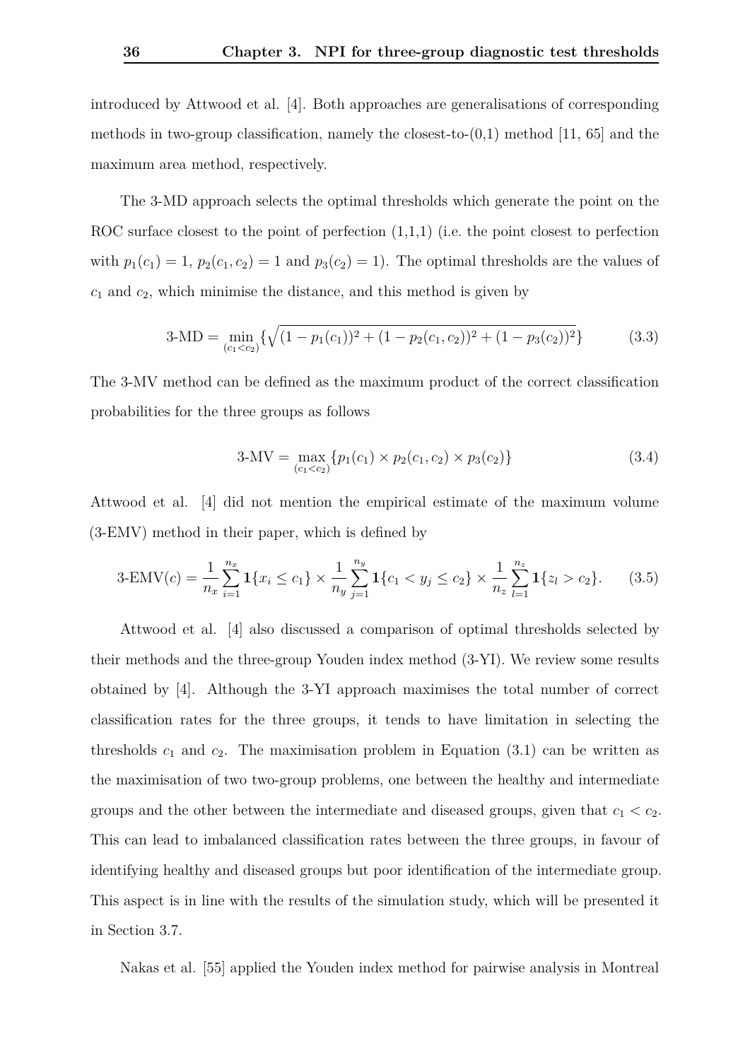introduced by Attwood et al. [4]. Both approaches are generalisations of corresponding methods in two-group classification, namely the closest-to-(0,1) method [11, 65] and the maximum area method, respectively.

The 3-MD approach selects the optimal thresholds which generate the point on the ROC surface closest to the point of perfection (1,1,1) (i.e. the point closest to perfection with $p_1(c_1) = 1$, $p_2(c_1, c_2) = 1$ and $p_3(c_2) = 1$). The optimal thresholds are the values of $c_1$ and $c_2$, which minimise the distance, and this method is given by

$$\text{3-MD} = \min_{(c_1<c_2)} \{\sqrt{(1 - p_1(c_1))^2 + (1 - p_2(c_1, c_2))^2 + (1 - p_3(c_2))^2}\} \tag{3.3}$$

The 3-MV method can be defined as the maximum product of the correct classification probabilities for the three groups as follows

$$\text{3-MV} = \max_{(c_1<c_2)} \{p_1(c_1) \times p_2(c_1, c_2) \times p_3(c_2)\} \tag{3.4}$$

Attwood et al. [4] did not mention the empirical estimate of the maximum volume (3-EMV) method in their paper, which is defined by

$$\text{3-EMV}(c) = \frac{1}{n_x}\sum_{i=1}^{n_x} \mathbf{1}\{x_i \leq c_1\} \times \frac{1}{n_y}\sum_{j=1}^{n_y} \mathbf{1}\{c_1 < y_j \leq c_2\} \times \frac{1}{n_z}\sum_{l=1}^{n_z} \mathbf{1}\{z_l > c_2\}. \tag{3.5}$$

Attwood et al. [4] also discussed a comparison of optimal thresholds selected by their methods and the three-group Youden index method (3-YI). We review some results obtained by [4]. Although the 3-YI approach maximises the total number of correct classification rates for the three groups, it tends to have limitation in selecting the thresholds $c_1$ and $c_2$. The maximisation problem in Equation (3.1) can be written as the maximisation of two two-group problems, one between the healthy and intermediate groups and the other between the intermediate and diseased groups, given that $c_1 < c_2$. This can lead to imbalanced classification rates between the three groups, in favour of identifying healthy and diseased groups but poor identification of the intermediate group. This aspect is in line with the results of the simulation study, which will be presented it in Section 3.7.

Nakas et al. [55] applied the Youden index method for pairwise analysis in Montreal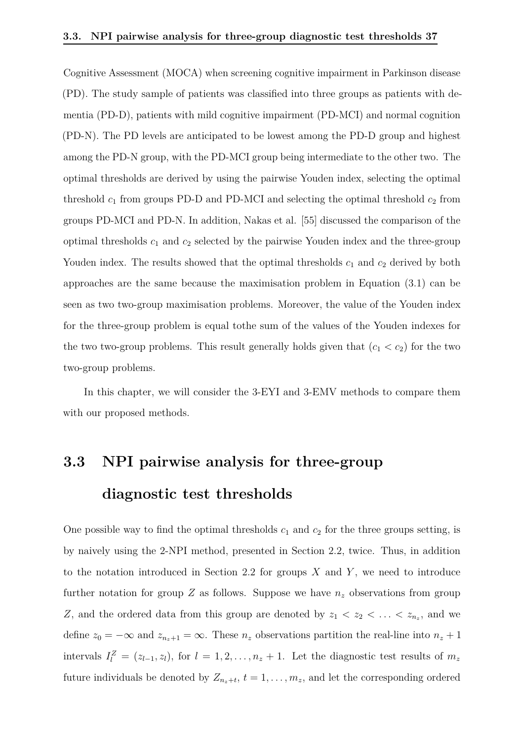Cognitive Assessment (MOCA) when screening cognitive impairment in Parkinson disease (PD). The study sample of patients was classified into three groups as patients with dementia (PD-D), patients with mild cognitive impairment (PD-MCI) and normal cognition (PD-N). The PD levels are anticipated to be lowest among the PD-D group and highest among the PD-N group, with the PD-MCI group being intermediate to the other two. The optimal thresholds are derived by using the pairwise Youden index, selecting the optimal threshold $c_1$ from groups PD-D and PD-MCI and selecting the optimal threshold $c_2$ from groups PD-MCI and PD-N. In addition, Nakas et al. [55] discussed the comparison of the optimal thresholds $c_1$ and $c_2$ selected by the pairwise Youden index and the three-group Youden index. The results showed that the optimal thresholds $c_1$ and $c_2$ derived by both approaches are the same because the maximisation problem in Equation (3.1) can be seen as two two-group maximisation problems. Moreover, the value of the Youden index for the three-group problem is equal tothe sum of the values of the Youden indexes for the two two-group problems. This result generally holds given that ($c_1 < c_2$) for the two two-group problems.

In this chapter, we will consider the 3-EYI and 3-EMV methods to compare them with our proposed methods.

## 3.3 NPI pairwise analysis for three-group diagnostic test thresholds

One possible way to find the optimal thresholds $c_1$ and $c_2$ for the three groups setting, is by naively using the 2-NPI method, presented in Section 2.2, twice. Thus, in addition to the notation introduced in Section 2.2 for groups $X$ and $Y$, we need to introduce further notation for group $Z$ as follows. Suppose we have $n_z$ observations from group $Z$, and the ordered data from this group are denoted by $z_1 < z_2 < \ldots < z_{n_z}$, and we define $z_0 = -\infty$ and $z_{n_z+1} = \infty$. These $n_z$ observations partition the real-line into $n_z + 1$ intervals $I_l^Z = (z_{l-1}, z_l)$, for $l = 1, 2, \ldots, n_z + 1$. Let the diagnostic test results of $m_z$ future individuals be denoted by $Z_{n_z+t}$, $t = 1, \ldots, m_z$, and let the corresponding ordered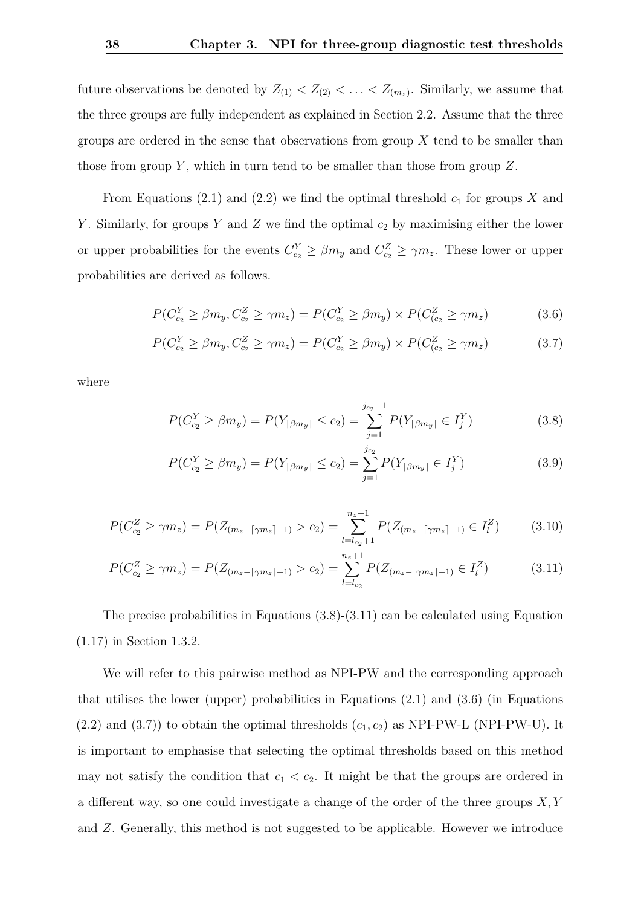future observations be denoted by $Z_{(1)} < Z_{(2)} < \ldots < Z_{(m_z)}$. Similarly, we assume that the three groups are fully independent as explained in Section 2.2. Assume that the three groups are ordered in the sense that observations from group $X$ tend to be smaller than those from group $Y$, which in turn tend to be smaller than those from group $Z$.

From Equations (2.1) and (2.2) we find the optimal threshold $c_1$ for groups $X$ and $Y$. Similarly, for groups $Y$ and $Z$ we find the optimal $c_2$ by maximising either the lower or upper probabilities for the events $C^Y_{c_2} \geq \beta m_y$ and $C^Z_{c_2} \geq \gamma m_z$. These lower or upper probabilities are derived as follows.

$$\underline{P}(C^Y_{c_2} \geq \beta m_y, C^Z_{c_2} \geq \gamma m_z) = \underline{P}(C^Y_{c_2} \geq \beta m_y) \times \underline{P}(C^Z_{(c_2} \geq \gamma m_z) \tag{3.6}$$

$$\overline{P}(C^Y_{c_2} \geq \beta m_y, C^Z_{c_2} \geq \gamma m_z) = \overline{P}(C^Y_{c_2} \geq \beta m_y) \times \overline{P}(C^Z_{(c_2} \geq \gamma m_z) \tag{3.7}$$

where

$$\underline{P}(C^Y_{c_2} \geq \beta m_y) = \underline{P}(Y_{\lceil \beta m_y \rceil} \leq c_2) = \sum_{j=1}^{j_{c_2}-1} P(Y_{\lceil \beta m_y \rceil} \in I^Y_j) \tag{3.8}$$

$$\overline{P}(C^Y_{c_2} \geq \beta m_y) = \overline{P}(Y_{\lceil \beta m_y \rceil} \leq c_2) = \sum_{j=1}^{j_{c_2}} P(Y_{\lceil \beta m_y \rceil} \in I^Y_j) \tag{3.9}$$

$$\underline{P}(C^Z_{c_2} \geq \gamma m_z) = \underline{P}(Z_{(m_z - \lceil \gamma m_z \rceil + 1)} > c_2) = \sum_{l=l_{c_2}+1}^{n_z+1} P(Z_{(m_z - \lceil \gamma m_z \rceil + 1)} \in I^Z_l) \tag{3.10}$$

$$\overline{P}(C^Z_{c_2} \geq \gamma m_z) = \overline{P}(Z_{(m_z - \lceil \gamma m_z \rceil + 1)} > c_2) = \sum_{l=l_{c_2}}^{n_z+1} P(Z_{(m_z - \lceil \gamma m_z \rceil + 1)} \in I^Z_l) \tag{3.11}$$

The precise probabilities in Equations (3.8)-(3.11) can be calculated using Equation (1.17) in Section 1.3.2.

We will refer to this pairwise method as NPI-PW and the corresponding approach that utilises the lower (upper) probabilities in Equations (2.1) and (3.6) (in Equations (2.2) and (3.7)) to obtain the optimal thresholds $(c_1, c_2)$ as NPI-PW-L (NPI-PW-U). It is important to emphasise that selecting the optimal thresholds based on this method may not satisfy the condition that $c_1 < c_2$. It might be that the groups are ordered in a different way, so one could investigate a change of the order of the three groups $X, Y$ and $Z$. Generally, this method is not suggested to be applicable. However we introduce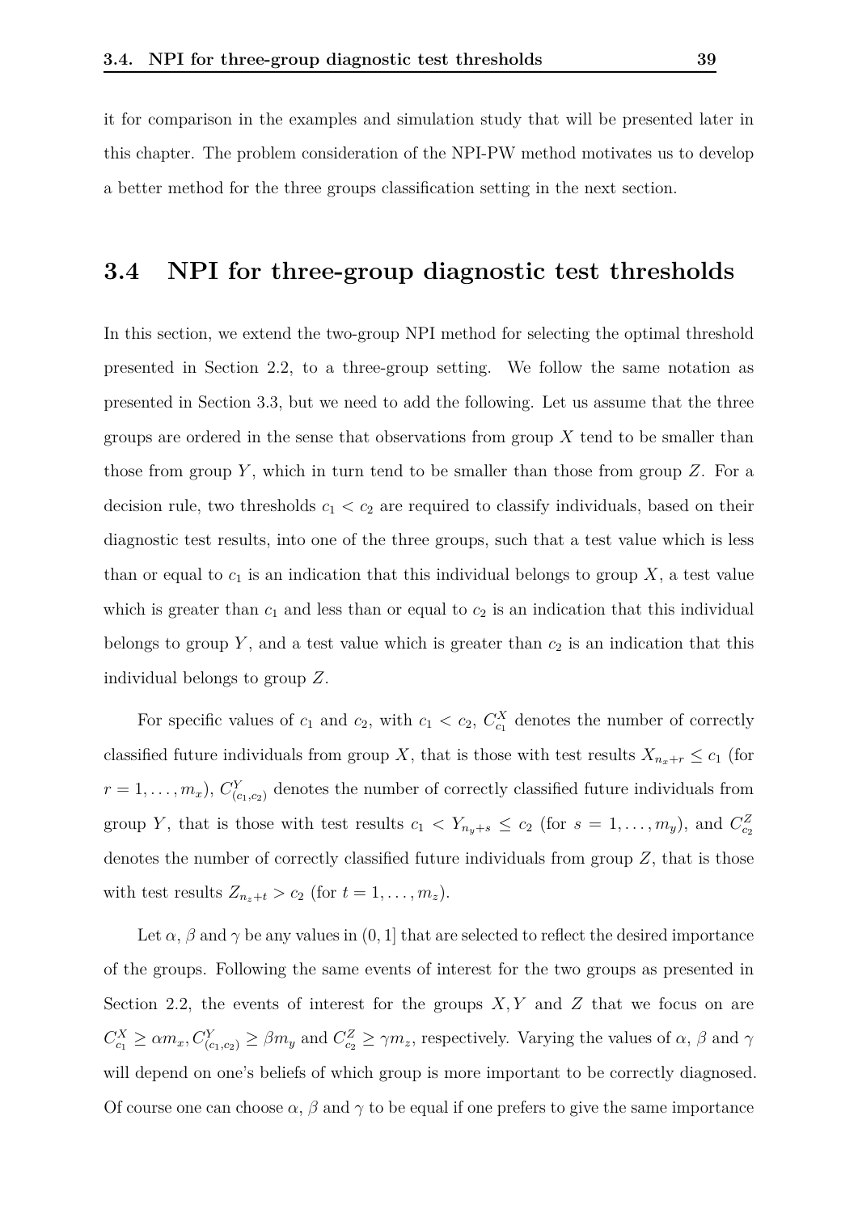it for comparison in the examples and simulation study that will be presented later in this chapter. The problem consideration of the NPI-PW method motivates us to develop a better method for the three groups classification setting in the next section.

## 3.4 NPI for three-group diagnostic test thresholds

In this section, we extend the two-group NPI method for selecting the optimal threshold presented in Section 2.2, to a three-group setting. We follow the same notation as presented in Section 3.3, but we need to add the following. Let us assume that the three groups are ordered in the sense that observations from group $X$ tend to be smaller than those from group $Y$, which in turn tend to be smaller than those from group $Z$. For a decision rule, two thresholds $c_1 < c_2$ are required to classify individuals, based on their diagnostic test results, into one of the three groups, such that a test value which is less than or equal to $c_1$ is an indication that this individual belongs to group $X$, a test value which is greater than $c_1$ and less than or equal to $c_2$ is an indication that this individual belongs to group $Y$, and a test value which is greater than $c_2$ is an indication that this individual belongs to group $Z$.

For specific values of $c_1$ and $c_2$, with $c_1 < c_2$, $C^X_{c_1}$ denotes the number of correctly classified future individuals from group $X$, that is those with test results $X_{n_x+r} \leq c_1$ (for $r = 1, \dots, m_x$), $C^Y_{(c_1,c_2)}$ denotes the number of correctly classified future individuals from group $Y$, that is those with test results $c_1 < Y_{n_y+s} \leq c_2$ (for $s = 1, \dots, m_y$), and $C^Z_{c_2}$ denotes the number of correctly classified future individuals from group $Z$, that is those with test results $Z_{n_z+t} > c_2$ (for $t = 1, \dots, m_z$).

Let $\alpha$, $\beta$ and $\gamma$ be any values in $(0, 1]$ that are selected to reflect the desired importance of the groups. Following the same events of interest for the two groups as presented in Section 2.2, the events of interest for the groups $X, Y$ and $Z$ that we focus on are $C^X_{c_1} \geq \alpha m_x, C^Y_{(c_1,c_2)} \geq \beta m_y$ and $C^Z_{c_2} \geq \gamma m_z$, respectively. Varying the values of $\alpha$, $\beta$ and $\gamma$ will depend on one's beliefs of which group is more important to be correctly diagnosed. Of course one can choose $\alpha$, $\beta$ and $\gamma$ to be equal if one prefers to give the same importance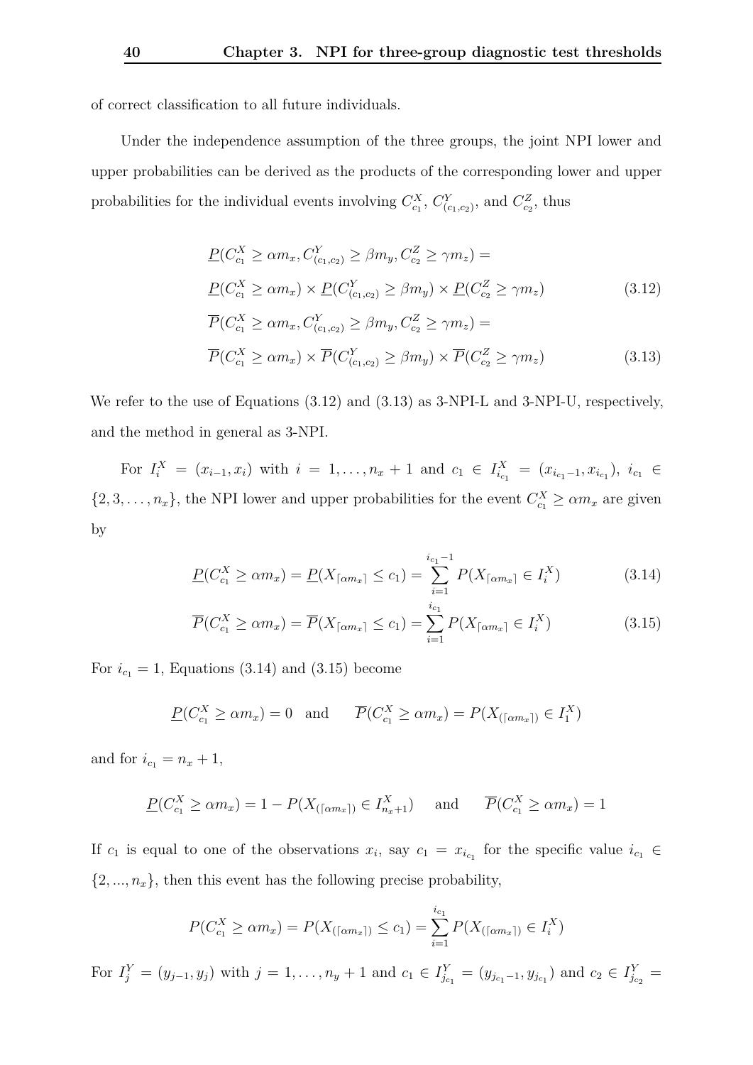of correct classification to all future individuals.

Under the independence assumption of the three groups, the joint NPI lower and upper probabilities can be derived as the products of the corresponding lower and upper probabilities for the individual events involving $C^X_{c_1}$, $C^Y_{(c_1,c_2)}$, and $C^Z_{c_2}$, thus

$$
\begin{aligned}
&\underline{P}(C^X_{c_1} \geq \alpha m_x, C^Y_{(c_1,c_2)} \geq \beta m_y, C^Z_{c_2} \geq \gamma m_z) = \\
&\underline{P}(C^X_{c_1} \geq \alpha m_x) \times \underline{P}(C^Y_{(c_1,c_2)} \geq \beta m_y) \times \underline{P}(C^Z_{c_2} \geq \gamma m_z) \qquad (3.12)\\
&\overline{P}(C^X_{c_1} \geq \alpha m_x, C^Y_{(c_1,c_2)} \geq \beta m_y, C^Z_{c_2} \geq \gamma m_z) = \\
&\overline{P}(C^X_{c_1} \geq \alpha m_x) \times \overline{P}(C^Y_{(c_1,c_2)} \geq \beta m_y) \times \overline{P}(C^Z_{c_2} \geq \gamma m_z) \qquad (3.13)
\end{aligned}
$$

We refer to the use of Equations (3.12) and (3.13) as 3-NPI-L and 3-NPI-U, respectively, and the method in general as 3-NPI.

For $I^X_i = (x_{i-1}, x_i)$ with $i = 1, \ldots, n_x + 1$ and $c_1 \in I^X_{i_{c_1}} = (x_{i_{c_1}-1}, x_{i_{c_1}})$, $i_{c_1} \in \{2, 3, \ldots, n_x\}$, the NPI lower and upper probabilities for the event $C^X_{c_1} \geq \alpha m_x$ are given by

$$
\underline{P}(C^X_{c_1} \geq \alpha m_x) = \underline{P}(X_{\lceil \alpha m_x \rceil} \leq c_1) = \sum_{i=1}^{i_{c_1}-1} P(X_{\lceil \alpha m_x \rceil} \in I^X_i) \qquad (3.14)
$$

$$
\overline{P}(C^X_{c_1} \geq \alpha m_x) = \overline{P}(X_{\lceil \alpha m_x \rceil} \leq c_1) = \sum_{i=1}^{i_{c_1}} P(X_{\lceil \alpha m_x \rceil} \in I^X_i) \qquad (3.15)
$$

For $i_{c_1} = 1$, Equations (3.14) and (3.15) become

$$
\underline{P}(C^X_{c_1} \geq \alpha m_x) = 0 \quad \text{and} \qquad \overline{P}(C^X_{c_1} \geq \alpha m_x) = P(X_{(\lceil \alpha m_x \rceil)} \in I^X_1)
$$

and for $i_{c_1} = n_x + 1$,

$$
\underline{P}(C^X_{c_1} \geq \alpha m_x) = 1 - P(X_{(\lceil \alpha m_x \rceil)} \in I^X_{n_x+1}) \qquad \text{and} \qquad \overline{P}(C^X_{c_1} \geq \alpha m_x) = 1
$$

If $c_1$ is equal to one of the observations $x_i$, say $c_1 = x_{i_{c_1}}$ for the specific value $i_{c_1} \in \{2, ..., n_x\}$, then this event has the following precise probability,

$$
P(C^X_{c_1} \geq \alpha m_x) = P(X_{(\lceil \alpha m_x \rceil)} \leq c_1) = \sum_{i=1}^{i_{c_1}} P(X_{(\lceil \alpha m_x \rceil)} \in I^X_i)
$$

For $I^Y_j = (y_{j-1}, y_j)$ with $j = 1, \ldots, n_y + 1$ and $c_1 \in I^Y_{j_{c_1}} = (y_{j_{c_1}-1}, y_{j_{c_1}})$ and $c_2 \in I^Y_{j_{c_2}} =$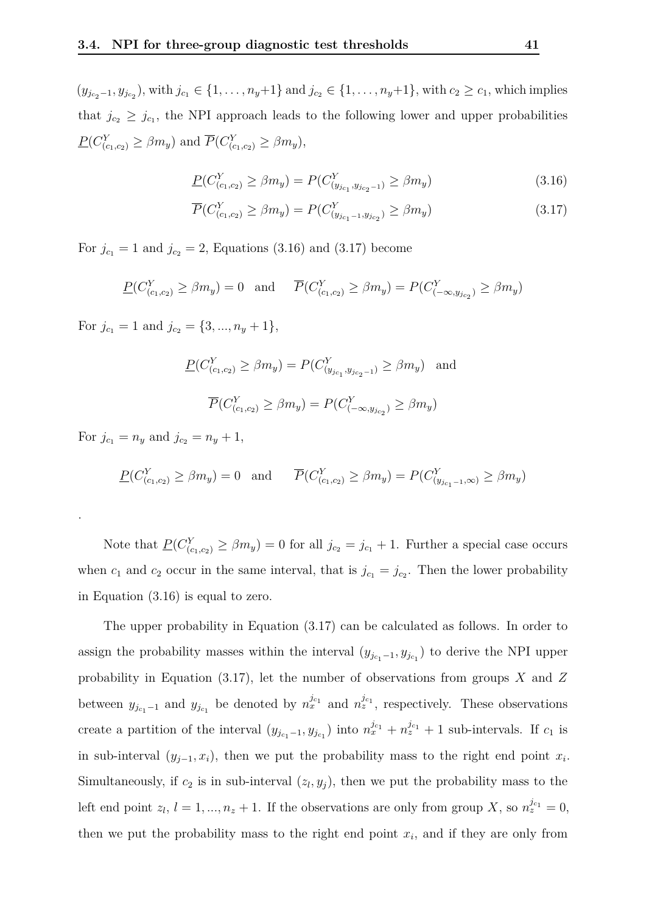$(y_{j_{c_2}-1}, y_{j_{c_2}})$, with $j_{c_1} \in \{1, \ldots, n_y+1\}$ and $j_{c_2} \in \{1, \ldots, n_y+1\}$, with $c_2 \geq c_1$, which implies that $j_{c_2} \geq j_{c_1}$, the NPI approach leads to the following lower and upper probabilities $\underline{P}(C^Y_{(c_1,c_2)} \geq \beta m_y)$ and $\overline{P}(C^Y_{(c_1,c_2)} \geq \beta m_y)$,

$$\underline{P}(C^Y_{(c_1,c_2)} \geq \beta m_y) = P(C^Y_{(y_{j_{c_1}}, y_{j_{c_2}-1})} \geq \beta m_y) \tag{3.16}$$

$$\overline{P}(C^Y_{(c_1,c_2)} \geq \beta m_y) = P(C^Y_{(y_{j_{c_1}-1}, y_{j_{c_2}})} \geq \beta m_y) \tag{3.17}$$

For $j_{c_1} = 1$ and $j_{c_2} = 2$, Equations (3.16) and (3.17) become

$$\underline{P}(C^Y_{(c_1,c_2)} \geq \beta m_y) = 0 \quad \text{and} \quad \overline{P}(C^Y_{(c_1,c_2)} \geq \beta m_y) = P(C^Y_{(-\infty, y_{j_{c_2}})} \geq \beta m_y)$$

For $j_{c_1} = 1$ and $j_{c_2} = \{3, ..., n_y + 1\}$,

$$\underline{P}(C^Y_{(c_1,c_2)} \geq \beta m_y) = P(C^Y_{(y_{j_{c_1}}, y_{j_{c_2}-1})} \geq \beta m_y) \quad \text{and}$$

$$\overline{P}(C^Y_{(c_1,c_2)} \geq \beta m_y) = P(C^Y_{(-\infty, y_{j_{c_2}})} \geq \beta m_y)$$

For $j_{c_1} = n_y$ and $j_{c_2} = n_y + 1$,

$$\underline{P}(C^Y_{(c_1,c_2)} \geq \beta m_y) = 0 \quad \text{and} \quad \overline{P}(C^Y_{(c_1,c_2)} \geq \beta m_y) = P(C^Y_{(y_{j_{c_1}-1}, \infty)} \geq \beta m_y)$$

.

Note that $\underline{P}(C^Y_{(c_1,c_2)} \geq \beta m_y) = 0$ for all $j_{c_2} = j_{c_1} + 1$. Further a special case occurs when $c_1$ and $c_2$ occur in the same interval, that is $j_{c_1} = j_{c_2}$. Then the lower probability in Equation (3.16) is equal to zero.

The upper probability in Equation (3.17) can be calculated as follows. In order to assign the probability masses within the interval $(y_{j_{c_1}-1}, y_{j_{c_1}})$ to derive the NPI upper probability in Equation (3.17), let the number of observations from groups $X$ and $Z$ between $y_{j_{c_1}-1}$ and $y_{j_{c_1}}$ be denoted by $n_x^{j_{c_1}}$ and $n_z^{j_{c_1}}$, respectively. These observations create a partition of the interval $(y_{j_{c_1}-1}, y_{j_{c_1}})$ into $n_x^{j_{c_1}} + n_z^{j_{c_1}} + 1$ sub-intervals. If $c_1$ is in sub-interval $(y_{j-1}, x_i)$, then we put the probability mass to the right end point $x_i$. Simultaneously, if $c_2$ is in sub-interval $(z_l, y_j)$, then we put the probability mass to the left end point $z_l$, $l = 1, ..., n_z + 1$. If the observations are only from group $X$, so $n_z^{j_{c_1}} = 0$, then we put the probability mass to the right end point $x_i$, and if they are only from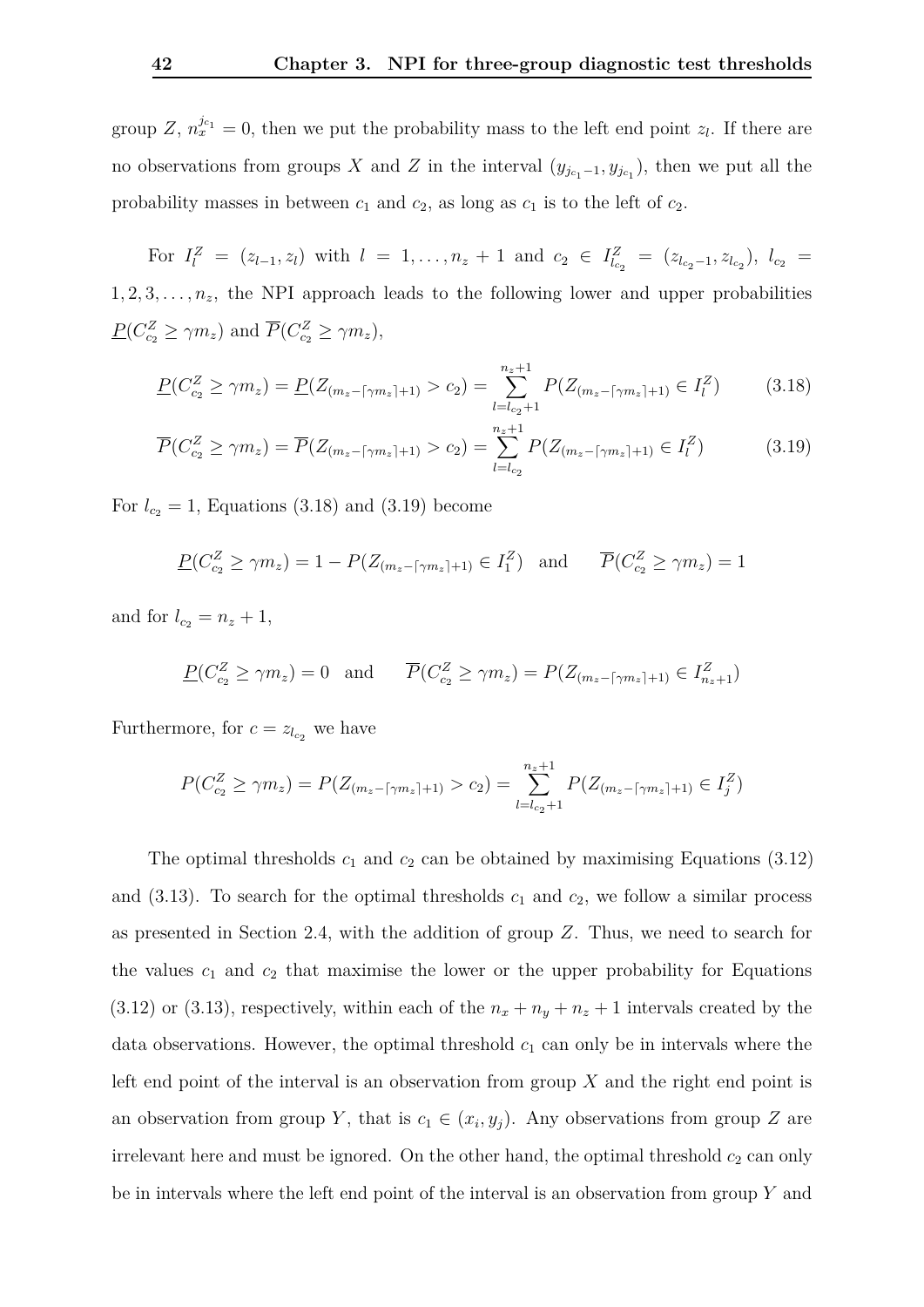group $Z$, $n_x^{j_{c_1}} = 0$, then we put the probability mass to the left end point $z_l$. If there are no observations from groups $X$ and $Z$ in the interval $(y_{j_{c_1}-1}, y_{j_{c_1}})$, then we put all the probability masses in between $c_1$ and $c_2$, as long as $c_1$ is to the left of $c_2$.

For $I_l^Z = (z_{l-1}, z_l)$ with $l = 1, \ldots, n_z + 1$ and $c_2 \in I_{l_{c_2}}^Z = (z_{l_{c_2}-1}, z_{l_{c_2}})$, $l_{c_2} = 1, 2, 3, \ldots, n_z$, the NPI approach leads to the following lower and upper probabilities $\underline{P}(C_{c_2}^Z \geq \gamma m_z)$ and $\overline{P}(C_{c_2}^Z \geq \gamma m_z)$,

$$\underline{P}(C_{c_2}^Z \geq \gamma m_z) = \underline{P}(Z_{(m_z - \lceil \gamma m_z \rceil + 1)} > c_2) = \sum_{l=l_{c_2}+1}^{n_z+1} P(Z_{(m_z - \lceil \gamma m_z \rceil + 1)} \in I_l^Z) \tag{3.18}$$

$$\overline{P}(C_{c_2}^Z \geq \gamma m_z) = \overline{P}(Z_{(m_z - \lceil \gamma m_z \rceil + 1)} > c_2) = \sum_{l=l_{c_2}}^{n_z+1} P(Z_{(m_z - \lceil \gamma m_z \rceil + 1)} \in I_l^Z) \tag{3.19}$$

For $l_{c_2} = 1$, Equations (3.18) and (3.19) become

$$\underline{P}(C_{c_2}^Z \geq \gamma m_z) = 1 - P(Z_{(m_z - \lceil \gamma m_z \rceil + 1)} \in I_1^Z) \quad \text{and} \qquad \overline{P}(C_{c_2}^Z \geq \gamma m_z) = 1$$

and for $l_{c_2} = n_z + 1$,

$$\underline{P}(C_{c_2}^Z \geq \gamma m_z) = 0 \quad \text{and} \qquad \overline{P}(C_{c_2}^Z \geq \gamma m_z) = P(Z_{(m_z - \lceil \gamma m_z \rceil + 1)} \in I_{n_z+1}^Z)$$

Furthermore, for $c = z_{l_{c_2}}$ we have

$$P(C_{c_2}^Z \geq \gamma m_z) = P(Z_{(m_z - \lceil \gamma m_z \rceil + 1)} > c_2) = \sum_{l=l_{c_2}+1}^{n_z+1} P(Z_{(m_z - \lceil \gamma m_z \rceil + 1)} \in I_j^Z)$$

The optimal thresholds $c_1$ and $c_2$ can be obtained by maximising Equations (3.12) and (3.13). To search for the optimal thresholds $c_1$ and $c_2$, we follow a similar process as presented in Section 2.4, with the addition of group $Z$. Thus, we need to search for the values $c_1$ and $c_2$ that maximise the lower or the upper probability for Equations (3.12) or (3.13), respectively, within each of the $n_x + n_y + n_z + 1$ intervals created by the data observations. However, the optimal threshold $c_1$ can only be in intervals where the left end point of the interval is an observation from group $X$ and the right end point is an observation from group $Y$, that is $c_1 \in (x_i, y_j)$. Any observations from group $Z$ are irrelevant here and must be ignored. On the other hand, the optimal threshold $c_2$ can only be in intervals where the left end point of the interval is an observation from group $Y$ and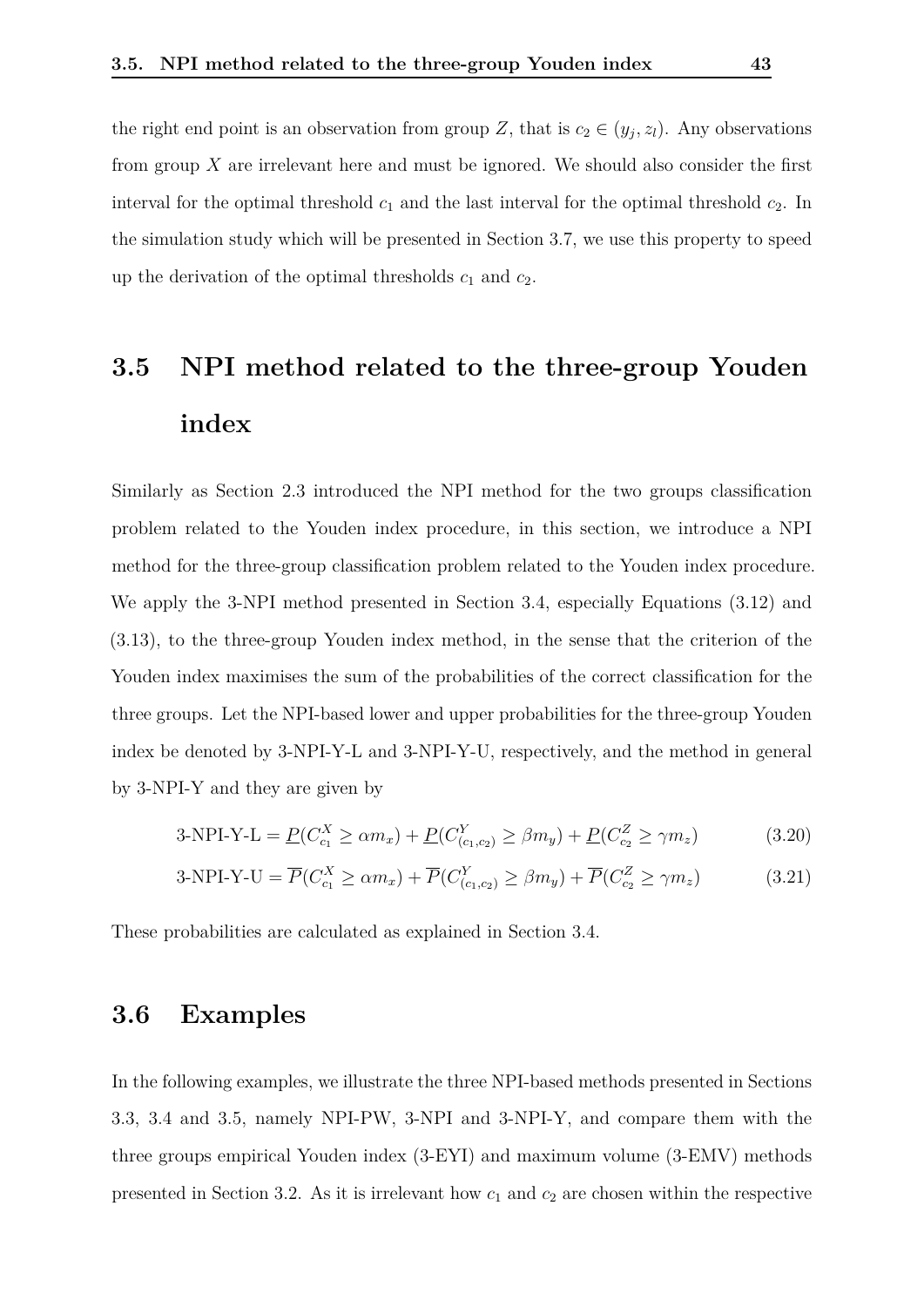the right end point is an observation from group $Z$, that is $c_2 \in (y_j, z_l)$. Any observations from group $X$ are irrelevant here and must be ignored. We should also consider the first interval for the optimal threshold $c_1$ and the last interval for the optimal threshold $c_2$. In the simulation study which will be presented in Section 3.7, we use this property to speed up the derivation of the optimal thresholds $c_1$ and $c_2$.

## 3.5 NPI method related to the three-group Youden index

Similarly as Section 2.3 introduced the NPI method for the two groups classification problem related to the Youden index procedure, in this section, we introduce a NPI method for the three-group classification problem related to the Youden index procedure. We apply the 3-NPI method presented in Section 3.4, especially Equations (3.12) and (3.13), to the three-group Youden index method, in the sense that the criterion of the Youden index maximises the sum of the probabilities of the correct classification for the three groups. Let the NPI-based lower and upper probabilities for the three-group Youden index be denoted by 3-NPI-Y-L and 3-NPI-Y-U, respectively, and the method in general by 3-NPI-Y and they are given by

$$\text{3-NPI-Y-L} = \underline{P}(C^X_{c_1} \geq \alpha m_x) + \underline{P}(C^Y_{(c_1,c_2)} \geq \beta m_y) + \underline{P}(C^Z_{c_2} \geq \gamma m_z) \tag{3.20}$$

$$\text{3-NPI-Y-U} = \overline{P}(C^X_{c_1} \geq \alpha m_x) + \overline{P}(C^Y_{(c_1,c_2)} \geq \beta m_y) + \overline{P}(C^Z_{c_2} \geq \gamma m_z) \tag{3.21}$$

These probabilities are calculated as explained in Section 3.4.

## 3.6 Examples

In the following examples, we illustrate the three NPI-based methods presented in Sections 3.3, 3.4 and 3.5, namely NPI-PW, 3-NPI and 3-NPI-Y, and compare them with the three groups empirical Youden index (3-EYI) and maximum volume (3-EMV) methods presented in Section 3.2. As it is irrelevant how $c_1$ and $c_2$ are chosen within the respective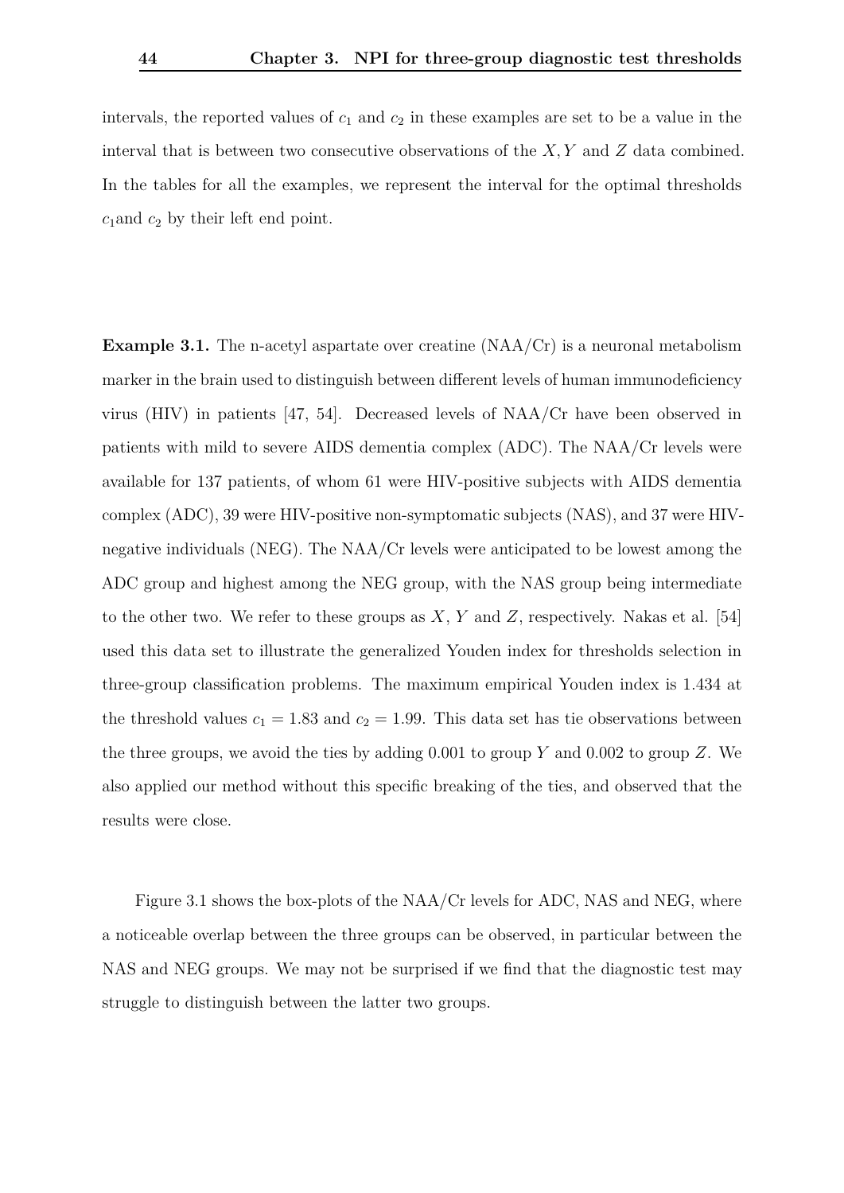intervals, the reported values of $c_1$ and $c_2$ in these examples are set to be a value in the interval that is between two consecutive observations of the $X, Y$ and $Z$ data combined. In the tables for all the examples, we represent the interval for the optimal thresholds $c_1$and $c_2$ by their left end point.

**Example 3.1.** The n-acetyl aspartate over creatine (NAA/Cr) is a neuronal metabolism marker in the brain used to distinguish between different levels of human immunodeficiency virus (HIV) in patients [47, 54]. Decreased levels of NAA/Cr have been observed in patients with mild to severe AIDS dementia complex (ADC). The NAA/Cr levels were available for 137 patients, of whom 61 were HIV-positive subjects with AIDS dementia complex (ADC), 39 were HIV-positive non-symptomatic subjects (NAS), and 37 were HIV-negative individuals (NEG). The NAA/Cr levels were anticipated to be lowest among the ADC group and highest among the NEG group, with the NAS group being intermediate to the other two. We refer to these groups as $X$, $Y$ and $Z$, respectively. Nakas et al. [54] used this data set to illustrate the generalized Youden index for thresholds selection in three-group classification problems. The maximum empirical Youden index is 1.434 at the threshold values $c_1 = 1.83$ and $c_2 = 1.99$. This data set has tie observations between the three groups, we avoid the ties by adding 0.001 to group $Y$ and 0.002 to group $Z$. We also applied our method without this specific breaking of the ties, and observed that the results were close.

Figure 3.1 shows the box-plots of the NAA/Cr levels for ADC, NAS and NEG, where a noticeable overlap between the three groups can be observed, in particular between the NAS and NEG groups. We may not be surprised if we find that the diagnostic test may struggle to distinguish between the latter two groups.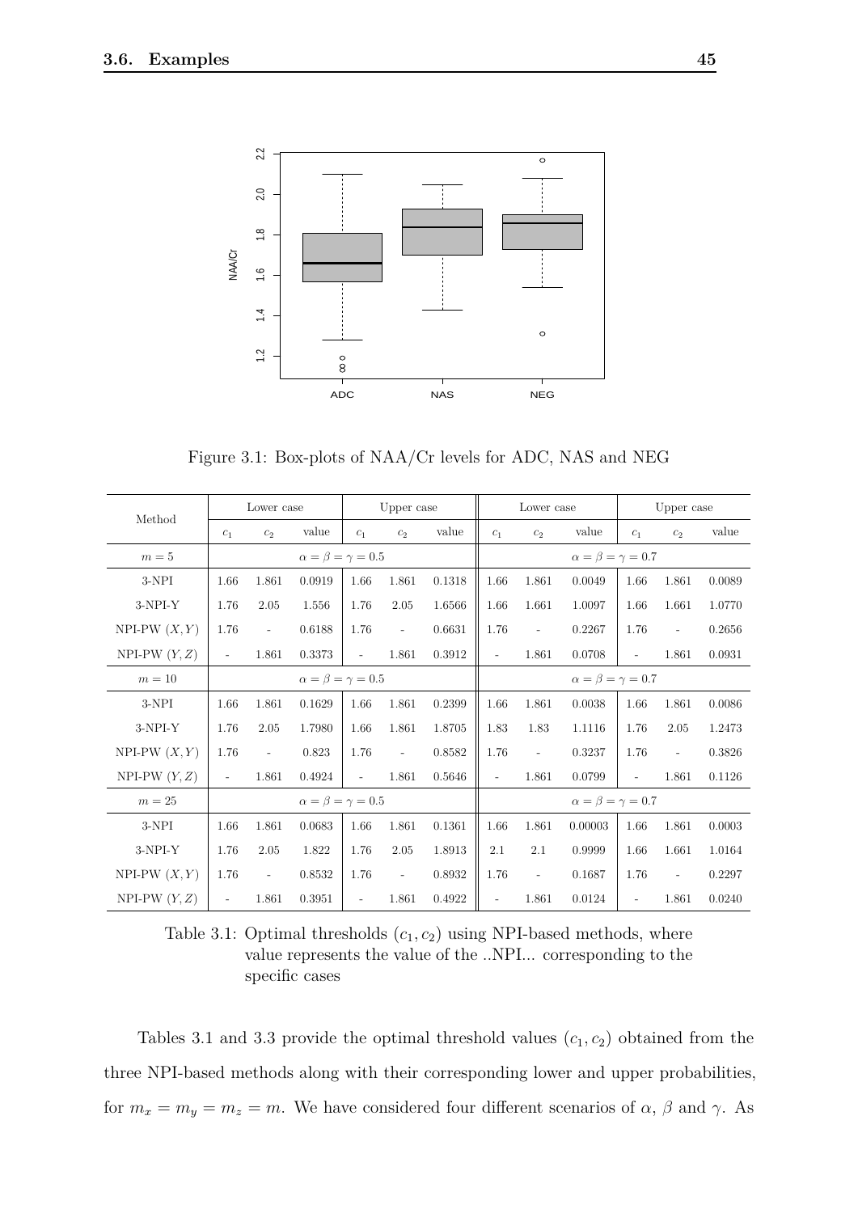Figure 3.1: Box-plots of NAA/Cr levels for ADC, NAS and NEG

| Method | Lower case | | | Upper case | | | Lower case | | | Upper case | | |
|---|---|---|---|---|---|---|---|---|---|---|---|---|
| | $c_1$ | $c_2$ | value | $c_1$ | $c_2$ | value | $c_1$ | $c_2$ | value | $c_1$ | $c_2$ | value |
| $m=5$ | $\alpha=\beta=\gamma=0.5$ | | | | | | $\alpha=\beta=\gamma=0.7$ | | | | | |
| 3-NPI | 1.66 | 1.861 | 0.0919 | 1.66 | 1.861 | 0.1318 | 1.66 | 1.861 | 0.0049 | 1.66 | 1.861 | 0.0089 |
| 3-NPI-Y | 1.76 | 2.05 | 1.556 | 1.76 | 2.05 | 1.6566 | 1.66 | 1.661 | 1.0097 | 1.66 | 1.661 | 1.0770 |
| NPI-PW $(X,Y)$ | 1.76 | - | 0.6188 | 1.76 | - | 0.6631 | 1.76 | - | 0.2267 | 1.76 | - | 0.2656 |
| NPI-PW $(Y,Z)$ | - | 1.861 | 0.3373 | - | 1.861 | 0.3912 | - | 1.861 | 0.0708 | - | 1.861 | 0.0931 |
| $m=10$ | $\alpha=\beta=\gamma=0.5$ | | | | | | $\alpha=\beta=\gamma=0.7$ | | | | | |
| 3-NPI | 1.66 | 1.861 | 0.1629 | 1.66 | 1.861 | 0.2399 | 1.66 | 1.861 | 0.0038 | 1.66 | 1.861 | 0.0086 |
| 3-NPI-Y | 1.76 | 2.05 | 1.7980 | 1.66 | 1.861 | 1.8705 | 1.83 | 1.83 | 1.1116 | 1.76 | 2.05 | 1.2473 |
| NPI-PW $(X,Y)$ | 1.76 | - | 0.823 | 1.76 | - | 0.8582 | 1.76 | - | 0.3237 | 1.76 | - | 0.3826 |
| NPI-PW $(Y,Z)$ | - | 1.861 | 0.4924 | - | 1.861 | 0.5646 | - | 1.861 | 0.0799 | - | 1.861 | 0.1126 |
| $m=25$ | $\alpha=\beta=\gamma=0.5$ | | | | | | $\alpha=\beta=\gamma=0.7$ | | | | | |
| 3-NPI | 1.66 | 1.861 | 0.0683 | 1.66 | 1.861 | 0.1361 | 1.66 | 1.861 | 0.00003 | 1.66 | 1.861 | 0.0003 |
| 3-NPI-Y | 1.76 | 2.05 | 1.822 | 1.76 | 2.05 | 1.8913 | 2.1 | 2.1 | 0.9999 | 1.66 | 1.661 | 1.0164 |
| NPI-PW $(X,Y)$ | 1.76 | - | 0.8532 | 1.76 | - | 0.8932 | 1.76 | - | 0.1687 | 1.76 | - | 0.2297 |
| NPI-PW $(Y,Z)$ | - | 1.861 | 0.3951 | - | 1.861 | 0.4922 | - | 1.861 | 0.0124 | - | 1.861 | 0.0240 |

Table 3.1: Optimal thresholds $(c_1, c_2)$ using NPI-based methods, where value represents the value of the ..NPI... corresponding to the specific cases

Tables 3.1 and 3.3 provide the optimal threshold values $(c_1, c_2)$ obtained from the three NPI-based methods along with their corresponding lower and upper probabilities, for $m_x = m_y = m_z = m$. We have considered four different scenarios of $\alpha$, $\beta$ and $\gamma$. As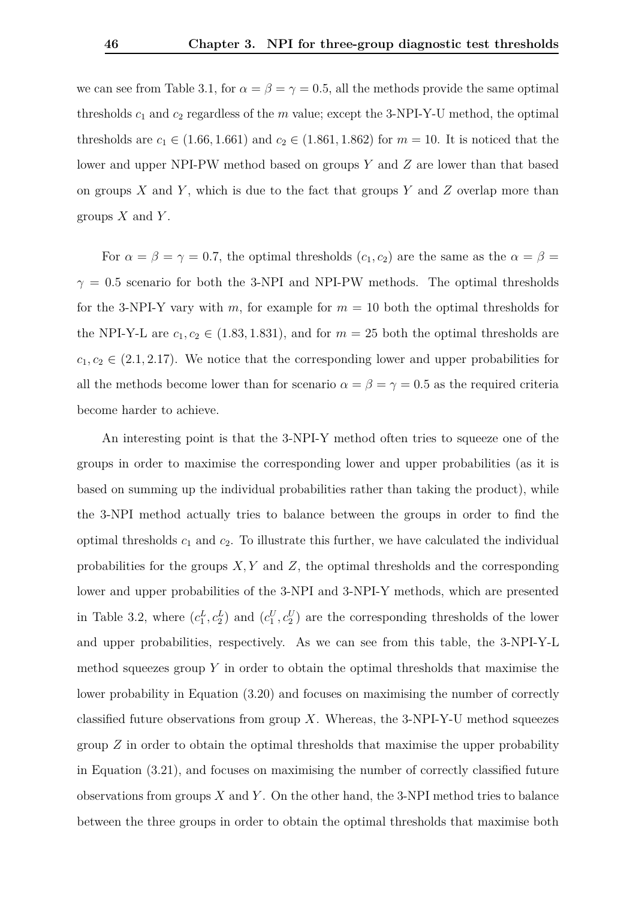we can see from Table 3.1, for $\alpha = \beta = \gamma = 0.5$, all the methods provide the same optimal thresholds $c_1$ and $c_2$ regardless of the $m$ value; except the 3-NPI-Y-U method, the optimal thresholds are $c_1 \in (1.66, 1.661)$ and $c_2 \in (1.861, 1.862)$ for $m = 10$. It is noticed that the lower and upper NPI-PW method based on groups $Y$ and $Z$ are lower than that based on groups $X$ and $Y$, which is due to the fact that groups $Y$ and $Z$ overlap more than groups $X$ and $Y$.

For $\alpha = \beta = \gamma = 0.7$, the optimal thresholds $(c_1, c_2)$ are the same as the $\alpha = \beta = \gamma = 0.5$ scenario for both the 3-NPI and NPI-PW methods. The optimal thresholds for the 3-NPI-Y vary with $m$, for example for $m = 10$ both the optimal thresholds for the NPI-Y-L are $c_1, c_2 \in (1.83, 1.831)$, and for $m = 25$ both the optimal thresholds are $c_1, c_2 \in (2.1, 2.17)$. We notice that the corresponding lower and upper probabilities for all the methods become lower than for scenario $\alpha = \beta = \gamma = 0.5$ as the required criteria become harder to achieve.

An interesting point is that the 3-NPI-Y method often tries to squeeze one of the groups in order to maximise the corresponding lower and upper probabilities (as it is based on summing up the individual probabilities rather than taking the product), while the 3-NPI method actually tries to balance between the groups in order to find the optimal thresholds $c_1$ and $c_2$. To illustrate this further, we have calculated the individual probabilities for the groups $X, Y$ and $Z$, the optimal thresholds and the corresponding lower and upper probabilities of the 3-NPI and 3-NPI-Y methods, which are presented in Table 3.2, where $(c_1^L, c_2^L)$ and $(c_1^U, c_2^U)$ are the corresponding thresholds of the lower and upper probabilities, respectively. As we can see from this table, the 3-NPI-Y-L method squeezes group $Y$ in order to obtain the optimal thresholds that maximise the lower probability in Equation (3.20) and focuses on maximising the number of correctly classified future observations from group $X$. Whereas, the 3-NPI-Y-U method squeezes group $Z$ in order to obtain the optimal thresholds that maximise the upper probability in Equation (3.21), and focuses on maximising the number of correctly classified future observations from groups $X$ and $Y$. On the other hand, the 3-NPI method tries to balance between the three groups in order to obtain the optimal thresholds that maximise both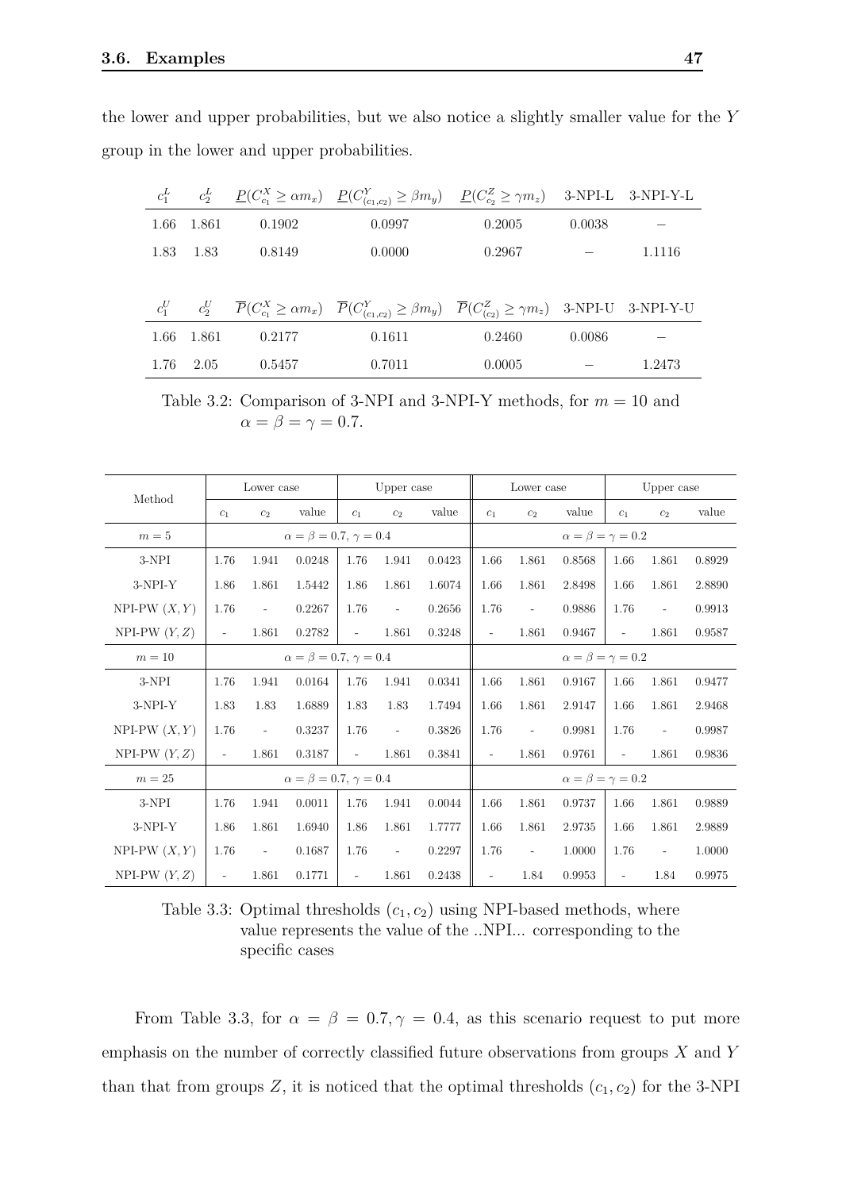the lower and upper probabilities, but we also notice a slightly smaller value for the $Y$ group in the lower and upper probabilities.

| $c_1^L$ | $c_2^L$ | $\underline{P}(C_{c_1}^X \geq \alpha m_x)$ | $\underline{P}(C_{(c_1,c_2)}^Y \geq \beta m_y)$ | $\underline{P}(C_{c_2}^Z \geq \gamma m_z)$ | 3-NPI-L | 3-NPI-Y-L |
|---|---|---|---|---|---|---|
| 1.66 | 1.861 | 0.1902 | 0.0997 | 0.2005 | 0.0038 | − |
| 1.83 | 1.83 | 0.8149 | 0.0000 | 0.2967 | − | 1.1116 |

| $c_1^U$ | $c_2^U$ | $\overline{P}(C_{c_1}^X \geq \alpha m_x)$ | $\overline{P}(C_{(c_1,c_2)}^Y \geq \beta m_y)$ | $\overline{P}(C_{(c_2)}^Z \geq \gamma m_z)$ | 3-NPI-U | 3-NPI-Y-U |
|---|---|---|---|---|---|---|
| 1.66 | 1.861 | 0.2177 | 0.1611 | 0.2460 | 0.0086 | − |
| 1.76 | 2.05 | 0.5457 | 0.7011 | 0.0005 | − | 1.2473 |

Table 3.2: Comparison of 3-NPI and 3-NPI-Y methods, for $m = 10$ and $\alpha = \beta = \gamma = 0.7$.

| Method | Lower case | | | Upper case | | | Lower case | | | Upper case | | |
|---|---|---|---|---|---|---|---|---|---|---|---|---|
| | $c_1$ | $c_2$ | value | $c_1$ | $c_2$ | value | $c_1$ | $c_2$ | value | $c_1$ | $c_2$ | value |
| $m = 5$ | $\alpha = \beta = 0.7, \gamma = 0.4$ | | | | | | $\alpha = \beta = \gamma = 0.2$ | | | | | |
| 3-NPI | 1.76 | 1.941 | 0.0248 | 1.76 | 1.941 | 0.0423 | 1.66 | 1.861 | 0.8568 | 1.66 | 1.861 | 0.8929 |
| 3-NPI-Y | 1.86 | 1.861 | 1.5442 | 1.86 | 1.861 | 1.6074 | 1.66 | 1.861 | 2.8498 | 1.66 | 1.861 | 2.8890 |
| NPI-PW $(X, Y)$ | 1.76 | - | 0.2267 | 1.76 | - | 0.2656 | 1.76 | - | 0.9886 | 1.76 | - | 0.9913 |
| NPI-PW $(Y, Z)$ | - | 1.861 | 0.2782 | - | 1.861 | 0.3248 | - | 1.861 | 0.9467 | - | 1.861 | 0.9587 |
| $m = 10$ | $\alpha = \beta = 0.7, \gamma = 0.4$ | | | | | | $\alpha = \beta = \gamma = 0.2$ | | | | | |
| 3-NPI | 1.76 | 1.941 | 0.0164 | 1.76 | 1.941 | 0.0341 | 1.66 | 1.861 | 0.9167 | 1.66 | 1.861 | 0.9477 |
| 3-NPI-Y | 1.83 | 1.83 | 1.6889 | 1.83 | 1.83 | 1.7494 | 1.66 | 1.861 | 2.9147 | 1.66 | 1.861 | 2.9468 |
| NPI-PW $(X, Y)$ | 1.76 | - | 0.3237 | 1.76 | - | 0.3826 | 1.76 | - | 0.9981 | 1.76 | - | 0.9987 |
| NPI-PW $(Y, Z)$ | - | 1.861 | 0.3187 | - | 1.861 | 0.3841 | - | 1.861 | 0.9761 | - | 1.861 | 0.9836 |
| $m = 25$ | $\alpha = \beta = 0.7, \gamma = 0.4$ | | | | | | $\alpha = \beta = \gamma = 0.2$ | | | | | |
| 3-NPI | 1.76 | 1.941 | 0.0011 | 1.76 | 1.941 | 0.0044 | 1.66 | 1.861 | 0.9737 | 1.66 | 1.861 | 0.9889 |
| 3-NPI-Y | 1.86 | 1.861 | 1.6940 | 1.86 | 1.861 | 1.7777 | 1.66 | 1.861 | 2.9735 | 1.66 | 1.861 | 2.9889 |
| NPI-PW $(X, Y)$ | 1.76 | - | 0.1687 | 1.76 | - | 0.2297 | 1.76 | - | 1.0000 | 1.76 | - | 1.0000 |
| NPI-PW $(Y, Z)$ | - | 1.861 | 0.1771 | - | 1.861 | 0.2438 | - | 1.84 | 0.9953 | - | 1.84 | 0.9975 |

Table 3.3: Optimal thresholds $(c_1, c_2)$ using NPI-based methods, where value represents the value of the ..NPI... corresponding to the specific cases

From Table 3.3, for $\alpha = \beta = 0.7, \gamma = 0.4$, as this scenario request to put more emphasis on the number of correctly classified future observations from groups $X$ and $Y$ than that from groups $Z$, it is noticed that the optimal thresholds $(c_1, c_2)$ for the 3-NPI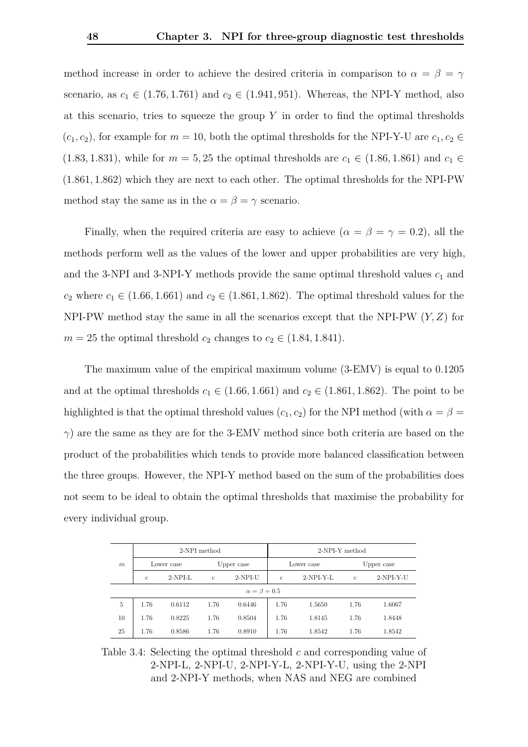method increase in order to achieve the desired criteria in comparison to $\alpha = \beta = \gamma$ scenario, as $c_1 \in (1.76, 1.761)$ and $c_2 \in (1.941, 951)$. Whereas, the NPI-Y method, also at this scenario, tries to squeeze the group $Y$ in order to find the optimal thresholds $(c_1, c_2)$, for example for $m = 10$, both the optimal thresholds for the NPI-Y-U are $c_1, c_2 \in (1.83, 1.831)$, while for $m = 5, 25$ the optimal thresholds are $c_1 \in (1.86, 1.861)$ and $c_1 \in (1.861, 1.862)$ which they are next to each other. The optimal thresholds for the NPI-PW method stay the same as in the $\alpha = \beta = \gamma$ scenario.

Finally, when the required criteria are easy to achieve ($\alpha = \beta = \gamma = 0.2$), all the methods perform well as the values of the lower and upper probabilities are very high, and the 3-NPI and 3-NPI-Y methods provide the same optimal threshold values $c_1$ and $c_2$ where $c_1 \in (1.66, 1.661)$ and $c_2 \in (1.861, 1.862)$. The optimal threshold values for the NPI-PW method stay the same in all the scenarios except that the NPI-PW $(Y, Z)$ for $m = 25$ the optimal threshold $c_2$ changes to $c_2 \in (1.84, 1.841)$.

The maximum value of the empirical maximum volume (3-EMV) is equal to 0.1205 and at the optimal thresholds $c_1 \in (1.66, 1.661)$ and $c_2 \in (1.861, 1.862)$. The point to be highlighted is that the optimal threshold values $(c_1, c_2)$ for the NPI method (with $\alpha = \beta = \gamma$) are the same as they are for the 3-EMV method since both criteria are based on the product of the probabilities which tends to provide more balanced classification between the three groups. However, the NPI-Y method based on the sum of the probabilities does not seem to be ideal to obtain the optimal thresholds that maximise the probability for every individual group.

| $m$ | 2-NPI method | | | | 2-NPI-Y method | | | |
|---|---|---|---|---|---|---|---|---|
| | Lower case | | Upper case | | Lower case | | Upper case | |
| | c | 2-NPI-L | c | 2-NPI-U | c | 2-NPI-Y-L | c | 2-NPI-Y-U |
| $\alpha = \beta = 0.5$ | | | | | | | | |
| 5 | 1.76 | 0.6112 | 1.76 | 0.6446 | 1.76 | 1.5650 | 1.76 | 1.6067 |
| 10 | 1.76 | 0.8225 | 1.76 | 0.8504 | 1.76 | 1.8145 | 1.76 | 1.8448 |
| 25 | 1.76 | 0.8586 | 1.76 | 0.8910 | 1.76 | 1.8542 | 1.76 | 1.8542 |

Table 3.4: Selecting the optimal threshold $c$ and corresponding value of 2-NPI-L, 2-NPI-U, 2-NPI-Y-L, 2-NPI-Y-U, using the 2-NPI and 2-NPI-Y methods, when NAS and NEG are combined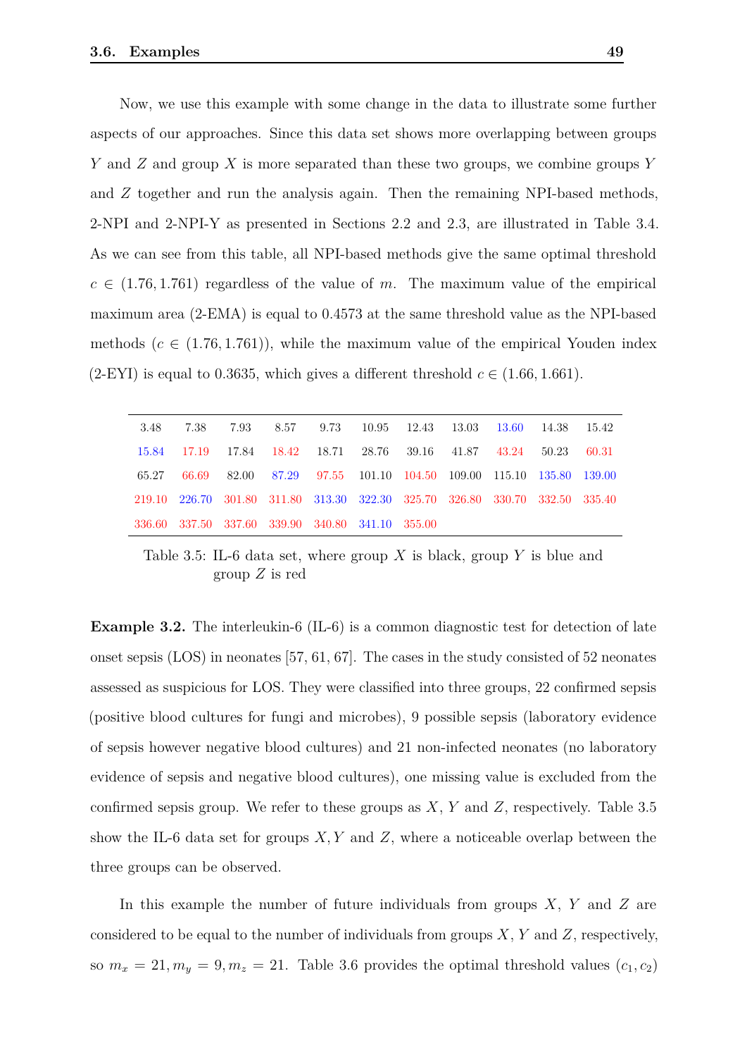Now, we use this example with some change in the data to illustrate some further aspects of our approaches. Since this data set shows more overlapping between groups $Y$ and $Z$ and group $X$ is more separated than these two groups, we combine groups $Y$ and $Z$ together and run the analysis again. Then the remaining NPI-based methods, 2-NPI and 2-NPI-Y as presented in Sections 2.2 and 2.3, are illustrated in Table 3.4. As we can see from this table, all NPI-based methods give the same optimal threshold $c \in (1.76, 1.761)$ regardless of the value of $m$. The maximum value of the empirical maximum area (2-EMA) is equal to 0.4573 at the same threshold value as the NPI-based methods ($c \in (1.76, 1.761)$), while the maximum value of the empirical Youden index (2-EYI) is equal to 0.3635, which gives a different threshold $c \in (1.66, 1.661)$.

| | | | | | | | | | | |
|---|---|---|---|---|---|---|---|---|---|---|
| 3.48 | 7.38 | 7.93 | 8.57 | 9.73 | 10.95 | 12.43 | 13.03 | 13.60 | 14.38 | 15.42 |
| 15.84 | 17.19 | 17.84 | 18.42 | 18.71 | 28.76 | 39.16 | 41.87 | 43.24 | 50.23 | 60.31 |
| 65.27 | 66.69 | 82.00 | 87.29 | 97.55 | 101.10 | 104.50 | 109.00 | 115.10 | 135.80 | 139.00 |
| 219.10 | 226.70 | 301.80 | 311.80 | 313.30 | 322.30 | 325.70 | 326.80 | 330.70 | 332.50 | 335.40 |
| 336.60 | 337.50 | 337.60 | 339.90 | 340.80 | 341.10 | 355.00 | | | | |

Table 3.5: IL-6 data set, where group $X$ is black, group $Y$ is blue and group $Z$ is red

**Example 3.2.** The interleukin-6 (IL-6) is a common diagnostic test for detection of late onset sepsis (LOS) in neonates [57, 61, 67]. The cases in the study consisted of 52 neonates assessed as suspicious for LOS. They were classified into three groups, 22 confirmed sepsis (positive blood cultures for fungi and microbes), 9 possible sepsis (laboratory evidence of sepsis however negative blood cultures) and 21 non-infected neonates (no laboratory evidence of sepsis and negative blood cultures), one missing value is excluded from the confirmed sepsis group. We refer to these groups as $X$, $Y$ and $Z$, respectively. Table 3.5 show the IL-6 data set for groups $X, Y$ and $Z$, where a noticeable overlap between the three groups can be observed.

In this example the number of future individuals from groups $X$, $Y$ and $Z$ are considered to be equal to the number of individuals from groups $X$, $Y$ and $Z$, respectively, so $m_x = 21, m_y = 9, m_z = 21$. Table 3.6 provides the optimal threshold values $(c_1, c_2)$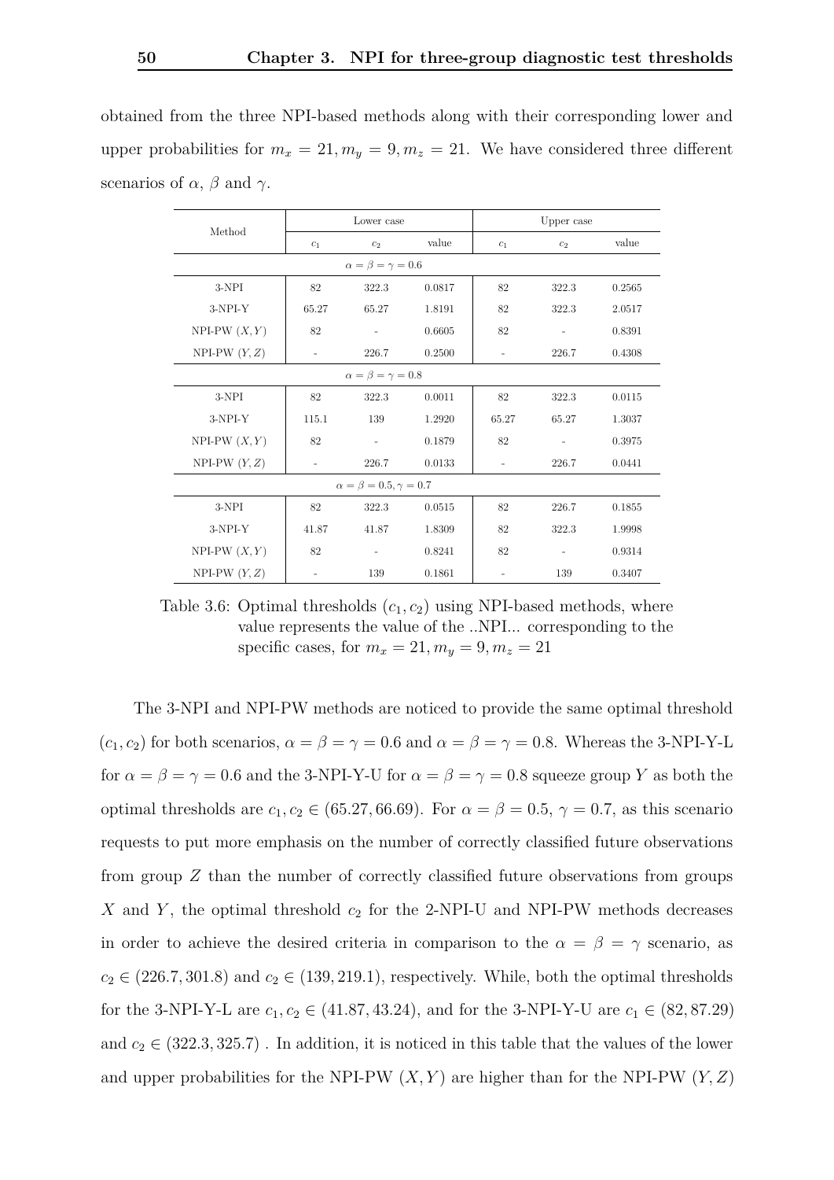obtained from the three NPI-based methods along with their corresponding lower and upper probabilities for $m_x = 21, m_y = 9, m_z = 21$. We have considered three different scenarios of $\alpha$, $\beta$ and $\gamma$.

| Method | Lower case | | | Upper case | | |
|---|---|---|---|---|---|---|
| | $c_1$ | $c_2$ | value | $c_1$ | $c_2$ | value |
| | | $\alpha = \beta = \gamma = 0.6$ | | | | |
| 3-NPI | 82 | 322.3 | 0.0817 | 82 | 322.3 | 0.2565 |
| 3-NPI-Y | 65.27 | 65.27 | 1.8191 | 82 | 322.3 | 2.0517 |
| NPI-PW $(X, Y)$ | 82 | - | 0.6605 | 82 | - | 0.8391 |
| NPI-PW $(Y, Z)$ | - | 226.7 | 0.2500 | - | 226.7 | 0.4308 |
| | | $\alpha = \beta = \gamma = 0.8$ | | | | |
| 3-NPI | 82 | 322.3 | 0.0011 | 82 | 322.3 | 0.0115 |
| 3-NPI-Y | 115.1 | 139 | 1.2920 | 65.27 | 65.27 | 1.3037 |
| NPI-PW $(X, Y)$ | 82 | - | 0.1879 | 82 | - | 0.3975 |
| NPI-PW $(Y, Z)$ | - | 226.7 | 0.0133 | - | 226.7 | 0.0441 |
| | | $\alpha = \beta = 0.5, \gamma = 0.7$ | | | | |
| 3-NPI | 82 | 322.3 | 0.0515 | 82 | 226.7 | 0.1855 |
| 3-NPI-Y | 41.87 | 41.87 | 1.8309 | 82 | 322.3 | 1.9998 |
| NPI-PW $(X, Y)$ | 82 | - | 0.8241 | 82 | - | 0.9314 |
| NPI-PW $(Y, Z)$ | - | 139 | 0.1861 | - | 139 | 0.3407 |

Table 3.6: Optimal thresholds $(c_1, c_2)$ using NPI-based methods, where value represents the value of the ..NPI... corresponding to the specific cases, for $m_x = 21, m_y = 9, m_z = 21$

The 3-NPI and NPI-PW methods are noticed to provide the same optimal threshold $(c_1, c_2)$ for both scenarios, $\alpha = \beta = \gamma = 0.6$ and $\alpha = \beta = \gamma = 0.8$. Whereas the 3-NPI-Y-L for $\alpha = \beta = \gamma = 0.6$ and the 3-NPI-Y-U for $\alpha = \beta = \gamma = 0.8$ squeeze group $Y$ as both the optimal thresholds are $c_1, c_2 \in (65.27, 66.69)$. For $\alpha = \beta = 0.5$, $\gamma = 0.7$, as this scenario requests to put more emphasis on the number of correctly classified future observations from group $Z$ than the number of correctly classified future observations from groups $X$ and $Y$, the optimal threshold $c_2$ for the 2-NPI-U and NPI-PW methods decreases in order to achieve the desired criteria in comparison to the $\alpha = \beta = \gamma$ scenario, as $c_2 \in (226.7, 301.8)$ and $c_2 \in (139, 219.1)$, respectively. While, both the optimal thresholds for the 3-NPI-Y-L are $c_1, c_2 \in (41.87, 43.24)$, and for the 3-NPI-Y-U are $c_1 \in (82, 87.29)$ and $c_2 \in (322.3, 325.7)$ . In addition, it is noticed in this table that the values of the lower and upper probabilities for the NPI-PW $(X, Y)$ are higher than for the NPI-PW $(Y, Z)$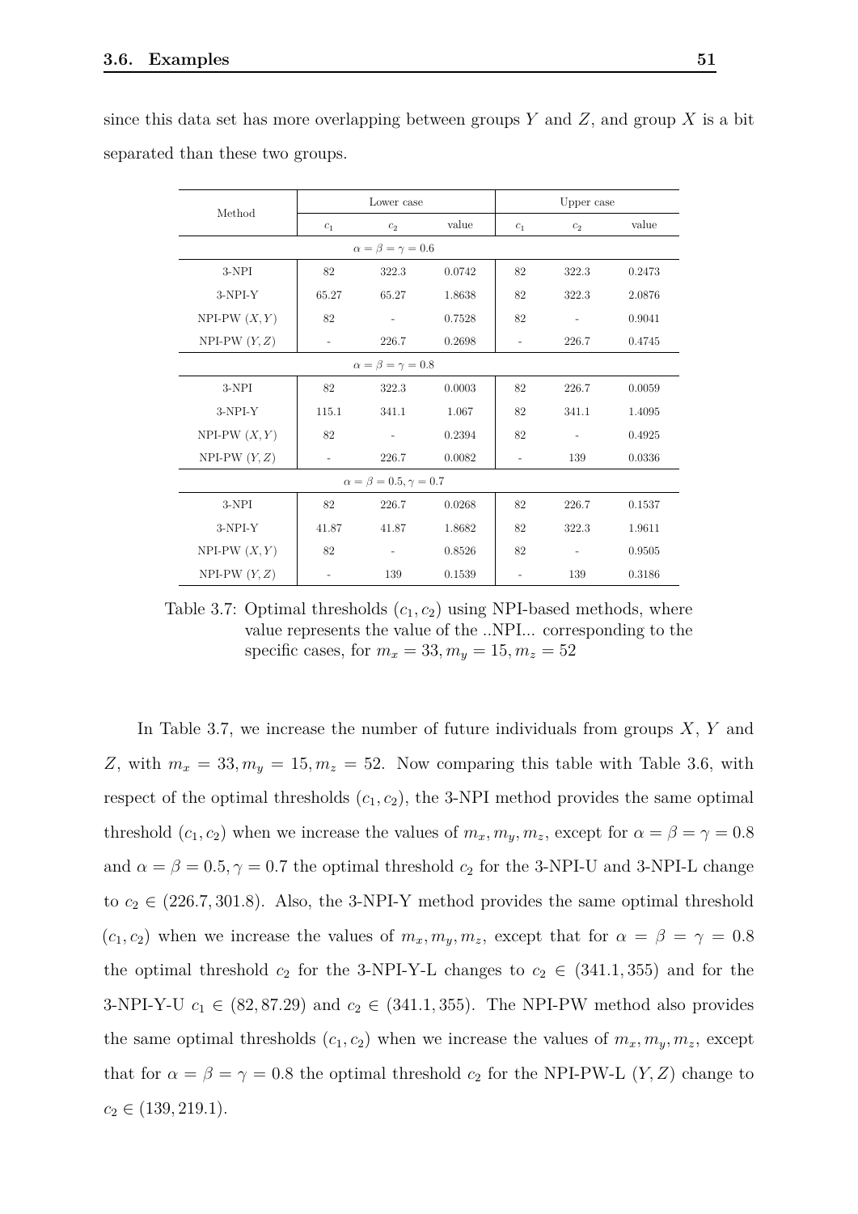since this data set has more overlapping between groups $Y$ and $Z$, and group $X$ is a bit separated than these two groups.

| Method | Lower case | | | Upper case | | |
|---|---|---|---|---|---|---|
| | $c_1$ | $c_2$ | value | $c_1$ | $c_2$ | value |
| | | $\alpha = \beta = \gamma = 0.6$ | | | | |
| 3-NPI | 82 | 322.3 | 0.0742 | 82 | 322.3 | 0.2473 |
| 3-NPI-Y | 65.27 | 65.27 | 1.8638 | 82 | 322.3 | 2.0876 |
| NPI-PW $(X, Y)$ | 82 | - | 0.7528 | 82 | - | 0.9041 |
| NPI-PW $(Y, Z)$ | - | 226.7 | 0.2698 | - | 226.7 | 0.4745 |
| | | $\alpha = \beta = \gamma = 0.8$ | | | | |
| 3-NPI | 82 | 322.3 | 0.0003 | 82 | 226.7 | 0.0059 |
| 3-NPI-Y | 115.1 | 341.1 | 1.067 | 82 | 341.1 | 1.4095 |
| NPI-PW $(X, Y)$ | 82 | - | 0.2394 | 82 | - | 0.4925 |
| NPI-PW $(Y, Z)$ | - | 226.7 | 0.0082 | - | 139 | 0.0336 |
| | | $\alpha = \beta = 0.5, \gamma = 0.7$ | | | | |
| 3-NPI | 82 | 226.7 | 0.0268 | 82 | 226.7 | 0.1537 |
| 3-NPI-Y | 41.87 | 41.87 | 1.8682 | 82 | 322.3 | 1.9611 |
| NPI-PW $(X, Y)$ | 82 | - | 0.8526 | 82 | - | 0.9505 |
| NPI-PW $(Y, Z)$ | - | 139 | 0.1539 | - | 139 | 0.3186 |

Table 3.7: Optimal thresholds $(c_1, c_2)$ using NPI-based methods, where value represents the value of the ..NPI... corresponding to the specific cases, for $m_x = 33, m_y = 15, m_z = 52$

In Table 3.7, we increase the number of future individuals from groups $X$, $Y$ and $Z$, with $m_x = 33, m_y = 15, m_z = 52$. Now comparing this table with Table 3.6, with respect of the optimal thresholds $(c_1, c_2)$, the 3-NPI method provides the same optimal threshold $(c_1, c_2)$ when we increase the values of $m_x, m_y, m_z$, except for $\alpha = \beta = \gamma = 0.8$ and $\alpha = \beta = 0.5, \gamma = 0.7$ the optimal threshold $c_2$ for the 3-NPI-U and 3-NPI-L change to $c_2 \in (226.7, 301.8)$. Also, the 3-NPI-Y method provides the same optimal threshold $(c_1, c_2)$ when we increase the values of $m_x, m_y, m_z$, except that for $\alpha = \beta = \gamma = 0.8$ the optimal threshold $c_2$ for the 3-NPI-Y-L changes to $c_2 \in (341.1, 355)$ and for the 3-NPI-Y-U $c_1 \in (82, 87.29)$ and $c_2 \in (341.1, 355)$. The NPI-PW method also provides the same optimal thresholds $(c_1, c_2)$ when we increase the values of $m_x, m_y, m_z$, except that for $\alpha = \beta = \gamma = 0.8$ the optimal threshold $c_2$ for the NPI-PW-L $(Y, Z)$ change to $c_2 \in (139, 219.1)$.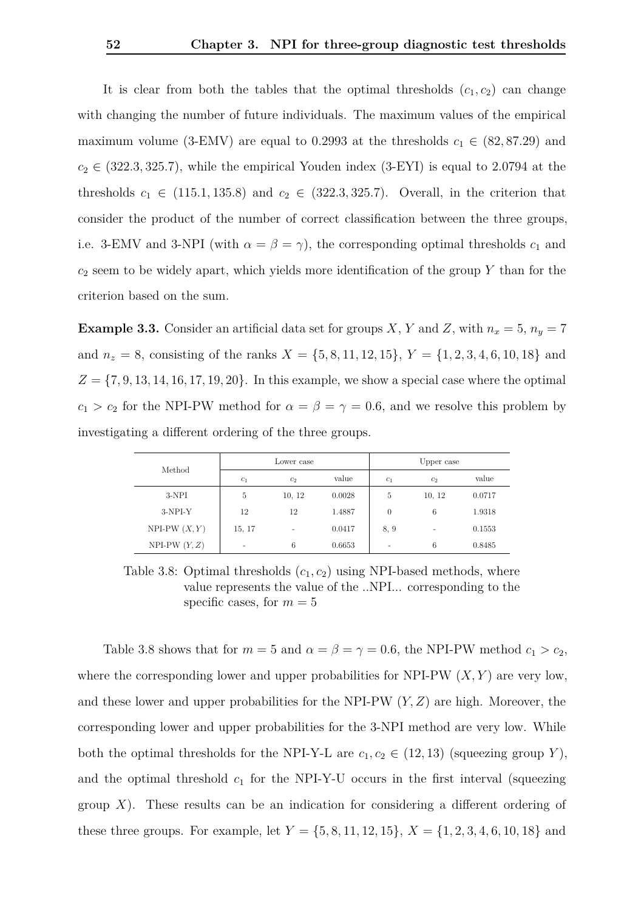It is clear from both the tables that the optimal thresholds $(c_1, c_2)$ can change with changing the number of future individuals. The maximum values of the empirical maximum volume (3-EMV) are equal to 0.2993 at the thresholds $c_1 \in (82, 87.29)$ and $c_2 \in (322.3, 325.7)$, while the empirical Youden index (3-EYI) is equal to 2.0794 at the thresholds $c_1 \in (115.1, 135.8)$ and $c_2 \in (322.3, 325.7)$. Overall, in the criterion that consider the product of the number of correct classification between the three groups, i.e. 3-EMV and 3-NPI (with $\alpha = \beta = \gamma$), the corresponding optimal thresholds $c_1$ and $c_2$ seem to be widely apart, which yields more identification of the group $Y$ than for the criterion based on the sum.

**Example 3.3.** Consider an artificial data set for groups $X$, $Y$ and $Z$, with $n_x = 5$, $n_y = 7$ and $n_z = 8$, consisting of the ranks $X = \{5, 8, 11, 12, 15\}$, $Y = \{1, 2, 3, 4, 6, 10, 18\}$ and $Z = \{7, 9, 13, 14, 16, 17, 19, 20\}$. In this example, we show a special case where the optimal $c_1 > c_2$ for the NPI-PW method for $\alpha = \beta = \gamma = 0.6$, and we resolve this problem by investigating a different ordering of the three groups.

| Method | Lower case | | | Upper case | | |
|---|---|---|---|---|---|---|
| | $c_1$ | $c_2$ | value | $c_1$ | $c_2$ | value |
| 3-NPI | 5 | 10, 12 | 0.0028 | 5 | 10, 12 | 0.0717 |
| 3-NPI-Y | 12 | 12 | 1.4887 | 0 | 6 | 1.9318 |
| NPI-PW $(X, Y)$ | 15, 17 | - | 0.0417 | 8, 9 | - | 0.1553 |
| NPI-PW $(Y, Z)$ | - | 6 | 0.6653 | - | 6 | 0.8485 |

Table 3.8: Optimal thresholds $(c_1, c_2)$ using NPI-based methods, where value represents the value of the ..NPI... corresponding to the specific cases, for $m = 5$

Table 3.8 shows that for $m = 5$ and $\alpha = \beta = \gamma = 0.6$, the NPI-PW method $c_1 > c_2$, where the corresponding lower and upper probabilities for NPI-PW $(X, Y)$ are very low, and these lower and upper probabilities for the NPI-PW $(Y, Z)$ are high. Moreover, the corresponding lower and upper probabilities for the 3-NPI method are very low. While both the optimal thresholds for the NPI-Y-L are $c_1, c_2 \in (12, 13)$ (squeezing group $Y$), and the optimal threshold $c_1$ for the NPI-Y-U occurs in the first interval (squeezing group $X$). These results can be an indication for considering a different ordering of these three groups. For example, let $Y = \{5, 8, 11, 12, 15\}$, $X = \{1, 2, 3, 4, 6, 10, 18\}$ and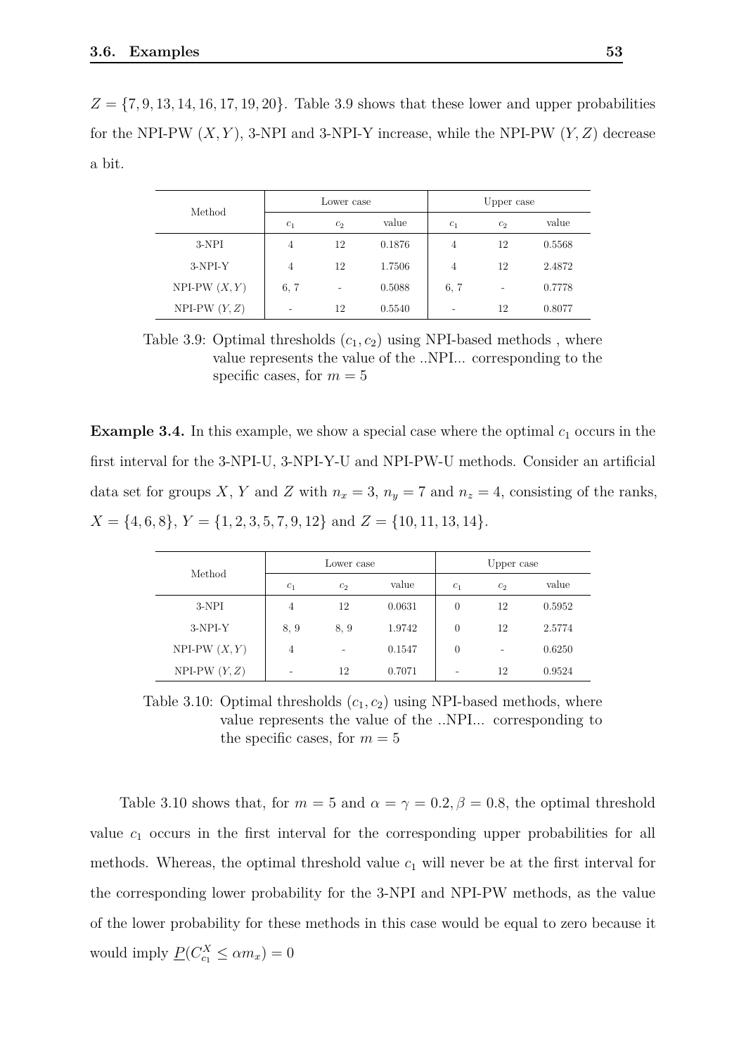$Z = \{7, 9, 13, 14, 16, 17, 19, 20\}$. Table 3.9 shows that these lower and upper probabilities for the NPI-PW $(X, Y)$, 3-NPI and 3-NPI-Y increase, while the NPI-PW $(Y, Z)$ decrease a bit.

| Method | Lower case | | | Upper case | | |
|---|---|---|---|---|---|---|
| | $c_1$ | $c_2$ | value | $c_1$ | $c_2$ | value |
| 3-NPI | 4 | 12 | 0.1876 | 4 | 12 | 0.5568 |
| 3-NPI-Y | 4 | 12 | 1.7506 | 4 | 12 | 2.4872 |
| NPI-PW $(X, Y)$ | 6, 7 | - | 0.5088 | 6, 7 | - | 0.7778 |
| NPI-PW $(Y, Z)$ | - | 12 | 0.5540 | - | 12 | 0.8077 |

Table 3.9: Optimal thresholds $(c_1, c_2)$ using NPI-based methods , where value represents the value of the ..NPI... corresponding to the specific cases, for $m = 5$

**Example 3.4.** In this example, we show a special case where the optimal $c_1$ occurs in the first interval for the 3-NPI-U, 3-NPI-Y-U and NPI-PW-U methods. Consider an artificial data set for groups $X$, $Y$ and $Z$ with $n_x = 3$, $n_y = 7$ and $n_z = 4$, consisting of the ranks, $X = \{4, 6, 8\}$, $Y = \{1, 2, 3, 5, 7, 9, 12\}$ and $Z = \{10, 11, 13, 14\}$.

| Method | Lower case | | | Upper case | | |
|---|---|---|---|---|---|---|
| | $c_1$ | $c_2$ | value | $c_1$ | $c_2$ | value |
| 3-NPI | 4 | 12 | 0.0631 | 0 | 12 | 0.5952 |
| 3-NPI-Y | 8, 9 | 8, 9 | 1.9742 | 0 | 12 | 2.5774 |
| NPI-PW $(X, Y)$ | 4 | - | 0.1547 | 0 | - | 0.6250 |
| NPI-PW $(Y, Z)$ | - | 12 | 0.7071 | - | 12 | 0.9524 |

Table 3.10: Optimal thresholds $(c_1, c_2)$ using NPI-based methods, where value represents the value of the ..NPI... corresponding to the specific cases, for $m = 5$

Table 3.10 shows that, for $m = 5$ and $\alpha = \gamma = 0.2, \beta = 0.8$, the optimal threshold value $c_1$ occurs in the first interval for the corresponding upper probabilities for all methods. Whereas, the optimal threshold value $c_1$ will never be at the first interval for the corresponding lower probability for the 3-NPI and NPI-PW methods, as the value of the lower probability for these methods in this case would be equal to zero because it would imply $\underline{P}(C^X_{c_1} \leq \alpha m_x) = 0$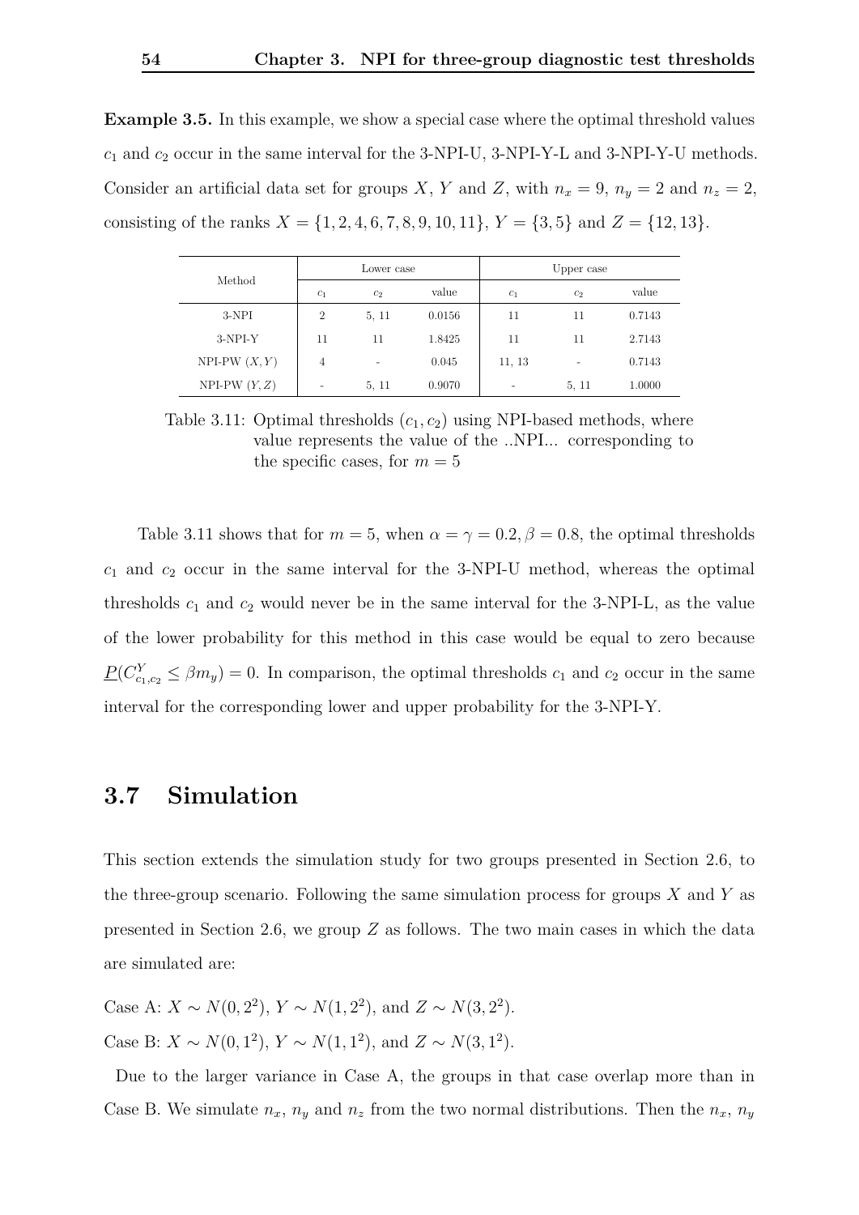**Example 3.5.** In this example, we show a special case where the optimal threshold values $c_1$ and $c_2$ occur in the same interval for the 3-NPI-U, 3-NPI-Y-L and 3-NPI-Y-U methods. Consider an artificial data set for groups $X$, $Y$ and $Z$, with $n_x = 9$, $n_y = 2$ and $n_z = 2$, consisting of the ranks $X = \{1, 2, 4, 6, 7, 8, 9, 10, 11\}$, $Y = \{3, 5\}$ and $Z = \{12, 13\}$.

| Method | Lower case | | | Upper case | | |
|---|---|---|---|---|---|---|
| | $c_1$ | $c_2$ | value | $c_1$ | $c_2$ | value |
| 3-NPI | 2 | 5, 11 | 0.0156 | 11 | 11 | 0.7143 |
| 3-NPI-Y | 11 | 11 | 1.8425 | 11 | 11 | 2.7143 |
| NPI-PW $(X, Y)$ | 4 | - | 0.045 | 11, 13 | - | 0.7143 |
| NPI-PW $(Y, Z)$ | - | 5, 11 | 0.9070 | - | 5, 11 | 1.0000 |

Table 3.11: Optimal thresholds $(c_1, c_2)$ using NPI-based methods, where value represents the value of the ..NPI... corresponding to the specific cases, for $m = 5$

Table 3.11 shows that for $m = 5$, when $\alpha = \gamma = 0.2, \beta = 0.8$, the optimal thresholds $c_1$ and $c_2$ occur in the same interval for the 3-NPI-U method, whereas the optimal thresholds $c_1$ and $c_2$ would never be in the same interval for the 3-NPI-L, as the value of the lower probability for this method in this case would be equal to zero because $\underline{P}(C^Y_{c_1,c_2} \leq \beta m_y) = 0$. In comparison, the optimal thresholds $c_1$ and $c_2$ occur in the same interval for the corresponding lower and upper probability for the 3-NPI-Y.

## 3.7 Simulation

This section extends the simulation study for two groups presented in Section 2.6, to the three-group scenario. Following the same simulation process for groups $X$ and $Y$ as presented in Section 2.6, we group $Z$ as follows. The two main cases in which the data are simulated are:

Case A: $X \sim N(0, 2^2)$, $Y \sim N(1, 2^2)$, and $Z \sim N(3, 2^2)$.

Case B: $X \sim N(0, 1^2)$, $Y \sim N(1, 1^2)$, and $Z \sim N(3, 1^2)$.

Due to the larger variance in Case A, the groups in that case overlap more than in Case B. We simulate $n_x$, $n_y$ and $n_z$ from the two normal distributions. Then the $n_x$, $n_y$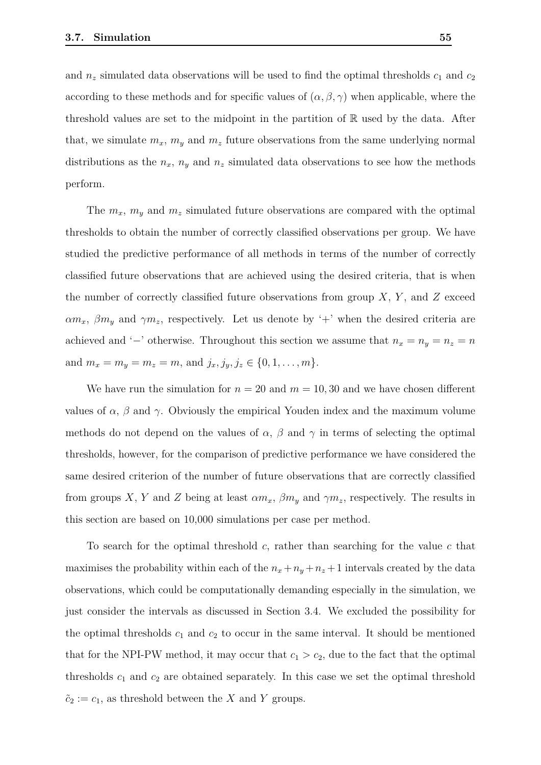and $n_z$ simulated data observations will be used to find the optimal thresholds $c_1$ and $c_2$ according to these methods and for specific values of $(\alpha, \beta, \gamma)$ when applicable, where the threshold values are set to the midpoint in the partition of $\mathbb{R}$ used by the data. After that, we simulate $m_x$, $m_y$ and $m_z$ future observations from the same underlying normal distributions as the $n_x$, $n_y$ and $n_z$ simulated data observations to see how the methods perform.

The $m_x$, $m_y$ and $m_z$ simulated future observations are compared with the optimal thresholds to obtain the number of correctly classified observations per group. We have studied the predictive performance of all methods in terms of the number of correctly classified future observations that are achieved using the desired criteria, that is when the number of correctly classified future observations from group $X$, $Y$, and $Z$ exceed $\alpha m_x$, $\beta m_y$ and $\gamma m_z$, respectively. Let us denote by '+' when the desired criteria are achieved and '$-$' otherwise. Throughout this section we assume that $n_x = n_y = n_z = n$ and $m_x = m_y = m_z = m$, and $j_x, j_y, j_z \in \{0, 1, \ldots, m\}$.

We have run the simulation for $n = 20$ and $m = 10, 30$ and we have chosen different values of $\alpha$, $\beta$ and $\gamma$. Obviously the empirical Youden index and the maximum volume methods do not depend on the values of $\alpha$, $\beta$ and $\gamma$ in terms of selecting the optimal thresholds, however, for the comparison of predictive performance we have considered the same desired criterion of the number of future observations that are correctly classified from groups $X$, $Y$ and $Z$ being at least $\alpha m_x$, $\beta m_y$ and $\gamma m_z$, respectively. The results in this section are based on 10,000 simulations per case per method.

To search for the optimal threshold $c$, rather than searching for the value $c$ that maximises the probability within each of the $n_x + n_y + n_z + 1$ intervals created by the data observations, which could be computationally demanding especially in the simulation, we just consider the intervals as discussed in Section 3.4. We excluded the possibility for the optimal thresholds $c_1$ and $c_2$ to occur in the same interval. It should be mentioned that for the NPI-PW method, it may occur that $c_1 > c_2$, due to the fact that the optimal thresholds $c_1$ and $c_2$ are obtained separately. In this case we set the optimal threshold $\tilde{c}_2 := c_1$, as threshold between the $X$ and $Y$ groups.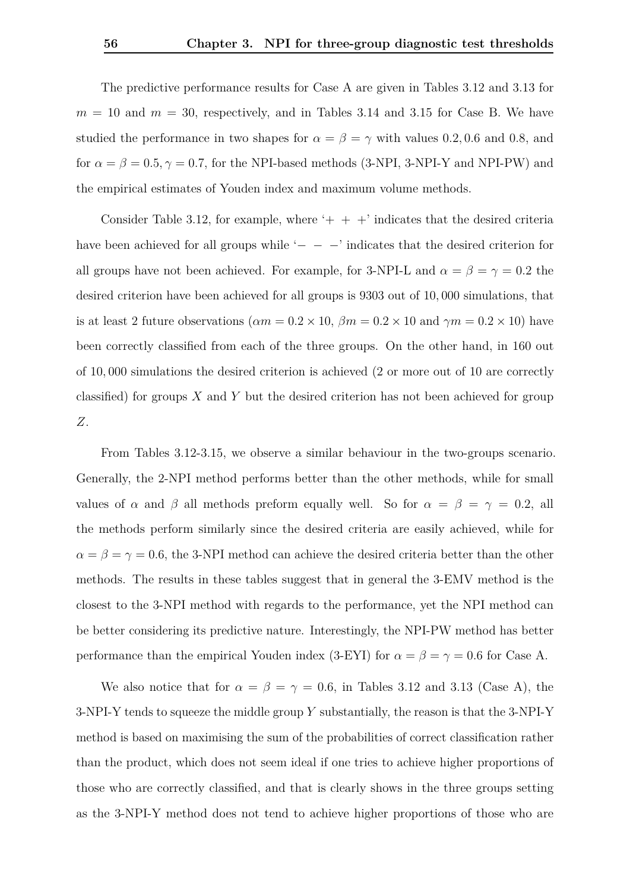The predictive performance results for Case A are given in Tables 3.12 and 3.13 for $m = 10$ and $m = 30$, respectively, and in Tables 3.14 and 3.15 for Case B. We have studied the performance in two shapes for $\alpha = \beta = \gamma$ with values $0.2, 0.6$ and $0.8$, and for $\alpha = \beta = 0.5, \gamma = 0.7$, for the NPI-based methods (3-NPI, 3-NPI-Y and NPI-PW) and the empirical estimates of Youden index and maximum volume methods.

Consider Table 3.12, for example, where '$+\ +\ +$' indicates that the desired criteria have been achieved for all groups while '$-\ -\ -$' indicates that the desired criterion for all groups have not been achieved. For example, for 3-NPI-L and $\alpha = \beta = \gamma = 0.2$ the desired criterion have been achieved for all groups is 9303 out of $10,000$ simulations, that is at least 2 future observations ($\alpha m = 0.2 \times 10$, $\beta m = 0.2 \times 10$ and $\gamma m = 0.2 \times 10$) have been correctly classified from each of the three groups. On the other hand, in 160 out of $10,000$ simulations the desired criterion is achieved (2 or more out of 10 are correctly classified) for groups $X$ and $Y$ but the desired criterion has not been achieved for group $Z$.

From Tables 3.12-3.15, we observe a similar behaviour in the two-groups scenario. Generally, the 2-NPI method performs better than the other methods, while for small values of $\alpha$ and $\beta$ all methods preform equally well. So for $\alpha = \beta = \gamma = 0.2$, all the methods perform similarly since the desired criteria are easily achieved, while for $\alpha = \beta = \gamma = 0.6$, the 3-NPI method can achieve the desired criteria better than the other methods. The results in these tables suggest that in general the 3-EMV method is the closest to the 3-NPI method with regards to the performance, yet the NPI method can be better considering its predictive nature. Interestingly, the NPI-PW method has better performance than the empirical Youden index (3-EYI) for $\alpha = \beta = \gamma = 0.6$ for Case A.

We also notice that for $\alpha = \beta = \gamma = 0.6$, in Tables 3.12 and 3.13 (Case A), the 3-NPI-Y tends to squeeze the middle group $Y$ substantially, the reason is that the 3-NPI-Y method is based on maximising the sum of the probabilities of correct classification rather than the product, which does not seem ideal if one tries to achieve higher proportions of those who are correctly classified, and that is clearly shows in the three groups setting as the 3-NPI-Y method does not tend to achieve higher proportions of those who are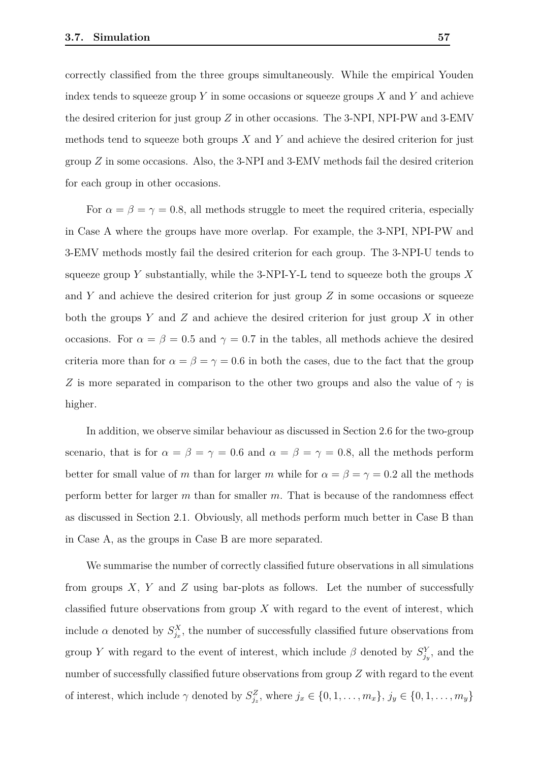correctly classified from the three groups simultaneously. While the empirical Youden index tends to squeeze group $Y$ in some occasions or squeeze groups $X$ and $Y$ and achieve the desired criterion for just group $Z$ in other occasions. The 3-NPI, NPI-PW and 3-EMV methods tend to squeeze both groups $X$ and $Y$ and achieve the desired criterion for just group $Z$ in some occasions. Also, the 3-NPI and 3-EMV methods fail the desired criterion for each group in other occasions.

For $\alpha = \beta = \gamma = 0.8$, all methods struggle to meet the required criteria, especially in Case A where the groups have more overlap. For example, the 3-NPI, NPI-PW and 3-EMV methods mostly fail the desired criterion for each group. The 3-NPI-U tends to squeeze group $Y$ substantially, while the 3-NPI-Y-L tend to squeeze both the groups $X$ and $Y$ and achieve the desired criterion for just group $Z$ in some occasions or squeeze both the groups $Y$ and $Z$ and achieve the desired criterion for just group $X$ in other occasions. For $\alpha = \beta = 0.5$ and $\gamma = 0.7$ in the tables, all methods achieve the desired criteria more than for $\alpha = \beta = \gamma = 0.6$ in both the cases, due to the fact that the group $Z$ is more separated in comparison to the other two groups and also the value of $\gamma$ is higher.

In addition, we observe similar behaviour as discussed in Section 2.6 for the two-group scenario, that is for $\alpha = \beta = \gamma = 0.6$ and $\alpha = \beta = \gamma = 0.8$, all the methods perform better for small value of $m$ than for larger $m$ while for $\alpha = \beta = \gamma = 0.2$ all the methods perform better for larger $m$ than for smaller $m$. That is because of the randomness effect as discussed in Section 2.1. Obviously, all methods perform much better in Case B than in Case A, as the groups in Case B are more separated.

We summarise the number of correctly classified future observations in all simulations from groups $X$, $Y$ and $Z$ using bar-plots as follows. Let the number of successfully classified future observations from group $X$ with regard to the event of interest, which include $\alpha$ denoted by $S^X_{j_x}$, the number of successfully classified future observations from group $Y$ with regard to the event of interest, which include $\beta$ denoted by $S^Y_{j_y}$, and the number of successfully classified future observations from group $Z$ with regard to the event of interest, which include $\gamma$ denoted by $S^Z_{j_z}$, where $j_x \in \{0, 1, \ldots, m_x\}$, $j_y \in \{0, 1, \ldots, m_y\}$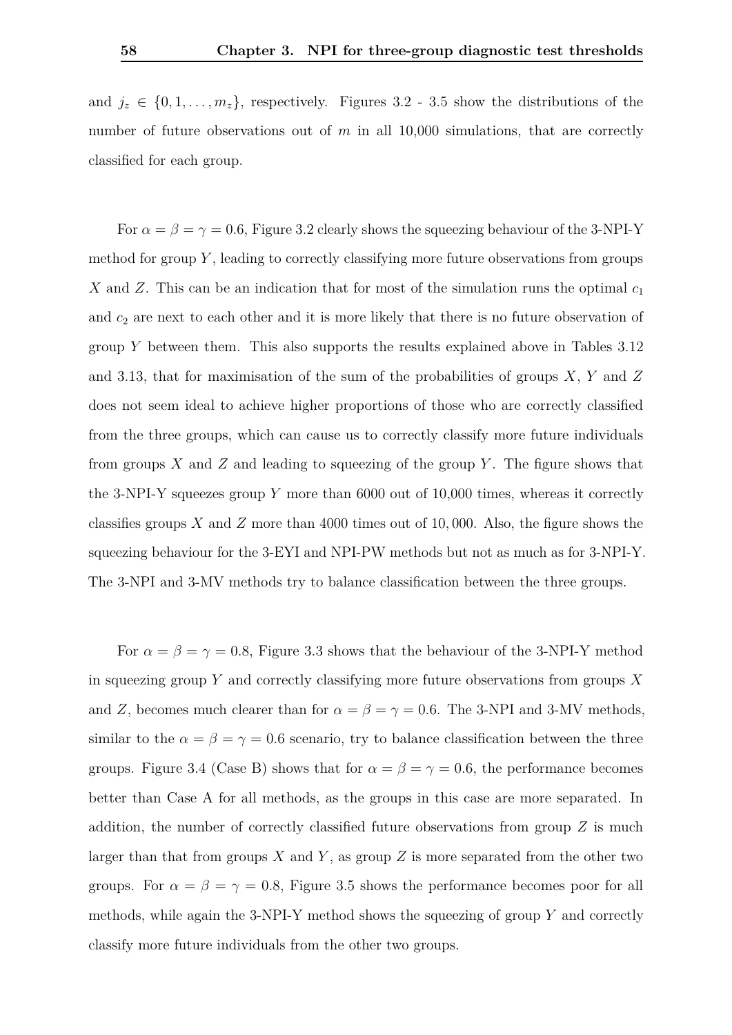and $j_z \in \{0, 1, \ldots, m_z\}$, respectively. Figures 3.2 - 3.5 show the distributions of the number of future observations out of $m$ in all 10,000 simulations, that are correctly classified for each group.

For $\alpha = \beta = \gamma = 0.6$, Figure 3.2 clearly shows the squeezing behaviour of the 3-NPI-Y method for group $Y$, leading to correctly classifying more future observations from groups $X$ and $Z$. This can be an indication that for most of the simulation runs the optimal $c_1$ and $c_2$ are next to each other and it is more likely that there is no future observation of group $Y$ between them. This also supports the results explained above in Tables 3.12 and 3.13, that for maximisation of the sum of the probabilities of groups $X$, $Y$ and $Z$ does not seem ideal to achieve higher proportions of those who are correctly classified from the three groups, which can cause us to correctly classify more future individuals from groups $X$ and $Z$ and leading to squeezing of the group $Y$. The figure shows that the 3-NPI-Y squeezes group $Y$ more than 6000 out of 10,000 times, whereas it correctly classifies groups $X$ and $Z$ more than 4000 times out of $10,000$. Also, the figure shows the squeezing behaviour for the 3-EYI and NPI-PW methods but not as much as for 3-NPI-Y. The 3-NPI and 3-MV methods try to balance classification between the three groups.

For $\alpha = \beta = \gamma = 0.8$, Figure 3.3 shows that the behaviour of the 3-NPI-Y method in squeezing group $Y$ and correctly classifying more future observations from groups $X$ and $Z$, becomes much clearer than for $\alpha = \beta = \gamma = 0.6$. The 3-NPI and 3-MV methods, similar to the $\alpha = \beta = \gamma = 0.6$ scenario, try to balance classification between the three groups. Figure 3.4 (Case B) shows that for $\alpha = \beta = \gamma = 0.6$, the performance becomes better than Case A for all methods, as the groups in this case are more separated. In addition, the number of correctly classified future observations from group $Z$ is much larger than that from groups $X$ and $Y$, as group $Z$ is more separated from the other two groups. For $\alpha = \beta = \gamma = 0.8$, Figure 3.5 shows the performance becomes poor for all methods, while again the 3-NPI-Y method shows the squeezing of group $Y$ and correctly classify more future individuals from the other two groups.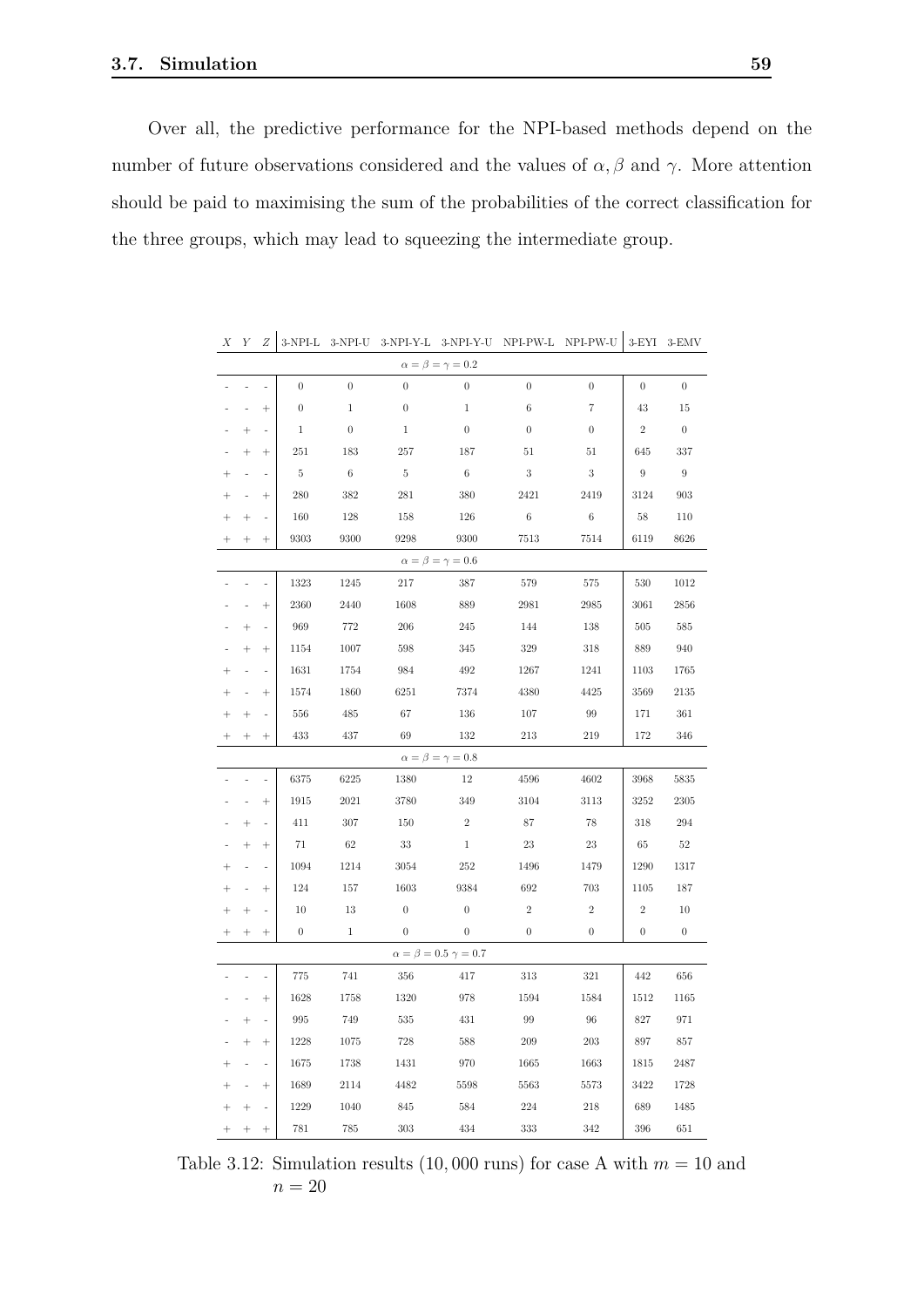Over all, the predictive performance for the NPI-based methods depend on the number of future observations considered and the values of $\alpha, \beta$ and $\gamma$. More attention should be paid to maximising the sum of the probabilities of the correct classification for the three groups, which may lead to squeezing the intermediate group.

| $X$ | $Y$ | $Z$ | 3-NPI-L | 3-NPI-U | 3-NPI-Y-L | 3-NPI-Y-U | NPI-PW-L | NPI-PW-U | 3-EYI | 3-EMV |
|---|---|---|---|---|---|---|---|---|---|---|
| | | | | | $\alpha = \beta = \gamma = 0.2$ | | | | | |
| - | - | - | 0 | 0 | 0 | 0 | 0 | 0 | 0 | 0 |
| - | - | + | 0 | 1 | 0 | 1 | 6 | 7 | 43 | 15 |
| - | + | - | 1 | 0 | 1 | 0 | 0 | 0 | 2 | 0 |
| - | + | + | 251 | 183 | 257 | 187 | 51 | 51 | 645 | 337 |
| + | - | - | 5 | 6 | 5 | 6 | 3 | 3 | 9 | 9 |
| + | - | + | 280 | 382 | 281 | 380 | 2421 | 2419 | 3124 | 903 |
| + | + | - | 160 | 128 | 158 | 126 | 6 | 6 | 58 | 110 |
| + | + | + | 9303 | 9300 | 9298 | 9300 | 7513 | 7514 | 6119 | 8626 |
| | | | | | $\alpha = \beta = \gamma = 0.6$ | | | | | |
| - | - | - | 1323 | 1245 | 217 | 387 | 579 | 575 | 530 | 1012 |
| - | - | + | 2360 | 2440 | 1608 | 889 | 2981 | 2985 | 3061 | 2856 |
| - | + | - | 969 | 772 | 206 | 245 | 144 | 138 | 505 | 585 |
| - | + | + | 1154 | 1007 | 598 | 345 | 329 | 318 | 889 | 940 |
| + | - | - | 1631 | 1754 | 984 | 492 | 1267 | 1241 | 1103 | 1765 |
| + | - | + | 1574 | 1860 | 6251 | 7374 | 4380 | 4425 | 3569 | 2135 |
| + | + | - | 556 | 485 | 67 | 136 | 107 | 99 | 171 | 361 |
| + | + | + | 433 | 437 | 69 | 132 | 213 | 219 | 172 | 346 |
| | | | | | $\alpha = \beta = \gamma = 0.8$ | | | | | |
| - | - | - | 6375 | 6225 | 1380 | 12 | 4596 | 4602 | 3968 | 5835 |
| - | - | + | 1915 | 2021 | 3780 | 349 | 3104 | 3113 | 3252 | 2305 |
| - | + | - | 411 | 307 | 150 | 2 | 87 | 78 | 318 | 294 |
| - | + | + | 71 | 62 | 33 | 1 | 23 | 23 | 65 | 52 |
| + | - | - | 1094 | 1214 | 3054 | 252 | 1496 | 1479 | 1290 | 1317 |
| + | - | + | 124 | 157 | 1603 | 9384 | 692 | 703 | 1105 | 187 |
| + | + | - | 10 | 13 | 0 | 0 | 2 | 2 | 2 | 10 |
| + | + | + | 0 | 1 | 0 | 0 | 0 | 0 | 0 | 0 |
| | | | | | $\alpha = \beta = 0.5$ $\gamma = 0.7$ | | | | | |
| - | - | - | 775 | 741 | 356 | 417 | 313 | 321 | 442 | 656 |
| - | - | + | 1628 | 1758 | 1320 | 978 | 1594 | 1584 | 1512 | 1165 |
| - | + | - | 995 | 749 | 535 | 431 | 99 | 96 | 827 | 971 |
| - | + | + | 1228 | 1075 | 728 | 588 | 209 | 203 | 897 | 857 |
| + | - | - | 1675 | 1738 | 1431 | 970 | 1665 | 1663 | 1815 | 2487 |
| + | - | + | 1689 | 2114 | 4482 | 5598 | 5563 | 5573 | 3422 | 1728 |
| + | + | - | 1229 | 1040 | 845 | 584 | 224 | 218 | 689 | 1485 |
| + | + | + | 781 | 785 | 303 | 434 | 333 | 342 | 396 | 651 |

Table 3.12: Simulation results (10,000 runs) for case A with $m = 10$ and $n = 20$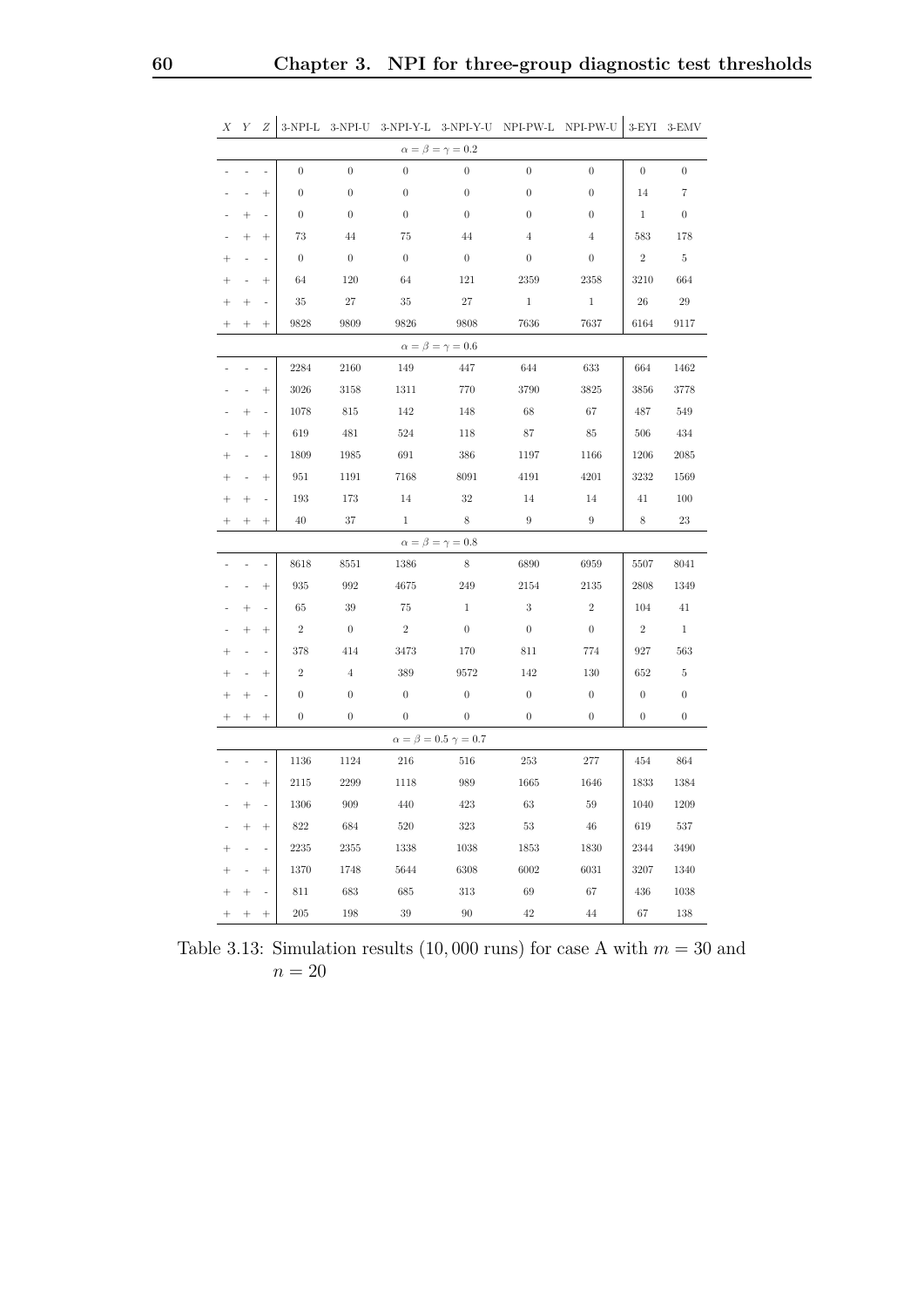| $X$ | $Y$ | $Z$ | 3-NPI-L | 3-NPI-U | 3-NPI-Y-L | 3-NPI-Y-U | NPI-PW-L | NPI-PW-U | 3-EYI | 3-EMV |
|---|---|---|---|---|---|---|---|---|---|---|
| | | | | | | $\alpha = \beta = \gamma = 0.2$ | | | | |
| - | - | - | 0 | 0 | 0 | 0 | 0 | 0 | 0 | 0 |
| - | - | + | 0 | 0 | 0 | 0 | 0 | 0 | 14 | 7 |
| - | + | - | 0 | 0 | 0 | 0 | 0 | 0 | 1 | 0 |
| - | + | + | 73 | 44 | 75 | 44 | 4 | 4 | 583 | 178 |
| + | - | - | 0 | 0 | 0 | 0 | 0 | 0 | 2 | 5 |
| + | - | + | 64 | 120 | 64 | 121 | 2359 | 2358 | 3210 | 664 |
| + | + | - | 35 | 27 | 35 | 27 | 1 | 1 | 26 | 29 |
| + | + | + | 9828 | 9809 | 9826 | 9808 | 7636 | 7637 | 6164 | 9117 |
| | | | | | | $\alpha = \beta = \gamma = 0.6$ | | | | |
| - | - | - | 2284 | 2160 | 149 | 447 | 644 | 633 | 664 | 1462 |
| - | - | + | 3026 | 3158 | 1311 | 770 | 3790 | 3825 | 3856 | 3778 |
| - | + | - | 1078 | 815 | 142 | 148 | 68 | 67 | 487 | 549 |
| - | + | + | 619 | 481 | 524 | 118 | 87 | 85 | 506 | 434 |
| + | - | - | 1809 | 1985 | 691 | 386 | 1197 | 1166 | 1206 | 2085 |
| + | - | + | 951 | 1191 | 7168 | 8091 | 4191 | 4201 | 3232 | 1569 |
| + | + | - | 193 | 173 | 14 | 32 | 14 | 14 | 41 | 100 |
| + | + | + | 40 | 37 | 1 | 8 | 9 | 9 | 8 | 23 |
| | | | | | | $\alpha = \beta = \gamma = 0.8$ | | | | |
| - | - | - | 8618 | 8551 | 1386 | 8 | 6890 | 6959 | 5507 | 8041 |
| - | - | + | 935 | 992 | 4675 | 249 | 2154 | 2135 | 2808 | 1349 |
| - | + | - | 65 | 39 | 75 | 1 | 3 | 2 | 104 | 41 |
| - | + | + | 2 | 0 | 2 | 0 | 0 | 0 | 2 | 1 |
| + | - | - | 378 | 414 | 3473 | 170 | 811 | 774 | 927 | 563 |
| + | - | + | 2 | 4 | 389 | 9572 | 142 | 130 | 652 | 5 |
| + | + | - | 0 | 0 | 0 | 0 | 0 | 0 | 0 | 0 |
| + | + | + | 0 | 0 | 0 | 0 | 0 | 0 | 0 | 0 |
| | | | | | | $\alpha = \beta = 0.5\ \gamma = 0.7$ | | | | |
| - | - | - | 1136 | 1124 | 216 | 516 | 253 | 277 | 454 | 864 |
| - | - | + | 2115 | 2299 | 1118 | 989 | 1665 | 1646 | 1833 | 1384 |
| - | + | - | 1306 | 909 | 440 | 423 | 63 | 59 | 1040 | 1209 |
| - | + | + | 822 | 684 | 520 | 323 | 53 | 46 | 619 | 537 |
| + | - | - | 2235 | 2355 | 1338 | 1038 | 1853 | 1830 | 2344 | 3490 |
| + | - | + | 1370 | 1748 | 5644 | 6308 | 6002 | 6031 | 3207 | 1340 |
| + | + | - | 811 | 683 | 685 | 313 | 69 | 67 | 436 | 1038 |
| + | + | + | 205 | 198 | 39 | 90 | 42 | 44 | 67 | 138 |

Table 3.13: Simulation results (10,000 runs) for case A with $m = 30$ and $n = 20$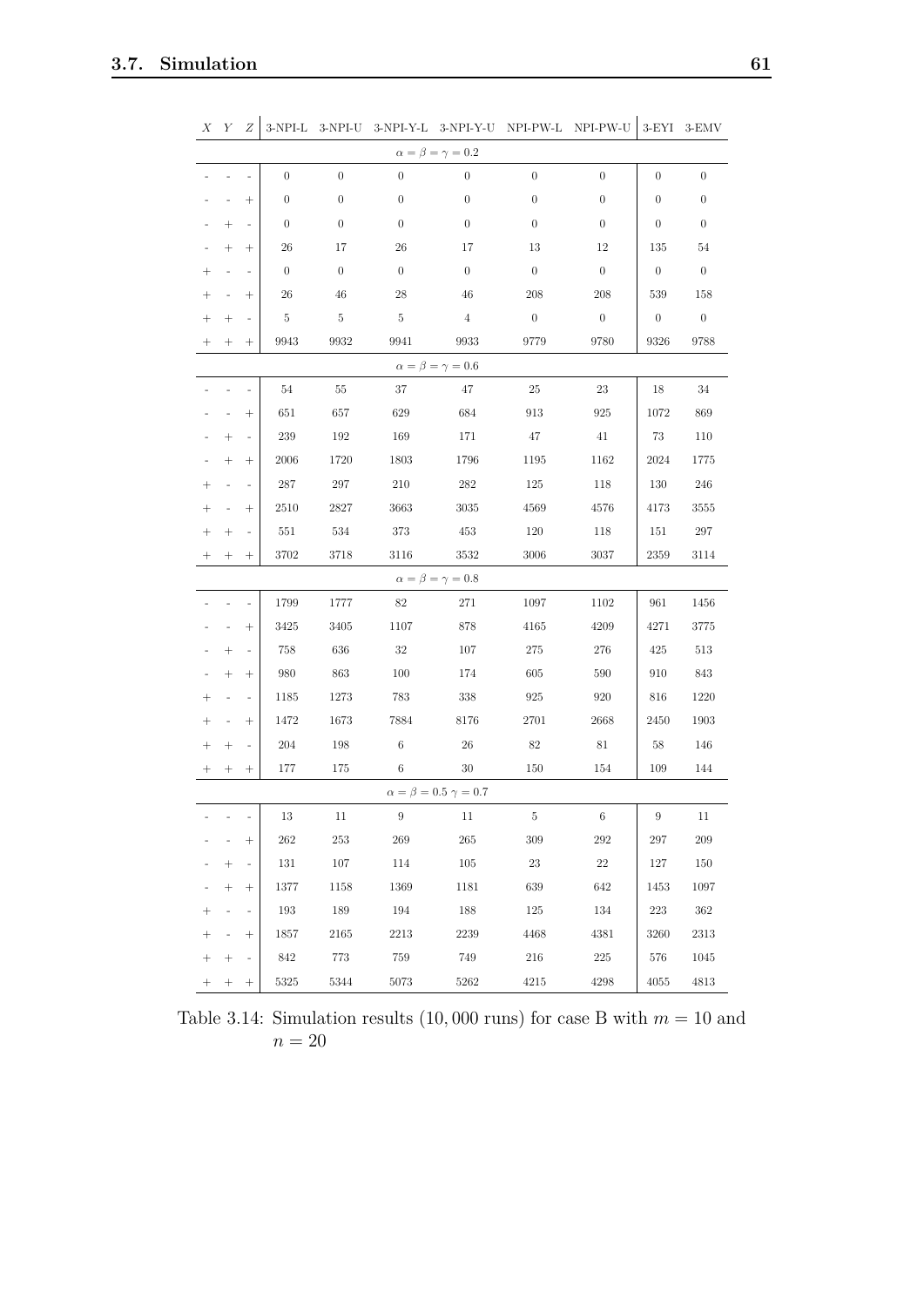| $X$ | $Y$ | $Z$ | 3-NPI-L | 3-NPI-U | 3-NPI-Y-L | 3-NPI-Y-U | NPI-PW-L | NPI-PW-U | 3-EYI | 3-EMV |
|---|---|---|---|---|---|---|---|---|---|---|
| | | | | | $\alpha = \beta = \gamma = 0.2$ | | | | | |
| - | - | - | 0 | 0 | 0 | 0 | 0 | 0 | 0 | 0 |
| - | - | + | 0 | 0 | 0 | 0 | 0 | 0 | 0 | 0 |
| - | + | - | 0 | 0 | 0 | 0 | 0 | 0 | 0 | 0 |
| - | + | + | 26 | 17 | 26 | 17 | 13 | 12 | 135 | 54 |
| + | - | - | 0 | 0 | 0 | 0 | 0 | 0 | 0 | 0 |
| + | - | + | 26 | 46 | 28 | 46 | 208 | 208 | 539 | 158 |
| + | + | - | 5 | 5 | 5 | 4 | 0 | 0 | 0 | 0 |
| + | + | + | 9943 | 9932 | 9941 | 9933 | 9779 | 9780 | 9326 | 9788 |
| | | | | | $\alpha = \beta = \gamma = 0.6$ | | | | | |
| - | - | - | 54 | 55 | 37 | 47 | 25 | 23 | 18 | 34 |
| - | - | + | 651 | 657 | 629 | 684 | 913 | 925 | 1072 | 869 |
| - | + | - | 239 | 192 | 169 | 171 | 47 | 41 | 73 | 110 |
| - | + | + | 2006 | 1720 | 1803 | 1796 | 1195 | 1162 | 2024 | 1775 |
| + | - | - | 287 | 297 | 210 | 282 | 125 | 118 | 130 | 246 |
| + | - | + | 2510 | 2827 | 3663 | 3035 | 4569 | 4576 | 4173 | 3555 |
| + | + | - | 551 | 534 | 373 | 453 | 120 | 118 | 151 | 297 |
| + | + | + | 3702 | 3718 | 3116 | 3532 | 3006 | 3037 | 2359 | 3114 |
| | | | | | $\alpha = \beta = \gamma = 0.8$ | | | | | |
| - | - | - | 1799 | 1777 | 82 | 271 | 1097 | 1102 | 961 | 1456 |
| - | - | + | 3425 | 3405 | 1107 | 878 | 4165 | 4209 | 4271 | 3775 |
| - | + | - | 758 | 636 | 32 | 107 | 275 | 276 | 425 | 513 |
| - | + | + | 980 | 863 | 100 | 174 | 605 | 590 | 910 | 843 |
| + | - | - | 1185 | 1273 | 783 | 338 | 925 | 920 | 816 | 1220 |
| + | - | + | 1472 | 1673 | 7884 | 8176 | 2701 | 2668 | 2450 | 1903 |
| + | + | - | 204 | 198 | 6 | 26 | 82 | 81 | 58 | 146 |
| + | + | + | 177 | 175 | 6 | 30 | 150 | 154 | 109 | 144 |
| | | | | | $\alpha = \beta = 0.5$ $\gamma = 0.7$ | | | | | |
| - | - | - | 13 | 11 | 9 | 11 | 5 | 6 | 9 | 11 |
| - | - | + | 262 | 253 | 269 | 265 | 309 | 292 | 297 | 209 |
| - | + | - | 131 | 107 | 114 | 105 | 23 | 22 | 127 | 150 |
| - | + | + | 1377 | 1158 | 1369 | 1181 | 639 | 642 | 1453 | 1097 |
| + | - | - | 193 | 189 | 194 | 188 | 125 | 134 | 223 | 362 |
| + | - | + | 1857 | 2165 | 2213 | 2239 | 4468 | 4381 | 3260 | 2313 |
| + | + | - | 842 | 773 | 759 | 749 | 216 | 225 | 576 | 1045 |
| + | + | + | 5325 | 5344 | 5073 | 5262 | 4215 | 4298 | 4055 | 4813 |

Table 3.14: Simulation results (10,000 runs) for case B with $m = 10$ and $n = 20$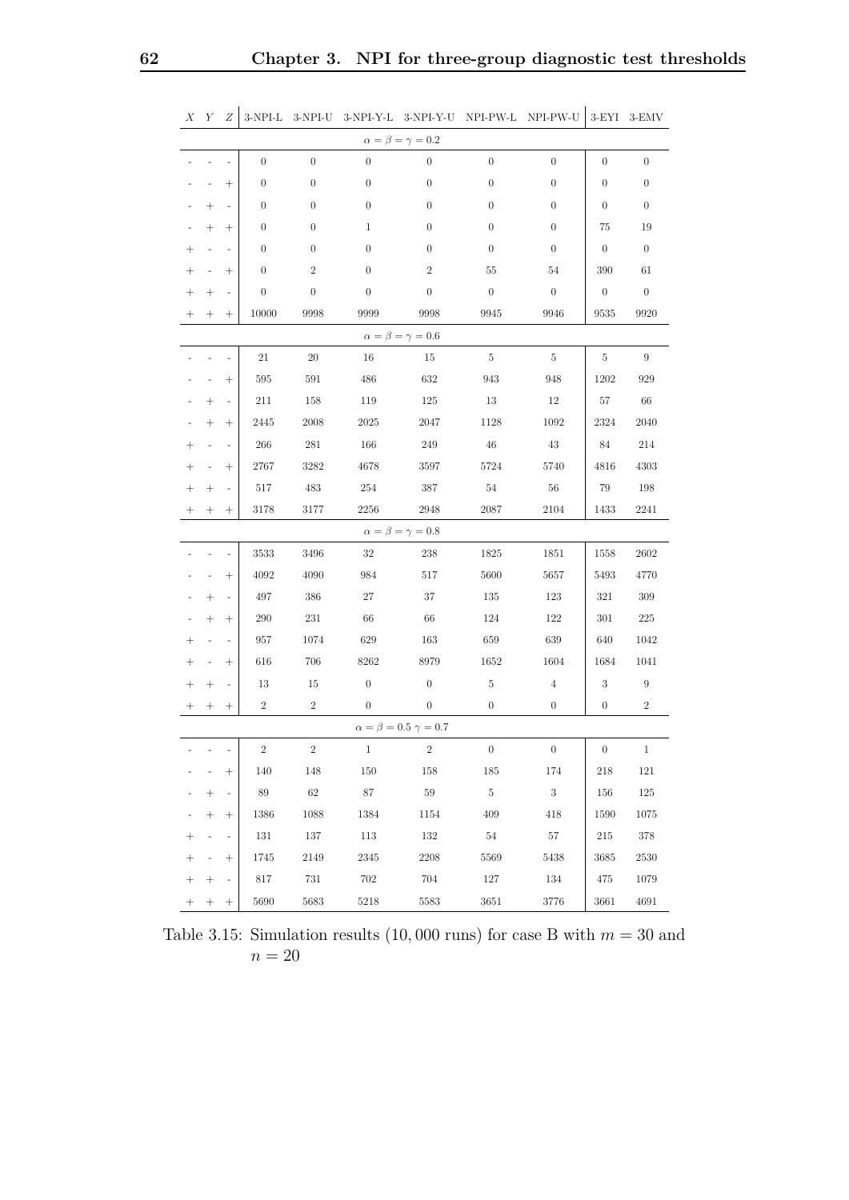| $X$ | $Y$ | $Z$ | 3-NPI-L | 3-NPI-U | 3-NPI-Y-L | 3-NPI-Y-U | NPI-PW-L | NPI-PW-U | 3-EYI | 3-EMV |
|---|---|---|---|---|---|---|---|---|---|---|
| | | | | | | $\alpha = \beta = \gamma = 0.2$ | | | | |
| - | - | - | 0 | 0 | 0 | 0 | 0 | 0 | 0 | 0 |
| - | - | + | 0 | 0 | 0 | 0 | 0 | 0 | 0 | 0 |
| - | + | - | 0 | 0 | 0 | 0 | 0 | 0 | 0 | 0 |
| - | + | + | 0 | 0 | 1 | 0 | 0 | 0 | 75 | 19 |
| + | - | - | 0 | 0 | 0 | 0 | 0 | 0 | 0 | 0 |
| + | - | + | 0 | 2 | 0 | 2 | 55 | 54 | 390 | 61 |
| + | + | - | 0 | 0 | 0 | 0 | 0 | 0 | 0 | 0 |
| + | + | + | 10000 | 9998 | 9999 | 9998 | 9945 | 9946 | 9535 | 9920 |
| | | | | | | $\alpha = \beta = \gamma = 0.6$ | | | | |
| - | - | - | 21 | 20 | 16 | 15 | 5 | 5 | 5 | 9 |
| - | - | + | 595 | 591 | 486 | 632 | 943 | 948 | 1202 | 929 |
| - | + | - | 211 | 158 | 119 | 125 | 13 | 12 | 57 | 66 |
| - | + | + | 2445 | 2008 | 2025 | 2047 | 1128 | 1092 | 2324 | 2040 |
| + | - | - | 266 | 281 | 166 | 249 | 46 | 43 | 84 | 214 |
| + | - | + | 2767 | 3282 | 4678 | 3597 | 5724 | 5740 | 4816 | 4303 |
| + | + | - | 517 | 483 | 254 | 387 | 54 | 56 | 79 | 198 |
| + | + | + | 3178 | 3177 | 2256 | 2948 | 2087 | 2104 | 1433 | 2241 |
| | | | | | | $\alpha = \beta = \gamma = 0.8$ | | | | |
| - | - | - | 3533 | 3496 | 32 | 238 | 1825 | 1851 | 1558 | 2602 |
| - | - | + | 4092 | 4090 | 984 | 517 | 5600 | 5657 | 5493 | 4770 |
| - | + | - | 497 | 386 | 27 | 37 | 135 | 123 | 321 | 309 |
| - | + | + | 290 | 231 | 66 | 66 | 124 | 122 | 301 | 225 |
| + | - | - | 957 | 1074 | 629 | 163 | 659 | 639 | 640 | 1042 |
| + | - | + | 616 | 706 | 8262 | 8979 | 1652 | 1604 | 1684 | 1041 |
| + | + | - | 13 | 15 | 0 | 0 | 5 | 4 | 3 | 9 |
| + | + | + | 2 | 2 | 0 | 0 | 0 | 0 | 0 | 2 |
| | | | | | | $\alpha = \beta = 0.5$ $\gamma = 0.7$ | | | | |
| - | - | - | 2 | 2 | 1 | 2 | 0 | 0 | 0 | 1 |
| - | - | + | 140 | 148 | 150 | 158 | 185 | 174 | 218 | 121 |
| - | + | - | 89 | 62 | 87 | 59 | 5 | 3 | 156 | 125 |
| - | + | + | 1386 | 1088 | 1384 | 1154 | 409 | 418 | 1590 | 1075 |
| + | - | - | 131 | 137 | 113 | 132 | 54 | 57 | 215 | 378 |
| + | - | + | 1745 | 2149 | 2345 | 2208 | 5569 | 5438 | 3685 | 2530 |
| + | + | - | 817 | 731 | 702 | 704 | 127 | 134 | 475 | 1079 |
| + | + | + | 5690 | 5683 | 5218 | 5583 | 3651 | 3776 | 3661 | 4691 |

Table 3.15: Simulation results (10,000 runs) for case B with $m = 30$ and $n = 20$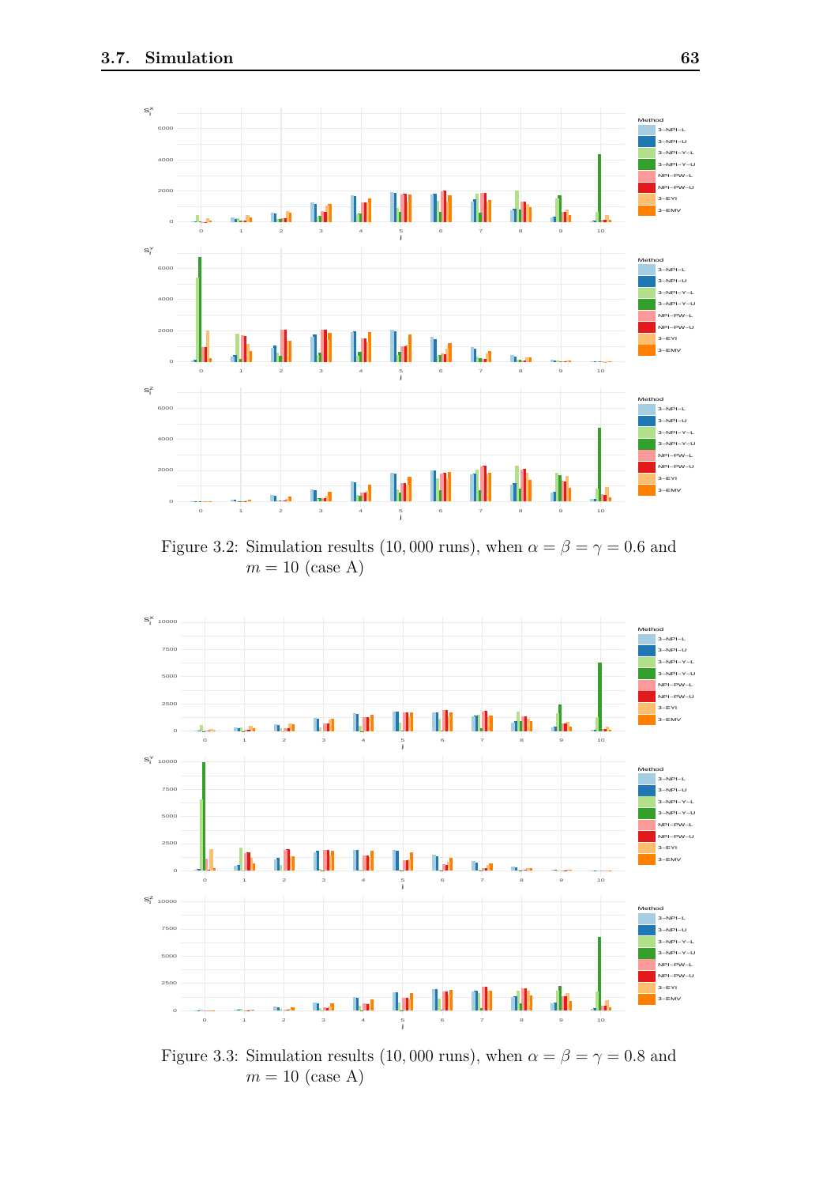Figure 3.2: Simulation results (10,000 runs), when $\alpha = \beta = \gamma = 0.6$ and $m = 10$ (case A)

Figure 3.3: Simulation results (10,000 runs), when $\alpha = \beta = \gamma = 0.8$ and $m = 10$ (case A)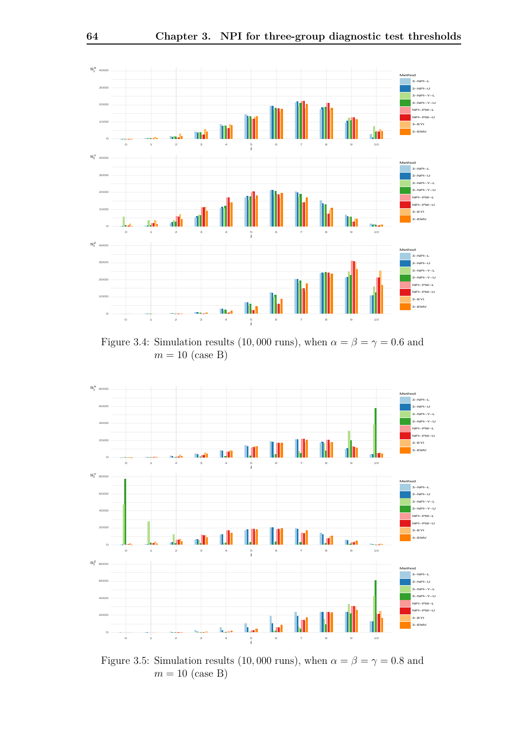Figure 3.4: Simulation results (10, 000 runs), when $\alpha = \beta = \gamma = 0.6$ and $m = 10$ (case B)

Figure 3.5: Simulation results (10, 000 runs), when $\alpha = \beta = \gamma = 0.8$ and $m = 10$ (case B)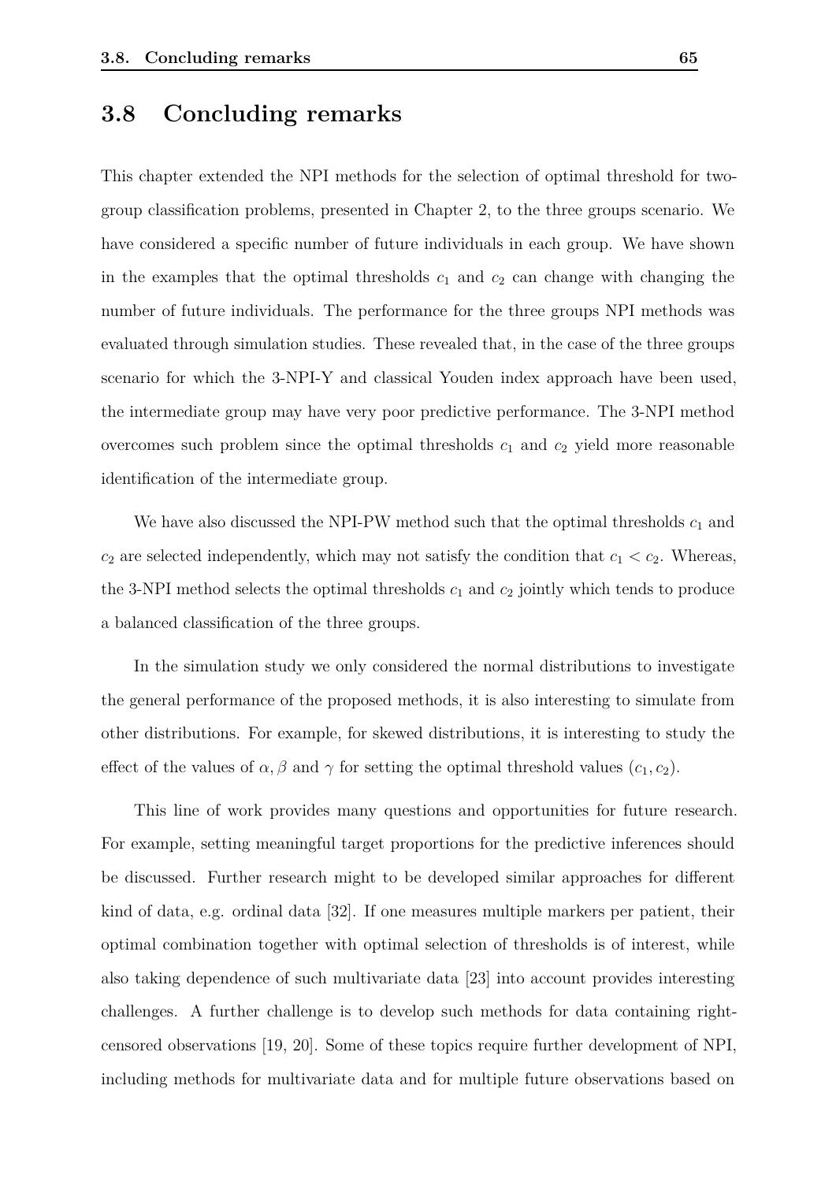## 3.8 Concluding remarks

This chapter extended the NPI methods for the selection of optimal threshold for two-group classification problems, presented in Chapter 2, to the three groups scenario. We have considered a specific number of future individuals in each group. We have shown in the examples that the optimal thresholds $c_1$ and $c_2$ can change with changing the number of future individuals. The performance for the three groups NPI methods was evaluated through simulation studies. These revealed that, in the case of the three groups scenario for which the 3-NPI-Y and classical Youden index approach have been used, the intermediate group may have very poor predictive performance. The 3-NPI method overcomes such problem since the optimal thresholds $c_1$ and $c_2$ yield more reasonable identification of the intermediate group.

We have also discussed the NPI-PW method such that the optimal thresholds $c_1$ and $c_2$ are selected independently, which may not satisfy the condition that $c_1 < c_2$. Whereas, the 3-NPI method selects the optimal thresholds $c_1$ and $c_2$ jointly which tends to produce a balanced classification of the three groups.

In the simulation study we only considered the normal distributions to investigate the general performance of the proposed methods, it is also interesting to simulate from other distributions. For example, for skewed distributions, it is interesting to study the effect of the values of $\alpha, \beta$ and $\gamma$ for setting the optimal threshold values $(c_1, c_2)$.

This line of work provides many questions and opportunities for future research. For example, setting meaningful target proportions for the predictive inferences should be discussed. Further research might to be developed similar approaches for different kind of data, e.g. ordinal data [32]. If one measures multiple markers per patient, their optimal combination together with optimal selection of thresholds is of interest, while also taking dependence of such multivariate data [23] into account provides interesting challenges. A further challenge is to develop such methods for data containing right-censored observations [19, 20]. Some of these topics require further development of NPI, including methods for multivariate data and for multiple future observations based on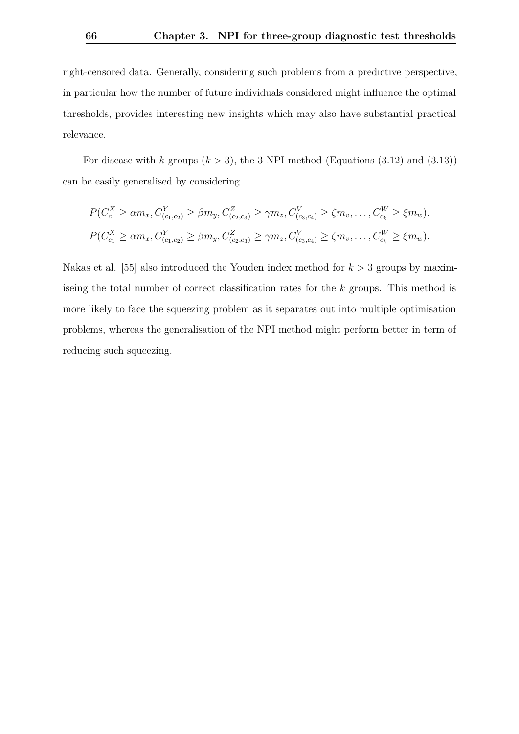right-censored data. Generally, considering such problems from a predictive perspective, in particular how the number of future individuals considered might influence the optimal thresholds, provides interesting new insights which may also have substantial practical relevance.

For disease with $k$ groups ($k > 3$), the 3-NPI method (Equations (3.12) and (3.13)) can be easily generalised by considering

$$\underline{P}(C^X_{c_1} \geq \alpha m_x, C^Y_{(c_1,c_2)} \geq \beta m_y, C^Z_{(c_2,c_3)} \geq \gamma m_z, C^V_{(c_3,c_4)} \geq \zeta m_v, \ldots, C^W_{c_k} \geq \xi m_w).$$

$$\overline{P}(C^X_{c_1} \geq \alpha m_x, C^Y_{(c_1,c_2)} \geq \beta m_y, C^Z_{(c_2,c_3)} \geq \gamma m_z, C^V_{(c_3,c_4)} \geq \zeta m_v, \ldots, C^W_{c_k} \geq \xi m_w).$$

Nakas et al. [55] also introduced the Youden index method for $k > 3$ groups by maximiseing the total number of correct classification rates for the $k$ groups. This method is more likely to face the squeezing problem as it separates out into multiple optimisation problems, whereas the generalisation of the NPI method might perform better in term of reducing such squeezing.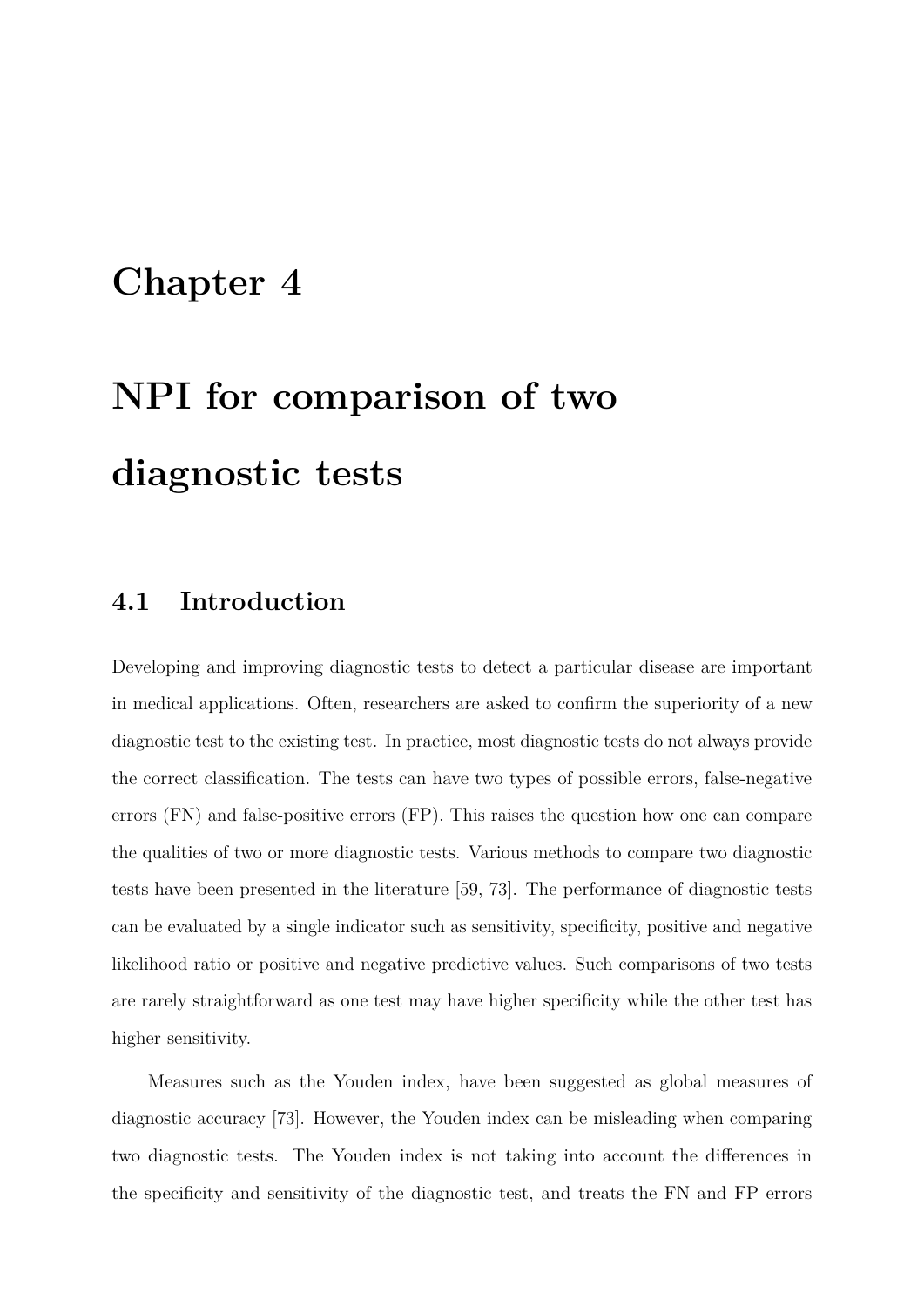# Chapter 4

# NPI for comparison of two diagnostic tests

## 4.1 Introduction

Developing and improving diagnostic tests to detect a particular disease are important in medical applications. Often, researchers are asked to confirm the superiority of a new diagnostic test to the existing test. In practice, most diagnostic tests do not always provide the correct classification. The tests can have two types of possible errors, false-negative errors (FN) and false-positive errors (FP). This raises the question how one can compare the qualities of two or more diagnostic tests. Various methods to compare two diagnostic tests have been presented in the literature [59, 73]. The performance of diagnostic tests can be evaluated by a single indicator such as sensitivity, specificity, positive and negative likelihood ratio or positive and negative predictive values. Such comparisons of two tests are rarely straightforward as one test may have higher specificity while the other test has higher sensitivity.

Measures such as the Youden index, have been suggested as global measures of diagnostic accuracy [73]. However, the Youden index can be misleading when comparing two diagnostic tests. The Youden index is not taking into account the differences in the specificity and sensitivity of the diagnostic test, and treats the FN and FP errors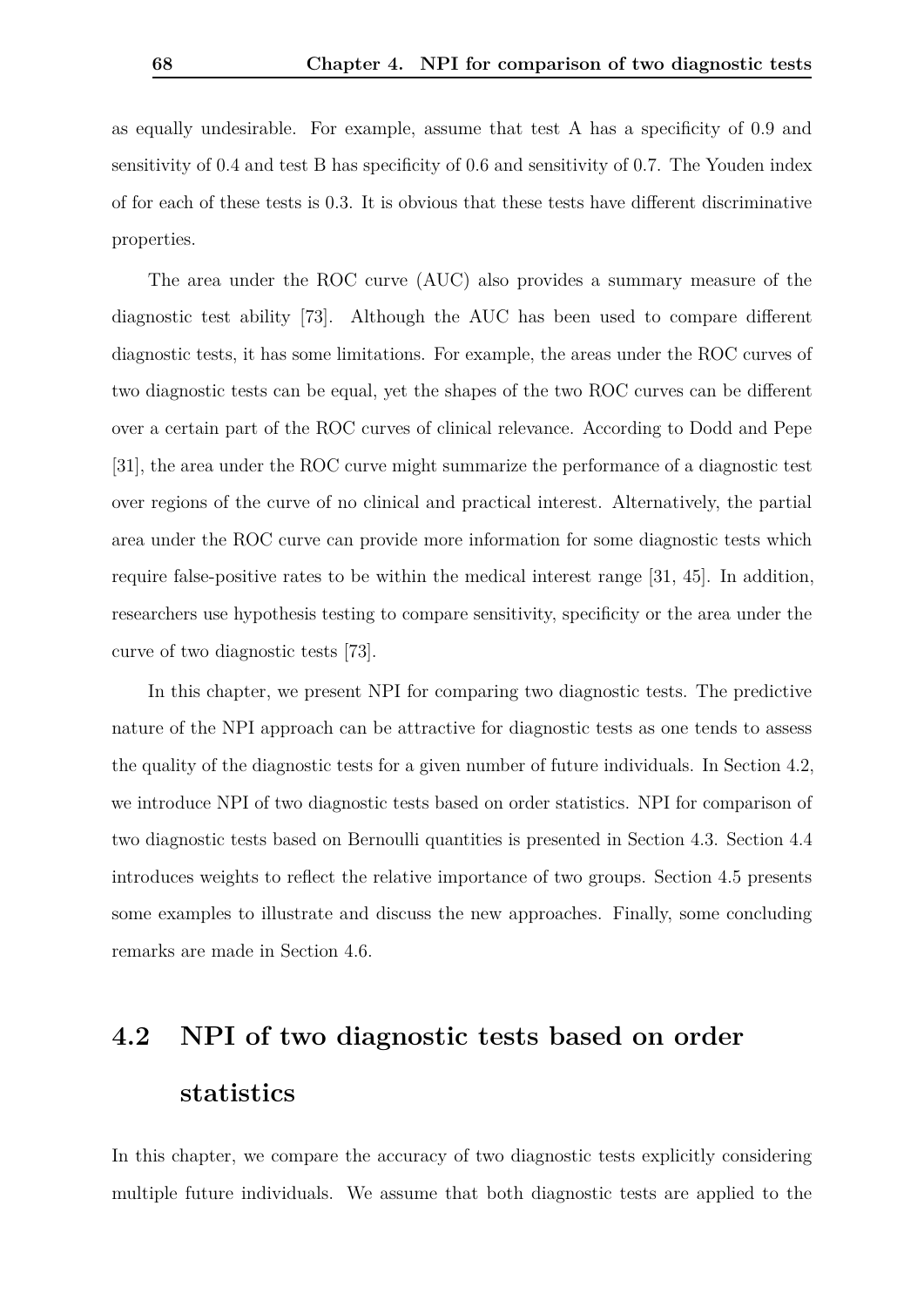as equally undesirable. For example, assume that test A has a specificity of 0.9 and sensitivity of 0.4 and test B has specificity of 0.6 and sensitivity of 0.7. The Youden index of for each of these tests is 0.3. It is obvious that these tests have different discriminative properties.

The area under the ROC curve (AUC) also provides a summary measure of the diagnostic test ability [73]. Although the AUC has been used to compare different diagnostic tests, it has some limitations. For example, the areas under the ROC curves of two diagnostic tests can be equal, yet the shapes of the two ROC curves can be different over a certain part of the ROC curves of clinical relevance. According to Dodd and Pepe [31], the area under the ROC curve might summarize the performance of a diagnostic test over regions of the curve of no clinical and practical interest. Alternatively, the partial area under the ROC curve can provide more information for some diagnostic tests which require false-positive rates to be within the medical interest range [31, 45]. In addition, researchers use hypothesis testing to compare sensitivity, specificity or the area under the curve of two diagnostic tests [73].

In this chapter, we present NPI for comparing two diagnostic tests. The predictive nature of the NPI approach can be attractive for diagnostic tests as one tends to assess the quality of the diagnostic tests for a given number of future individuals. In Section 4.2, we introduce NPI of two diagnostic tests based on order statistics. NPI for comparison of two diagnostic tests based on Bernoulli quantities is presented in Section 4.3. Section 4.4 introduces weights to reflect the relative importance of two groups. Section 4.5 presents some examples to illustrate and discuss the new approaches. Finally, some concluding remarks are made in Section 4.6.

## 4.2 NPI of two diagnostic tests based on order statistics

In this chapter, we compare the accuracy of two diagnostic tests explicitly considering multiple future individuals. We assume that both diagnostic tests are applied to the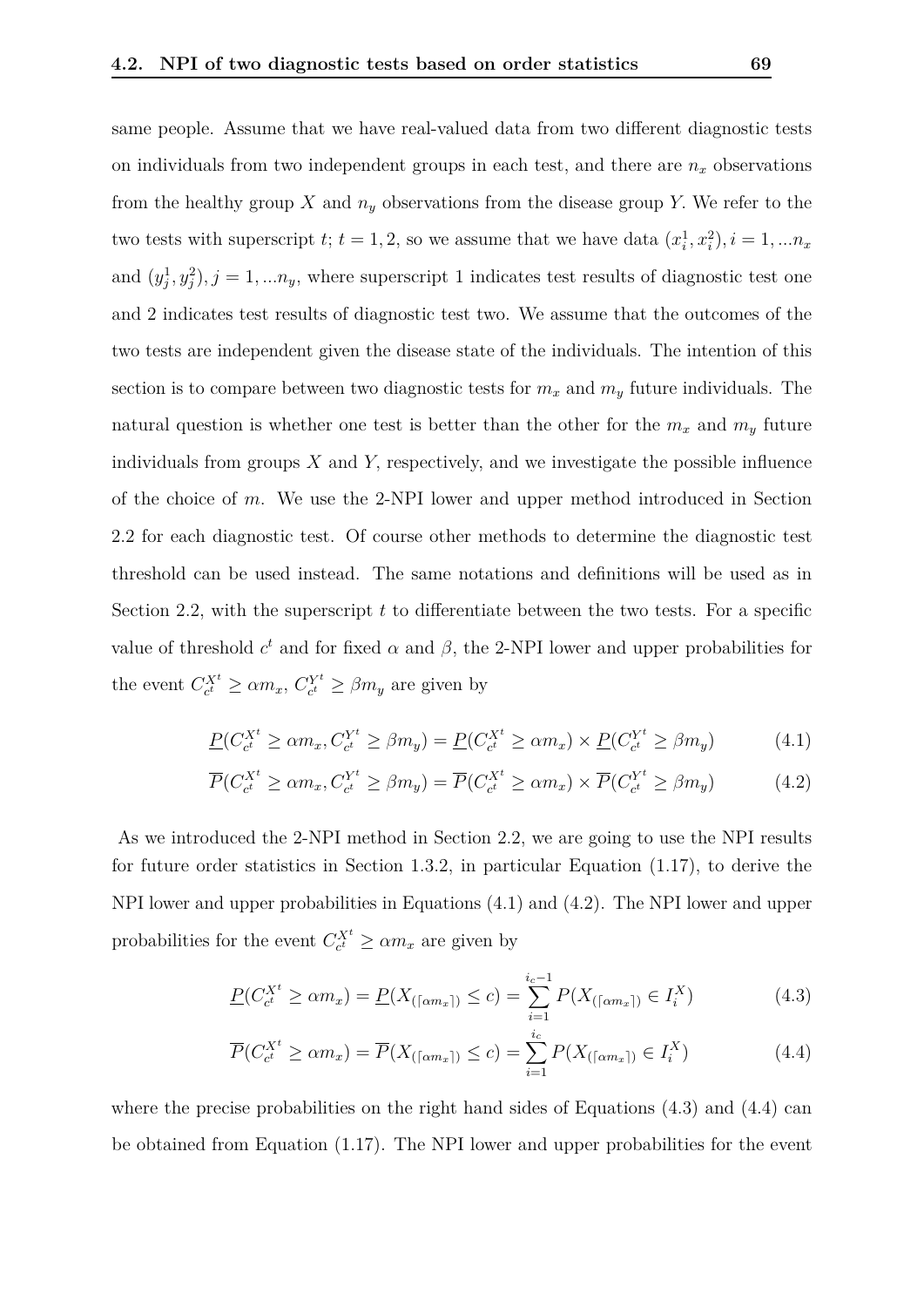same people. Assume that we have real-valued data from two different diagnostic tests on individuals from two independent groups in each test, and there are $n_x$ observations from the healthy group $X$ and $n_y$ observations from the disease group $Y$. We refer to the two tests with superscript $t$; $t = 1, 2$, so we assume that we have data $(x_i^1, x_i^2), i = 1, ...n_x$ and $(y_j^1, y_j^2), j = 1, ...n_y$, where superscript 1 indicates test results of diagnostic test one and 2 indicates test results of diagnostic test two. We assume that the outcomes of the two tests are independent given the disease state of the individuals. The intention of this section is to compare between two diagnostic tests for $m_x$ and $m_y$ future individuals. The natural question is whether one test is better than the other for the $m_x$ and $m_y$ future individuals from groups $X$ and $Y$, respectively, and we investigate the possible influence of the choice of $m$. We use the 2-NPI lower and upper method introduced in Section 2.2 for each diagnostic test. Of course other methods to determine the diagnostic test threshold can be used instead. The same notations and definitions will be used as in Section 2.2, with the superscript $t$ to differentiate between the two tests. For a specific value of threshold $c^t$ and for fixed $\alpha$ and $\beta$, the 2-NPI lower and upper probabilities for the event $C_{c^t}^{X^t} \geq \alpha m_x$, $C_{c^t}^{Y^t} \geq \beta m_y$ are given by

$$\underline{P}(C_{c^t}^{X^t} \geq \alpha m_x, C_{c^t}^{Y^t} \geq \beta m_y) = \underline{P}(C_{c^t}^{X^t} \geq \alpha m_x) \times \underline{P}(C_{c^t}^{Y^t} \geq \beta m_y) \tag{4.1}$$

$$\overline{P}(C_{c^t}^{X^t} \geq \alpha m_x, C_{c^t}^{Y^t} \geq \beta m_y) = \overline{P}(C_{c^t}^{X^t} \geq \alpha m_x) \times \overline{P}(C_{c^t}^{Y^t} \geq \beta m_y) \tag{4.2}$$

As we introduced the 2-NPI method in Section 2.2, we are going to use the NPI results for future order statistics in Section 1.3.2, in particular Equation (1.17), to derive the NPI lower and upper probabilities in Equations (4.1) and (4.2). The NPI lower and upper probabilities for the event $C_{c^t}^{X^t} \geq \alpha m_x$ are given by

$$\underline{P}(C_{c^t}^{X^t} \geq \alpha m_x) = \underline{P}(X_{(\lceil \alpha m_x \rceil)} \leq c) = \sum_{i=1}^{i_c - 1} P(X_{(\lceil \alpha m_x \rceil)} \in I_i^X) \tag{4.3}$$

$$\overline{P}(C_{c^t}^{X^t} \geq \alpha m_x) = \overline{P}(X_{(\lceil \alpha m_x \rceil)} \leq c) = \sum_{i=1}^{i_c} P(X_{(\lceil \alpha m_x \rceil)} \in I_i^X) \tag{4.4}$$

where the precise probabilities on the right hand sides of Equations (4.3) and (4.4) can be obtained from Equation (1.17). The NPI lower and upper probabilities for the event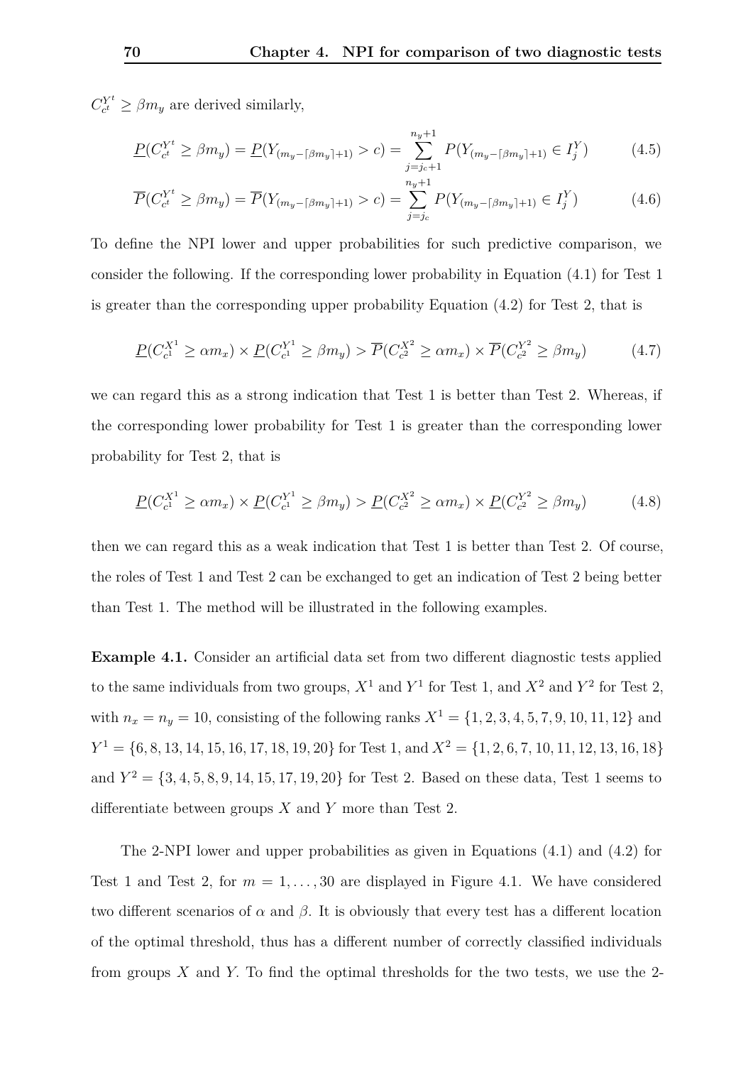$C_{c^t}^{Y^t} \geq \beta m_y$ are derived similarly,

$$\underline{P}(C_{c^t}^{Y^t} \geq \beta m_y) = \underline{P}(Y_{(m_y - \lceil \beta m_y \rceil + 1)} > c) = \sum_{j=j_c+1}^{n_y+1} P(Y_{(m_y - \lceil \beta m_y \rceil + 1)} \in I_j^Y) \tag{4.5}$$

$$\overline{P}(C_{c^t}^{Y^t} \geq \beta m_y) = \overline{P}(Y_{(m_y - \lceil \beta m_y \rceil + 1)} > c) = \sum_{j=j_c}^{n_y+1} P(Y_{(m_y - \lceil \beta m_y \rceil + 1)} \in I_j^Y) \tag{4.6}$$

To define the NPI lower and upper probabilities for such predictive comparison, we consider the following. If the corresponding lower probability in Equation (4.1) for Test 1 is greater than the corresponding upper probability Equation (4.2) for Test 2, that is

$$\underline{P}(C_{c^1}^{X^1} \geq \alpha m_x) \times \underline{P}(C_{c^1}^{Y^1} \geq \beta m_y) > \overline{P}(C_{c^2}^{X^2} \geq \alpha m_x) \times \overline{P}(C_{c^2}^{Y^2} \geq \beta m_y) \tag{4.7}$$

we can regard this as a strong indication that Test 1 is better than Test 2. Whereas, if the corresponding lower probability for Test 1 is greater than the corresponding lower probability for Test 2, that is

$$\underline{P}(C_{c^1}^{X^1} \geq \alpha m_x) \times \underline{P}(C_{c^1}^{Y^1} \geq \beta m_y) > \underline{P}(C_{c^2}^{X^2} \geq \alpha m_x) \times \underline{P}(C_{c^2}^{Y^2} \geq \beta m_y) \tag{4.8}$$

then we can regard this as a weak indication that Test 1 is better than Test 2. Of course, the roles of Test 1 and Test 2 can be exchanged to get an indication of Test 2 being better than Test 1. The method will be illustrated in the following examples.

**Example 4.1.** Consider an artificial data set from two different diagnostic tests applied to the same individuals from two groups, $X^1$ and $Y^1$ for Test 1, and $X^2$ and $Y^2$ for Test 2, with $n_x = n_y = 10$, consisting of the following ranks $X^1 = \{1, 2, 3, 4, 5, 7, 9, 10, 11, 12\}$ and $Y^1 = \{6, 8, 13, 14, 15, 16, 17, 18, 19, 20\}$ for Test 1, and $X^2 = \{1, 2, 6, 7, 10, 11, 12, 13, 16, 18\}$ and $Y^2 = \{3, 4, 5, 8, 9, 14, 15, 17, 19, 20\}$ for Test 2. Based on these data, Test 1 seems to differentiate between groups $X$ and $Y$ more than Test 2.

The 2-NPI lower and upper probabilities as given in Equations (4.1) and (4.2) for Test 1 and Test 2, for $m = 1, \ldots, 30$ are displayed in Figure 4.1. We have considered two different scenarios of $\alpha$ and $\beta$. It is obviously that every test has a different location of the optimal threshold, thus has a different number of correctly classified individuals from groups $X$ and $Y$. To find the optimal thresholds for the two tests, we use the 2-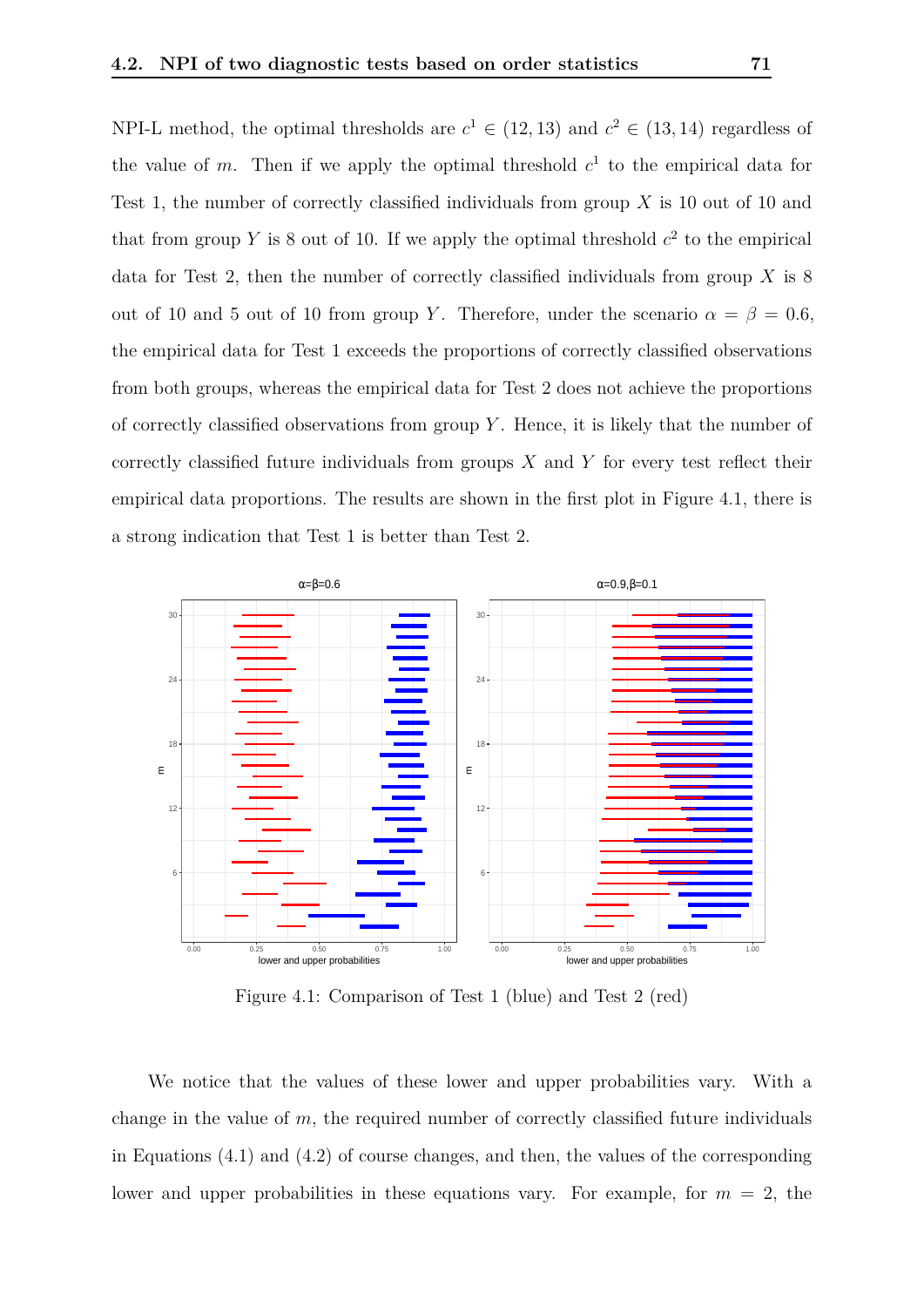NPI-L method, the optimal thresholds are $c^1 \in (12, 13)$ and $c^2 \in (13, 14)$ regardless of the value of $m$. Then if we apply the optimal threshold $c^1$ to the empirical data for Test 1, the number of correctly classified individuals from group $X$ is 10 out of 10 and that from group $Y$ is 8 out of 10. If we apply the optimal threshold $c^2$ to the empirical data for Test 2, then the number of correctly classified individuals from group $X$ is 8 out of 10 and 5 out of 10 from group $Y$. Therefore, under the scenario $\alpha = \beta = 0.6$, the empirical data for Test 1 exceeds the proportions of correctly classified observations from both groups, whereas the empirical data for Test 2 does not achieve the proportions of correctly classified observations from group $Y$. Hence, it is likely that the number of correctly classified future individuals from groups $X$ and $Y$ for every test reflect their empirical data proportions. The results are shown in the first plot in Figure 4.1, there is a strong indication that Test 1 is better than Test 2.

Figure 4.1: Comparison of Test 1 (blue) and Test 2 (red)

We notice that the values of these lower and upper probabilities vary. With a change in the value of $m$, the required number of correctly classified future individuals in Equations (4.1) and (4.2) of course changes, and then, the values of the corresponding lower and upper probabilities in these equations vary. For example, for $m = 2$, the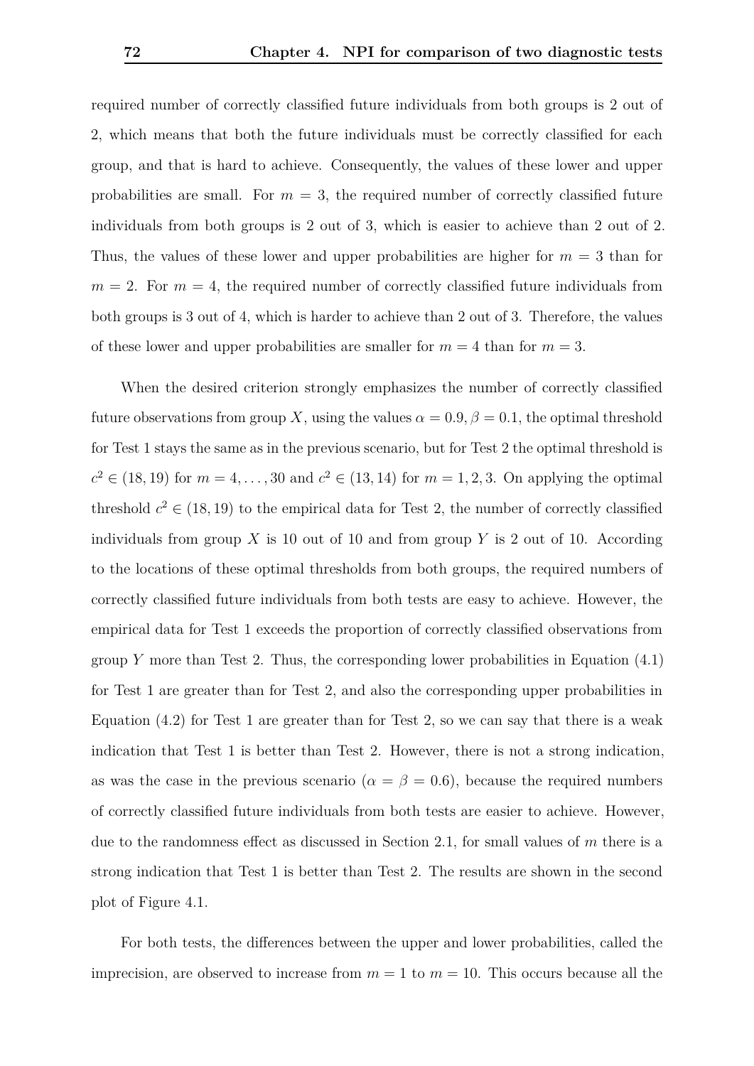required number of correctly classified future individuals from both groups is 2 out of 2, which means that both the future individuals must be correctly classified for each group, and that is hard to achieve. Consequently, the values of these lower and upper probabilities are small. For $m = 3$, the required number of correctly classified future individuals from both groups is 2 out of 3, which is easier to achieve than 2 out of 2. Thus, the values of these lower and upper probabilities are higher for $m = 3$ than for $m = 2$. For $m = 4$, the required number of correctly classified future individuals from both groups is 3 out of 4, which is harder to achieve than 2 out of 3. Therefore, the values of these lower and upper probabilities are smaller for $m = 4$ than for $m = 3$.

When the desired criterion strongly emphasizes the number of correctly classified future observations from group $X$, using the values $\alpha = 0.9, \beta = 0.1$, the optimal threshold for Test 1 stays the same as in the previous scenario, but for Test 2 the optimal threshold is $c^2 \in (18, 19)$ for $m = 4, \ldots, 30$ and $c^2 \in (13, 14)$ for $m = 1, 2, 3$. On applying the optimal threshold $c^2 \in (18, 19)$ to the empirical data for Test 2, the number of correctly classified individuals from group $X$ is 10 out of 10 and from group $Y$ is 2 out of 10. According to the locations of these optimal thresholds from both groups, the required numbers of correctly classified future individuals from both tests are easy to achieve. However, the empirical data for Test 1 exceeds the proportion of correctly classified observations from group $Y$ more than Test 2. Thus, the corresponding lower probabilities in Equation (4.1) for Test 1 are greater than for Test 2, and also the corresponding upper probabilities in Equation (4.2) for Test 1 are greater than for Test 2, so we can say that there is a weak indication that Test 1 is better than Test 2. However, there is not a strong indication, as was the case in the previous scenario ($\alpha = \beta = 0.6$), because the required numbers of correctly classified future individuals from both tests are easier to achieve. However, due to the randomness effect as discussed in Section 2.1, for small values of $m$ there is a strong indication that Test 1 is better than Test 2. The results are shown in the second plot of Figure 4.1.

For both tests, the differences between the upper and lower probabilities, called the imprecision, are observed to increase from $m = 1$ to $m = 10$. This occurs because all the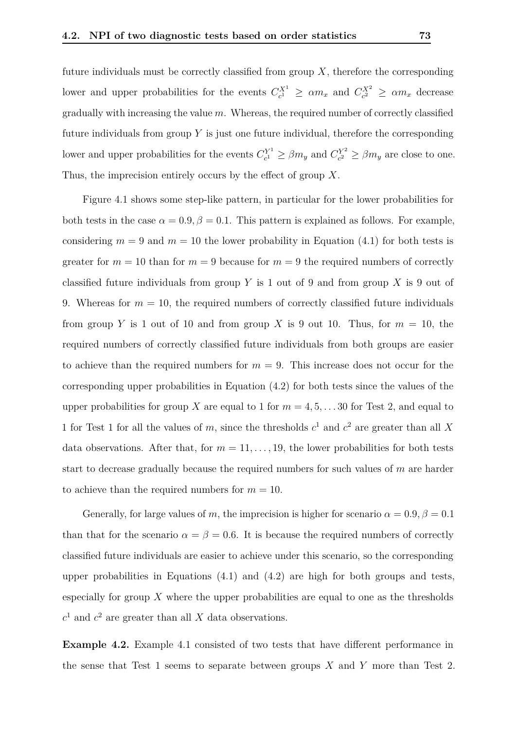future individuals must be correctly classified from group $X$, therefore the corresponding lower and upper probabilities for the events $C_{c^1}^{X^1} \geq \alpha m_x$ and $C_{c^2}^{X^2} \geq \alpha m_x$ decrease gradually with increasing the value $m$. Whereas, the required number of correctly classified future individuals from group $Y$ is just one future individual, therefore the corresponding lower and upper probabilities for the events $C_{c^1}^{Y^1} \geq \beta m_y$ and $C_{c^2}^{Y^2} \geq \beta m_y$ are close to one. Thus, the imprecision entirely occurs by the effect of group $X$.

Figure 4.1 shows some step-like pattern, in particular for the lower probabilities for both tests in the case $\alpha = 0.9, \beta = 0.1$. This pattern is explained as follows. For example, considering $m = 9$ and $m = 10$ the lower probability in Equation (4.1) for both tests is greater for $m = 10$ than for $m = 9$ because for $m = 9$ the required numbers of correctly classified future individuals from group $Y$ is 1 out of 9 and from group $X$ is 9 out of 9. Whereas for $m = 10$, the required numbers of correctly classified future individuals from group $Y$ is 1 out of 10 and from group $X$ is 9 out 10. Thus, for $m = 10$, the required numbers of correctly classified future individuals from both groups are easier to achieve than the required numbers for $m = 9$. This increase does not occur for the corresponding upper probabilities in Equation (4.2) for both tests since the values of the upper probabilities for group $X$ are equal to 1 for $m = 4, 5, \ldots 30$ for Test 2, and equal to 1 for Test 1 for all the values of $m$, since the thresholds $c^1$ and $c^2$ are greater than all $X$ data observations. After that, for $m = 11, \ldots, 19$, the lower probabilities for both tests start to decrease gradually because the required numbers for such values of $m$ are harder to achieve than the required numbers for $m = 10$.

Generally, for large values of $m$, the imprecision is higher for scenario $\alpha = 0.9, \beta = 0.1$ than that for the scenario $\alpha = \beta = 0.6$. It is because the required numbers of correctly classified future individuals are easier to achieve under this scenario, so the corresponding upper probabilities in Equations (4.1) and (4.2) are high for both groups and tests, especially for group $X$ where the upper probabilities are equal to one as the thresholds $c^1$ and $c^2$ are greater than all $X$ data observations.

**Example 4.2.** Example 4.1 consisted of two tests that have different performance in the sense that Test 1 seems to separate between groups $X$ and $Y$ more than Test 2.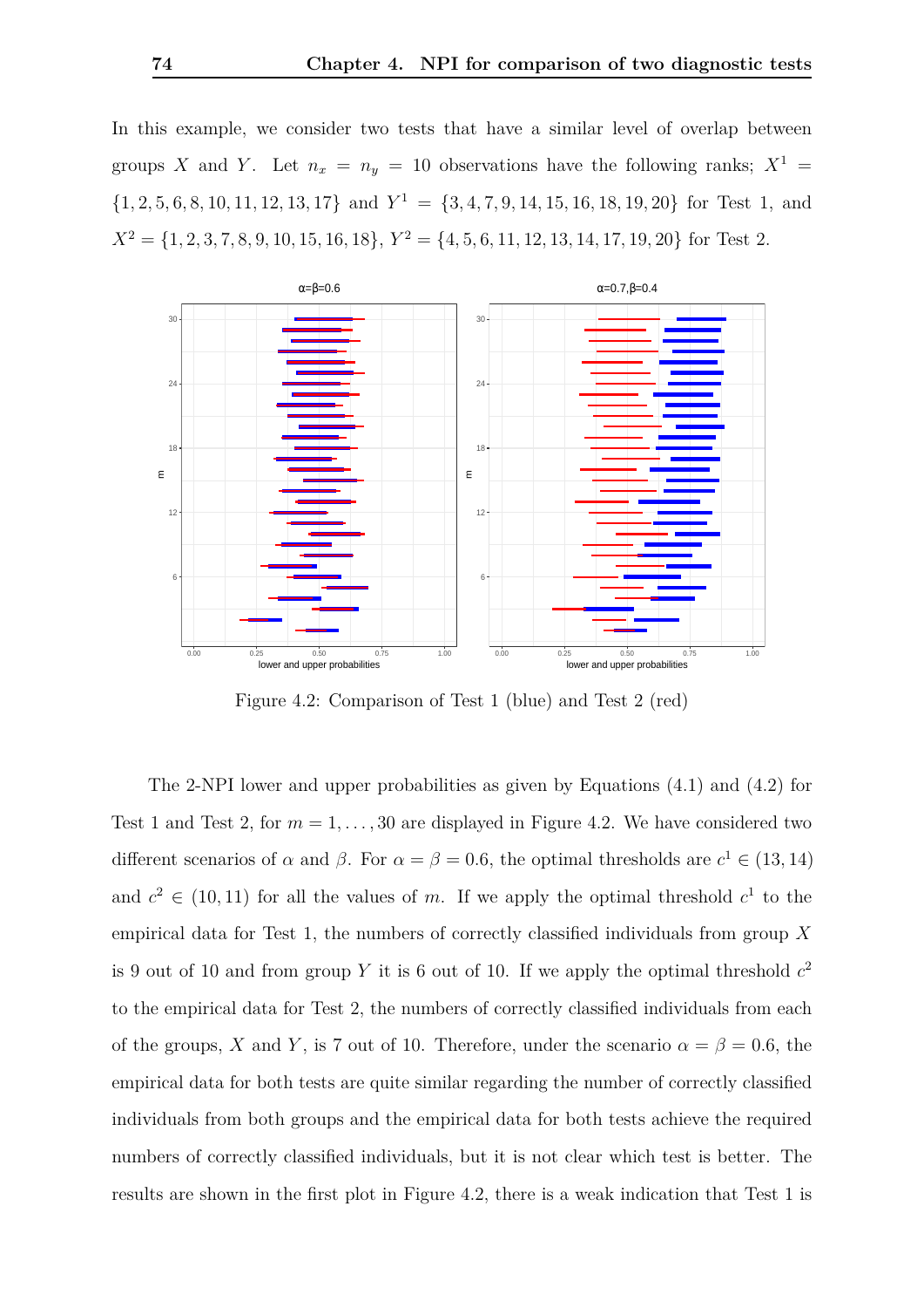In this example, we consider two tests that have a similar level of overlap between groups $X$ and $Y$. Let $n_x = n_y = 10$ observations have the following ranks; $X^1 = \{1, 2, 5, 6, 8, 10, 11, 12, 13, 17\}$ and $Y^1 = \{3, 4, 7, 9, 14, 15, 16, 18, 19, 20\}$ for Test 1, and $X^2 = \{1, 2, 3, 7, 8, 9, 10, 15, 16, 18\}$, $Y^2 = \{4, 5, 6, 11, 12, 13, 14, 17, 19, 20\}$ for Test 2.

Figure 4.2: Comparison of Test 1 (blue) and Test 2 (red)

The 2-NPI lower and upper probabilities as given by Equations (4.1) and (4.2) for Test 1 and Test 2, for $m = 1, \ldots, 30$ are displayed in Figure 4.2. We have considered two different scenarios of $\alpha$ and $\beta$. For $\alpha = \beta = 0.6$, the optimal thresholds are $c^1 \in (13, 14)$ and $c^2 \in (10, 11)$ for all the values of $m$. If we apply the optimal threshold $c^1$ to the empirical data for Test 1, the numbers of correctly classified individuals from group $X$ is 9 out of 10 and from group $Y$ it is 6 out of 10. If we apply the optimal threshold $c^2$ to the empirical data for Test 2, the numbers of correctly classified individuals from each of the groups, $X$ and $Y$, is 7 out of 10. Therefore, under the scenario $\alpha = \beta = 0.6$, the empirical data for both tests are quite similar regarding the number of correctly classified individuals from both groups and the empirical data for both tests achieve the required numbers of correctly classified individuals, but it is not clear which test is better. The results are shown in the first plot in Figure 4.2, there is a weak indication that Test 1 is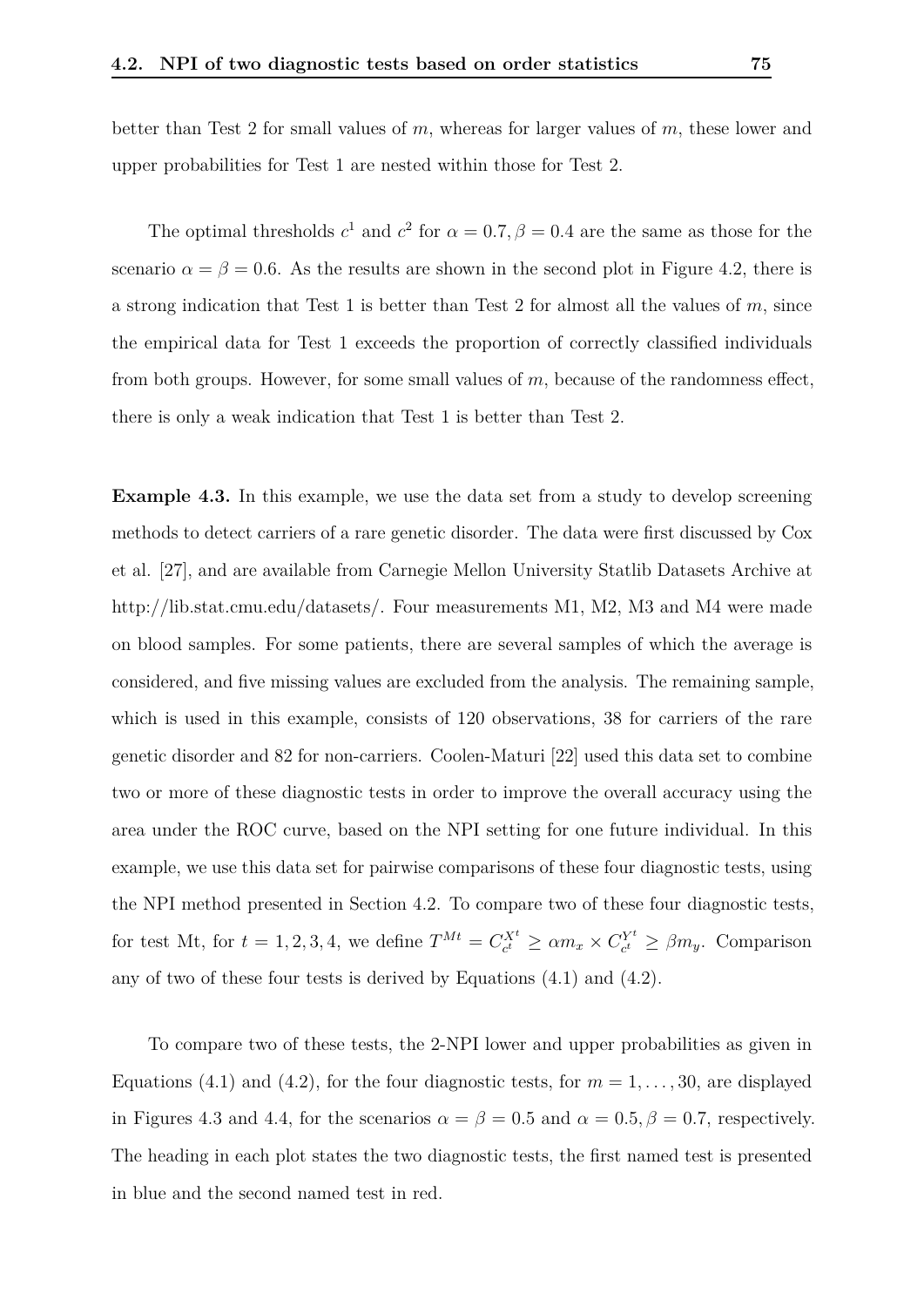better than Test 2 for small values of $m$, whereas for larger values of $m$, these lower and upper probabilities for Test 1 are nested within those for Test 2.

The optimal thresholds $c^1$ and $c^2$ for $\alpha = 0.7, \beta = 0.4$ are the same as those for the scenario $\alpha = \beta = 0.6$. As the results are shown in the second plot in Figure 4.2, there is a strong indication that Test 1 is better than Test 2 for almost all the values of $m$, since the empirical data for Test 1 exceeds the proportion of correctly classified individuals from both groups. However, for some small values of $m$, because of the randomness effect, there is only a weak indication that Test 1 is better than Test 2.

**Example 4.3.** In this example, we use the data set from a study to develop screening methods to detect carriers of a rare genetic disorder. The data were first discussed by Cox et al. [27], and are available from Carnegie Mellon University Statlib Datasets Archive at http://lib.stat.cmu.edu/datasets/. Four measurements M1, M2, M3 and M4 were made on blood samples. For some patients, there are several samples of which the average is considered, and five missing values are excluded from the analysis. The remaining sample, which is used in this example, consists of 120 observations, 38 for carriers of the rare genetic disorder and 82 for non-carriers. Coolen-Maturi [22] used this data set to combine two or more of these diagnostic tests in order to improve the overall accuracy using the area under the ROC curve, based on the NPI setting for one future individual. In this example, we use this data set for pairwise comparisons of these four diagnostic tests, using the NPI method presented in Section 4.2. To compare two of these four diagnostic tests, for test Mt, for $t = 1, 2, 3, 4$, we define $T^{Mt} = C^{X^t}_{c^t} \geq \alpha m_x \times C^{Y^t}_{c^t} \geq \beta m_y$. Comparison any of two of these four tests is derived by Equations (4.1) and (4.2).

To compare two of these tests, the 2-NPI lower and upper probabilities as given in Equations (4.1) and (4.2), for the four diagnostic tests, for $m = 1, \ldots, 30$, are displayed in Figures 4.3 and 4.4, for the scenarios $\alpha = \beta = 0.5$ and $\alpha = 0.5, \beta = 0.7$, respectively. The heading in each plot states the two diagnostic tests, the first named test is presented in blue and the second named test in red.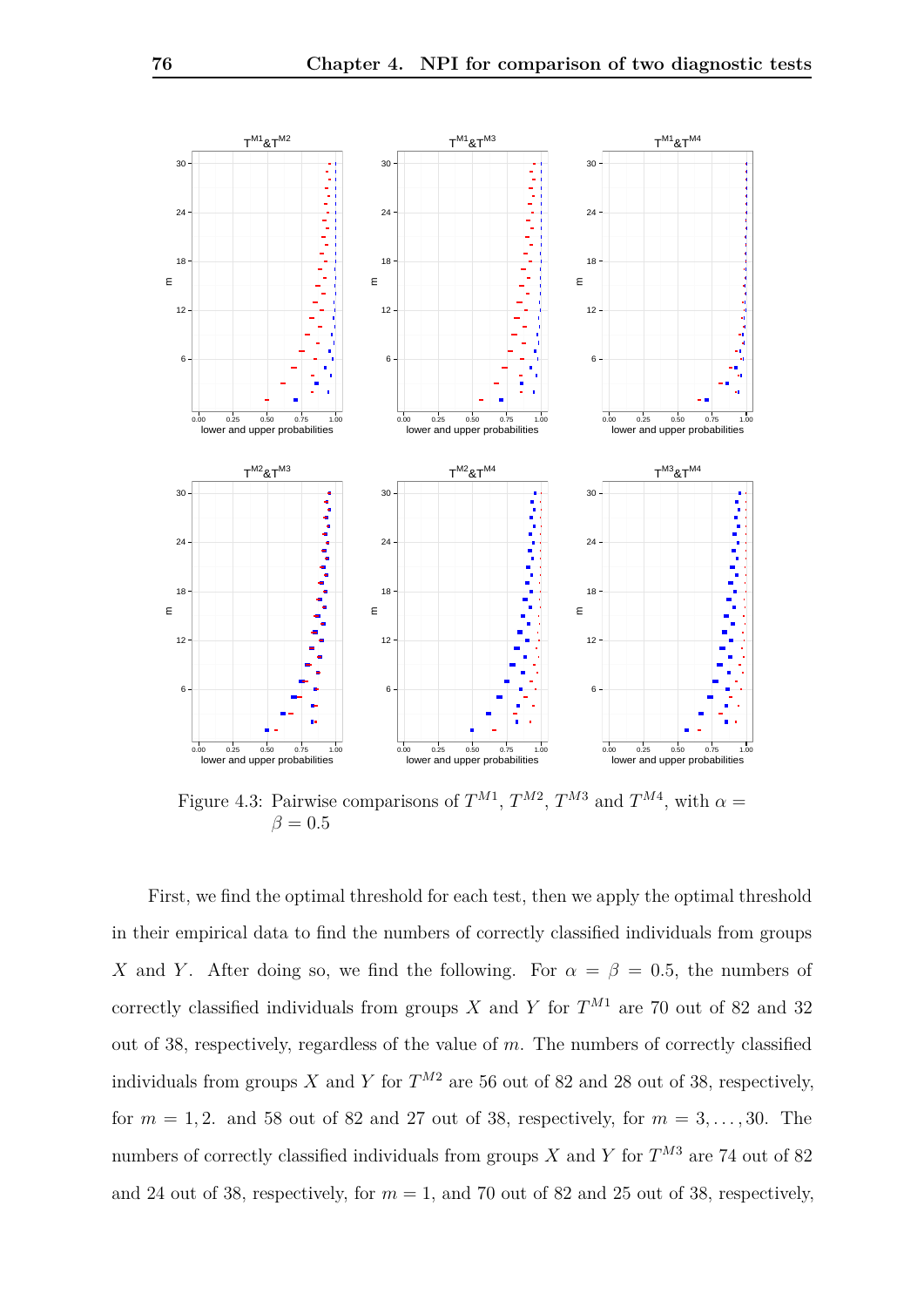Figure 4.3: Pairwise comparisons of $T^{M1}$, $T^{M2}$, $T^{M3}$ and $T^{M4}$, with $\alpha = \beta = 0.5$

First, we find the optimal threshold for each test, then we apply the optimal threshold in their empirical data to find the numbers of correctly classified individuals from groups $X$ and $Y$. After doing so, we find the following. For $\alpha = \beta = 0.5$, the numbers of correctly classified individuals from groups $X$ and $Y$ for $T^{M1}$ are 70 out of 82 and 32 out of 38, respectively, regardless of the value of $m$. The numbers of correctly classified individuals from groups $X$ and $Y$ for $T^{M2}$ are 56 out of 82 and 28 out of 38, respectively, for $m = 1, 2$. and 58 out of 82 and 27 out of 38, respectively, for $m = 3, \ldots, 30$. The numbers of correctly classified individuals from groups $X$ and $Y$ for $T^{M3}$ are 74 out of 82 and 24 out of 38, respectively, for $m = 1$, and 70 out of 82 and 25 out of 38, respectively,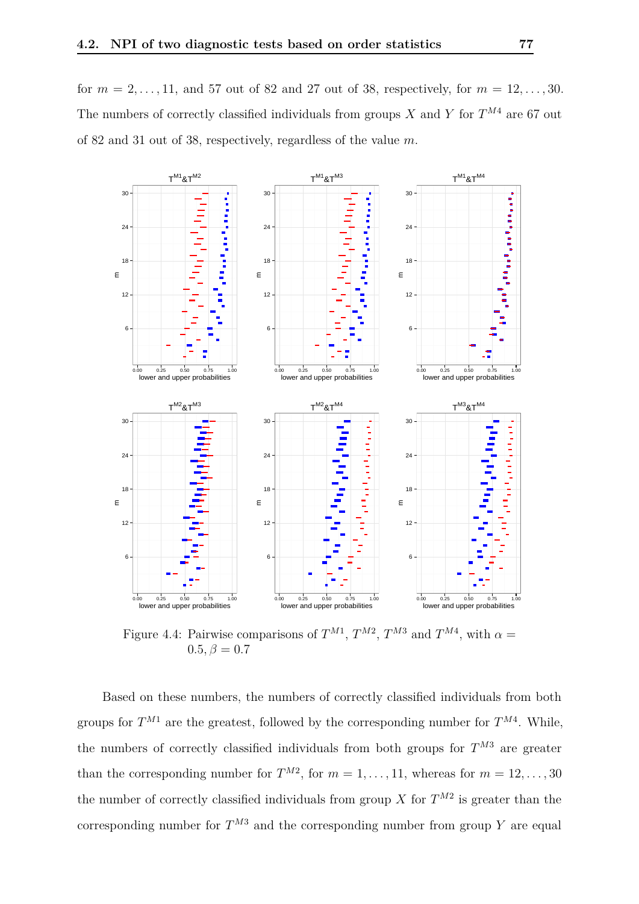for $m = 2, \ldots, 11$, and 57 out of 82 and 27 out of 38, respectively, for $m = 12, \ldots, 30$. The numbers of correctly classified individuals from groups $X$ and $Y$ for $T^{M4}$ are 67 out of 82 and 31 out of 38, respectively, regardless of the value $m$.

Figure 4.4: Pairwise comparisons of $T^{M1}$, $T^{M2}$, $T^{M3}$ and $T^{M4}$, with $\alpha = 0.5, \beta = 0.7$

Based on these numbers, the numbers of correctly classified individuals from both groups for $T^{M1}$ are the greatest, followed by the corresponding number for $T^{M4}$. While, the numbers of correctly classified individuals from both groups for $T^{M3}$ are greater than the corresponding number for $T^{M2}$, for $m = 1, \ldots, 11$, whereas for $m = 12, \ldots, 30$ the number of correctly classified individuals from group $X$ for $T^{M2}$ is greater than the corresponding number for $T^{M3}$ and the corresponding number from group $Y$ are equal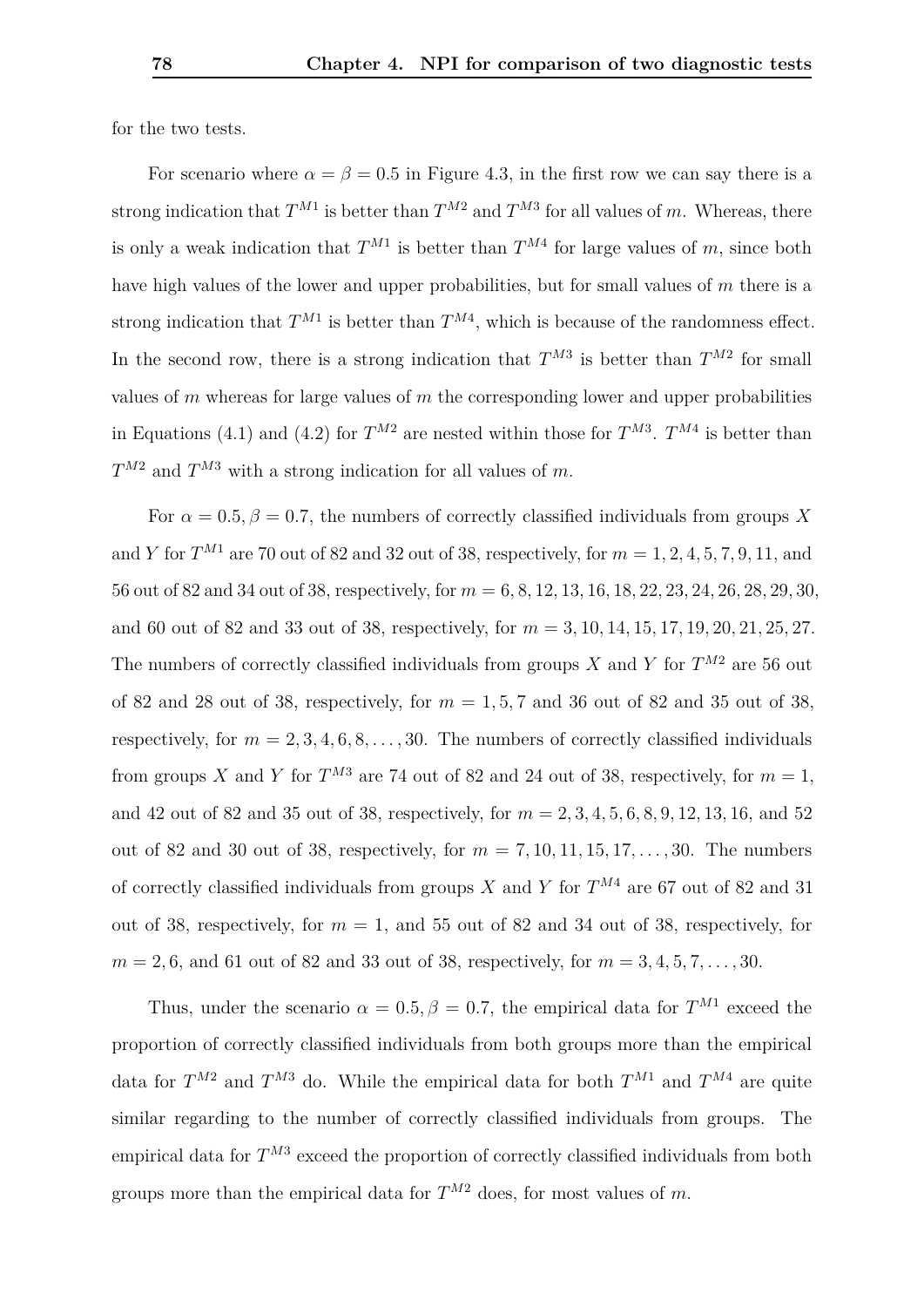for the two tests.

For scenario where $\alpha = \beta = 0.5$ in Figure 4.3, in the first row we can say there is a strong indication that $T^{M1}$ is better than $T^{M2}$ and $T^{M3}$ for all values of $m$. Whereas, there is only a weak indication that $T^{M1}$ is better than $T^{M4}$ for large values of $m$, since both have high values of the lower and upper probabilities, but for small values of $m$ there is a strong indication that $T^{M1}$ is better than $T^{M4}$, which is because of the randomness effect. In the second row, there is a strong indication that $T^{M3}$ is better than $T^{M2}$ for small values of $m$ whereas for large values of $m$ the corresponding lower and upper probabilities in Equations (4.1) and (4.2) for $T^{M2}$ are nested within those for $T^{M3}$. $T^{M4}$ is better than $T^{M2}$ and $T^{M3}$ with a strong indication for all values of $m$.

For $\alpha = 0.5, \beta = 0.7$, the numbers of correctly classified individuals from groups $X$ and $Y$ for $T^{M1}$ are 70 out of 82 and 32 out of 38, respectively, for $m = 1, 2, 4, 5, 7, 9, 11$, and 56 out of 82 and 34 out of 38, respectively, for $m = 6, 8, 12, 13, 16, 18, 22, 23, 24, 26, 28, 29, 30$, and 60 out of 82 and 33 out of 38, respectively, for $m = 3, 10, 14, 15, 17, 19, 20, 21, 25, 27$. The numbers of correctly classified individuals from groups $X$ and $Y$ for $T^{M2}$ are 56 out of 82 and 28 out of 38, respectively, for $m = 1, 5, 7$ and 36 out of 82 and 35 out of 38, respectively, for $m = 2, 3, 4, 6, 8, \ldots, 30$. The numbers of correctly classified individuals from groups $X$ and $Y$ for $T^{M3}$ are 74 out of 82 and 24 out of 38, respectively, for $m = 1$, and 42 out of 82 and 35 out of 38, respectively, for $m = 2, 3, 4, 5, 6, 8, 9, 12, 13, 16$, and 52 out of 82 and 30 out of 38, respectively, for $m = 7, 10, 11, 15, 17, \ldots, 30$. The numbers of correctly classified individuals from groups $X$ and $Y$ for $T^{M4}$ are 67 out of 82 and 31 out of 38, respectively, for $m = 1$, and 55 out of 82 and 34 out of 38, respectively, for $m = 2, 6$, and 61 out of 82 and 33 out of 38, respectively, for $m = 3, 4, 5, 7, \ldots, 30$.

Thus, under the scenario $\alpha = 0.5, \beta = 0.7$, the empirical data for $T^{M1}$ exceed the proportion of correctly classified individuals from both groups more than the empirical data for $T^{M2}$ and $T^{M3}$ do. While the empirical data for both $T^{M1}$ and $T^{M4}$ are quite similar regarding to the number of correctly classified individuals from groups. The empirical data for $T^{M3}$ exceed the proportion of correctly classified individuals from both groups more than the empirical data for $T^{M2}$ does, for most values of $m$.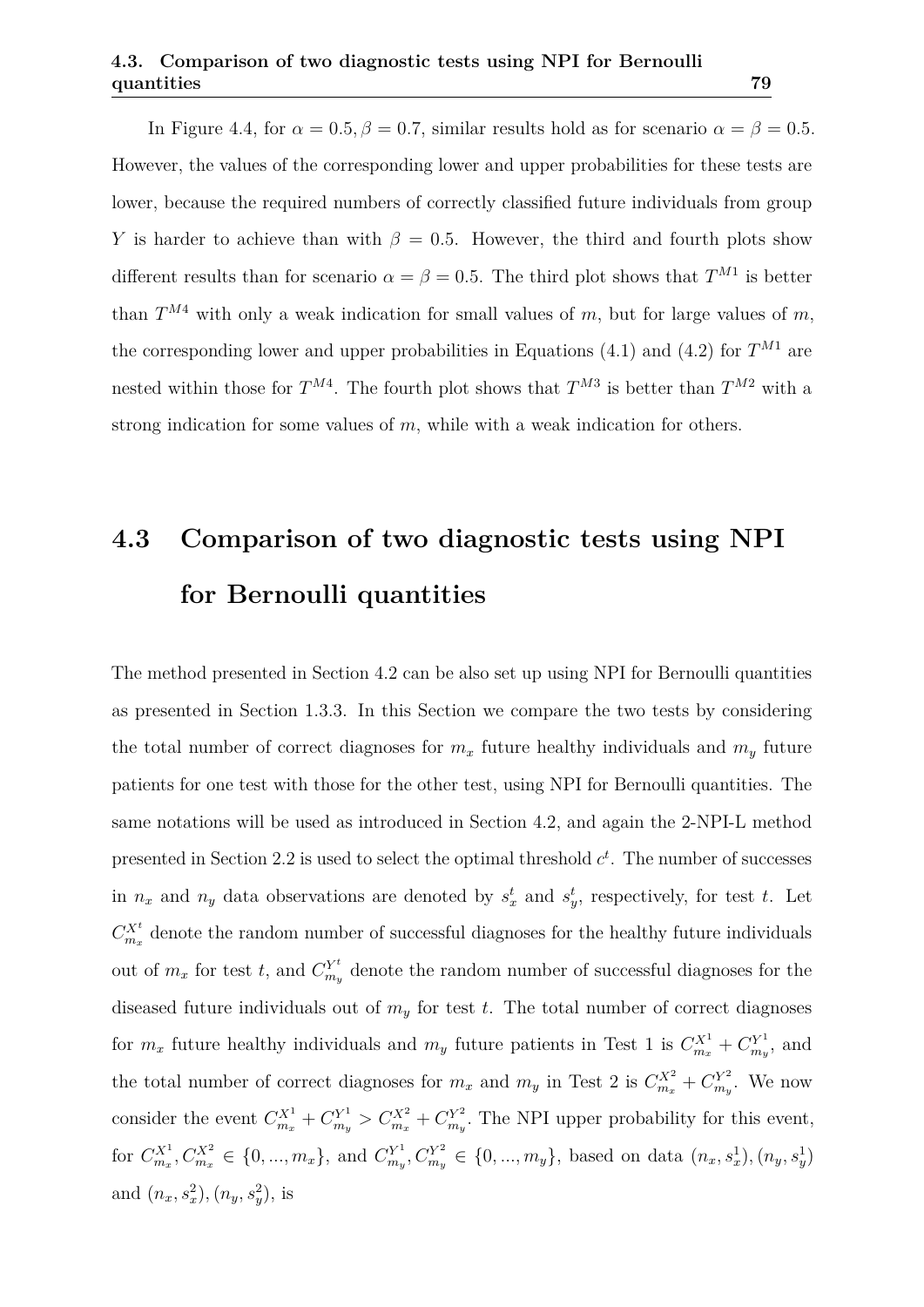In Figure 4.4, for $\alpha = 0.5, \beta = 0.7$, similar results hold as for scenario $\alpha = \beta = 0.5$. However, the values of the corresponding lower and upper probabilities for these tests are lower, because the required numbers of correctly classified future individuals from group $Y$ is harder to achieve than with $\beta = 0.5$. However, the third and fourth plots show different results than for scenario $\alpha = \beta = 0.5$. The third plot shows that $T^{M1}$ is better than $T^{M4}$ with only a weak indication for small values of $m$, but for large values of $m$, the corresponding lower and upper probabilities in Equations (4.1) and (4.2) for $T^{M1}$ are nested within those for $T^{M4}$. The fourth plot shows that $T^{M3}$ is better than $T^{M2}$ with a strong indication for some values of $m$, while with a weak indication for others.

## 4.3 Comparison of two diagnostic tests using NPI for Bernoulli quantities

The method presented in Section 4.2 can be also set up using NPI for Bernoulli quantities as presented in Section 1.3.3. In this Section we compare the two tests by considering the total number of correct diagnoses for $m_x$ future healthy individuals and $m_y$ future patients for one test with those for the other test, using NPI for Bernoulli quantities. The same notations will be used as introduced in Section 4.2, and again the 2-NPI-L method presented in Section 2.2 is used to select the optimal threshold $c^t$. The number of successes in $n_x$ and $n_y$ data observations are denoted by $s_x^t$ and $s_y^t$, respectively, for test $t$. Let $C_{m_x}^{X^t}$ denote the random number of successful diagnoses for the healthy future individuals out of $m_x$ for test $t$, and $C_{m_y}^{Y^t}$ denote the random number of successful diagnoses for the diseased future individuals out of $m_y$ for test $t$. The total number of correct diagnoses for $m_x$ future healthy individuals and $m_y$ future patients in Test 1 is $C_{m_x}^{X^1} + C_{m_y}^{Y^1}$, and the total number of correct diagnoses for $m_x$ and $m_y$ in Test 2 is $C_{m_x}^{X^2} + C_{m_y}^{Y^2}$. We now consider the event $C_{m_x}^{X^1} + C_{m_y}^{Y^1} > C_{m_x}^{X^2} + C_{m_y}^{Y^2}$. The NPI upper probability for this event, for $C_{m_x}^{X^1}, C_{m_x}^{X^2} \in \{0, ..., m_x\}$, and $C_{m_y}^{Y^1}, C_{m_y}^{Y^2} \in \{0, ..., m_y\}$, based on data $(n_x, s_x^1), (n_y, s_y^1)$ and $(n_x, s_x^2), (n_y, s_y^2)$, is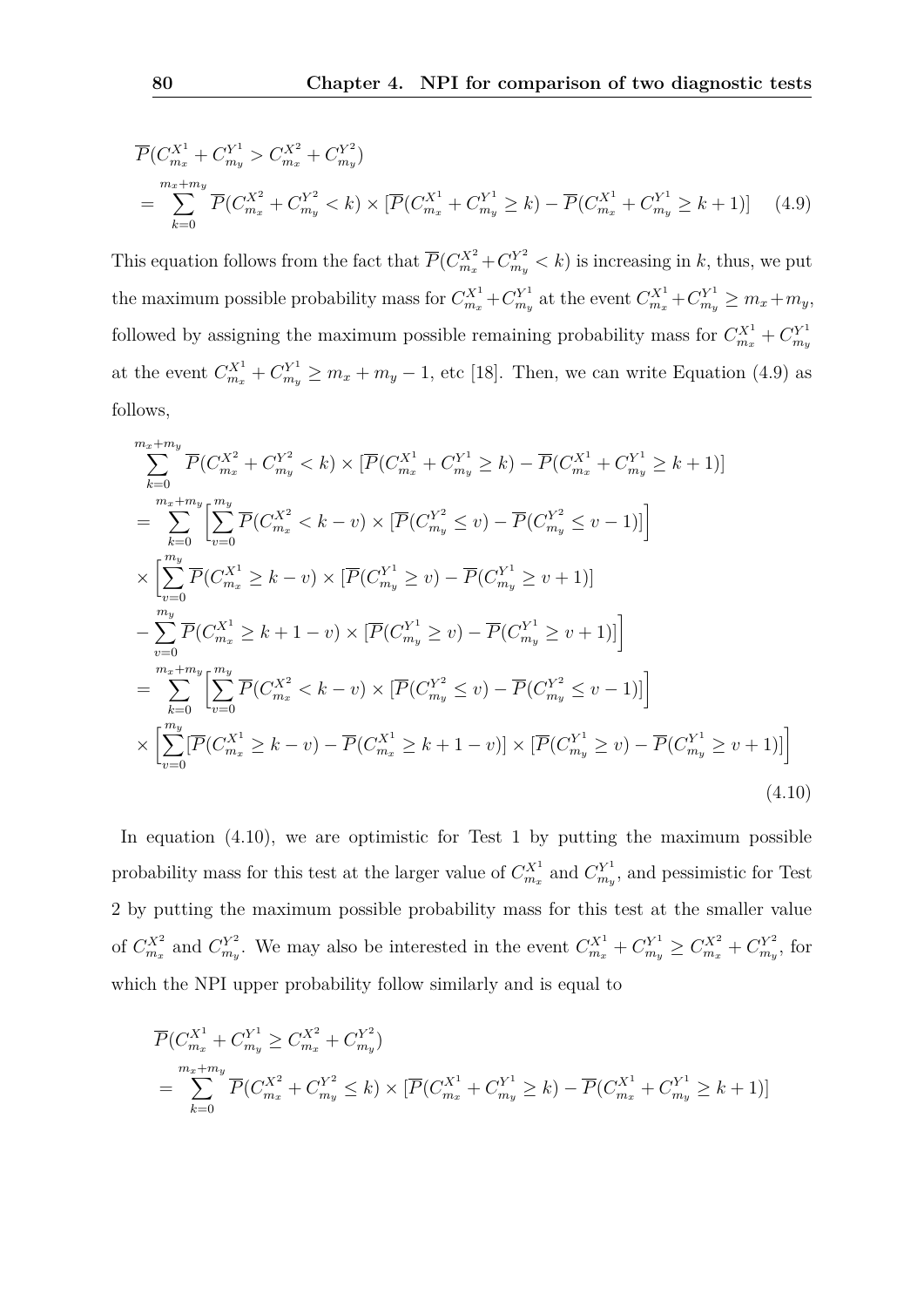$$
\begin{aligned}
&\overline{P}(C_{m_x}^{X^1} + C_{m_y}^{Y^1} > C_{m_x}^{X^2} + C_{m_y}^{Y^2}) \\
&= \sum_{k=0}^{m_x+m_y} \overline{P}(C_{m_x}^{X^2} + C_{m_y}^{Y^2} < k) \times [\overline{P}(C_{m_x}^{X^1} + C_{m_y}^{Y^1} \geq k) - \overline{P}(C_{m_x}^{X^1} + C_{m_y}^{Y^1} \geq k+1)] \qquad (4.9)
\end{aligned}
$$

This equation follows from the fact that $\overline{P}(C_{m_x}^{X^2} + C_{m_y}^{Y^2} < k)$ is increasing in $k$, thus, we put the maximum possible probability mass for $C_{m_x}^{X^1} + C_{m_y}^{Y^1}$ at the event $C_{m_x}^{X^1} + C_{m_y}^{Y^1} \geq m_x + m_y$, followed by assigning the maximum possible remaining probability mass for $C_{m_x}^{X^1} + C_{m_y}^{Y^1}$ at the event $C_{m_x}^{X^1} + C_{m_y}^{Y^1} \geq m_x + m_y - 1$, etc [18]. Then, we can write Equation (4.9) as follows,

$$
\begin{aligned}
&\sum_{k=0}^{m_x+m_y} \overline{P}(C_{m_x}^{X^2} + C_{m_y}^{Y^2} < k) \times [\overline{P}(C_{m_x}^{X^1} + C_{m_y}^{Y^1} \geq k) - \overline{P}(C_{m_x}^{X^1} + C_{m_y}^{Y^1} \geq k+1)] \\
&= \sum_{k=0}^{m_x+m_y} \Big[ \sum_{v=0}^{m_y} \overline{P}(C_{m_x}^{X^2} < k - v) \times [\overline{P}(C_{m_y}^{Y^2} \leq v) - \overline{P}(C_{m_y}^{Y^2} \leq v-1)] \Big] \\
&\times \Big[ \sum_{v=0}^{m_y} \overline{P}(C_{m_x}^{X^1} \geq k - v) \times [\overline{P}(C_{m_y}^{Y^1} \geq v) - \overline{P}(C_{m_y}^{Y^1} \geq v+1)] \\
&- \sum_{v=0}^{m_y} \overline{P}(C_{m_x}^{X^1} \geq k + 1 - v) \times [\overline{P}(C_{m_y}^{Y^1} \geq v) - \overline{P}(C_{m_y}^{Y^1} \geq v+1)] \Big] \\
&= \sum_{k=0}^{m_x+m_y} \Big[ \sum_{v=0}^{m_y} \overline{P}(C_{m_x}^{X^2} < k - v) \times [\overline{P}(C_{m_y}^{Y^2} \leq v) - \overline{P}(C_{m_y}^{Y^2} \leq v-1)] \Big] \\
&\times \Big[ \sum_{v=0}^{m_y} [\overline{P}(C_{m_x}^{X^1} \geq k - v) - \overline{P}(C_{m_x}^{X^1} \geq k + 1 - v)] \times [\overline{P}(C_{m_y}^{Y^1} \geq v) - \overline{P}(C_{m_y}^{Y^1} \geq v+1)] \Big]
\end{aligned}
\qquad (4.10)
$$

In equation (4.10), we are optimistic for Test 1 by putting the maximum possible probability mass for this test at the larger value of $C_{m_x}^{X^1}$ and $C_{m_y}^{Y^1}$, and pessimistic for Test 2 by putting the maximum possible probability mass for this test at the smaller value of $C_{m_x}^{X^2}$ and $C_{m_y}^{Y^2}$. We may also be interested in the event $C_{m_x}^{X^1} + C_{m_y}^{Y^1} \geq C_{m_x}^{X^2} + C_{m_y}^{Y^2}$, for which the NPI upper probability follow similarly and is equal to

$$
\begin{aligned}
&\overline{P}(C_{m_x}^{X^1} + C_{m_y}^{Y^1} \geq C_{m_x}^{X^2} + C_{m_y}^{Y^2}) \\
&= \sum_{k=0}^{m_x+m_y} \overline{P}(C_{m_x}^{X^2} + C_{m_y}^{Y^2} \leq k) \times [\overline{P}(C_{m_x}^{X^1} + C_{m_y}^{Y^1} \geq k) - \overline{P}(C_{m_x}^{X^1} + C_{m_y}^{Y^1} \geq k+1)]
\end{aligned}
$$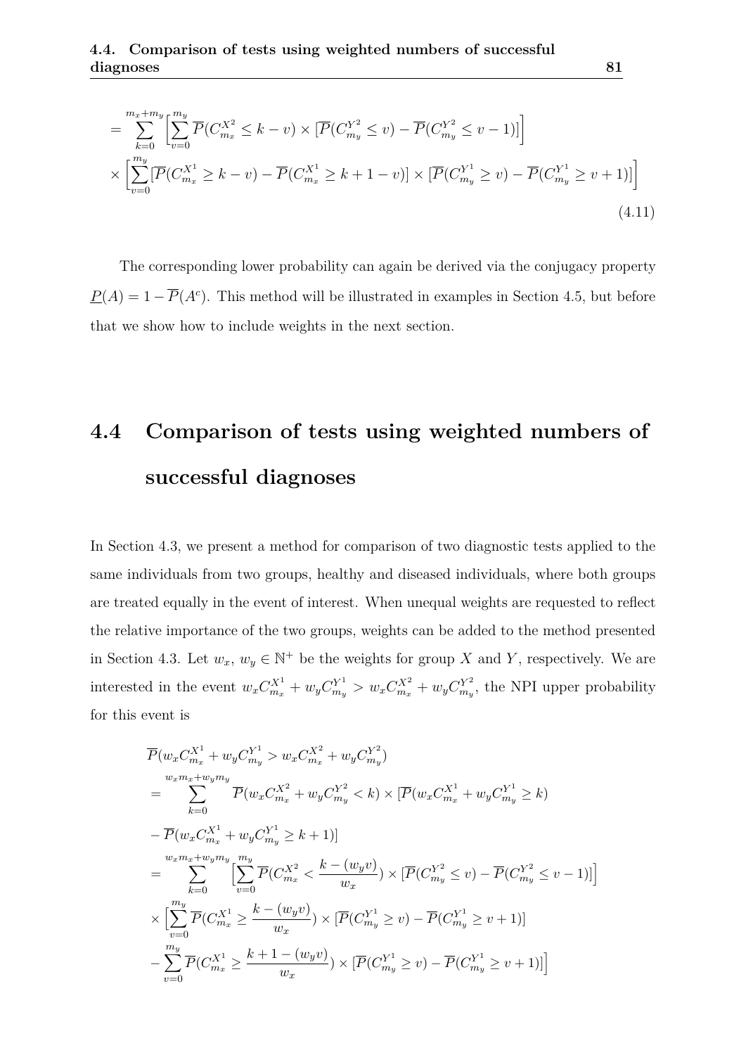$$
\begin{aligned}
&= \sum_{k=0}^{m_x+m_y} \Big[ \sum_{v=0}^{m_y} \overline{P}(C_{m_x}^{X^2} \le k-v) \times [\overline{P}(C_{m_y}^{Y^2} \le v) - \overline{P}(C_{m_y}^{Y^2} \le v-1)] \Big] \\
&\times \Big[ \sum_{v=0}^{m_y} [\overline{P}(C_{m_x}^{X^1} \ge k-v) - \overline{P}(C_{m_x}^{X^1} \ge k+1-v)] \times [\overline{P}(C_{m_y}^{Y^1} \ge v) - \overline{P}(C_{m_y}^{Y^1} \ge v+1)] \Big]
\end{aligned}
\tag{4.11}
$$

The corresponding lower probability can again be derived via the conjugacy property $\underline{P}(A) = 1 - \overline{P}(A^c)$. This method will be illustrated in examples in Section 4.5, but before that we show how to include weights in the next section.

## 4.4 Comparison of tests using weighted numbers of successful diagnoses

In Section 4.3, we present a method for comparison of two diagnostic tests applied to the same individuals from two groups, healthy and diseased individuals, where both groups are treated equally in the event of interest. When unequal weights are requested to reflect the relative importance of the two groups, weights can be added to the method presented in Section 4.3. Let $w_x$, $w_y \in \mathbb{N}^+$ be the weights for group $X$ and $Y$, respectively. We are interested in the event $w_x C_{m_x}^{X^1} + w_y C_{m_y}^{Y^1} > w_x C_{m_x}^{X^2} + w_y C_{m_y}^{Y^2}$, the NPI upper probability for this event is

$$
\begin{aligned}
&\overline{P}(w_x C_{m_x}^{X^1} + w_y C_{m_y}^{Y^1} > w_x C_{m_x}^{X^2} + w_y C_{m_y}^{Y^2}) \\
&= \sum_{k=0}^{w_x m_x + w_y m_y} \overline{P}(w_x C_{m_x}^{X^2} + w_y C_{m_y}^{Y^2} < k) \times [\overline{P}(w_x C_{m_x}^{X^1} + w_y C_{m_y}^{Y^1} \ge k) \\
&- \overline{P}(w_x C_{m_x}^{X^1} + w_y C_{m_y}^{Y^1} \ge k+1)] \\
&= \sum_{k=0}^{w_x m_x + w_y m_y} \Big[ \sum_{v=0}^{m_y} \overline{P}(C_{m_x}^{X^2} < \frac{k-(w_y v)}{w_x}) \times [\overline{P}(C_{m_y}^{Y^2} \le v) - \overline{P}(C_{m_y}^{Y^2} \le v-1)] \Big] \\
&\times \Big[ \sum_{v=0}^{m_y} \overline{P}(C_{m_x}^{X^1} \ge \frac{k-(w_y v)}{w_x}) \times [\overline{P}(C_{m_y}^{Y^1} \ge v) - \overline{P}(C_{m_y}^{Y^1} \ge v+1)] \\
&- \sum_{v=0}^{m_y} \overline{P}(C_{m_x}^{X^1} \ge \frac{k+1-(w_y v)}{w_x}) \times [\overline{P}(C_{m_y}^{Y^1} \ge v) - \overline{P}(C_{m_y}^{Y^1} \ge v+1)] \Big]
\end{aligned}
$$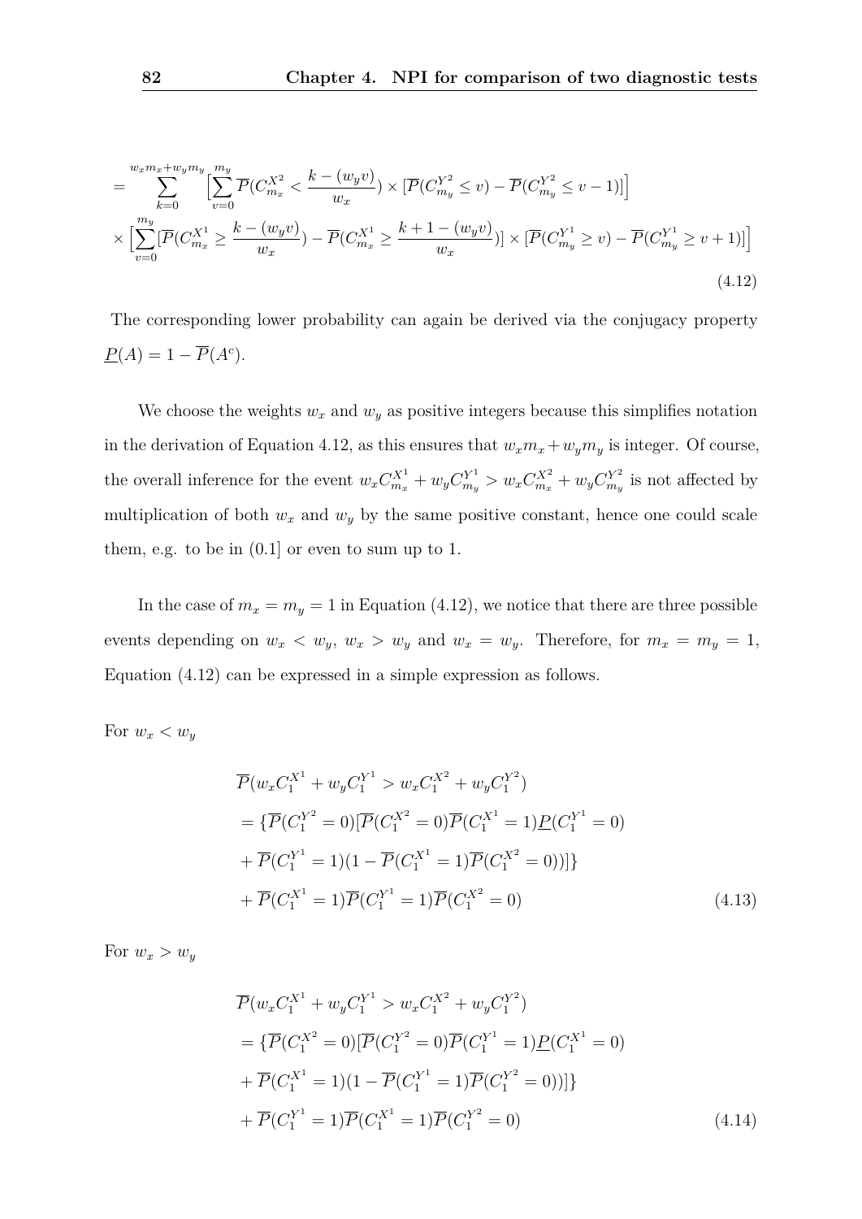$$
\begin{aligned}
&= \sum_{k=0}^{w_x m_x + w_y m_y} \Big[ \sum_{v=0}^{m_y} \overline{P}(C_{m_x}^{X^2} < \frac{k-(w_y v)}{w_x}) \times [\overline{P}(C_{m_y}^{Y^2} \leq v) - \overline{P}(C_{m_y}^{Y^2} \leq v-1)] \Big] \\
&\times \Big[ \sum_{v=0}^{m_y} [\overline{P}(C_{m_x}^{X^1} \geq \frac{k-(w_y v)}{w_x}) - \overline{P}(C_{m_x}^{X^1} \geq \frac{k+1-(w_y v)}{w_x})] \times [\overline{P}(C_{m_y}^{Y^1} \geq v) - \overline{P}(C_{m_y}^{Y^1} \geq v+1)] \Big]
\end{aligned}
\tag{4.12}
$$

The corresponding lower probability can again be derived via the conjugacy property $\underline{P}(A) = 1 - \overline{P}(A^c)$.

We choose the weights $w_x$ and $w_y$ as positive integers because this simplifies notation in the derivation of Equation 4.12, as this ensures that $w_x m_x + w_y m_y$ is integer. Of course, the overall inference for the event $w_x C_{m_x}^{X^1} + w_y C_{m_y}^{Y^1} > w_x C_{m_x}^{X^2} + w_y C_{m_y}^{Y^2}$ is not affected by multiplication of both $w_x$ and $w_y$ by the same positive constant, hence one could scale them, e.g. to be in (0.1] or even to sum up to 1.

In the case of $m_x = m_y = 1$ in Equation (4.12), we notice that there are three possible events depending on $w_x < w_y$, $w_x > w_y$ and $w_x = w_y$. Therefore, for $m_x = m_y = 1$, Equation (4.12) can be expressed in a simple expression as follows.

For $w_x < w_y$

$$
\begin{aligned}
&\overline{P}(w_x C_1^{X^1} + w_y C_1^{Y^1} > w_x C_1^{X^2} + w_y C_1^{Y^2}) \\
&= \{\overline{P}(C_1^{Y^2} = 0)[\overline{P}(C_1^{X^2} = 0)\overline{P}(C_1^{X^1} = 1)\underline{P}(C_1^{Y^1} = 0) \\
&+ \overline{P}(C_1^{Y^1} = 1)(1 - \overline{P}(C_1^{X^1} = 1)\overline{P}(C_1^{X^2} = 0))]\} \\
&+ \overline{P}(C_1^{X^1} = 1)\overline{P}(C_1^{Y^1} = 1)\overline{P}(C_1^{X^2} = 0)
\end{aligned}
\tag{4.13}
$$

For $w_x > w_y$

$$
\begin{aligned}
&\overline{P}(w_x C_1^{X^1} + w_y C_1^{Y^1} > w_x C_1^{X^2} + w_y C_1^{Y^2}) \\
&= \{\overline{P}(C_1^{X^2} = 0)[\overline{P}(C_1^{Y^2} = 0)\overline{P}(C_1^{Y^1} = 1)\underline{P}(C_1^{X^1} = 0) \\
&+ \overline{P}(C_1^{X^1} = 1)(1 - \overline{P}(C_1^{Y^1} = 1)\overline{P}(C_1^{Y^2} = 0))]\} \\
&+ \overline{P}(C_1^{Y^1} = 1)\overline{P}(C_1^{X^1} = 1)\overline{P}(C_1^{Y^2} = 0)
\end{aligned}
\tag{4.14}
$$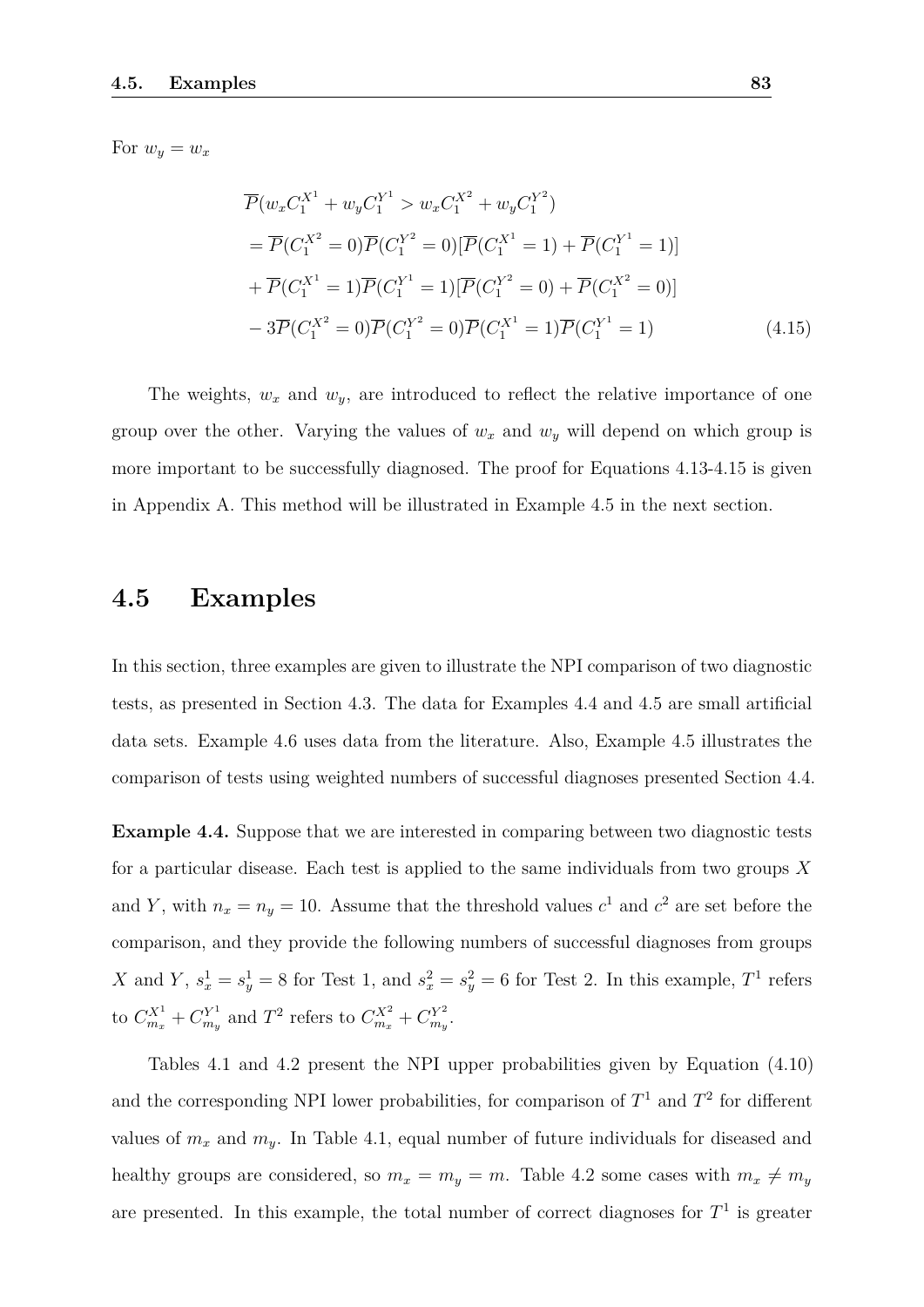For $w_y = w_x$

$$
\begin{aligned}
&\overline{P}(w_x C_1^{X^1} + w_y C_1^{Y^1} > w_x C_1^{X^2} + w_y C_1^{Y^2}) \\
&= \overline{P}(C_1^{X^2} = 0)\overline{P}(C_1^{Y^2} = 0)[\overline{P}(C_1^{X^1} = 1) + \overline{P}(C_1^{Y^1} = 1)] \\
&+ \overline{P}(C_1^{X^1} = 1)\overline{P}(C_1^{Y^1} = 1)[\overline{P}(C_1^{Y^2} = 0) + \overline{P}(C_1^{X^2} = 0)] \\
&- 3\overline{P}(C_1^{X^2} = 0)\overline{P}(C_1^{Y^2} = 0)\overline{P}(C_1^{X^1} = 1)\overline{P}(C_1^{Y^1} = 1) \qquad (4.15)
\end{aligned}
$$

The weights, $w_x$ and $w_y$, are introduced to reflect the relative importance of one group over the other. Varying the values of $w_x$ and $w_y$ will depend on which group is more important to be successfully diagnosed. The proof for Equations 4.13-4.15 is given in Appendix A. This method will be illustrated in Example 4.5 in the next section.

## 4.5 Examples

In this section, three examples are given to illustrate the NPI comparison of two diagnostic tests, as presented in Section 4.3. The data for Examples 4.4 and 4.5 are small artificial data sets. Example 4.6 uses data from the literature. Also, Example 4.5 illustrates the comparison of tests using weighted numbers of successful diagnoses presented Section 4.4.

**Example 4.4.** Suppose that we are interested in comparing between two diagnostic tests for a particular disease. Each test is applied to the same individuals from two groups $X$ and $Y$, with $n_x = n_y = 10$. Assume that the threshold values $c^1$ and $c^2$ are set before the comparison, and they provide the following numbers of successful diagnoses from groups $X$ and $Y$, $s_x^1 = s_y^1 = 8$ for Test 1, and $s_x^2 = s_y^2 = 6$ for Test 2. In this example, $T^1$ refers to $C_{m_x}^{X^1} + C_{m_y}^{Y^1}$ and $T^2$ refers to $C_{m_x}^{X^2} + C_{m_y}^{Y^2}$.

Tables 4.1 and 4.2 present the NPI upper probabilities given by Equation (4.10) and the corresponding NPI lower probabilities, for comparison of $T^1$ and $T^2$ for different values of $m_x$ and $m_y$. In Table 4.1, equal number of future individuals for diseased and healthy groups are considered, so $m_x = m_y = m$. Table 4.2 some cases with $m_x \neq m_y$ are presented. In this example, the total number of correct diagnoses for $T^1$ is greater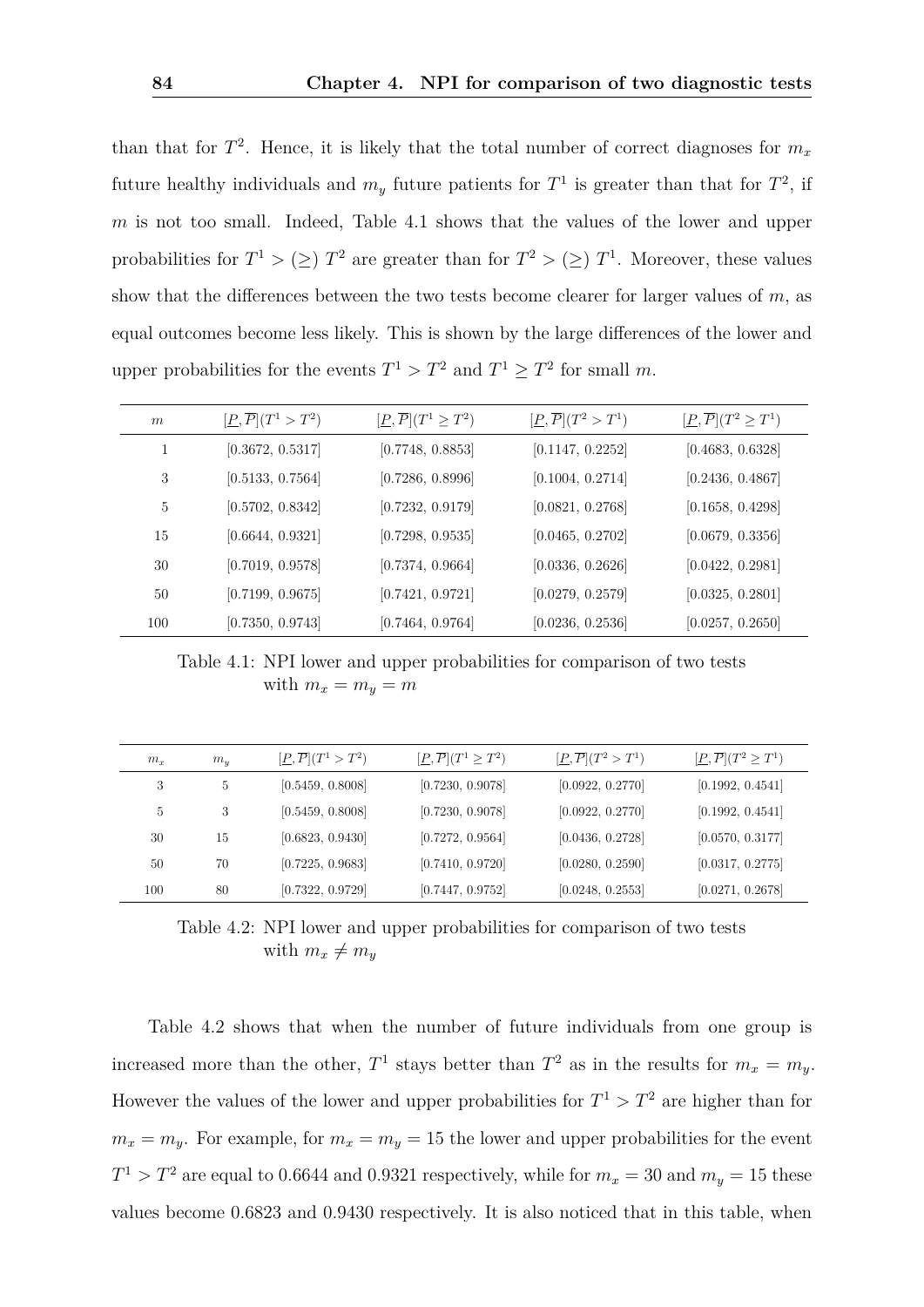than that for $T^2$. Hence, it is likely that the total number of correct diagnoses for $m_x$ future healthy individuals and $m_y$ future patients for $T^1$ is greater than that for $T^2$, if $m$ is not too small. Indeed, Table 4.1 shows that the values of the lower and upper probabilities for $T^1 > (\geq)\ T^2$ are greater than for $T^2 > (\geq)\ T^1$. Moreover, these values show that the differences between the two tests become clearer for larger values of $m$, as equal outcomes become less likely. This is shown by the large differences of the lower and upper probabilities for the events $T^1 > T^2$ and $T^1 \geq T^2$ for small $m$.

| $m$ | $[\underline{P}, \overline{P}](T^1 > T^2)$ | $[\underline{P}, \overline{P}](T^1 \geq T^2)$ | $[\underline{P}, \overline{P}](T^2 > T^1)$ | $[\underline{P}, \overline{P}](T^2 \geq T^1)$ |
|---|---|---|---|---|
| 1 | [0.3672, 0.5317] | [0.7748, 0.8853] | [0.1147, 0.2252] | [0.4683, 0.6328] |
| 3 | [0.5133, 0.7564] | [0.7286, 0.8996] | [0.1004, 0.2714] | [0.2436, 0.4867] |
| 5 | [0.5702, 0.8342] | [0.7232, 0.9179] | [0.0821, 0.2768] | [0.1658, 0.4298] |
| 15 | [0.6644, 0.9321] | [0.7298, 0.9535] | [0.0465, 0.2702] | [0.0679, 0.3356] |
| 30 | [0.7019, 0.9578] | [0.7374, 0.9664] | [0.0336, 0.2626] | [0.0422, 0.2981] |
| 50 | [0.7199, 0.9675] | [0.7421, 0.9721] | [0.0279, 0.2579] | [0.0325, 0.2801] |
| 100 | [0.7350, 0.9743] | [0.7464, 0.9764] | [0.0236, 0.2536] | [0.0257, 0.2650] |

Table 4.1: NPI lower and upper probabilities for comparison of two tests with $m_x = m_y = m$

| $m_x$ | $m_y$ | $[\underline{P}, \overline{P}](T^1 > T^2)$ | $[\underline{P}, \overline{P}](T^1 \geq T^2)$ | $[\underline{P}, \overline{P}](T^2 > T^1)$ | $[\underline{P}, \overline{P}](T^2 \geq T^1)$ |
|---|---|---|---|---|---|
| 3 | 5 | [0.5459, 0.8008] | [0.7230, 0.9078] | [0.0922, 0.2770] | [0.1992, 0.4541] |
| 5 | 3 | [0.5459, 0.8008] | [0.7230, 0.9078] | [0.0922, 0.2770] | [0.1992, 0.4541] |
| 30 | 15 | [0.6823, 0.9430] | [0.7272, 0.9564] | [0.0436, 0.2728] | [0.0570, 0.3177] |
| 50 | 70 | [0.7225, 0.9683] | [0.7410, 0.9720] | [0.0280, 0.2590] | [0.0317, 0.2775] |
| 100 | 80 | [0.7322, 0.9729] | [0.7447, 0.9752] | [0.0248, 0.2553] | [0.0271, 0.2678] |

Table 4.2: NPI lower and upper probabilities for comparison of two tests with $m_x \neq m_y$

Table 4.2 shows that when the number of future individuals from one group is increased more than the other, $T^1$ stays better than $T^2$ as in the results for $m_x = m_y$. However the values of the lower and upper probabilities for $T^1 > T^2$ are higher than for $m_x = m_y$. For example, for $m_x = m_y = 15$ the lower and upper probabilities for the event $T^1 > T^2$ are equal to 0.6644 and 0.9321 respectively, while for $m_x = 30$ and $m_y = 15$ these values become 0.6823 and 0.9430 respectively. It is also noticed that in this table, when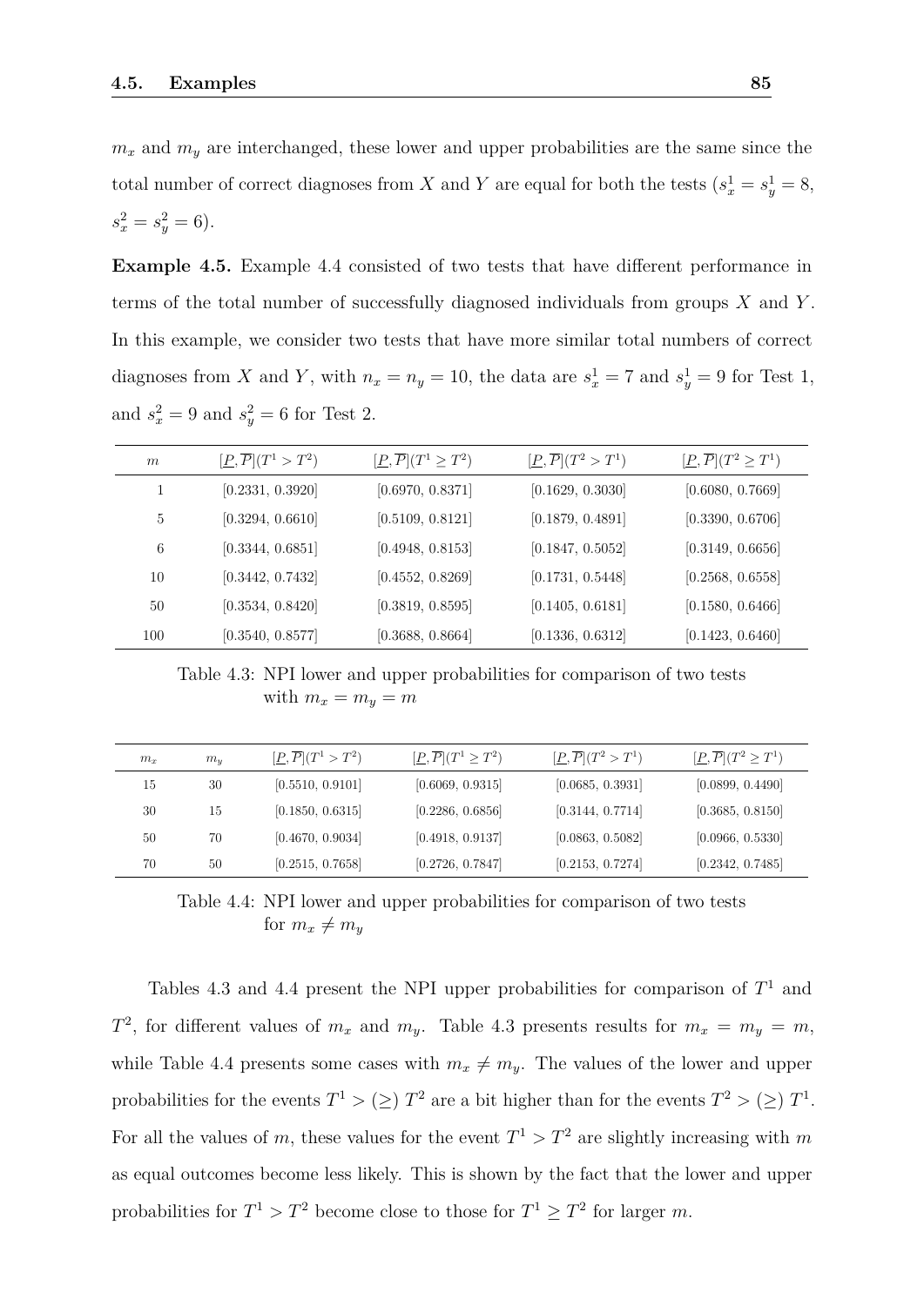$m_x$ and $m_y$ are interchanged, these lower and upper probabilities are the same since the total number of correct diagnoses from $X$ and $Y$ are equal for both the tests ($s_x^1 = s_y^1 = 8$, $s_x^2 = s_y^2 = 6$).

**Example 4.5.** Example 4.4 consisted of two tests that have different performance in terms of the total number of successfully diagnosed individuals from groups $X$ and $Y$. In this example, we consider two tests that have more similar total numbers of correct diagnoses from $X$ and $Y$, with $n_x = n_y = 10$, the data are $s_x^1 = 7$ and $s_y^1 = 9$ for Test 1, and $s_x^2 = 9$ and $s_y^2 = 6$ for Test 2.

| $m$ | $[\underline{P}, \overline{P}](T^1 > T^2)$ | $[\underline{P}, \overline{P}](T^1 \geq T^2)$ | $[\underline{P}, \overline{P}](T^2 > T^1)$ | $[\underline{P}, \overline{P}](T^2 \geq T^1)$ |
|---|---|---|---|---|
| 1 | [0.2331, 0.3920] | [0.6970, 0.8371] | [0.1629, 0.3030] | [0.6080, 0.7669] |
| 5 | [0.3294, 0.6610] | [0.5109, 0.8121] | [0.1879, 0.4891] | [0.3390, 0.6706] |
| 6 | [0.3344, 0.6851] | [0.4948, 0.8153] | [0.1847, 0.5052] | [0.3149, 0.6656] |
| 10 | [0.3442, 0.7432] | [0.4552, 0.8269] | [0.1731, 0.5448] | [0.2568, 0.6558] |
| 50 | [0.3534, 0.8420] | [0.3819, 0.8595] | [0.1405, 0.6181] | [0.1580, 0.6466] |
| 100 | [0.3540, 0.8577] | [0.3688, 0.8664] | [0.1336, 0.6312] | [0.1423, 0.6460] |

Table 4.3: NPI lower and upper probabilities for comparison of two tests with $m_x = m_y = m$

| $m_x$ | $m_y$ | $[\underline{P}, \overline{P}](T^1 > T^2)$ | $[\underline{P}, \overline{P}](T^1 \geq T^2)$ | $[\underline{P}, \overline{P}](T^2 > T^1)$ | $[\underline{P}, \overline{P}](T^2 \geq T^1)$ |
|---|---|---|---|---|---|
| 15 | 30 | [0.5510, 0.9101] | [0.6069, 0.9315] | [0.0685, 0.3931] | [0.0899, 0.4490] |
| 30 | 15 | [0.1850, 0.6315] | [0.2286, 0.6856] | [0.3144, 0.7714] | [0.3685, 0.8150] |
| 50 | 70 | [0.4670, 0.9034] | [0.4918, 0.9137] | [0.0863, 0.5082] | [0.0966, 0.5330] |
| 70 | 50 | [0.2515, 0.7658] | [0.2726, 0.7847] | [0.2153, 0.7274] | [0.2342, 0.7485] |

Table 4.4: NPI lower and upper probabilities for comparison of two tests for $m_x \neq m_y$

Tables 4.3 and 4.4 present the NPI upper probabilities for comparison of $T^1$ and $T^2$, for different values of $m_x$ and $m_y$. Table 4.3 presents results for $m_x = m_y = m$, while Table 4.4 presents some cases with $m_x \neq m_y$. The values of the lower and upper probabilities for the events $T^1 > (\geq)\ T^2$ are a bit higher than for the events $T^2 > (\geq)\ T^1$. For all the values of $m$, these values for the event $T^1 > T^2$ are slightly increasing with $m$ as equal outcomes become less likely. This is shown by the fact that the lower and upper probabilities for $T^1 > T^2$ become close to those for $T^1 \geq T^2$ for larger $m$.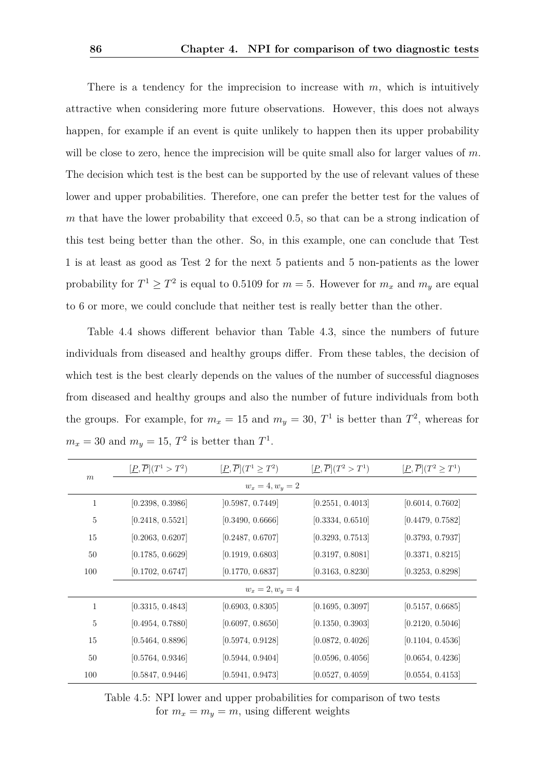There is a tendency for the imprecision to increase with $m$, which is intuitively attractive when considering more future observations. However, this does not always happen, for example if an event is quite unlikely to happen then its upper probability will be close to zero, hence the imprecision will be quite small also for larger values of $m$. The decision which test is the best can be supported by the use of relevant values of these lower and upper probabilities. Therefore, one can prefer the better test for the values of $m$ that have the lower probability that exceed 0.5, so that can be a strong indication of this test being better than the other. So, in this example, one can conclude that Test 1 is at least as good as Test 2 for the next 5 patients and 5 non-patients as the lower probability for $T^1 \geq T^2$ is equal to 0.5109 for $m = 5$. However for $m_x$ and $m_y$ are equal to 6 or more, we could conclude that neither test is really better than the other.

Table 4.4 shows different behavior than Table 4.3, since the numbers of future individuals from diseased and healthy groups differ. From these tables, the decision of which test is the best clearly depends on the values of the number of successful diagnoses from diseased and healthy groups and also the number of future individuals from both the groups. For example, for $m_x = 15$ and $m_y = 30$, $T^1$ is better than $T^2$, whereas for $m_x = 30$ and $m_y = 15$, $T^2$ is better than $T^1$.

| $m$ | $[\underline{P}, \overline{P}](T^1 > T^2)$ | $[\underline{P}, \overline{P}](T^1 \geq T^2)$ | $[\underline{P}, \overline{P}](T^2 > T^1)$ | $[\underline{P}, \overline{P}](T^2 \geq T^1)$ |
|---|---|---|---|---|
| | $w_x = 4, w_y = 2$ | | | |
| 1 | [0.2398, 0.3986] | ]0.5987, 0.7449] | [0.2551, 0.4013] | [0.6014, 0.7602] |
| 5 | [0.2418, 0.5521] | [0.3490, 0.6666] | [0.3334, 0.6510] | [0.4479, 0.7582] |
| 15 | [0.2063, 0.6207] | [0.2487, 0.6707] | [0.3293, 0.7513] | [0.3793, 0.7937] |
| 50 | [0.1785, 0.6629] | [0.1919, 0.6803] | [0.3197, 0.8081] | [0.3371, 0.8215] |
| 100 | [0.1702, 0.6747] | [0.1770, 0.6837] | [0.3163, 0.8230] | [0.3253, 0.8298] |
| | $w_x = 2, w_y = 4$ | | | |
| 1 | [0.3315, 0.4843] | [0.6903, 0.8305] | [0.1695, 0.3097] | [0.5157, 0.6685] |
| 5 | [0.4954, 0.7880] | [0.6097, 0.8650] | [0.1350, 0.3903] | [0.2120, 0.5046] |
| 15 | [0.5464, 0.8896] | [0.5974, 0.9128] | [0.0872, 0.4026] | [0.1104, 0.4536] |
| 50 | [0.5764, 0.9346] | [0.5944, 0.9404] | [0.0596, 0.4056] | [0.0654, 0.4236] |
| 100 | [0.5847, 0.9446] | [0.5941, 0.9473] | [0.0527, 0.4059] | [0.0554, 0.4153] |

Table 4.5: NPI lower and upper probabilities for comparison of two tests for $m_x = m_y = m$, using different weights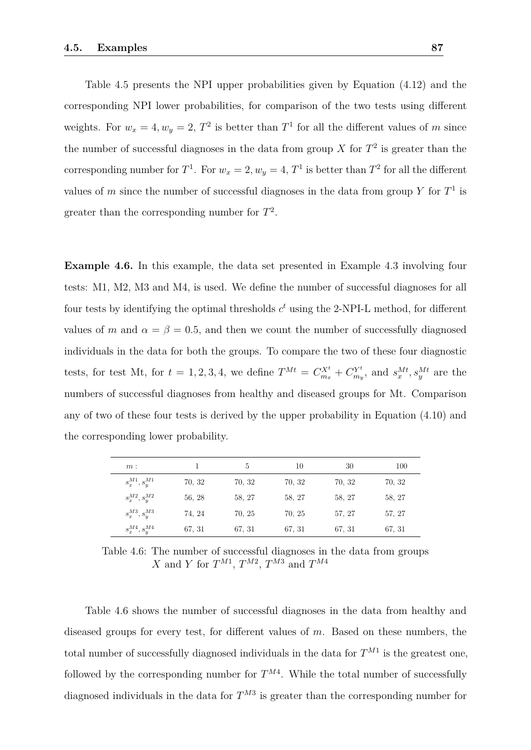Table 4.5 presents the NPI upper probabilities given by Equation (4.12) and the corresponding NPI lower probabilities, for comparison of the two tests using different weights. For $w_x = 4, w_y = 2$, $T^2$ is better than $T^1$ for all the different values of $m$ since the number of successful diagnoses in the data from group $X$ for $T^2$ is greater than the corresponding number for $T^1$. For $w_x = 2, w_y = 4$, $T^1$ is better than $T^2$ for all the different values of $m$ since the number of successful diagnoses in the data from group $Y$ for $T^1$ is greater than the corresponding number for $T^2$.

**Example 4.6.** In this example, the data set presented in Example 4.3 involving four tests: M1, M2, M3 and M4, is used. We define the number of successful diagnoses for all four tests by identifying the optimal thresholds $c^t$ using the 2-NPI-L method, for different values of $m$ and $\alpha = \beta = 0.5$, and then we count the number of successfully diagnosed individuals in the data for both the groups. To compare the two of these four diagnostic tests, for test Mt, for $t = 1, 2, 3, 4$, we define $T^{Mt} = C^{X^t}_{m_x} + C^{Y^t}_{m_y}$, and $s^{Mt}_x, s^{Mt}_y$ are the numbers of successful diagnoses from healthy and diseased groups for Mt. Comparison any of two of these four tests is derived by the upper probability in Equation (4.10) and the corresponding lower probability.

| $m$ : | 1 | 5 | 10 | 30 | 100 |
|---|---|---|---|---|---|
| $s^{M1}_x, s^{M1}_y$ | 70, 32 | 70, 32 | 70, 32 | 70, 32 | 70, 32 |
| $s^{M2}_x, s^{M2}_y$ | 56, 28 | 58, 27 | 58, 27 | 58, 27 | 58, 27 |
| $s^{M3}_x, s^{M3}_y$ | 74, 24 | 70, 25 | 70, 25 | 57, 27 | 57, 27 |
| $s^{M4}_x, s^{M4}_y$ | 67, 31 | 67, 31 | 67, 31 | 67, 31 | 67, 31 |

Table 4.6: The number of successful diagnoses in the data from groups $X$ and $Y$ for $T^{M1}$, $T^{M2}$, $T^{M3}$ and $T^{M4}$

Table 4.6 shows the number of successful diagnoses in the data from healthy and diseased groups for every test, for different values of $m$. Based on these numbers, the total number of successfully diagnosed individuals in the data for $T^{M1}$ is the greatest one, followed by the corresponding number for $T^{M4}$. While the total number of successfully diagnosed individuals in the data for $T^{M3}$ is greater than the corresponding number for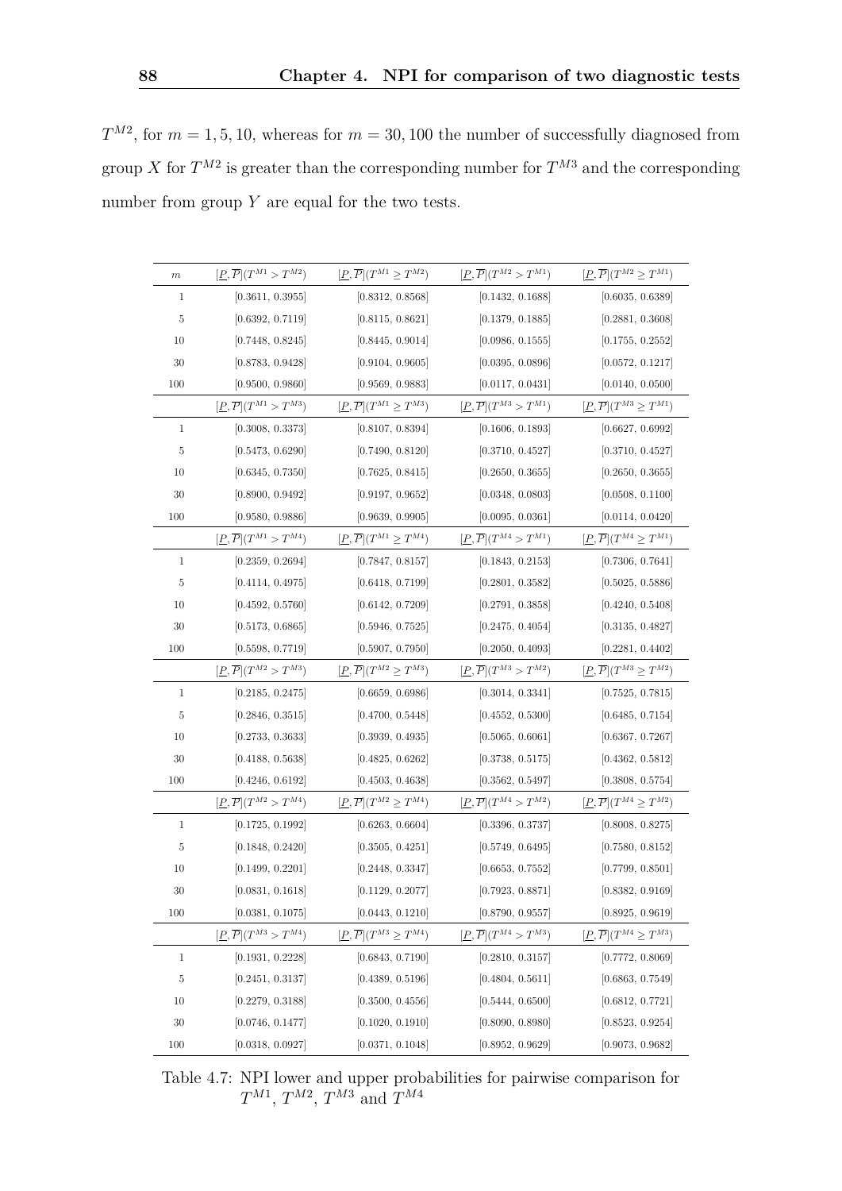$T^{M2}$, for $m = 1, 5, 10$, whereas for $m = 30, 100$ the number of successfully diagnosed from group $X$ for $T^{M2}$ is greater than the corresponding number for $T^{M3}$ and the corresponding number from group $Y$ are equal for the two tests.

| $m$ | $[\underline{P}, \overline{P}](T^{M1} > T^{M2})$ | $[\underline{P}, \overline{P}](T^{M1} \geq T^{M2})$ | $[\underline{P}, \overline{P}](T^{M2} > T^{M1})$ | $[\underline{P}, \overline{P}](T^{M2} \geq T^{M1})$ |
|---|---|---|---|---|
| 1 | [0.3611, 0.3955] | [0.8312, 0.8568] | [0.1432, 0.1688] | [0.6035, 0.6389] |
| 5 | [0.6392, 0.7119] | [0.8115, 0.8621] | [0.1379, 0.1885] | [0.2881, 0.3608] |
| 10 | [0.7448, 0.8245] | [0.8445, 0.9014] | [0.0986, 0.1555] | [0.1755, 0.2552] |
| 30 | [0.8783, 0.9428] | [0.9104, 0.9605] | [0.0395, 0.0896] | [0.0572, 0.1217] |
| 100 | [0.9500, 0.9860] | [0.9569, 0.9883] | [0.0117, 0.0431] | [0.0140, 0.0500] |
| | $[\underline{P}, \overline{P}](T^{M1} > T^{M3})$ | $[\underline{P}, \overline{P}](T^{M1} \geq T^{M3})$ | $[\underline{P}, \overline{P}](T^{M3} > T^{M1})$ | $[\underline{P}, \overline{P}](T^{M3} \geq T^{M1})$ |
| 1 | [0.3008, 0.3373] | [0.8107, 0.8394] | [0.1606, 0.1893] | [0.6627, 0.6992] |
| 5 | [0.5473, 0.6290] | [0.7490, 0.8120] | [0.3710, 0.4527] | [0.3710, 0.4527] |
| 10 | [0.6345, 0.7350] | [0.7625, 0.8415] | [0.2650, 0.3655] | [0.2650, 0.3655] |
| 30 | [0.8900, 0.9492] | [0.9197, 0.9652] | [0.0348, 0.0803] | [0.0508, 0.1100] |
| 100 | [0.9580, 0.9886] | [0.9639, 0.9905] | [0.0095, 0.0361] | [0.0114, 0.0420] |
| | $[\underline{P}, \overline{P}](T^{M1} > T^{M4})$ | $[\underline{P}, \overline{P}](T^{M1} \geq T^{M4})$ | $[\underline{P}, \overline{P}](T^{M4} > T^{M1})$ | $[\underline{P}, \overline{P}](T^{M4} \geq T^{M1})$ |
| 1 | [0.2359, 0.2694] | [0.7847, 0.8157] | [0.1843, 0.2153] | [0.7306, 0.7641] |
| 5 | [0.4114, 0.4975] | [0.6418, 0.7199] | [0.2801, 0.3582] | [0.5025, 0.5886] |
| 10 | [0.4592, 0.5760] | [0.6142, 0.7209] | [0.2791, 0.3858] | [0.4240, 0.5408] |
| 30 | [0.5173, 0.6865] | [0.5946, 0.7525] | [0.2475, 0.4054] | [0.3135, 0.4827] |
| 100 | [0.5598, 0.7719] | [0.5907, 0.7950] | [0.2050, 0.4093] | [0.2281, 0.4402] |
| | $[\underline{P}, \overline{P}](T^{M2} > T^{M3})$ | $[\underline{P}, \overline{P}](T^{M2} \geq T^{M3})$ | $[\underline{P}, \overline{P}](T^{M3} > T^{M2})$ | $[\underline{P}, \overline{P}](T^{M3} \geq T^{M2})$ |
| 1 | [0.2185, 0.2475] | [0.6659, 0.6986] | [0.3014, 0.3341] | [0.7525, 0.7815] |
| 5 | [0.2846, 0.3515] | [0.4700, 0.5448] | [0.4552, 0.5300] | [0.6485, 0.7154] |
| 10 | [0.2733, 0.3633] | [0.3939, 0.4935] | [0.5065, 0.6061] | [0.6367, 0.7267] |
| 30 | [0.4188, 0.5638] | [0.4825, 0.6262] | [0.3738, 0.5175] | [0.4362, 0.5812] |
| 100 | [0.4246, 0.6192] | [0.4503, 0.4638] | [0.3562, 0.5497] | [0.3808, 0.5754] |
| | $[\underline{P}, \overline{P}](T^{M2} > T^{M4})$ | $[\underline{P}, \overline{P}](T^{M2} \geq T^{M4})$ | $[\underline{P}, \overline{P}](T^{M4} > T^{M2})$ | $[\underline{P}, \overline{P}](T^{M4} \geq T^{M2})$ |
| 1 | [0.1725, 0.1992] | [0.6263, 0.6604] | [0.3396, 0.3737] | [0.8008, 0.8275] |
| 5 | [0.1848, 0.2420] | [0.3505, 0.4251] | [0.5749, 0.6495] | [0.7580, 0.8152] |
| 10 | [0.1499, 0.2201] | [0.2448, 0.3347] | [0.6653, 0.7552] | [0.7799, 0.8501] |
| 30 | [0.0831, 0.1618] | [0.1129, 0.2077] | [0.7923, 0.8871] | [0.8382, 0.9169] |
| 100 | [0.0381, 0.1075] | [0.0443, 0.1210] | [0.8790, 0.9557] | [0.8925, 0.9619] |
| | $[\underline{P}, \overline{P}](T^{M3} > T^{M4})$ | $[\underline{P}, \overline{P}](T^{M3} \geq T^{M4})$ | $[\underline{P}, \overline{P}](T^{M4} > T^{M3})$ | $[\underline{P}, \overline{P}](T^{M4} \geq T^{M3})$ |
| 1 | [0.1931, 0.2228] | [0.6843, 0.7190] | [0.2810, 0.3157] | [0.7772, 0.8069] |
| 5 | [0.2451, 0.3137] | [0.4389, 0.5196] | [0.4804, 0.5611] | [0.6863, 0.7549] |
| 10 | [0.2279, 0.3188] | [0.3500, 0.4556] | [0.5444, 0.6500] | [0.6812, 0.7721] |
| 30 | [0.0746, 0.1477] | [0.1020, 0.1910] | [0.8090, 0.8980] | [0.8523, 0.9254] |
| 100 | [0.0318, 0.0927] | [0.0371, 0.1048] | [0.8952, 0.9629] | [0.9073, 0.9682] |

Table 4.7: NPI lower and upper probabilities for pairwise comparison for $T^{M1}$, $T^{M2}$, $T^{M3}$ and $T^{M4}$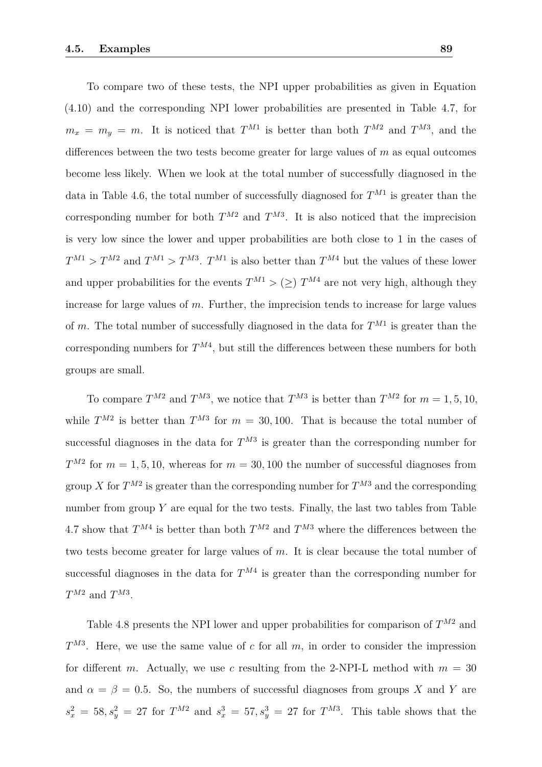To compare two of these tests, the NPI upper probabilities as given in Equation (4.10) and the corresponding NPI lower probabilities are presented in Table 4.7, for $m_x = m_y = m$. It is noticed that $T^{M1}$ is better than both $T^{M2}$ and $T^{M3}$, and the differences between the two tests become greater for large values of $m$ as equal outcomes become less likely. When we look at the total number of successfully diagnosed in the data in Table 4.6, the total number of successfully diagnosed for $T^{M1}$ is greater than the corresponding number for both $T^{M2}$ and $T^{M3}$. It is also noticed that the imprecision is very low since the lower and upper probabilities are both close to 1 in the cases of $T^{M1} > T^{M2}$ and $T^{M1} > T^{M3}$. $T^{M1}$ is also better than $T^{M4}$ but the values of these lower and upper probabilities for the events $T^{M1} > (\geq)\ T^{M4}$ are not very high, although they increase for large values of $m$. Further, the imprecision tends to increase for large values of $m$. The total number of successfully diagnosed in the data for $T^{M1}$ is greater than the corresponding numbers for $T^{M4}$, but still the differences between these numbers for both groups are small.

To compare $T^{M2}$ and $T^{M3}$, we notice that $T^{M3}$ is better than $T^{M2}$ for $m = 1, 5, 10$, while $T^{M2}$ is better than $T^{M3}$ for $m = 30, 100$. That is because the total number of successful diagnoses in the data for $T^{M3}$ is greater than the corresponding number for $T^{M2}$ for $m = 1, 5, 10$, whereas for $m = 30, 100$ the number of successful diagnoses from group $X$ for $T^{M2}$ is greater than the corresponding number for $T^{M3}$ and the corresponding number from group $Y$ are equal for the two tests. Finally, the last two tables from Table 4.7 show that $T^{M4}$ is better than both $T^{M2}$ and $T^{M3}$ where the differences between the two tests become greater for large values of $m$. It is clear because the total number of successful diagnoses in the data for $T^{M4}$ is greater than the corresponding number for $T^{M2}$ and $T^{M3}$.

Table 4.8 presents the NPI lower and upper probabilities for comparison of $T^{M2}$ and $T^{M3}$. Here, we use the same value of $c$ for all $m$, in order to consider the impression for different $m$. Actually, we use $c$ resulting from the 2-NPI-L method with $m = 30$ and $\alpha = \beta = 0.5$. So, the numbers of successful diagnoses from groups $X$ and $Y$ are $s_x^2 = 58, s_y^2 = 27$ for $T^{M2}$ and $s_x^3 = 57, s_y^3 = 27$ for $T^{M3}$. This table shows that the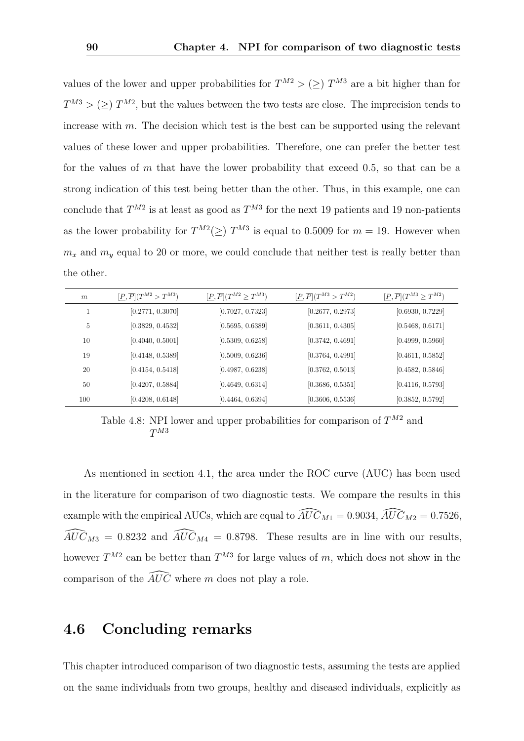values of the lower and upper probabilities for $T^{M2} > (\geq)\ T^{M3}$ are a bit higher than for $T^{M3} > (\geq)\ T^{M2}$, but the values between the two tests are close. The imprecision tends to increase with $m$. The decision which test is the best can be supported using the relevant values of these lower and upper probabilities. Therefore, one can prefer the better test for the values of $m$ that have the lower probability that exceed 0.5, so that can be a strong indication of this test being better than the other. Thus, in this example, one can conclude that $T^{M2}$ is at least as good as $T^{M3}$ for the next 19 patients and 19 non-patients as the lower probability for $T^{M2}(\geq)\ T^{M3}$ is equal to 0.5009 for $m = 19$. However when $m_x$ and $m_y$ equal to 20 or more, we could conclude that neither test is really better than the other.

| $m$ | $[\underline{P}, \overline{P}](T^{M2} > T^{M3})$ | $[\underline{P}, \overline{P}](T^{M2} \geq T^{M3})$ | $[\underline{P}, \overline{P}](T^{M3} > T^{M2})$ | $[\underline{P}, \overline{P}](T^{M3} \geq T^{M2})$ |
|---|---|---|---|---|
| 1 | [0.2771, 0.3070] | [0.7027, 0.7323] | [0.2677, 0.2973] | [0.6930, 0.7229] |
| 5 | [0.3829, 0.4532] | [0.5695, 0.6389] | [0.3611, 0.4305] | [0.5468, 0.6171] |
| 10 | [0.4040, 0.5001] | [0.5309, 0.6258] | [0.3742, 0.4691] | [0.4999, 0.5960] |
| 19 | [0.4148, 0.5389] | [0.5009, 0.6236] | [0.3764, 0.4991] | [0.4611, 0.5852] |
| 20 | [0.4154, 0.5418] | [0.4987, 0.6238] | [0.3762, 0.5013] | [0.4582, 0.5846] |
| 50 | [0.4207, 0.5884] | [0.4649, 0.6314] | [0.3686, 0.5351] | [0.4116, 0.5793] |
| 100 | [0.4208, 0.6148] | [0.4464, 0.6394] | [0.3606, 0.5536] | [0.3852, 0.5792] |

Table 4.8: NPI lower and upper probabilities for comparison of $T^{M2}$ and $T^{M3}$

As mentioned in section 4.1, the area under the ROC curve (AUC) has been used in the literature for comparison of two diagnostic tests. We compare the results in this example with the empirical AUCs, which are equal to $\widehat{AUC}_{M1} = 0.9034$, $\widehat{AUC}_{M2} = 0.7526$, $\widehat{AUC}_{M3} = 0.8232$ and $\widehat{AUC}_{M4} = 0.8798$. These results are in line with our results, however $T^{M2}$ can be better than $T^{M3}$ for large values of $m$, which does not show in the comparison of the $\widehat{AUC}$ where $m$ does not play a role.

## 4.6 Concluding remarks

This chapter introduced comparison of two diagnostic tests, assuming the tests are applied on the same individuals from two groups, healthy and diseased individuals, explicitly as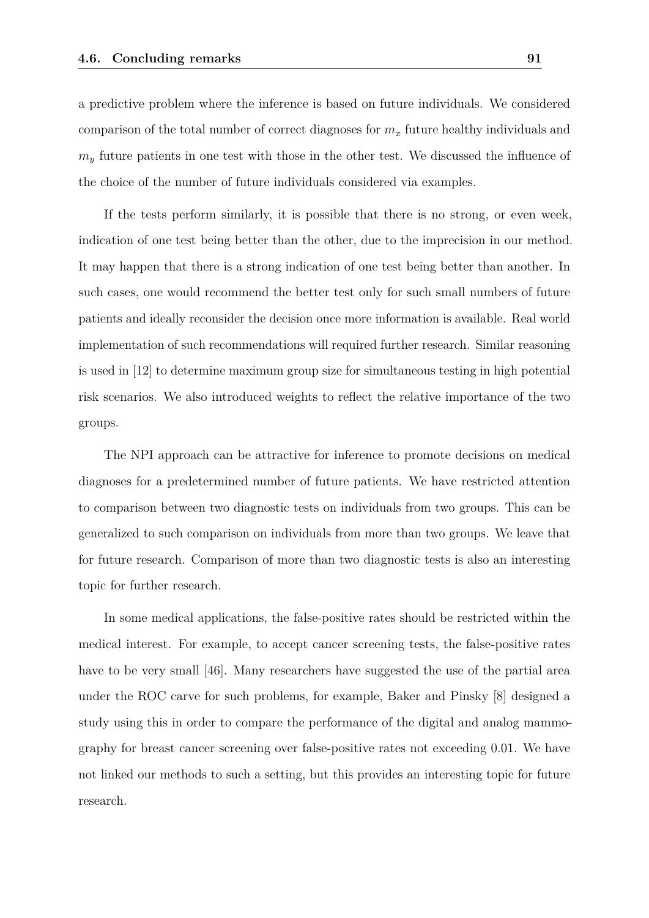a predictive problem where the inference is based on future individuals. We considered comparison of the total number of correct diagnoses for $m_x$ future healthy individuals and $m_y$ future patients in one test with those in the other test. We discussed the influence of the choice of the number of future individuals considered via examples.

If the tests perform similarly, it is possible that there is no strong, or even week, indication of one test being better than the other, due to the imprecision in our method. It may happen that there is a strong indication of one test being better than another. In such cases, one would recommend the better test only for such small numbers of future patients and ideally reconsider the decision once more information is available. Real world implementation of such recommendations will required further research. Similar reasoning is used in [12] to determine maximum group size for simultaneous testing in high potential risk scenarios. We also introduced weights to reflect the relative importance of the two groups.

The NPI approach can be attractive for inference to promote decisions on medical diagnoses for a predetermined number of future patients. We have restricted attention to comparison between two diagnostic tests on individuals from two groups. This can be generalized to such comparison on individuals from more than two groups. We leave that for future research. Comparison of more than two diagnostic tests is also an interesting topic for further research.

In some medical applications, the false-positive rates should be restricted within the medical interest. For example, to accept cancer screening tests, the false-positive rates have to be very small [46]. Many researchers have suggested the use of the partial area under the ROC carve for such problems, for example, Baker and Pinsky [8] designed a study using this in order to compare the performance of the digital and analog mammography for breast cancer screening over false-positive rates not exceeding 0.01. We have not linked our methods to such a setting, but this provides an interesting topic for future research.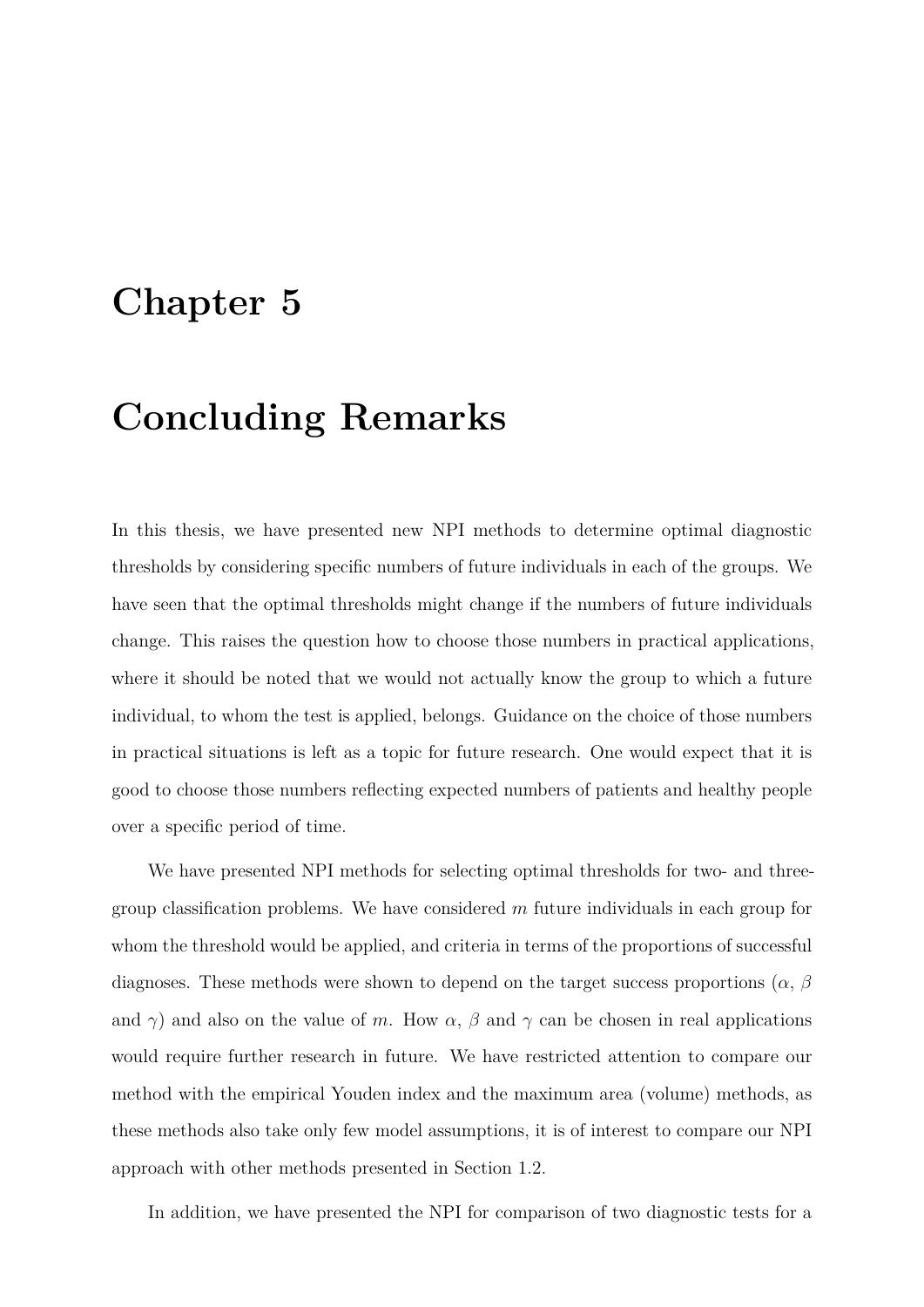# Chapter 5

# Concluding Remarks

In this thesis, we have presented new NPI methods to determine optimal diagnostic thresholds by considering specific numbers of future individuals in each of the groups. We have seen that the optimal thresholds might change if the numbers of future individuals change. This raises the question how to choose those numbers in practical applications, where it should be noted that we would not actually know the group to which a future individual, to whom the test is applied, belongs. Guidance on the choice of those numbers in practical situations is left as a topic for future research. One would expect that it is good to choose those numbers reflecting expected numbers of patients and healthy people over a specific period of time.

We have presented NPI methods for selecting optimal thresholds for two- and three-group classification problems. We have considered $m$ future individuals in each group for whom the threshold would be applied, and criteria in terms of the proportions of successful diagnoses. These methods were shown to depend on the target success proportions ($\alpha$, $\beta$ and $\gamma$) and also on the value of $m$. How $\alpha$, $\beta$ and $\gamma$ can be chosen in real applications would require further research in future. We have restricted attention to compare our method with the empirical Youden index and the maximum area (volume) methods, as these methods also take only few model assumptions, it is of interest to compare our NPI approach with other methods presented in Section 1.2.

In addition, we have presented the NPI for comparison of two diagnostic tests for a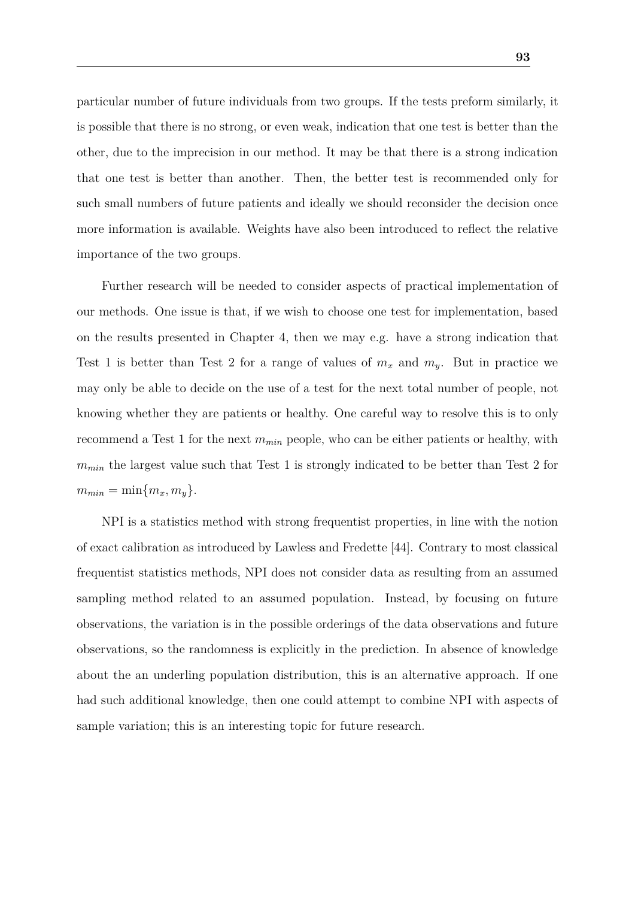particular number of future individuals from two groups. If the tests preform similarly, it is possible that there is no strong, or even weak, indication that one test is better than the other, due to the imprecision in our method. It may be that there is a strong indication that one test is better than another. Then, the better test is recommended only for such small numbers of future patients and ideally we should reconsider the decision once more information is available. Weights have also been introduced to reflect the relative importance of the two groups.

Further research will be needed to consider aspects of practical implementation of our methods. One issue is that, if we wish to choose one test for implementation, based on the results presented in Chapter 4, then we may e.g. have a strong indication that Test 1 is better than Test 2 for a range of values of $m_x$ and $m_y$. But in practice we may only be able to decide on the use of a test for the next total number of people, not knowing whether they are patients or healthy. One careful way to resolve this is to only recommend a Test 1 for the next $m_{min}$ people, who can be either patients or healthy, with $m_{min}$ the largest value such that Test 1 is strongly indicated to be better than Test 2 for $m_{min} = \min\{m_x, m_y\}$.

NPI is a statistics method with strong frequentist properties, in line with the notion of exact calibration as introduced by Lawless and Fredette [44]. Contrary to most classical frequentist statistics methods, NPI does not consider data as resulting from an assumed sampling method related to an assumed population. Instead, by focusing on future observations, the variation is in the possible orderings of the data observations and future observations, so the randomness is explicitly in the prediction. In absence of knowledge about the an underling population distribution, this is an alternative approach. If one had such additional knowledge, then one could attempt to combine NPI with aspects of sample variation; this is an interesting topic for future research.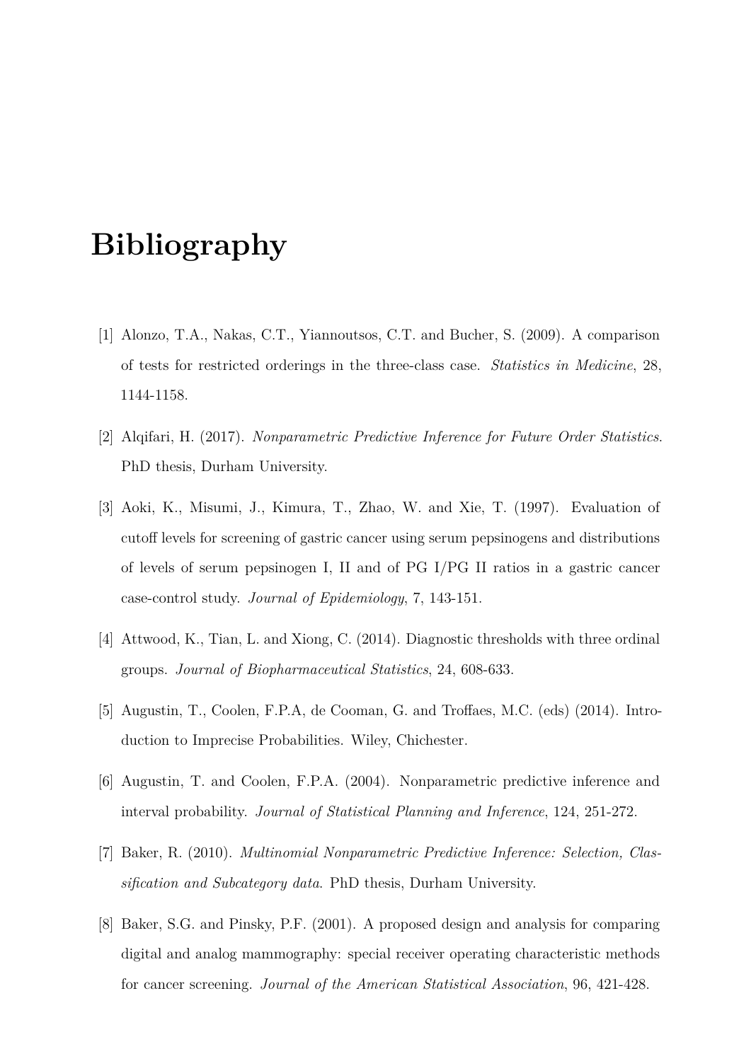# Bibliography

[1] Alonzo, T.A., Nakas, C.T., Yiannoutsos, C.T. and Bucher, S. (2009). A comparison of tests for restricted orderings in the three-class case. *Statistics in Medicine*, 28, 1144-1158.

[2] Alqifari, H. (2017). *Nonparametric Predictive Inference for Future Order Statistics*. PhD thesis, Durham University.

[3] Aoki, K., Misumi, J., Kimura, T., Zhao, W. and Xie, T. (1997). Evaluation of cutoff levels for screening of gastric cancer using serum pepsinogens and distributions of levels of serum pepsinogen I, II and of PG I/PG II ratios in a gastric cancer case-control study. *Journal of Epidemiology*, 7, 143-151.

[4] Attwood, K., Tian, L. and Xiong, C. (2014). Diagnostic thresholds with three ordinal groups. *Journal of Biopharmaceutical Statistics*, 24, 608-633.

[5] Augustin, T., Coolen, F.P.A, de Cooman, G. and Troffaes, M.C. (eds) (2014). Introduction to Imprecise Probabilities. Wiley, Chichester.

[6] Augustin, T. and Coolen, F.P.A. (2004). Nonparametric predictive inference and interval probability. *Journal of Statistical Planning and Inference*, 124, 251-272.

[7] Baker, R. (2010). *Multinomial Nonparametric Predictive Inference: Selection, Classification and Subcategory data*. PhD thesis, Durham University.

[8] Baker, S.G. and Pinsky, P.F. (2001). A proposed design and analysis for comparing digital and analog mammography: special receiver operating characteristic methods for cancer screening. *Journal of the American Statistical Association*, 96, 421-428.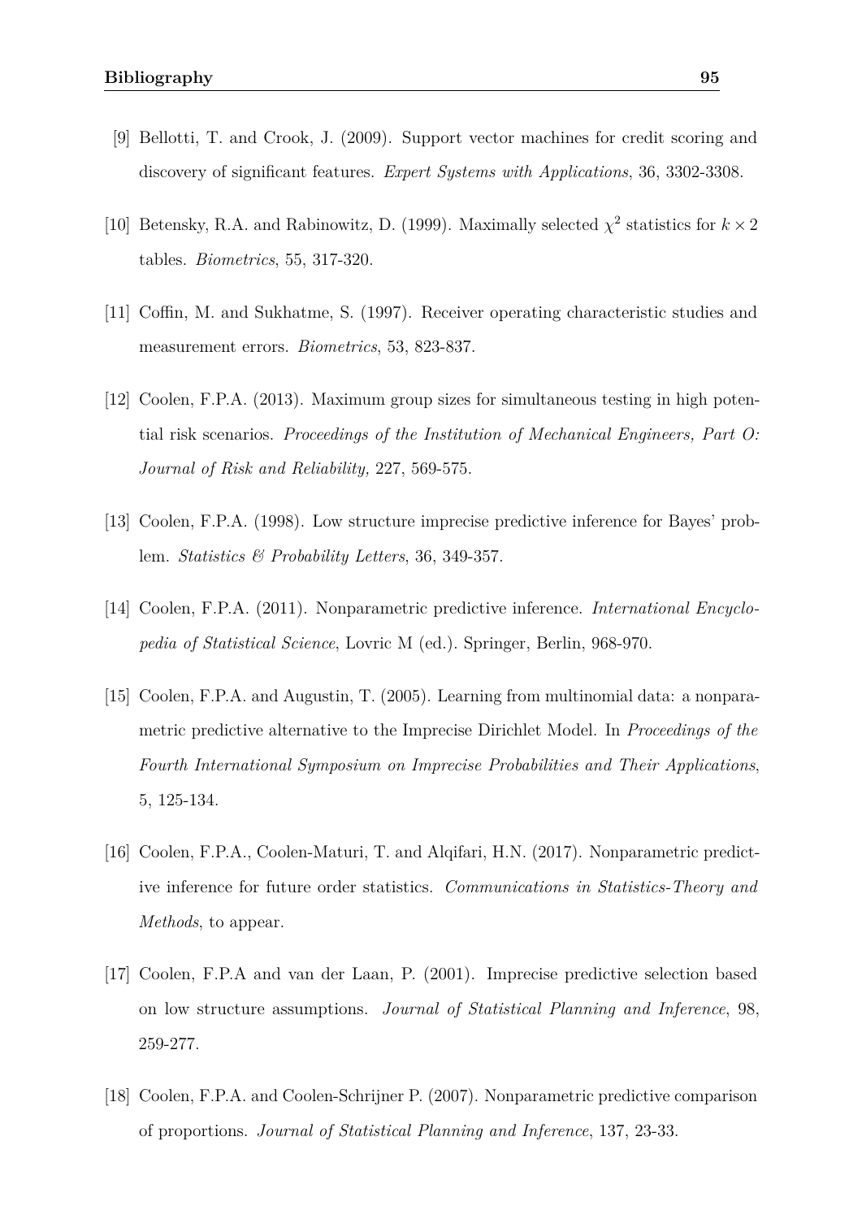[9] Bellotti, T. and Crook, J. (2009). Support vector machines for credit scoring and discovery of significant features. *Expert Systems with Applications*, 36, 3302-3308.

[10] Betensky, R.A. and Rabinowitz, D. (1999). Maximally selected $\chi^2$ statistics for $k \times 2$ tables. *Biometrics*, 55, 317-320.

[11] Coffin, M. and Sukhatme, S. (1997). Receiver operating characteristic studies and measurement errors. *Biometrics*, 53, 823-837.

[12] Coolen, F.P.A. (2013). Maximum group sizes for simultaneous testing in high potential risk scenarios. *Proceedings of the Institution of Mechanical Engineers, Part O: Journal of Risk and Reliability,* 227, 569-575.

[13] Coolen, F.P.A. (1998). Low structure imprecise predictive inference for Bayes' problem. *Statistics & Probability Letters*, 36, 349-357.

[14] Coolen, F.P.A. (2011). Nonparametric predictive inference. *International Encyclopedia of Statistical Science*, Lovric M (ed.). Springer, Berlin, 968-970.

[15] Coolen, F.P.A. and Augustin, T. (2005). Learning from multinomial data: a nonparametric predictive alternative to the Imprecise Dirichlet Model. In *Proceedings of the Fourth International Symposium on Imprecise Probabilities and Their Applications*, 5, 125-134.

[16] Coolen, F.P.A., Coolen-Maturi, T. and Alqifari, H.N. (2017). Nonparametric predictive inference for future order statistics. *Communications in Statistics-Theory and Methods*, to appear.

[17] Coolen, F.P.A and van der Laan, P. (2001). Imprecise predictive selection based on low structure assumptions. *Journal of Statistical Planning and Inference*, 98, 259-277.

[18] Coolen, F.P.A. and Coolen-Schrijner P. (2007). Nonparametric predictive comparison of proportions. *Journal of Statistical Planning and Inference*, 137, 23-33.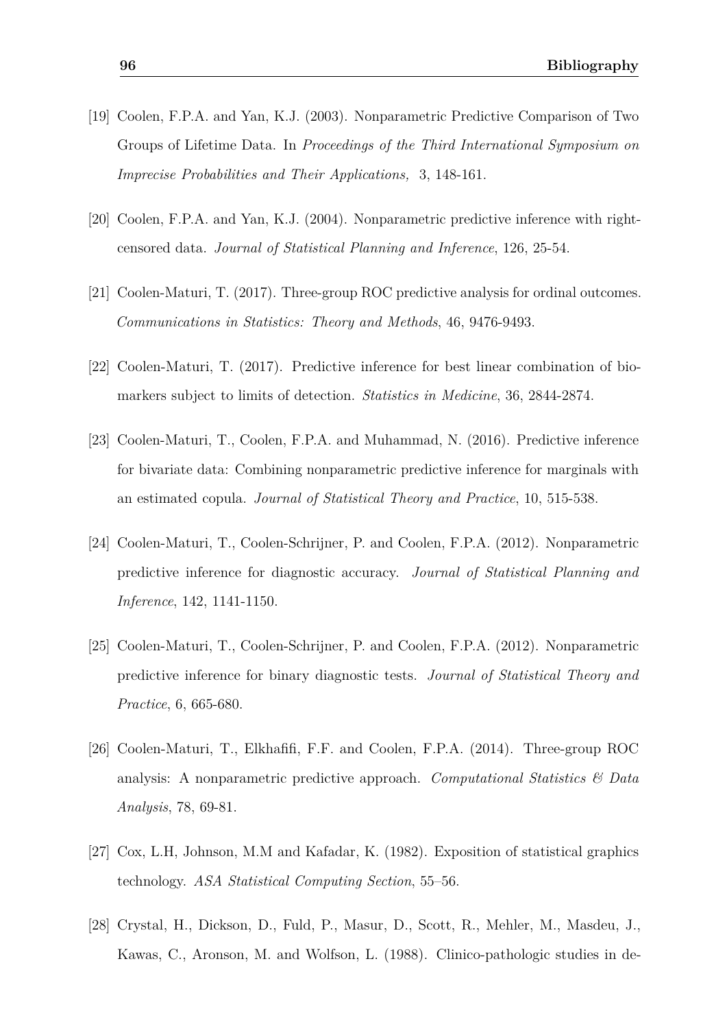[19] Coolen, F.P.A. and Yan, K.J. (2003). Nonparametric Predictive Comparison of Two Groups of Lifetime Data. In *Proceedings of the Third International Symposium on Imprecise Probabilities and Their Applications,* 3, 148-161.

[20] Coolen, F.P.A. and Yan, K.J. (2004). Nonparametric predictive inference with right-censored data. *Journal of Statistical Planning and Inference*, 126, 25-54.

[21] Coolen-Maturi, T. (2017). Three-group ROC predictive analysis for ordinal outcomes. *Communications in Statistics: Theory and Methods*, 46, 9476-9493.

[22] Coolen-Maturi, T. (2017). Predictive inference for best linear combination of biomarkers subject to limits of detection. *Statistics in Medicine*, 36, 2844-2874.

[23] Coolen-Maturi, T., Coolen, F.P.A. and Muhammad, N. (2016). Predictive inference for bivariate data: Combining nonparametric predictive inference for marginals with an estimated copula. *Journal of Statistical Theory and Practice*, 10, 515-538.

[24] Coolen-Maturi, T., Coolen-Schrijner, P. and Coolen, F.P.A. (2012). Nonparametric predictive inference for diagnostic accuracy. *Journal of Statistical Planning and Inference*, 142, 1141-1150.

[25] Coolen-Maturi, T., Coolen-Schrijner, P. and Coolen, F.P.A. (2012). Nonparametric predictive inference for binary diagnostic tests. *Journal of Statistical Theory and Practice*, 6, 665-680.

[26] Coolen-Maturi, T., Elkhafifi, F.F. and Coolen, F.P.A. (2014). Three-group ROC analysis: A nonparametric predictive approach. *Computational Statistics & Data Analysis*, 78, 69-81.

[27] Cox, L.H, Johnson, M.M and Kafadar, K. (1982). Exposition of statistical graphics technology. *ASA Statistical Computing Section*, 55–56.

[28] Crystal, H., Dickson, D., Fuld, P., Masur, D., Scott, R., Mehler, M., Masdeu, J., Kawas, C., Aronson, M. and Wolfson, L. (1988). Clinico-pathologic studies in de-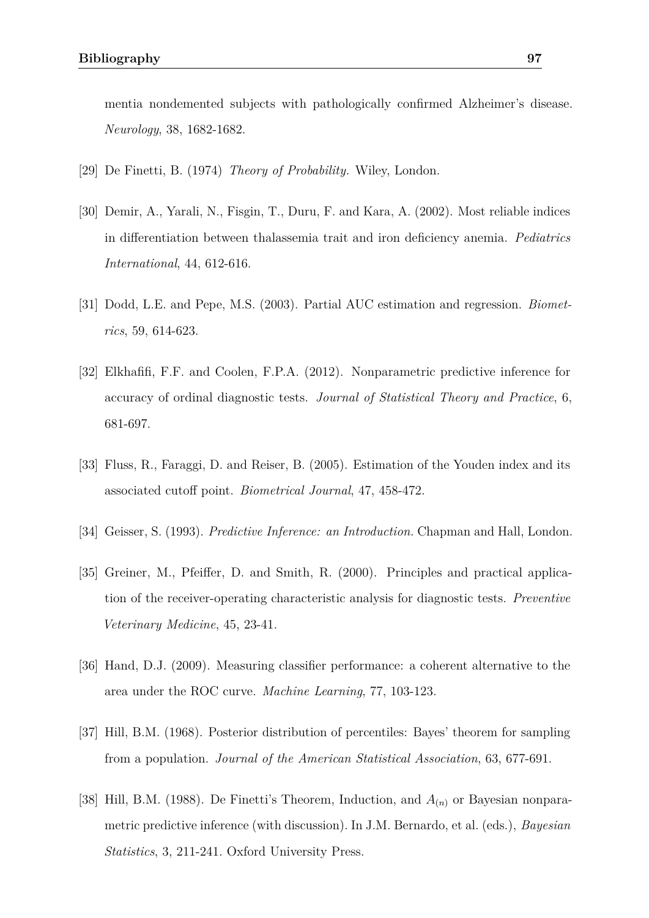mentia nondemented subjects with pathologically confirmed Alzheimer's disease. *Neurology*, 38, 1682-1682.

[29] De Finetti, B. (1974) *Theory of Probability.* Wiley, London.

[30] Demir, A., Yarali, N., Fisgin, T., Duru, F. and Kara, A. (2002). Most reliable indices in differentiation between thalassemia trait and iron deficiency anemia. *Pediatrics International*, 44, 612-616.

[31] Dodd, L.E. and Pepe, M.S. (2003). Partial AUC estimation and regression. *Biometrics*, 59, 614-623.

[32] Elkhafifi, F.F. and Coolen, F.P.A. (2012). Nonparametric predictive inference for accuracy of ordinal diagnostic tests. *Journal of Statistical Theory and Practice*, 6, 681-697.

[33] Fluss, R., Faraggi, D. and Reiser, B. (2005). Estimation of the Youden index and its associated cutoff point. *Biometrical Journal*, 47, 458-472.

[34] Geisser, S. (1993). *Predictive Inference: an Introduction.* Chapman and Hall, London.

[35] Greiner, M., Pfeiffer, D. and Smith, R. (2000). Principles and practical application of the receiver-operating characteristic analysis for diagnostic tests. *Preventive Veterinary Medicine*, 45, 23-41.

[36] Hand, D.J. (2009). Measuring classifier performance: a coherent alternative to the area under the ROC curve. *Machine Learning*, 77, 103-123.

[37] Hill, B.M. (1968). Posterior distribution of percentiles: Bayes' theorem for sampling from a population. *Journal of the American Statistical Association*, 63, 677-691.

[38] Hill, B.M. (1988). De Finetti's Theorem, Induction, and $A_{(n)}$ or Bayesian nonparametric predictive inference (with discussion). In J.M. Bernardo, et al. (eds.), *Bayesian Statistics*, 3, 211-241. Oxford University Press.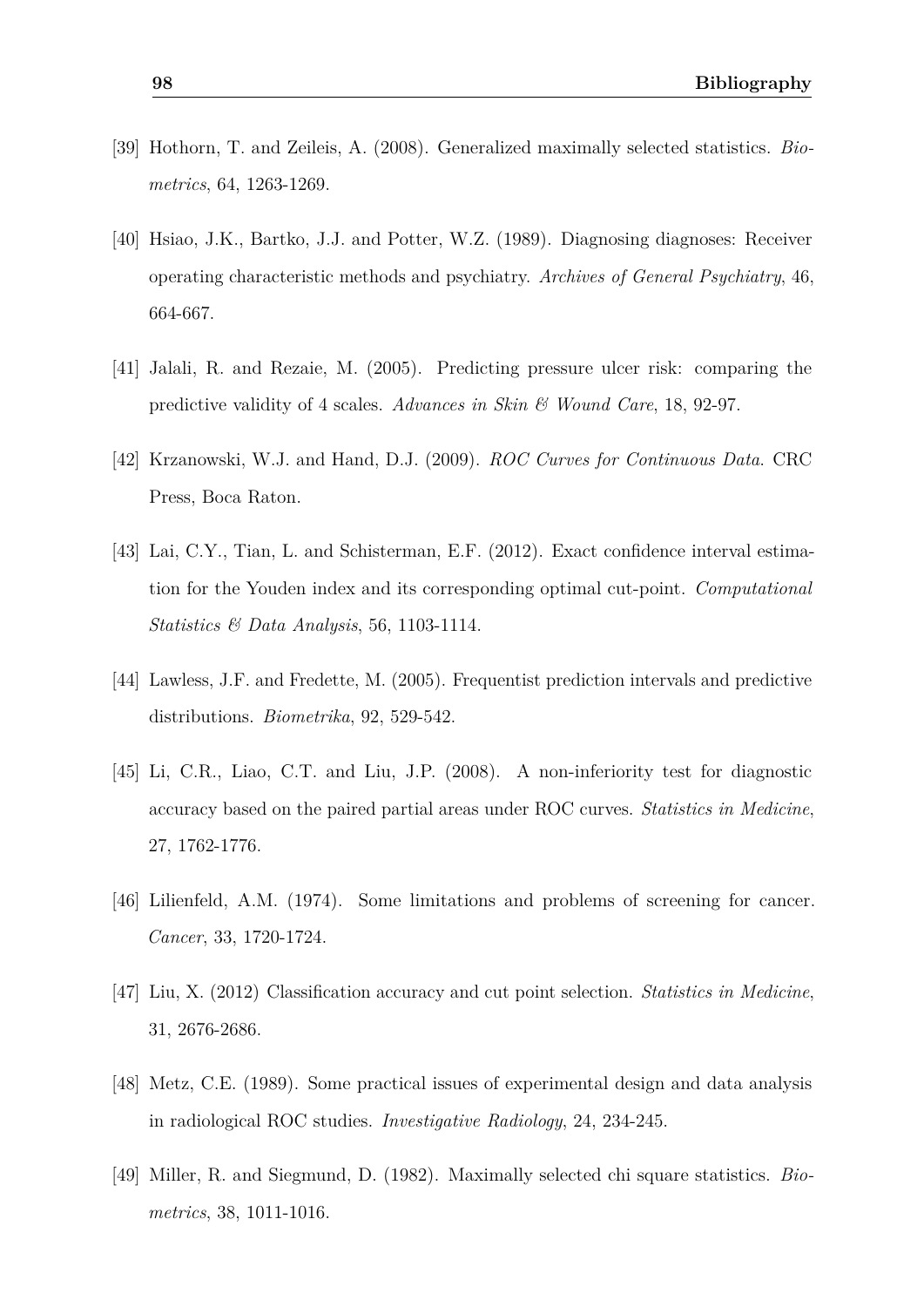[39] Hothorn, T. and Zeileis, A. (2008). Generalized maximally selected statistics. *Biometrics*, 64, 1263-1269.

[40] Hsiao, J.K., Bartko, J.J. and Potter, W.Z. (1989). Diagnosing diagnoses: Receiver operating characteristic methods and psychiatry. *Archives of General Psychiatry*, 46, 664-667.

[41] Jalali, R. and Rezaie, M. (2005). Predicting pressure ulcer risk: comparing the predictive validity of 4 scales. *Advances in Skin & Wound Care*, 18, 92-97.

[42] Krzanowski, W.J. and Hand, D.J. (2009). *ROC Curves for Continuous Data*. CRC Press, Boca Raton.

[43] Lai, C.Y., Tian, L. and Schisterman, E.F. (2012). Exact confidence interval estimation for the Youden index and its corresponding optimal cut-point. *Computational Statistics & Data Analysis*, 56, 1103-1114.

[44] Lawless, J.F. and Fredette, M. (2005). Frequentist prediction intervals and predictive distributions. *Biometrika*, 92, 529-542.

[45] Li, C.R., Liao, C.T. and Liu, J.P. (2008). A non-inferiority test for diagnostic accuracy based on the paired partial areas under ROC curves. *Statistics in Medicine*, 27, 1762-1776.

[46] Lilienfeld, A.M. (1974). Some limitations and problems of screening for cancer. *Cancer*, 33, 1720-1724.

[47] Liu, X. (2012) Classification accuracy and cut point selection. *Statistics in Medicine*, 31, 2676-2686.

[48] Metz, C.E. (1989). Some practical issues of experimental design and data analysis in radiological ROC studies. *Investigative Radiology*, 24, 234-245.

[49] Miller, R. and Siegmund, D. (1982). Maximally selected chi square statistics. *Biometrics*, 38, 1011-1016.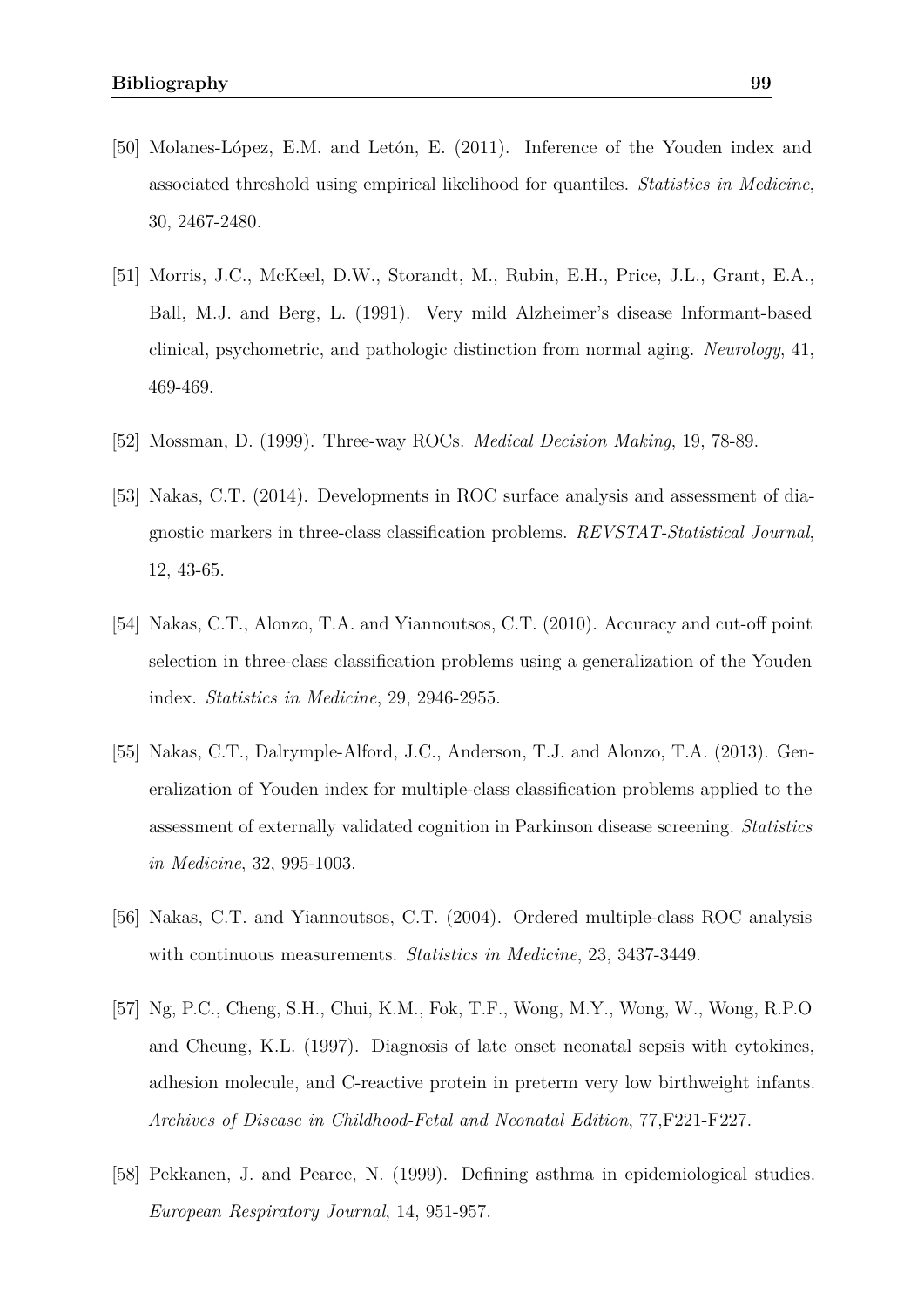[50] Molanes-López, E.M. and Letón, E. (2011). Inference of the Youden index and associated threshold using empirical likelihood for quantiles. *Statistics in Medicine*, 30, 2467-2480.

[51] Morris, J.C., McKeel, D.W., Storandt, M., Rubin, E.H., Price, J.L., Grant, E.A., Ball, M.J. and Berg, L. (1991). Very mild Alzheimer's disease Informant-based clinical, psychometric, and pathologic distinction from normal aging. *Neurology*, 41, 469-469.

[52] Mossman, D. (1999). Three-way ROCs. *Medical Decision Making*, 19, 78-89.

[53] Nakas, C.T. (2014). Developments in ROC surface analysis and assessment of diagnostic markers in three-class classification problems. *REVSTAT-Statistical Journal*, 12, 43-65.

[54] Nakas, C.T., Alonzo, T.A. and Yiannoutsos, C.T. (2010). Accuracy and cut-off point selection in three-class classification problems using a generalization of the Youden index. *Statistics in Medicine*, 29, 2946-2955.

[55] Nakas, C.T., Dalrymple-Alford, J.C., Anderson, T.J. and Alonzo, T.A. (2013). Generalization of Youden index for multiple-class classification problems applied to the assessment of externally validated cognition in Parkinson disease screening. *Statistics in Medicine*, 32, 995-1003.

[56] Nakas, C.T. and Yiannoutsos, C.T. (2004). Ordered multiple-class ROC analysis with continuous measurements. *Statistics in Medicine*, 23, 3437-3449.

[57] Ng, P.C., Cheng, S.H., Chui, K.M., Fok, T.F., Wong, M.Y., Wong, W., Wong, R.P.O and Cheung, K.L. (1997). Diagnosis of late onset neonatal sepsis with cytokines, adhesion molecule, and C-reactive protein in preterm very low birthweight infants. *Archives of Disease in Childhood-Fetal and Neonatal Edition*, 77,F221-F227.

[58] Pekkanen, J. and Pearce, N. (1999). Defining asthma in epidemiological studies. *European Respiratory Journal*, 14, 951-957.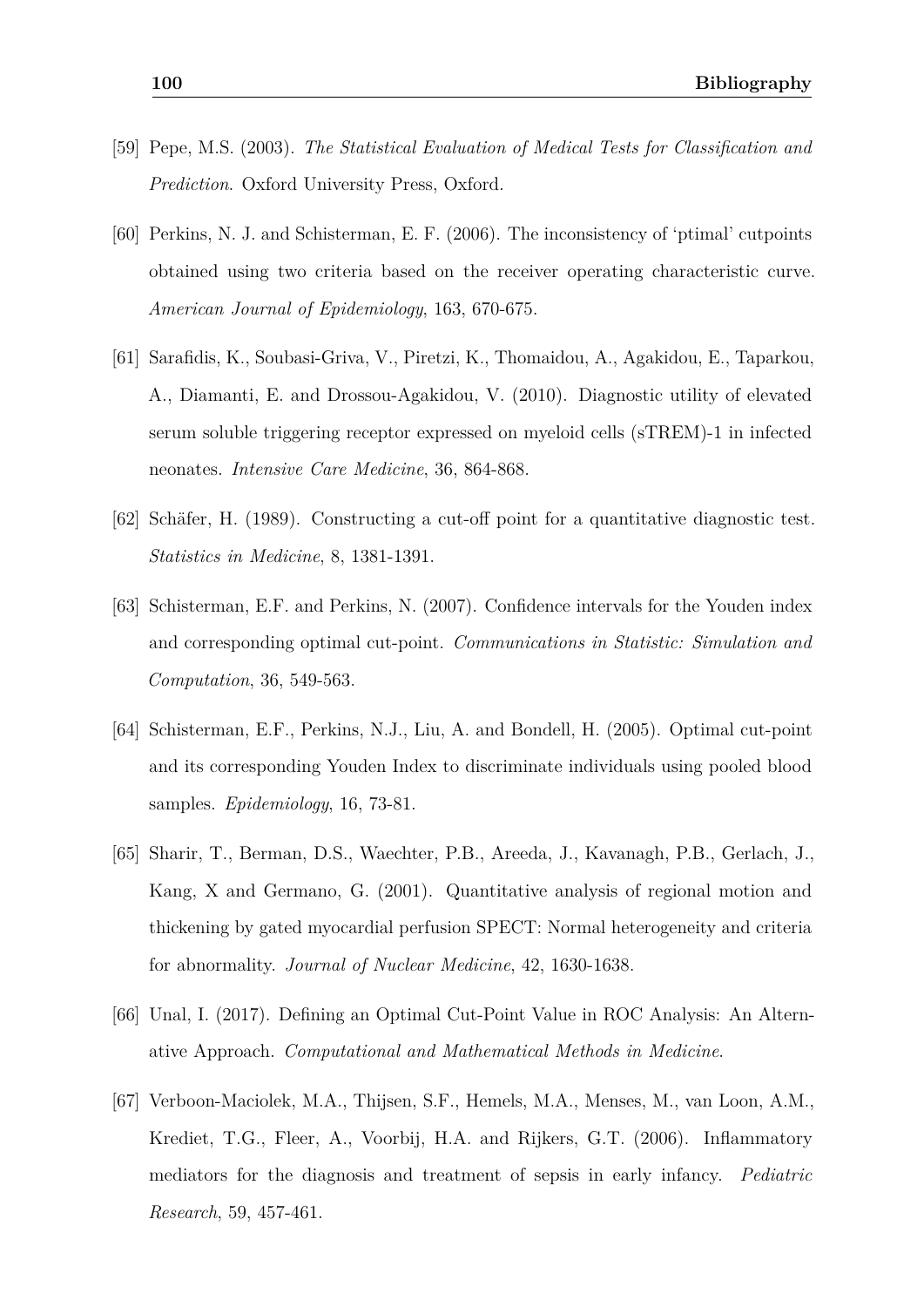[59] Pepe, M.S. (2003). *The Statistical Evaluation of Medical Tests for Classification and Prediction*. Oxford University Press, Oxford.

[60] Perkins, N. J. and Schisterman, E. F. (2006). The inconsistency of 'ptimal' cutpoints obtained using two criteria based on the receiver operating characteristic curve. *American Journal of Epidemiology*, 163, 670-675.

[61] Sarafidis, K., Soubasi-Griva, V., Piretzi, K., Thomaidou, A., Agakidou, E., Taparkou, A., Diamanti, E. and Drossou-Agakidou, V. (2010). Diagnostic utility of elevated serum soluble triggering receptor expressed on myeloid cells (sTREM)-1 in infected neonates. *Intensive Care Medicine*, 36, 864-868.

[62] Schäfer, H. (1989). Constructing a cut-off point for a quantitative diagnostic test. *Statistics in Medicine*, 8, 1381-1391.

[63] Schisterman, E.F. and Perkins, N. (2007). Confidence intervals for the Youden index and corresponding optimal cut-point. *Communications in Statistic: Simulation and Computation*, 36, 549-563.

[64] Schisterman, E.F., Perkins, N.J., Liu, A. and Bondell, H. (2005). Optimal cut-point and its corresponding Youden Index to discriminate individuals using pooled blood samples. *Epidemiology*, 16, 73-81.

[65] Sharir, T., Berman, D.S., Waechter, P.B., Areeda, J., Kavanagh, P.B., Gerlach, J., Kang, X and Germano, G. (2001). Quantitative analysis of regional motion and thickening by gated myocardial perfusion SPECT: Normal heterogeneity and criteria for abnormality. *Journal of Nuclear Medicine*, 42, 1630-1638.

[66] Unal, I. (2017). Defining an Optimal Cut-Point Value in ROC Analysis: An Alternative Approach. *Computational and Mathematical Methods in Medicine*.

[67] Verboon-Maciolek, M.A., Thijsen, S.F., Hemels, M.A., Menses, M., van Loon, A.M., Krediet, T.G., Fleer, A., Voorbij, H.A. and Rijkers, G.T. (2006). Inflammatory mediators for the diagnosis and treatment of sepsis in early infancy. *Pediatric Research*, 59, 457-461.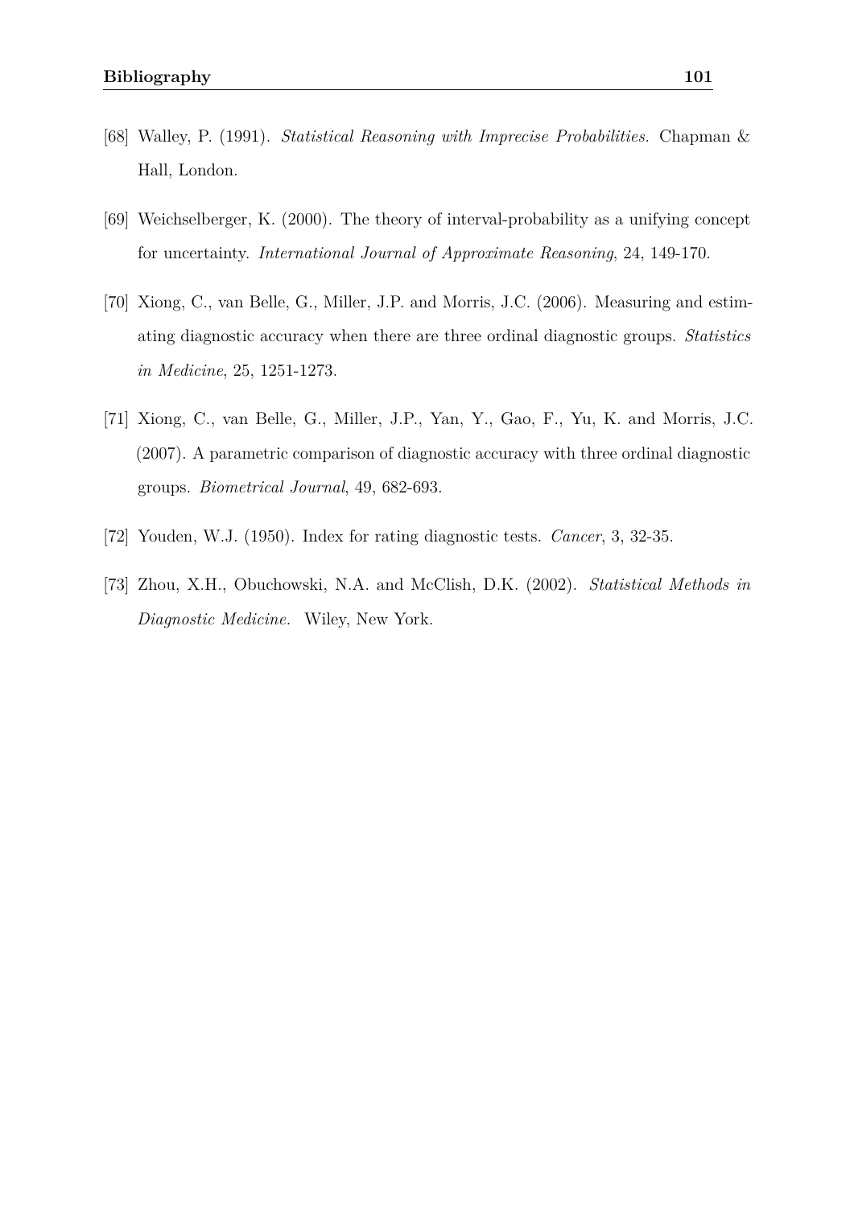[68] Walley, P. (1991). *Statistical Reasoning with Imprecise Probabilities.* Chapman & Hall, London.

[69] Weichselberger, K. (2000). The theory of interval-probability as a unifying concept for uncertainty. *International Journal of Approximate Reasoning*, 24, 149-170.

[70] Xiong, C., van Belle, G., Miller, J.P. and Morris, J.C. (2006). Measuring and estimating diagnostic accuracy when there are three ordinal diagnostic groups. *Statistics in Medicine*, 25, 1251-1273.

[71] Xiong, C., van Belle, G., Miller, J.P., Yan, Y., Gao, F., Yu, K. and Morris, J.C. (2007). A parametric comparison of diagnostic accuracy with three ordinal diagnostic groups. *Biometrical Journal*, 49, 682-693.

[72] Youden, W.J. (1950). Index for rating diagnostic tests. *Cancer*, 3, 32-35.

[73] Zhou, X.H., Obuchowski, N.A. and McClish, D.K. (2002). *Statistical Methods in Diagnostic Medicine.* Wiley, New York.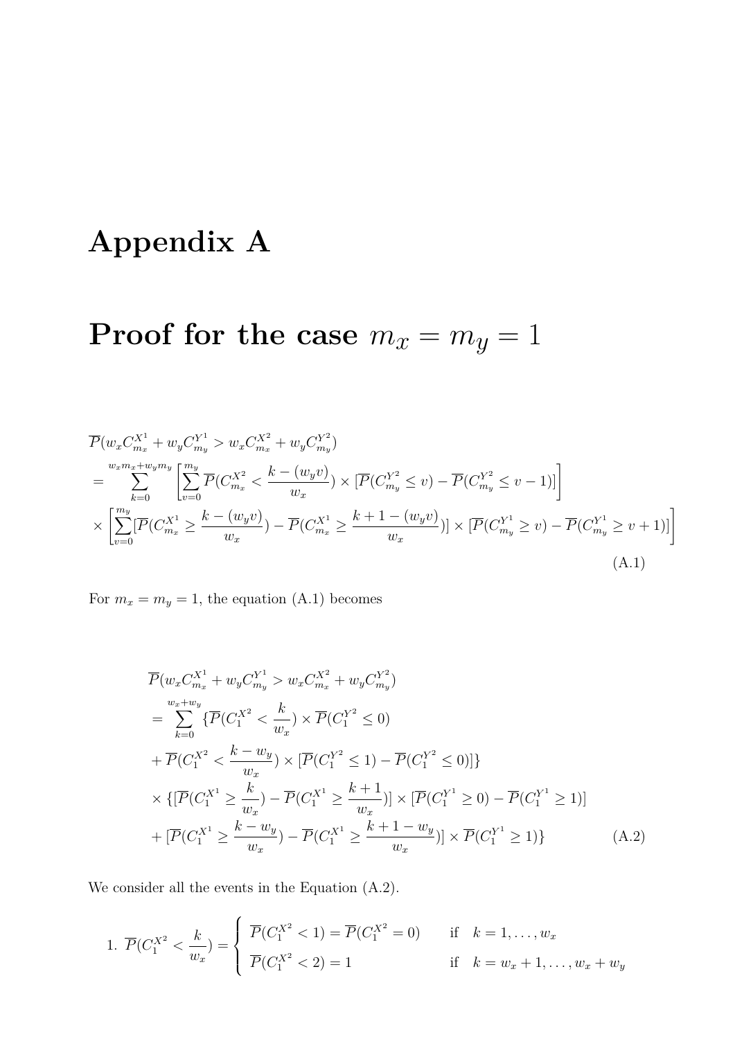# Appendix A

# Proof for the case $m_x = m_y = 1$

$$
\begin{aligned}
&\overline{P}(w_x C_{m_x}^{X^1} + w_y C_{m_y}^{Y^1} > w_x C_{m_x}^{X^2} + w_y C_{m_y}^{Y^2}) \\
&= \sum_{k=0}^{w_x m_x + w_y m_y} \left[ \sum_{v=0}^{m_y} \overline{P}(C_{m_x}^{X^2} < \frac{k-(w_y v)}{w_x}) \times [\overline{P}(C_{m_y}^{Y^2} \leq v) - \overline{P}(C_{m_y}^{Y^2} \leq v-1)] \right] \\
&\times \left[ \sum_{v=0}^{m_y} [\overline{P}(C_{m_x}^{X^1} \geq \frac{k-(w_y v)}{w_x}) - \overline{P}(C_{m_x}^{X^1} \geq \frac{k+1-(w_y v)}{w_x})] \times [\overline{P}(C_{m_y}^{Y^1} \geq v) - \overline{P}(C_{m_y}^{Y^1} \geq v+1)] \right]
\end{aligned}
\tag{A.1}
$$

For $m_x = m_y = 1$, the equation (A.1) becomes

$$
\begin{aligned}
&\overline{P}(w_x C_{m_x}^{X^1} + w_y C_{m_y}^{Y^1} > w_x C_{m_x}^{X^2} + w_y C_{m_y}^{Y^2}) \\
&= \sum_{k=0}^{w_x + w_y} \{ \overline{P}(C_1^{X^2} < \frac{k}{w_x}) \times \overline{P}(C_1^{Y^2} \leq 0) \\
&+ \overline{P}(C_1^{X^2} < \frac{k-w_y}{w_x}) \times [\overline{P}(C_1^{Y^2} \leq 1) - \overline{P}(C_1^{Y^2} \leq 0)] \} \\
&\times \{ [\overline{P}(C_1^{X^1} \geq \frac{k}{w_x}) - \overline{P}(C_1^{X^1} \geq \frac{k+1}{w_x})] \times [\overline{P}(C_1^{Y^1} \geq 0) - \overline{P}(C_1^{Y^1} \geq 1)] \\
&+ [\overline{P}(C_1^{X^1} \geq \frac{k-w_y}{w_x}) - \overline{P}(C_1^{X^1} \geq \frac{k+1-w_y}{w_x})] \times \overline{P}(C_1^{Y^1} \geq 1) \}
\end{aligned}
\tag{A.2}
$$

We consider all the events in the Equation (A.2).

1. $\overline{P}(C_1^{X^2} < \frac{k}{w_x}) = \begin{cases} \overline{P}(C_1^{X^2} < 1) = \overline{P}(C_1^{X^2} = 0) & \text{if} \quad k = 1, \ldots, w_x \\ \overline{P}(C_1^{X^2} < 2) = 1 & \text{if} \quad k = w_x + 1, \ldots, w_x + w_y \end{cases}$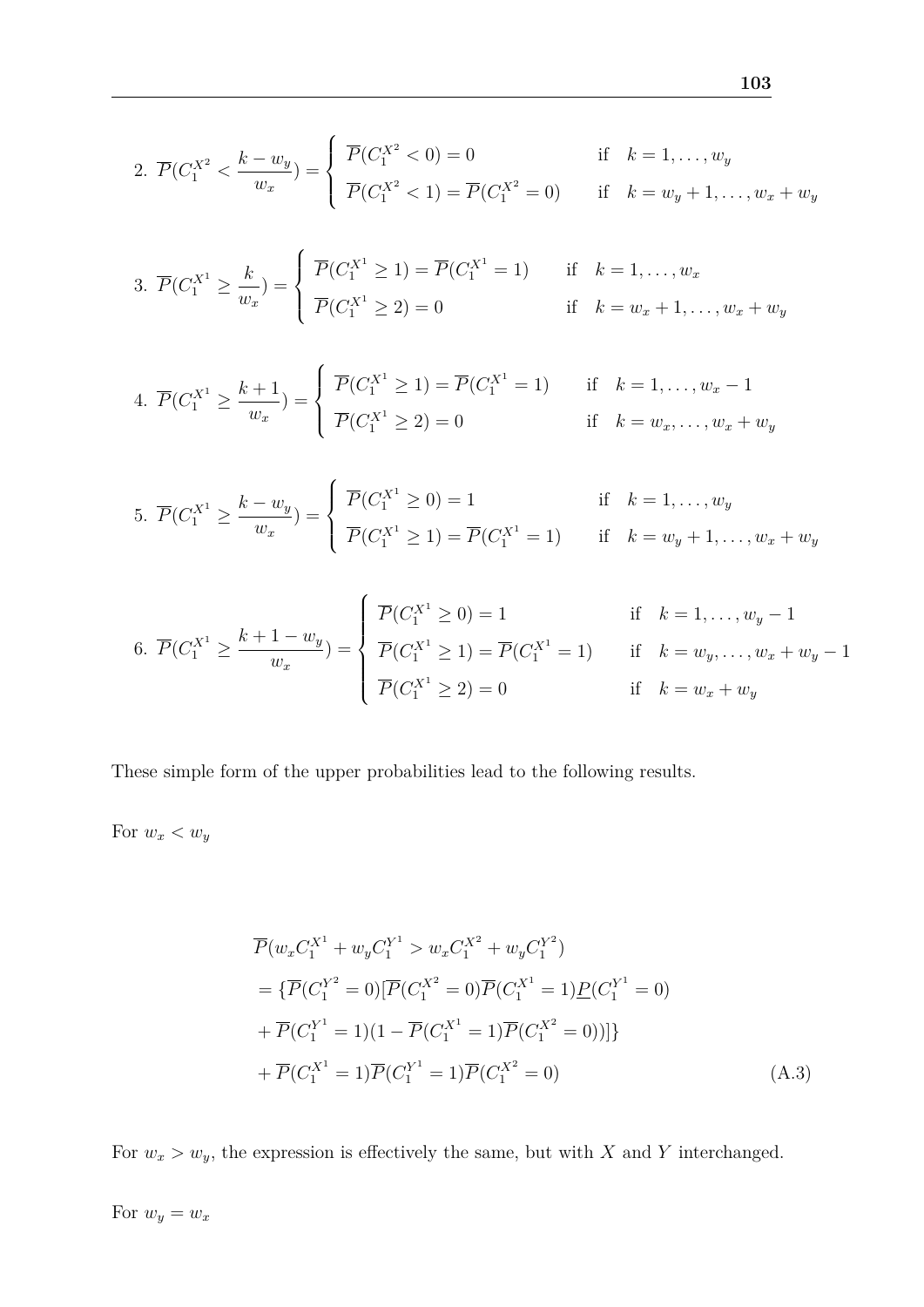2. $\overline{P}(C_1^{X^2} < \frac{k - w_y}{w_x}) = \begin{cases} \overline{P}(C_1^{X^2} < 0) = 0 & \text{if} \quad k = 1, \ldots, w_y \\ \overline{P}(C_1^{X^2} < 1) = \overline{P}(C_1^{X^2} = 0) & \text{if} \quad k = w_y + 1, \ldots, w_x + w_y \end{cases}$

3. $\overline{P}(C_1^{X^1} \geq \frac{k}{w_x}) = \begin{cases} \overline{P}(C_1^{X^1} \geq 1) = \overline{P}(C_1^{X^1} = 1) & \text{if} \quad k = 1, \ldots, w_x \\ \overline{P}(C_1^{X^1} \geq 2) = 0 & \text{if} \quad k = w_x + 1, \ldots, w_x + w_y \end{cases}$

4. $\overline{P}(C_1^{X^1} \geq \frac{k+1}{w_x}) = \begin{cases} \overline{P}(C_1^{X^1} \geq 1) = \overline{P}(C_1^{X^1} = 1) & \text{if} \quad k = 1, \ldots, w_x - 1 \\ \overline{P}(C_1^{X^1} \geq 2) = 0 & \text{if} \quad k = w_x, \ldots, w_x + w_y \end{cases}$

5. $\overline{P}(C_1^{X^1} \geq \frac{k - w_y}{w_x}) = \begin{cases} \overline{P}(C_1^{X^1} \geq 0) = 1 & \text{if} \quad k = 1, \ldots, w_y \\ \overline{P}(C_1^{X^1} \geq 1) = \overline{P}(C_1^{X^1} = 1) & \text{if} \quad k = w_y + 1, \ldots, w_x + w_y \end{cases}$

6. $\overline{P}(C_1^{X^1} \geq \frac{k + 1 - w_y}{w_x}) = \begin{cases} \overline{P}(C_1^{X^1} \geq 0) = 1 & \text{if} \quad k = 1, \ldots, w_y - 1 \\ \overline{P}(C_1^{X^1} \geq 1) = \overline{P}(C_1^{X^1} = 1) & \text{if} \quad k = w_y, \ldots, w_x + w_y - 1 \\ \overline{P}(C_1^{X^1} \geq 2) = 0 & \text{if} \quad k = w_x + w_y \end{cases}$

These simple form of the upper probabilities lead to the following results.

For $w_x < w_y$

$$\begin{aligned}
&\overline{P}(w_x C_1^{X^1} + w_y C_1^{Y^1} > w_x C_1^{X^2} + w_y C_1^{Y^2}) \\
&= \{\overline{P}(C_1^{Y^2} = 0)[\overline{P}(C_1^{X^2} = 0)\overline{P}(C_1^{X^1} = 1)\underline{P}(C_1^{Y^1} = 0) \\
&+ \overline{P}(C_1^{Y^1} = 1)(1 - \overline{P}(C_1^{X^1} = 1)\overline{P}(C_1^{X^2} = 0))]\} \\
&+ \overline{P}(C_1^{X^1} = 1)\overline{P}(C_1^{Y^1} = 1)\overline{P}(C_1^{X^2} = 0)
\end{aligned} \tag{A.3}$$

For $w_x > w_y$, the expression is effectively the same, but with $X$ and $Y$ interchanged.

For $w_y = w_x$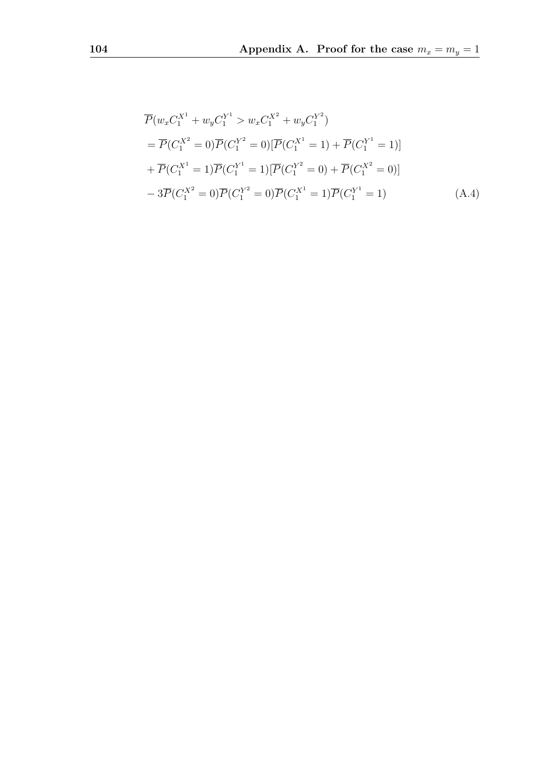$$
\begin{aligned}
&\overline{P}(w_x C_1^{X^1} + w_y C_1^{Y^1} > w_x C_1^{X^2} + w_y C_1^{Y^2}) \\
&= \overline{P}(C_1^{X^2} = 0)\overline{P}(C_1^{Y^2} = 0)[\overline{P}(C_1^{X^1} = 1) + \overline{P}(C_1^{Y^1} = 1)] \\
&+ \overline{P}(C_1^{X^1} = 1)\overline{P}(C_1^{Y^1} = 1)[\overline{P}(C_1^{Y^2} = 0) + \overline{P}(C_1^{X^2} = 0)] \\
&- 3\overline{P}(C_1^{X^2} = 0)\overline{P}(C_1^{Y^2} = 0)\overline{P}(C_1^{X^1} = 1)\overline{P}(C_1^{Y^1} = 1) \qquad \text{(A.4)}
\end{aligned}
$$